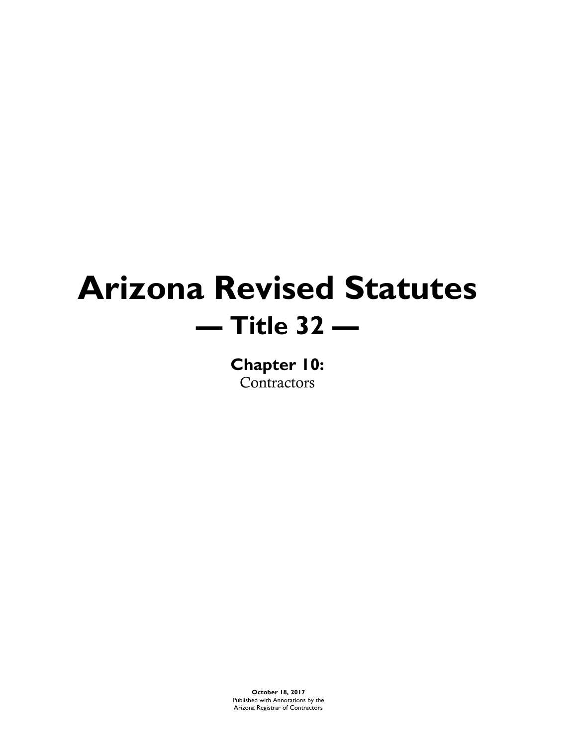# Arizona Revised Statutes

## — Title 32 —

### Chapter 10:

Contractors

**October 18, 2017**

Published with Annotations by the
Arizona Registrar of Contractors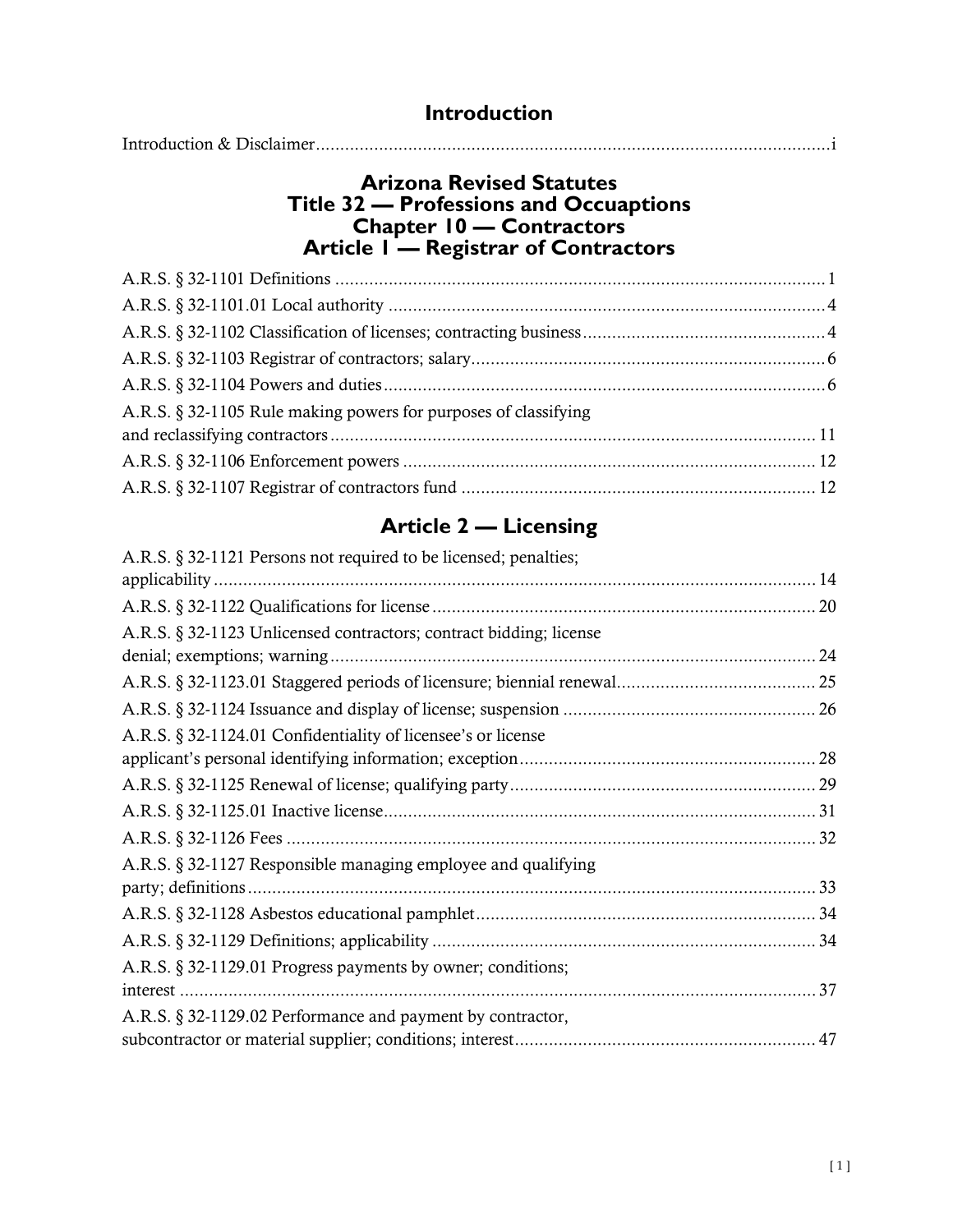## Introduction

Introduction & Disclaimer ............................................................................................... i

## Arizona Revised Statutes
## Title 32 — Professions and Occuaptions
## Chapter 10 — Contractors
## Article 1 — Registrar of Contractors

A.R.S. § 32-1101 Definitions ............................................................................................ 1

A.R.S. § 32-1101.01 Local authority ................................................................................. 4

A.R.S. § 32-1102 Classification of licenses; contracting business .................................... 4

A.R.S. § 32-1103 Registrar of contractors; salary ............................................................. 6

A.R.S. § 32-1104 Powers and duties ................................................................................. 6

A.R.S. § 32-1105 Rule making powers for purposes of classifying and reclassifying contractors ......................................................................................... 11

A.R.S. § 32-1106 Enforcement powers ........................................................................... 12

A.R.S. § 32-1107 Registrar of contractors fund ............................................................... 12

## Article 2 — Licensing

A.R.S. § 32-1121 Persons not required to be licensed; penalties; applicability ............................................................................................................. 14

A.R.S. § 32-1122 Qualifications for license .................................................................... 20

A.R.S. § 32-1123 Unlicensed contractors; contract bidding; license denial; exemptions; warning ........................................................................................ 24

A.R.S. § 32-1123.01 Staggered periods of licensure; biennial renewal ........................... 25

A.R.S. § 32-1124 Issuance and display of license; suspension ....................................... 26

A.R.S. § 32-1124.01 Confidentiality of licensee's or license applicant's personal identifying information; exception ................................................. 28

A.R.S. § 32-1125 Renewal of license; qualifying party ................................................... 29

A.R.S. § 32-1125.01 Inactive license ............................................................................... 31

A.R.S. § 32-1126 Fees ..................................................................................................... 32

A.R.S. § 32-1127 Responsible managing employee and qualifying party; definitions ....................................................................................................... 33

A.R.S. § 32-1128 Asbestos educational pamphlet ........................................................... 34

A.R.S. § 32-1129 Definitions; applicability .................................................................... 34

A.R.S. § 32-1129.01 Progress payments by owner; conditions; interest .......................................................................................................................... 37

A.R.S. § 32-1129.02 Performance and payment by contractor, subcontractor or material supplier; conditions; interest ............................................................ 47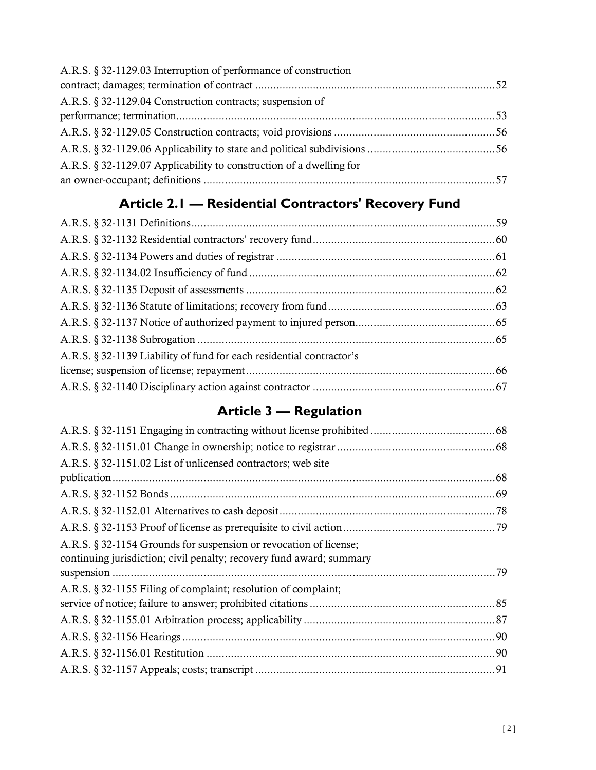A.R.S. § 32-1129.03 Interruption of performance of construction contract; damages; termination of contract .......... 52

A.R.S. § 32-1129.04 Construction contracts; suspension of performance; termination .......... 53

A.R.S. § 32-1129.05 Construction contracts; void provisions .......... 56

A.R.S. § 32-1129.06 Applicability to state and political subdivisions .......... 56

A.R.S. § 32-1129.07 Applicability to construction of a dwelling for an owner-occupant; definitions .......... 57

## Article 2.1 — Residential Contractors' Recovery Fund

A.R.S. § 32-1131 Definitions .......... 59

A.R.S. § 32-1132 Residential contractors' recovery fund .......... 60

A.R.S. § 32-1134 Powers and duties of registrar .......... 61

A.R.S. § 32-1134.02 Insufficiency of fund .......... 62

A.R.S. § 32-1135 Deposit of assessments .......... 62

A.R.S. § 32-1136 Statute of limitations; recovery from fund .......... 63

A.R.S. § 32-1137 Notice of authorized payment to injured person .......... 65

A.R.S. § 32-1138 Subrogation .......... 65

A.R.S. § 32-1139 Liability of fund for each residential contractor's license; suspension of license; repayment .......... 66

A.R.S. § 32-1140 Disciplinary action against contractor .......... 67

## Article 3 — Regulation

A.R.S. § 32-1151 Engaging in contracting without license prohibited .......... 68

A.R.S. § 32-1151.01 Change in ownership; notice to registrar .......... 68

A.R.S. § 32-1151.02 List of unlicensed contractors; web site publication .......... 68

A.R.S. § 32-1152 Bonds .......... 69

A.R.S. § 32-1152.01 Alternatives to cash deposit .......... 78

A.R.S. § 32-1153 Proof of license as prerequisite to civil action .......... 79

A.R.S. § 32-1154 Grounds for suspension or revocation of license; continuing jurisdiction; civil penalty; recovery fund award; summary suspension .......... 79

A.R.S. § 32-1155 Filing of complaint; resolution of complaint; service of notice; failure to answer; prohibited citations .......... 85

A.R.S. § 32-1155.01 Arbitration process; applicability .......... 87

A.R.S. § 32-1156 Hearings .......... 90

A.R.S. § 32-1156.01 Restitution .......... 90

A.R.S. § 32-1157 Appeals; costs; transcript .......... 91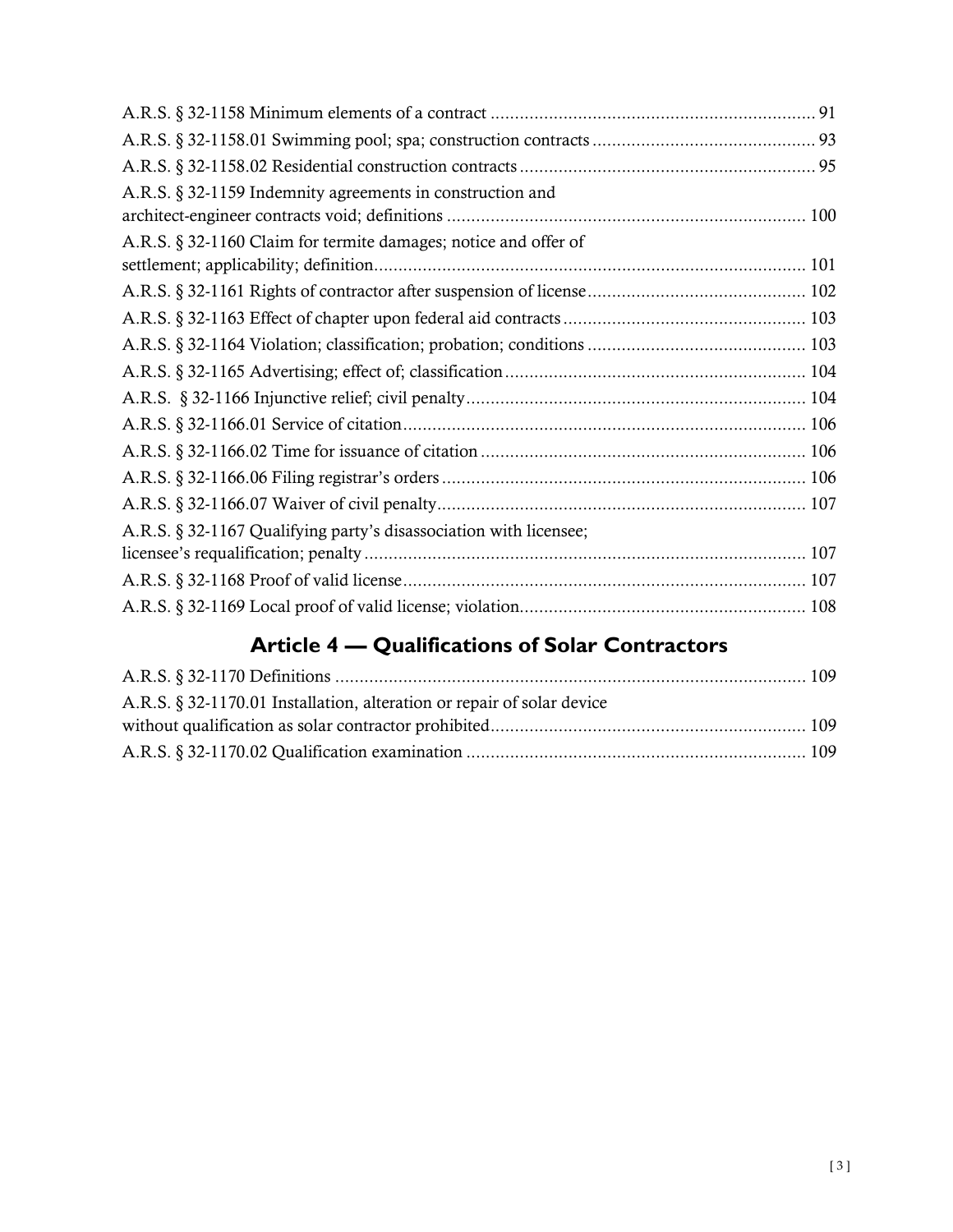A.R.S. § 32-1158 Minimum elements of a contract .................................................................. 91

A.R.S. § 32-1158.01 Swimming pool; spa; construction contracts ............................................. 93

A.R.S. § 32-1158.02 Residential construction contracts ............................................................ 95

A.R.S. § 32-1159 Indemnity agreements in construction and architect-engineer contracts void; definitions ......................................................................... 100

A.R.S. § 32-1160 Claim for termite damages; notice and offer of settlement; applicability; definition........................................................................................ 101

A.R.S. § 32-1161 Rights of contractor after suspension of license ............................................ 102

A.R.S. § 32-1163 Effect of chapter upon federal aid contracts ................................................. 103

A.R.S. § 32-1164 Violation; classification; probation; conditions ............................................ 103

A.R.S. § 32-1165 Advertising; effect of; classification ............................................................. 104

A.R.S. § 32-1166 Injunctive relief; civil penalty ..................................................................... 104

A.R.S. § 32-1166.01 Service of citation .................................................................................. 106

A.R.S. § 32-1166.02 Time for issuance of citation .................................................................. 106

A.R.S. § 32-1166.06 Filing registrar's orders .......................................................................... 106

A.R.S. § 32-1166.07 Waiver of civil penalty ........................................................................... 107

A.R.S. § 32-1167 Qualifying party's disassociation with licensee; licensee's requalification; penalty .......................................................................................... 107

A.R.S. § 32-1168 Proof of valid license .................................................................................. 107

A.R.S. § 32-1169 Local proof of valid license; violation .......................................................... 108

## Article 4 — Qualifications of Solar Contractors

A.R.S. § 32-1170 Definitions ................................................................................................ 109

A.R.S. § 32-1170.01 Installation, alteration or repair of solar device without qualification as solar contractor prohibited ................................................................ 109

A.R.S. § 32-1170.02 Qualification examination ..................................................................... 109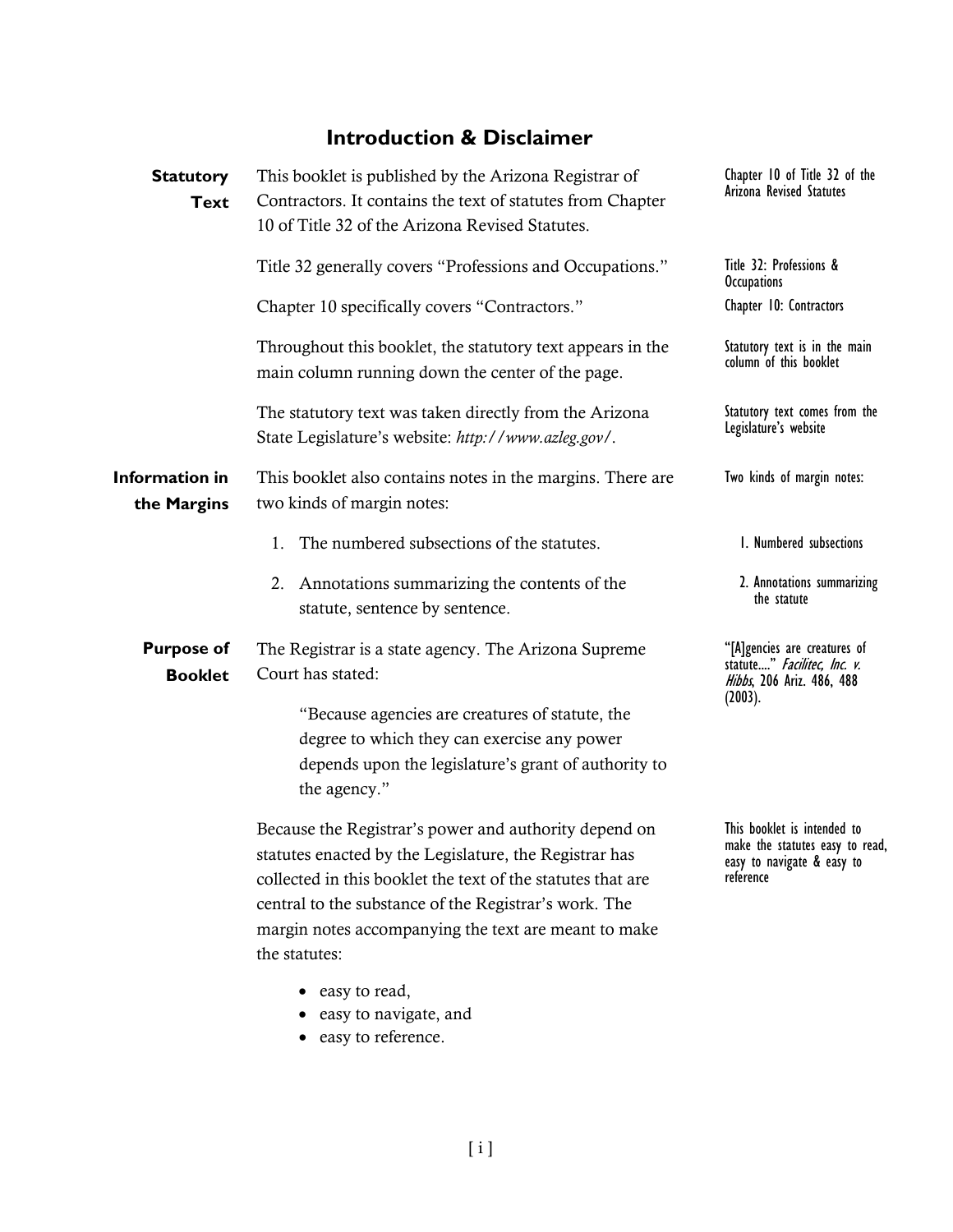## Introduction & Disclaimer

**Statutory Text**

This booklet is published by the Arizona Registrar of Contractors. It contains the text of statutes from Chapter 10 of Title 32 of the Arizona Revised Statutes.

Chapter 10 of Title 32 of the Arizona Revised Statutes

Title 32 generally covers "Professions and Occupations."

Title 32: Professions & Occupations

Chapter 10 specifically covers "Contractors."

Chapter 10: Contractors

Throughout this booklet, the statutory text appears in the main column running down the center of the page.

Statutory text is in the main column of this booklet

The statutory text was taken directly from the Arizona State Legislature's website: *http://www.azleg.gov/*.

Statutory text comes from the Legislature's website

**Information in the Margins**

This booklet also contains notes in the margins. There are two kinds of margin notes:

Two kinds of margin notes:

1. The numbered subsections of the statutes.
2. Annotations summarizing the contents of the statute, sentence by sentence.

1. Numbered subsections
2. Annotations summarizing the statute

**Purpose of Booklet**

The Registrar is a state agency. The Arizona Supreme Court has stated:

> "Because agencies are creatures of statute, the degree to which they can exercise any power depends upon the legislature's grant of authority to the agency."

"[A]gencies are creatures of statute…." *Facilitec, Inc. v. Hibbs*, 206 Ariz. 486, 488 (2003).

Because the Registrar's power and authority depend on statutes enacted by the Legislature, the Registrar has collected in this booklet the text of the statutes that are central to the substance of the Registrar's work. The margin notes accompanying the text are meant to make the statutes:

- easy to read,
- easy to navigate, and
- easy to reference.

This booklet is intended to make the statutes easy to read, easy to navigate & easy to reference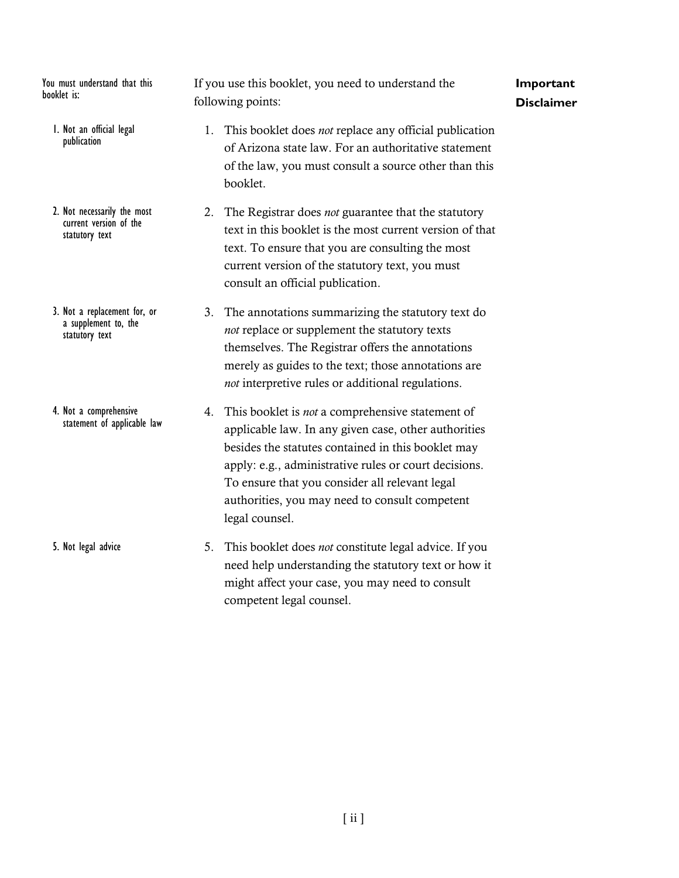## Important Disclaimer

You must understand that this booklet is:

If you use this booklet, you need to understand the following points:

1. Not an official legal publication

1. This booklet does *not* replace any official publication of Arizona state law. For an authoritative statement of the law, you must consult a source other than this booklet.

2. Not necessarily the most current version of the statutory text

2. The Registrar does *not* guarantee that the statutory text in this booklet is the most current version of that text. To ensure that you are consulting the most current version of the statutory text, you must consult an official publication.

3. Not a replacement for, or a supplement to, the statutory text

3. The annotations summarizing the statutory text do *not* replace or supplement the statutory texts themselves. The Registrar offers the annotations merely as guides to the text; those annotations are *not* interpretive rules or additional regulations.

4. Not a comprehensive statement of applicable law

4. This booklet is *not* a comprehensive statement of applicable law. In any given case, other authorities besides the statutes contained in this booklet may apply: e.g., administrative rules or court decisions. To ensure that you consider all relevant legal authorities, you may need to consult competent legal counsel.

5. Not legal advice

5. This booklet does *not* constitute legal advice. If you need help understanding the statutory text or how it might affect your case, you may need to consult competent legal counsel.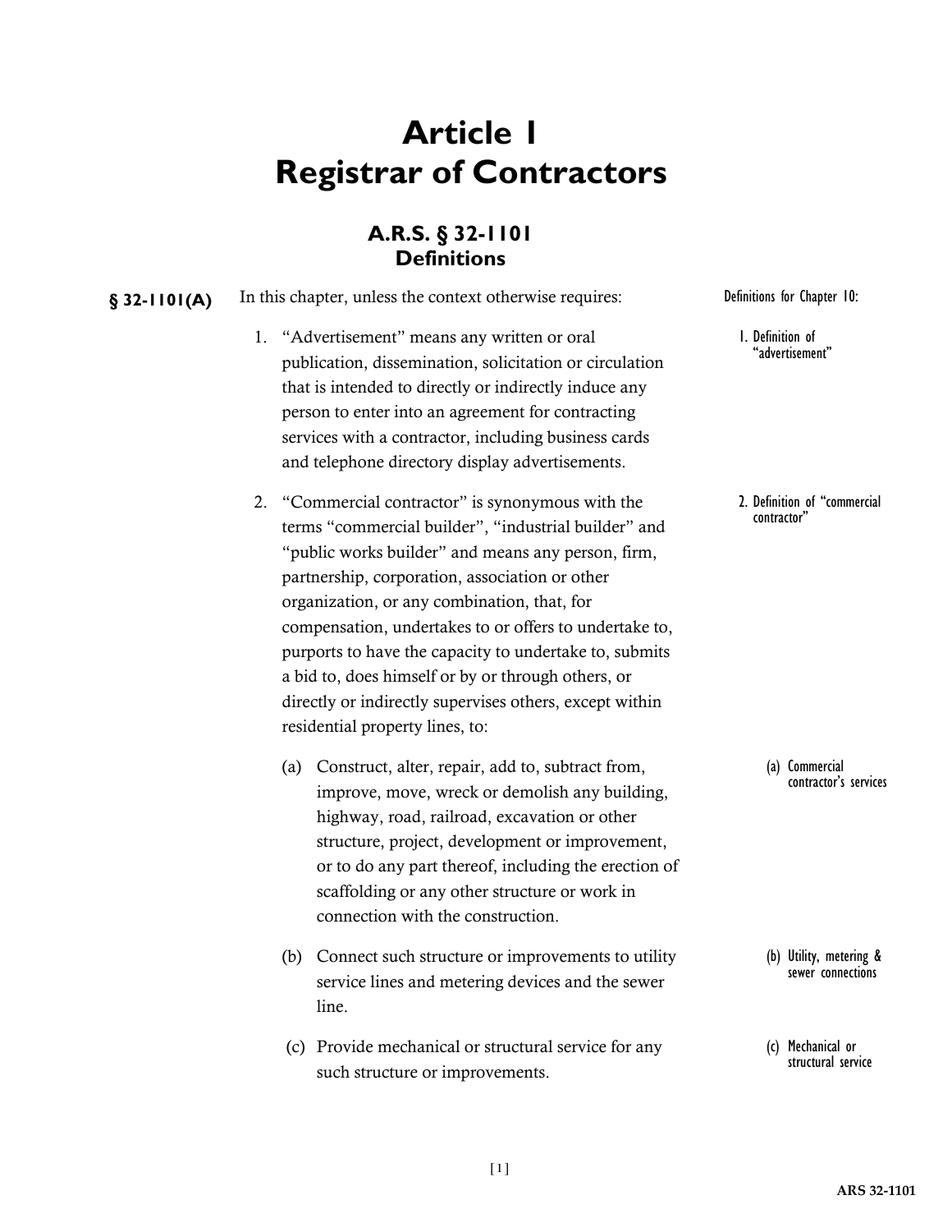# Article 1
# Registrar of Contractors

## A.R.S. § 32-1101
## Definitions

**§ 32-1101(A)** In this chapter, unless the context otherwise requires:

*Definitions for Chapter 10:*

1. "Advertisement" means any written or oral publication, dissemination, solicitation or circulation that is intended to directly or indirectly induce any person to enter into an agreement for contracting services with a contractor, including business cards and telephone directory display advertisements.

   *1. Definition of "advertisement"*

2. "Commercial contractor" is synonymous with the terms "commercial builder", "industrial builder" and "public works builder" and means any person, firm, partnership, corporation, association or other organization, or any combination, that, for compensation, undertakes to or offers to undertake to, purports to have the capacity to undertake to, submits a bid to, does himself or by or through others, or directly or indirectly supervises others, except within residential property lines, to:

   *2. Definition of "commercial contractor"*

   (a) Construct, alter, repair, add to, subtract from, improve, move, wreck or demolish any building, highway, road, railroad, excavation or other structure, project, development or improvement, or to do any part thereof, including the erection of scaffolding or any other structure or work in connection with the construction.

   *(a) Commercial contractor's services*

   (b) Connect such structure or improvements to utility service lines and metering devices and the sewer line.

   *(b) Utility, metering & sewer connections*

   (c) Provide mechanical or structural service for any such structure or improvements.

   *(c) Mechanical or structural service*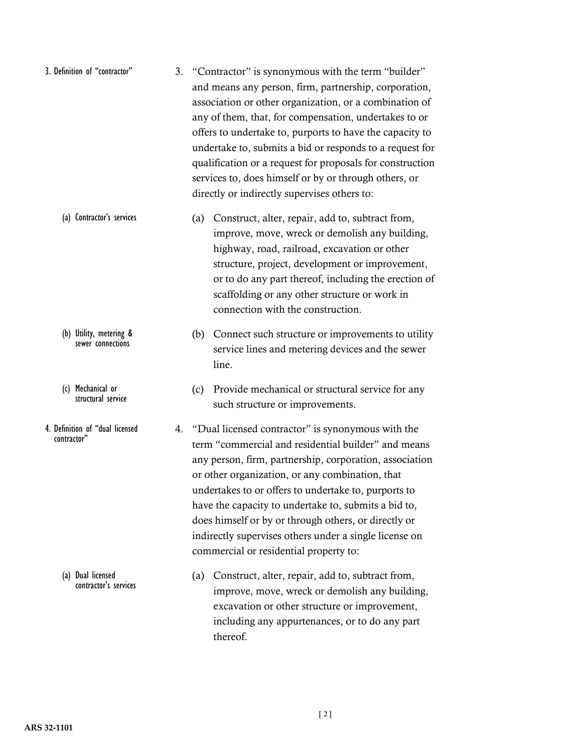3. "Contractor" is synonymous with the term "builder" and means any person, firm, partnership, corporation, association or other organization, or a combination of any of them, that, for compensation, undertakes to or offers to undertake to, purports to have the capacity to undertake to, submits a bid or responds to a request for qualification or a request for proposals for construction services to, does himself or by or through others, or directly or indirectly supervises others to:

   (a) Construct, alter, repair, add to, subtract from, improve, move, wreck or demolish any building, highway, road, railroad, excavation or other structure, project, development or improvement, or to do any part thereof, including the erection of scaffolding or any other structure or work in connection with the construction.

   (b) Connect such structure or improvements to utility service lines and metering devices and the sewer line.

   (c) Provide mechanical or structural service for any such structure or improvements.

4. "Dual licensed contractor" is synonymous with the term "commercial and residential builder" and means any person, firm, partnership, corporation, association or other organization, or any combination, that undertakes to or offers to undertake to, purports to have the capacity to undertake to, submits a bid to, does himself or by or through others, or directly or indirectly supervises others under a single license on commercial or residential property to:

   (a) Construct, alter, repair, add to, subtract from, improve, move, wreck or demolish any building, excavation or other structure or improvement, including any appurtenances, or to do any part thereof.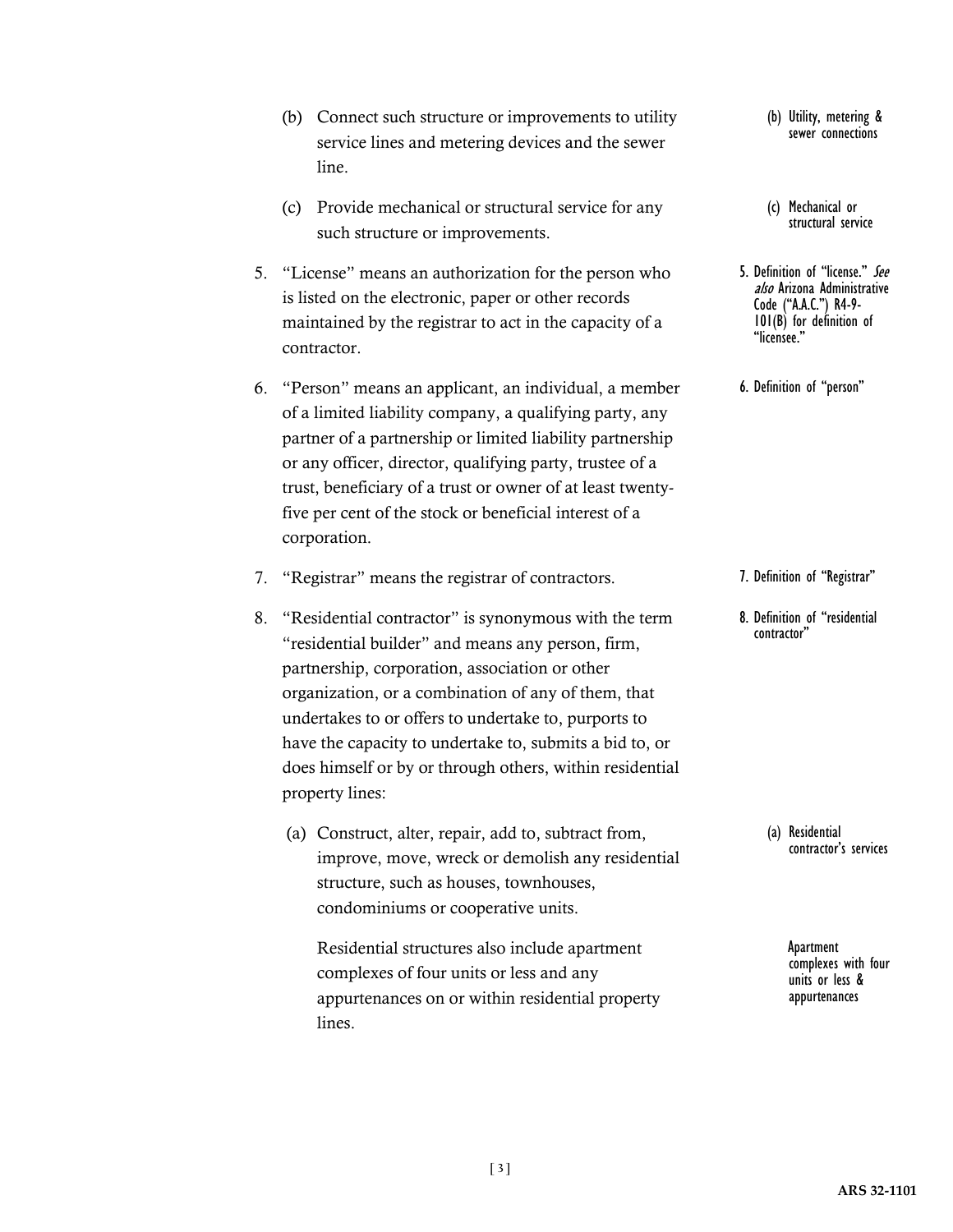(b) Connect such structure or improvements to utility service lines and metering devices and the sewer line.

(b) Utility, metering & sewer connections

(c) Provide mechanical or structural service for any such structure or improvements.

(c) Mechanical or structural service

5. "License" means an authorization for the person who is listed on the electronic, paper or other records maintained by the registrar to act in the capacity of a contractor.

5. Definition of "license." *See also* Arizona Administrative Code ("A.A.C.") R4-9-101(B) for definition of "licensee."

6. "Person" means an applicant, an individual, a member of a limited liability company, a qualifying party, any partner of a partnership or limited liability partnership or any officer, director, qualifying party, trustee of a trust, beneficiary of a trust or owner of at least twenty-five per cent of the stock or beneficial interest of a corporation.

6. Definition of "person"

7. "Registrar" means the registrar of contractors.

7. Definition of "Registrar"

8. "Residential contractor" is synonymous with the term "residential builder" and means any person, firm, partnership, corporation, association or other organization, or a combination of any of them, that undertakes to or offers to undertake to, purports to have the capacity to undertake to, submits a bid to, or does himself or by or through others, within residential property lines:

8. Definition of "residential contractor"

(a) Construct, alter, repair, add to, subtract from, improve, move, wreck or demolish any residential structure, such as houses, townhouses, condominiums or cooperative units.

(a) Residential contractor's services

Residential structures also include apartment complexes of four units or less and any appurtenances on or within residential property lines.

Apartment complexes with four units or less & appurtenances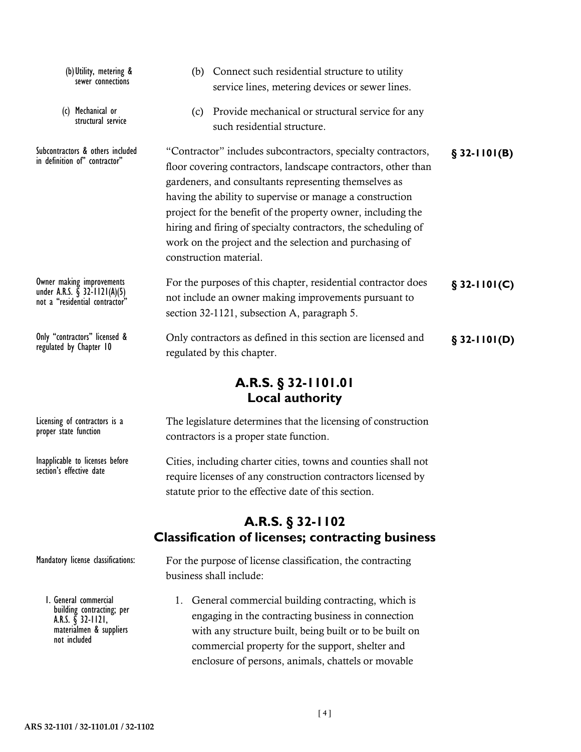(b) Utility, metering & sewer connections

(b) Connect such residential structure to utility service lines, metering devices or sewer lines.

(c) Mechanical or structural service

(c) Provide mechanical or structural service for any such residential structure.

Subcontractors & others included in definition of" contractor"

"Contractor" includes subcontractors, specialty contractors, floor covering contractors, landscape contractors, other than gardeners, and consultants representing themselves as having the ability to supervise or manage a construction project for the benefit of the property owner, including the hiring and firing of specialty contractors, the scheduling of work on the project and the selection and purchasing of construction material. **§ 32-1101(B)**

Owner making improvements under A.R.S. § 32-1121(A)(5) not a "residential contractor"

For the purposes of this chapter, residential contractor does not include an owner making improvements pursuant to section 32-1121, subsection A, paragraph 5. **§ 32-1101(C)**

Only "contractors" licensed & regulated by Chapter 10

Only contractors as defined in this section are licensed and regulated by this chapter. **§ 32-1101(D)**

## A.R.S. § 32-1101.01
## Local authority

Licensing of contractors is a proper state function

The legislature determines that the licensing of construction contractors is a proper state function.

Inapplicable to licenses before section's effective date

Cities, including charter cities, towns and counties shall not require licenses of any construction contractors licensed by statute prior to the effective date of this section.

## A.R.S. § 32-1102
## Classification of licenses; contracting business

Mandatory license classifications:

For the purpose of license classification, the contracting business shall include:

1. General commercial building contracting; per A.R.S. § 32-1121, materialmen & suppliers not included

1. General commercial building contracting, which is engaging in the contracting business in connection with any structure built, being built or to be built on commercial property for the support, shelter and enclosure of persons, animals, chattels or movable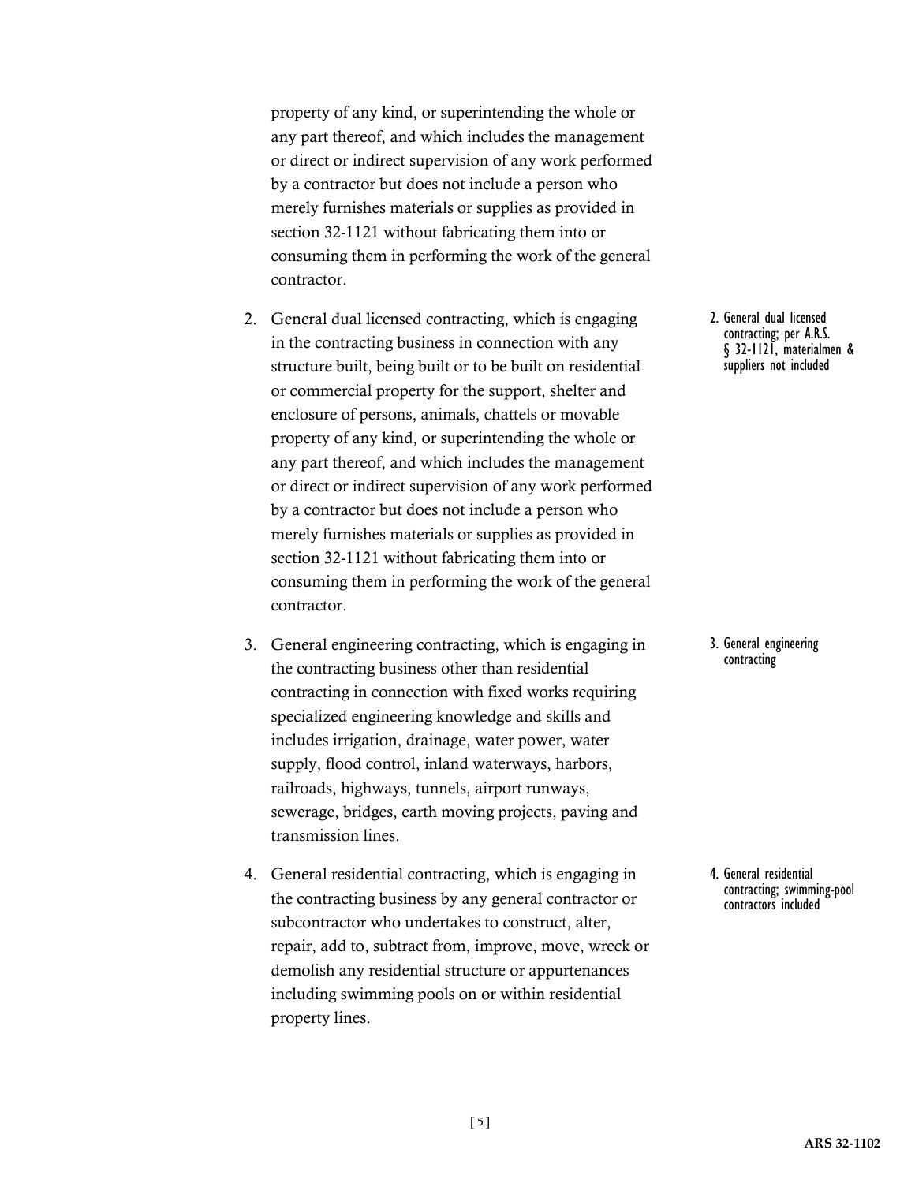property of any kind, or superintending the whole or any part thereof, and which includes the management or direct or indirect supervision of any work performed by a contractor but does not include a person who merely furnishes materials or supplies as provided in section 32-1121 without fabricating them into or consuming them in performing the work of the general contractor.

2. General dual licensed contracting, which is engaging in the contracting business in connection with any structure built, being built or to be built on residential or commercial property for the support, shelter and enclosure of persons, animals, chattels or movable property of any kind, or superintending the whole or any part thereof, and which includes the management or direct or indirect supervision of any work performed by a contractor but does not include a person who merely furnishes materials or supplies as provided in section 32-1121 without fabricating them into or consuming them in performing the work of the general contractor.

   2. General dual licensed contracting; per A.R.S. § 32-1121, materialmen & suppliers not included

3. General engineering contracting, which is engaging in the contracting business other than residential contracting in connection with fixed works requiring specialized engineering knowledge and skills and includes irrigation, drainage, water power, water supply, flood control, inland waterways, harbors, railroads, highways, tunnels, airport runways, sewerage, bridges, earth moving projects, paving and transmission lines.

   3. General engineering contracting

4. General residential contracting, which is engaging in the contracting business by any general contractor or subcontractor who undertakes to construct, alter, repair, add to, subtract from, improve, move, wreck or demolish any residential structure or appurtenances including swimming pools on or within residential property lines.

   4. General residential contracting; swimming-pool contractors included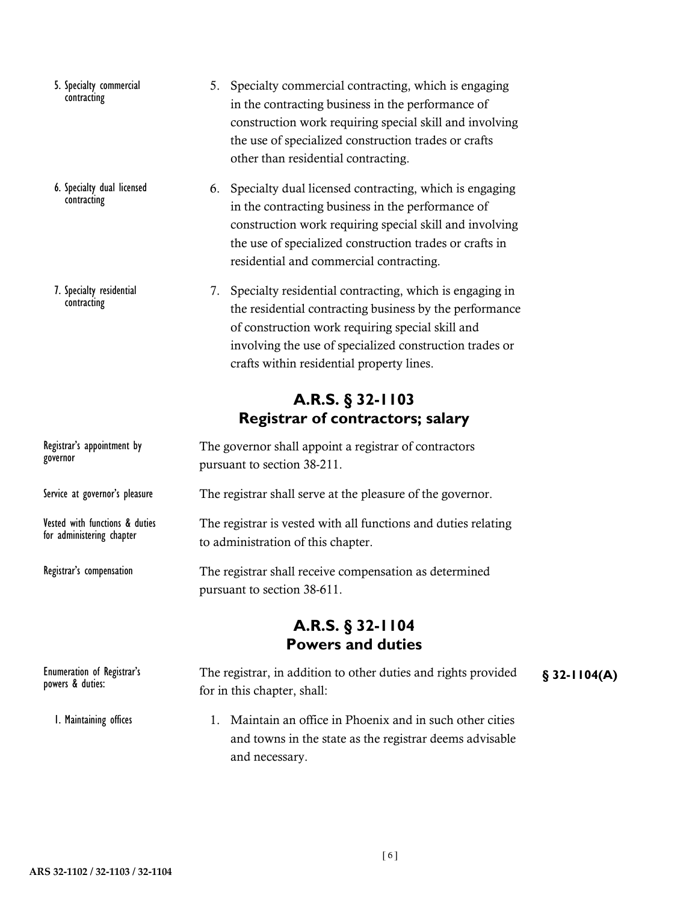5. Specialty commercial contracting

5. Specialty commercial contracting, which is engaging in the contracting business in the performance of construction work requiring special skill and involving the use of specialized construction trades or crafts other than residential contracting.

6. Specialty dual licensed contracting

6. Specialty dual licensed contracting, which is engaging in the contracting business in the performance of construction work requiring special skill and involving the use of specialized construction trades or crafts in residential and commercial contracting.

7. Specialty residential contracting

7. Specialty residential contracting, which is engaging in the residential contracting business by the performance of construction work requiring special skill and involving the use of specialized construction trades or crafts within residential property lines.

## A.R.S. § 32-1103
## Registrar of contractors; salary

Registrar's appointment by governor

The governor shall appoint a registrar of contractors pursuant to section 38-211.

Service at governor's pleasure

The registrar shall serve at the pleasure of the governor.

Vested with functions & duties for administering chapter

The registrar is vested with all functions and duties relating to administration of this chapter.

Registrar's compensation

The registrar shall receive compensation as determined pursuant to section 38-611.

## A.R.S. § 32-1104
## Powers and duties

Enumeration of Registrar's powers & duties:

**§ 32-1104(A)**

The registrar, in addition to other duties and rights provided for in this chapter, shall:

1. Maintaining offices

1. Maintain an office in Phoenix and in such other cities and towns in the state as the registrar deems advisable and necessary.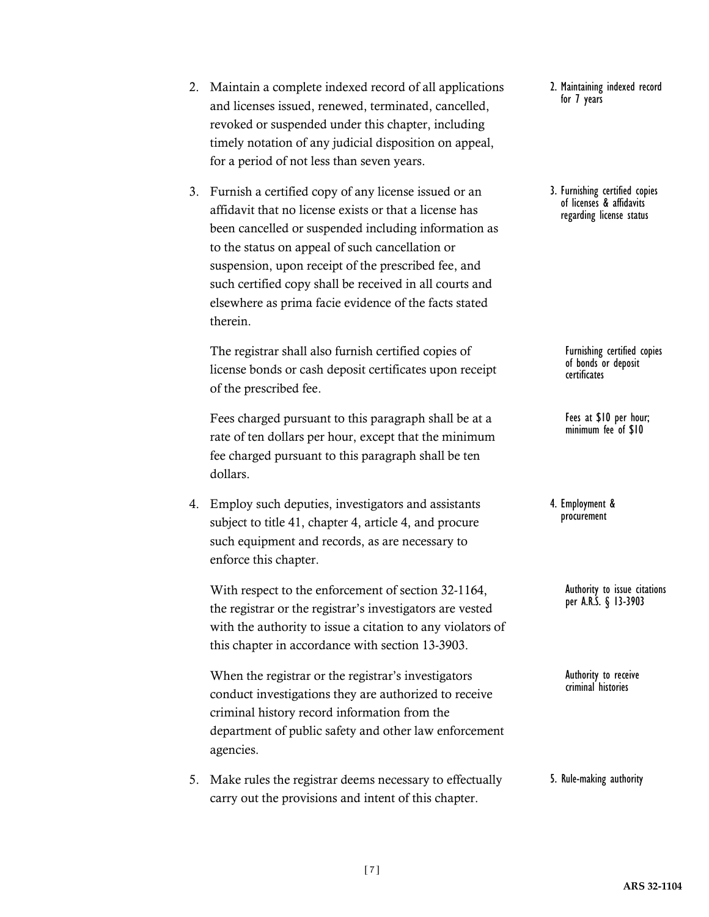2. Maintain a complete indexed record of all applications and licenses issued, renewed, terminated, cancelled, revoked or suspended under this chapter, including timely notation of any judicial disposition on appeal, for a period of not less than seven years.

   *2. Maintaining indexed record for 7 years*

3. Furnish a certified copy of any license issued or an affidavit that no license exists or that a license has been cancelled or suspended including information as to the status on appeal of such cancellation or suspension, upon receipt of the prescribed fee, and such certified copy shall be received in all courts and elsewhere as prima facie evidence of the facts stated therein.

   *3. Furnishing certified copies of licenses & affidavits regarding license status*

   The registrar shall also furnish certified copies of license bonds or cash deposit certificates upon receipt of the prescribed fee.

   *Furnishing certified copies of bonds or deposit certificates*

   Fees charged pursuant to this paragraph shall be at a rate of ten dollars per hour, except that the minimum fee charged pursuant to this paragraph shall be ten dollars.

   *Fees at $10 per hour; minimum fee of $10*

4. Employ such deputies, investigators and assistants subject to title 41, chapter 4, article 4, and procure such equipment and records, as are necessary to enforce this chapter.

   *4. Employment & procurement*

   With respect to the enforcement of section 32-1164, the registrar or the registrar's investigators are vested with the authority to issue a citation to any violators of this chapter in accordance with section 13-3903.

   *Authority to issue citations per A.R.S. § 13-3903*

   When the registrar or the registrar's investigators conduct investigations they are authorized to receive criminal history record information from the department of public safety and other law enforcement agencies.

   *Authority to receive criminal histories*

5. Make rules the registrar deems necessary to effectually carry out the provisions and intent of this chapter.

   *5. Rule-making authority*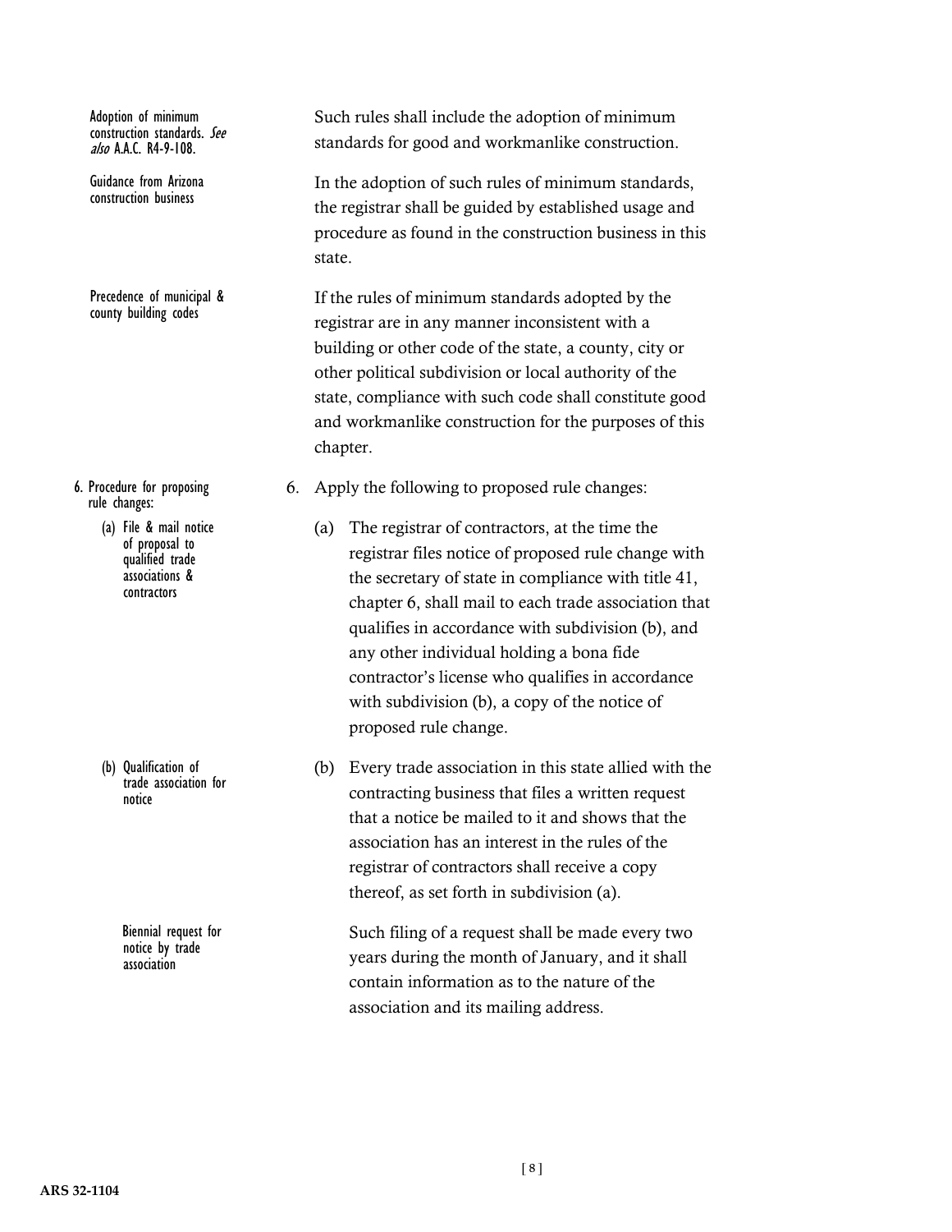Adoption of minimum construction standards. *See also* A.A.C. R4-9-108.

Such rules shall include the adoption of minimum standards for good and workmanlike construction.

Guidance from Arizona construction business

In the adoption of such rules of minimum standards, the registrar shall be guided by established usage and procedure as found in the construction business in this state.

Precedence of municipal & county building codes

If the rules of minimum standards adopted by the registrar are in any manner inconsistent with a building or other code of the state, a county, city or other political subdivision or local authority of the state, compliance with such code shall constitute good and workmanlike construction for the purposes of this chapter.

6. Procedure for proposing rule changes:

   (a) File & mail notice of proposal to qualified trade associations & contractors

   (b) Qualification of trade association for notice

   Biennial request for notice by trade association

6. Apply the following to proposed rule changes:

   (a) The registrar of contractors, at the time the registrar files notice of proposed rule change with the secretary of state in compliance with title 41, chapter 6, shall mail to each trade association that qualifies in accordance with subdivision (b), and any other individual holding a bona fide contractor's license who qualifies in accordance with subdivision (b), a copy of the notice of proposed rule change.

   (b) Every trade association in this state allied with the contracting business that files a written request that a notice be mailed to it and shows that the association has an interest in the rules of the registrar of contractors shall receive a copy thereof, as set forth in subdivision (a).

   Such filing of a request shall be made every two years during the month of January, and it shall contain information as to the nature of the association and its mailing address.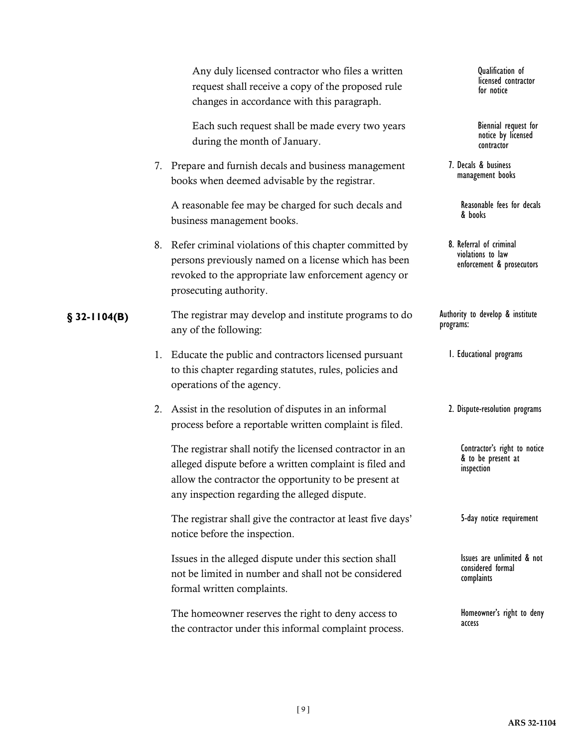Any duly licensed contractor who files a written request shall receive a copy of the proposed rule changes in accordance with this paragraph.

Qualification of licensed contractor for notice

Each such request shall be made every two years during the month of January.

Biennial request for notice by licensed contractor

7. Prepare and furnish decals and business management books when deemed advisable by the registrar.

7. Decals & business management books

A reasonable fee may be charged for such decals and business management books.

Reasonable fees for decals & books

8. Refer criminal violations of this chapter committed by persons previously named on a license which has been revoked to the appropriate law enforcement agency or prosecuting authority.

8. Referral of criminal violations to law enforcement & prosecutors

**§ 32-1104(B)**

The registrar may develop and institute programs to do any of the following:

Authority to develop & institute programs:

1. Educate the public and contractors licensed pursuant to this chapter regarding statutes, rules, policies and operations of the agency.

1. Educational programs

2. Assist in the resolution of disputes in an informal process before a reportable written complaint is filed.

2. Dispute-resolution programs

The registrar shall notify the licensed contractor in an alleged dispute before a written complaint is filed and allow the contractor the opportunity to be present at any inspection regarding the alleged dispute.

Contractor's right to notice & to be present at inspection

The registrar shall give the contractor at least five days' notice before the inspection.

5-day notice requirement

Issues in the alleged dispute under this section shall not be limited in number and shall not be considered formal written complaints.

Issues are unlimited & not considered formal complaints

The homeowner reserves the right to deny access to the contractor under this informal complaint process.

Homeowner's right to deny access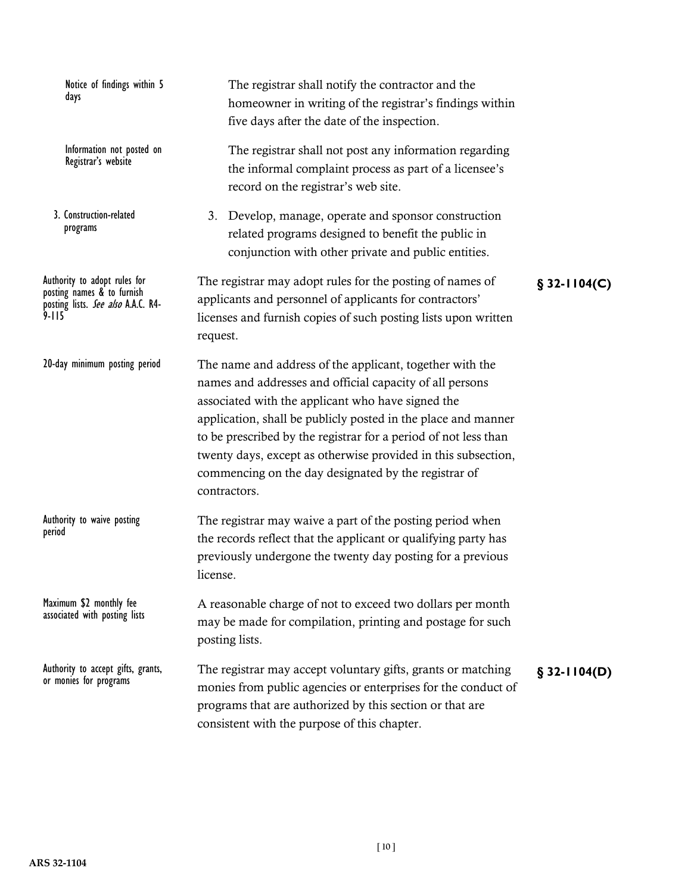| | | |
|---|---|---|
| Notice of findings within 5 days | The registrar shall notify the contractor and the homeowner in writing of the registrar's findings within five days after the date of the inspection. | |
| Information not posted on Registrar's website | The registrar shall not post any information regarding the informal complaint process as part of a licensee's record on the registrar's web site. | |
| 3. Construction-related programs | 3. Develop, manage, operate and sponsor construction related programs designed to benefit the public in conjunction with other private and public entities. | |
| Authority to adopt rules for posting names & to furnish posting lists. *See also* A.A.C. R4-9-115 | The registrar may adopt rules for the posting of names of applicants and personnel of applicants for contractors' licenses and furnish copies of such posting lists upon written request. | **§ 32-1104(C)** |
| 20-day minimum posting period | The name and address of the applicant, together with the names and addresses and official capacity of all persons associated with the applicant who have signed the application, shall be publicly posted in the place and manner to be prescribed by the registrar for a period of not less than twenty days, except as otherwise provided in this subsection, commencing on the day designated by the registrar of contractors. | |
| Authority to waive posting period | The registrar may waive a part of the posting period when the records reflect that the applicant or qualifying party has previously undergone the twenty day posting for a previous license. | |
| Maximum $2 monthly fee associated with posting lists | A reasonable charge of not to exceed two dollars per month may be made for compilation, printing and postage for such posting lists. | |
| Authority to accept gifts, grants, or monies for programs | The registrar may accept voluntary gifts, grants or matching monies from public agencies or enterprises for the conduct of programs that are authorized by this section or that are consistent with the purpose of this chapter. | **§ 32-1104(D)** |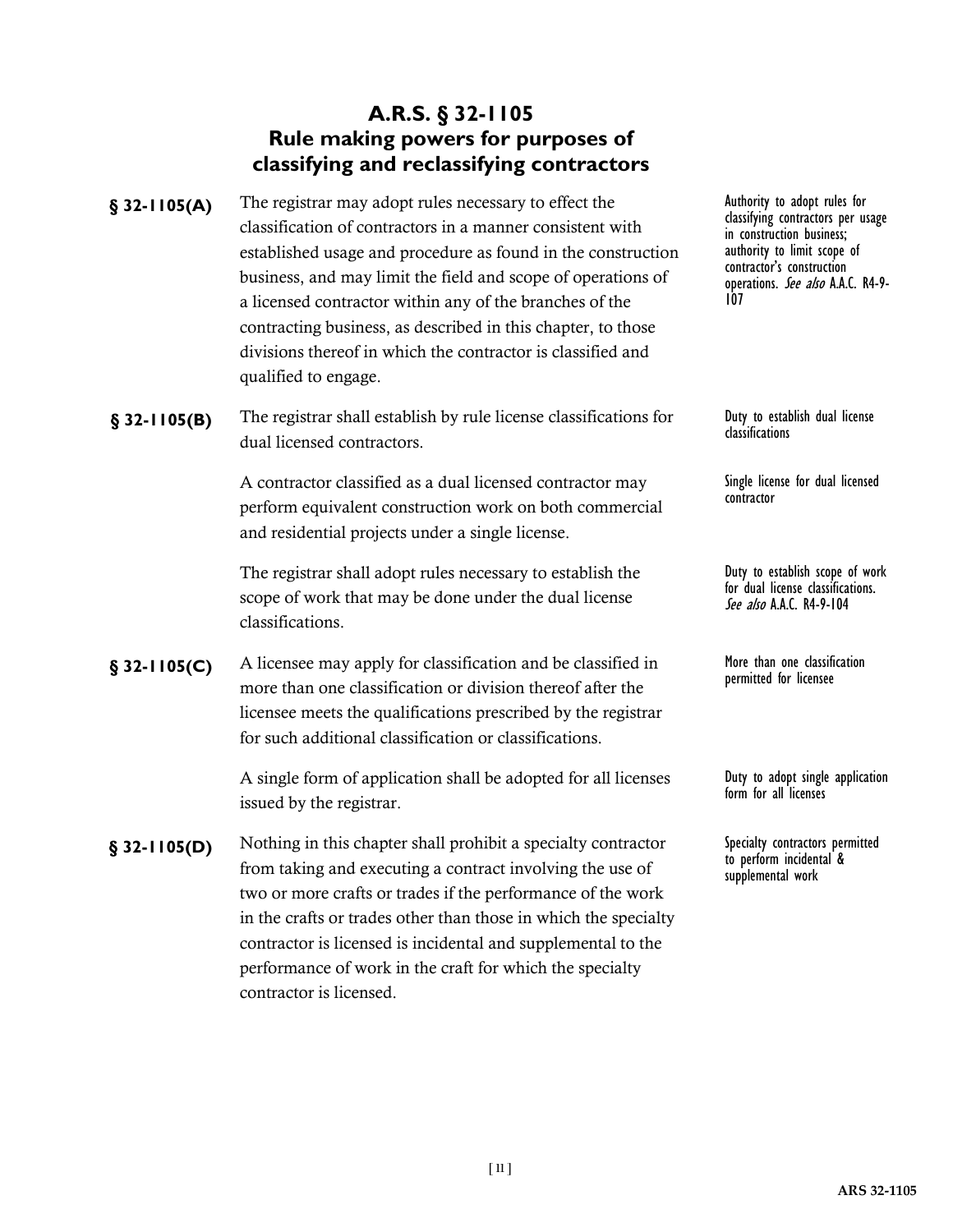## A.R.S. § 32-1105
## Rule making powers for purposes of classifying and reclassifying contractors

**§ 32-1105(A)** The registrar may adopt rules necessary to effect the classification of contractors in a manner consistent with established usage and procedure as found in the construction business, and may limit the field and scope of operations of a licensed contractor within any of the branches of the contracting business, as described in this chapter, to those divisions thereof in which the contractor is classified and qualified to engage.

Authority to adopt rules for classifying contractors per usage in construction business; authority to limit scope of contractor's construction operations. *See also* A.A.C. R4-9-107

**§ 32-1105(B)** The registrar shall establish by rule license classifications for dual licensed contractors.

Duty to establish dual license classifications

A contractor classified as a dual licensed contractor may perform equivalent construction work on both commercial and residential projects under a single license.

Single license for dual licensed contractor

The registrar shall adopt rules necessary to establish the scope of work that may be done under the dual license classifications.

Duty to establish scope of work for dual license classifications. *See also* A.A.C. R4-9-104

**§ 32-1105(C)** A licensee may apply for classification and be classified in more than one classification or division thereof after the licensee meets the qualifications prescribed by the registrar for such additional classification or classifications.

More than one classification permitted for licensee

A single form of application shall be adopted for all licenses issued by the registrar.

Duty to adopt single application form for all licenses

**§ 32-1105(D)** Nothing in this chapter shall prohibit a specialty contractor from taking and executing a contract involving the use of two or more crafts or trades if the performance of the work in the crafts or trades other than those in which the specialty contractor is licensed is incidental and supplemental to the performance of work in the craft for which the specialty contractor is licensed.

Specialty contractors permitted to perform incidental & supplemental work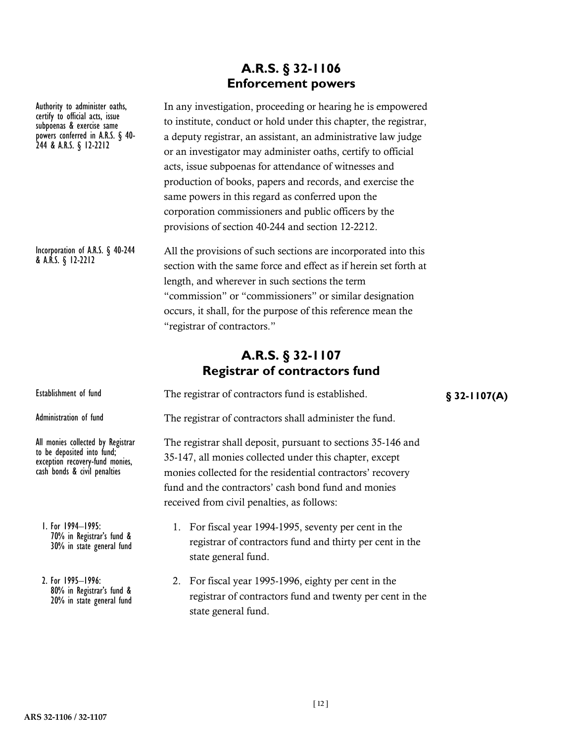## A.R.S. § 32-1106
## Enforcement powers

Authority to administer oaths, certify to official acts, issue subpoenas & exercise same powers conferred in A.R.S. § 40-244 & A.R.S. § 12-2212

In any investigation, proceeding or hearing he is empowered to institute, conduct or hold under this chapter, the registrar, a deputy registrar, an assistant, an administrative law judge or an investigator may administer oaths, certify to official acts, issue subpoenas for attendance of witnesses and production of books, papers and records, and exercise the same powers in this regard as conferred upon the corporation commissioners and public officers by the provisions of section 40-244 and section 12-2212.

Incorporation of A.R.S. § 40-244 & A.R.S. § 12-2212

All the provisions of such sections are incorporated into this section with the same force and effect as if herein set forth at length, and wherever in such sections the term "commission" or "commissioners" or similar designation occurs, it shall, for the purpose of this reference mean the "registrar of contractors."

## A.R.S. § 32-1107
## Registrar of contractors fund

**§ 32-1107(A)**

Establishment of fund

The registrar of contractors fund is established.

Administration of fund

The registrar of contractors shall administer the fund.

All monies collected by Registrar to be deposited into fund; exception recovery-fund monies, cash bonds & civil penalties

The registrar shall deposit, pursuant to sections 35-146 and 35-147, all monies collected under this chapter, except monies collected for the residential contractors' recovery fund and the contractors' cash bond fund and monies received from civil penalties, as follows:

1. For 1994–1995: 70% in Registrar's fund & 30% in state general fund

1. For fiscal year 1994-1995, seventy per cent in the registrar of contractors fund and thirty per cent in the state general fund.

2. For 1995–1996: 80% in Registrar's fund & 20% in state general fund

2. For fiscal year 1995-1996, eighty per cent in the registrar of contractors fund and twenty per cent in the state general fund.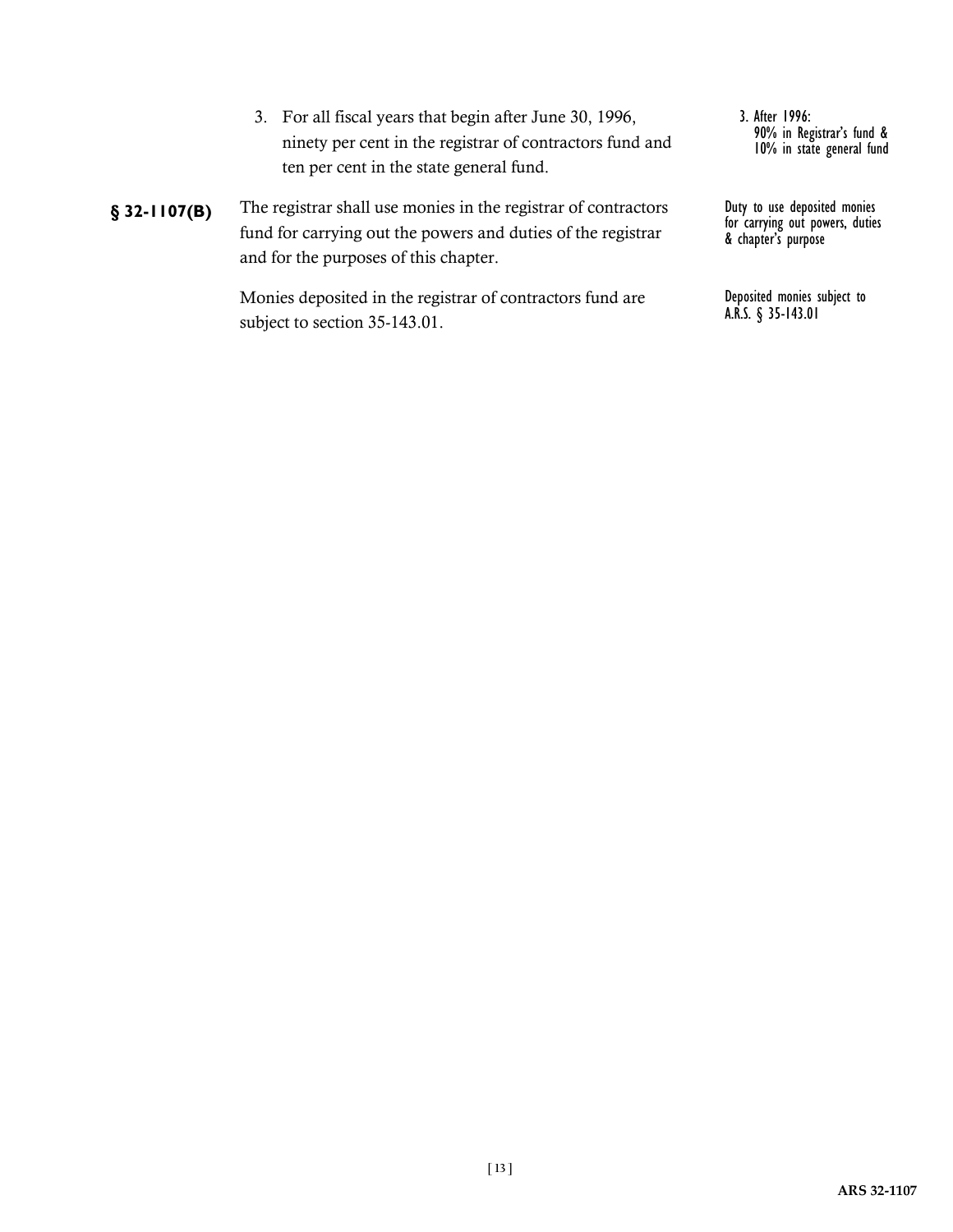3. For all fiscal years that begin after June 30, 1996, ninety per cent in the registrar of contractors fund and ten per cent in the state general fund.

3. After 1996:
90% in Registrar's fund &
10% in state general fund

**§ 32-1107(B)** The registrar shall use monies in the registrar of contractors fund for carrying out the powers and duties of the registrar and for the purposes of this chapter.

Duty to use deposited monies for carrying out powers, duties & chapter's purpose

Monies deposited in the registrar of contractors fund are subject to section 35-143.01.

Deposited monies subject to A.R.S. § 35-143.01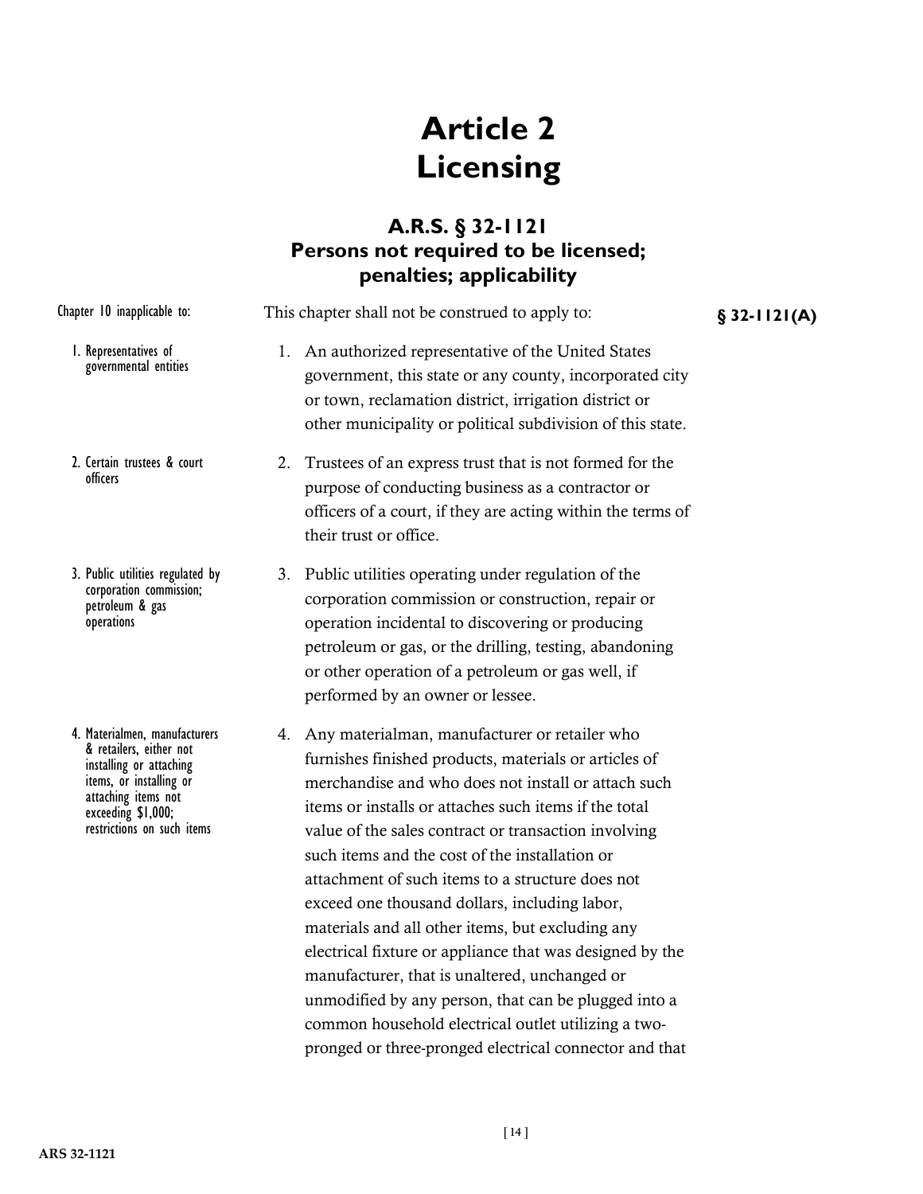# Article 2
# Licensing

## A.R.S. § 32-1121
## Persons not required to be licensed; penalties; applicability

Chapter 10 inapplicable to:

This chapter shall not be construed to apply to: **§ 32-1121(A)**

1. Representatives of governmental entities

1. An authorized representative of the United States government, this state or any county, incorporated city or town, reclamation district, irrigation district or other municipality or political subdivision of this state.

2. Certain trustees & court officers

2. Trustees of an express trust that is not formed for the purpose of conducting business as a contractor or officers of a court, if they are acting within the terms of their trust or office.

3. Public utilities regulated by corporation commission; petroleum & gas operations

3. Public utilities operating under regulation of the corporation commission or construction, repair or operation incidental to discovering or producing petroleum or gas, or the drilling, testing, abandoning or other operation of a petroleum or gas well, if performed by an owner or lessee.

4. Materialmen, manufacturers & retailers, either not installing or attaching items, or installing or attaching items not exceeding $1,000; restrictions on such items

4. Any materialman, manufacturer or retailer who furnishes finished products, materials or articles of merchandise and who does not install or attach such items or installs or attaches such items if the total value of the sales contract or transaction involving such items and the cost of the installation or attachment of such items to a structure does not exceed one thousand dollars, including labor, materials and all other items, but excluding any electrical fixture or appliance that was designed by the manufacturer, that is unaltered, unchanged or unmodified by any person, that can be plugged into a common household electrical outlet utilizing a two-pronged or three-pronged electrical connector and that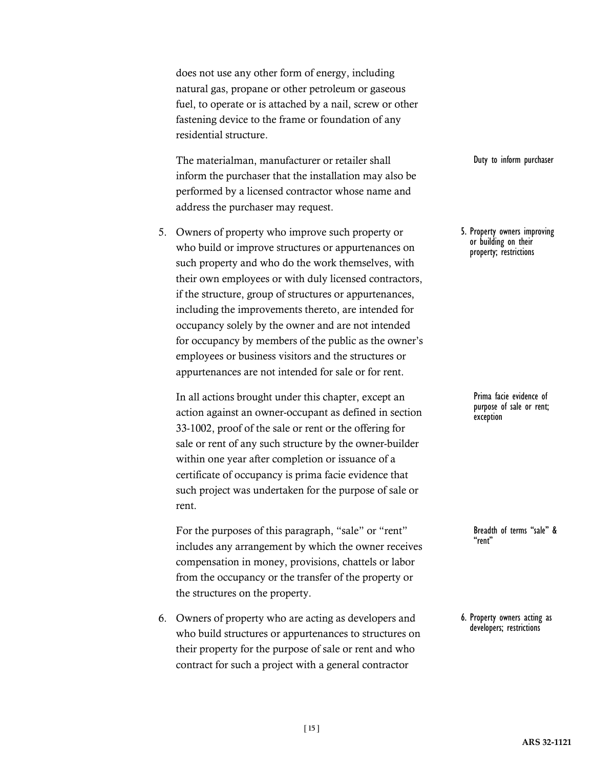does not use any other form of energy, including natural gas, propane or other petroleum or gaseous fuel, to operate or is attached by a nail, screw or other fastening device to the frame or foundation of any residential structure.

Duty to inform purchaser

The materialman, manufacturer or retailer shall inform the purchaser that the installation may also be performed by a licensed contractor whose name and address the purchaser may request.

5. Property owners improving or building on their property; restrictions

5. Owners of property who improve such property or who build or improve structures or appurtenances on such property and who do the work themselves, with their own employees or with duly licensed contractors, if the structure, group of structures or appurtenances, including the improvements thereto, are intended for occupancy solely by the owner and are not intended for occupancy by members of the public as the owner's employees or business visitors and the structures or appurtenances are not intended for sale or for rent.

Prima facie evidence of purpose of sale or rent; exception

In all actions brought under this chapter, except an action against an owner-occupant as defined in section 33-1002, proof of the sale or rent or the offering for sale or rent of any such structure by the owner-builder within one year after completion or issuance of a certificate of occupancy is prima facie evidence that such project was undertaken for the purpose of sale or rent.

Breadth of terms "sale" & "rent"

For the purposes of this paragraph, "sale" or "rent" includes any arrangement by which the owner receives compensation in money, provisions, chattels or labor from the occupancy or the transfer of the property or the structures on the property.

6. Property owners acting as developers; restrictions

6. Owners of property who are acting as developers and who build structures or appurtenances to structures on their property for the purpose of sale or rent and who contract for such a project with a general contractor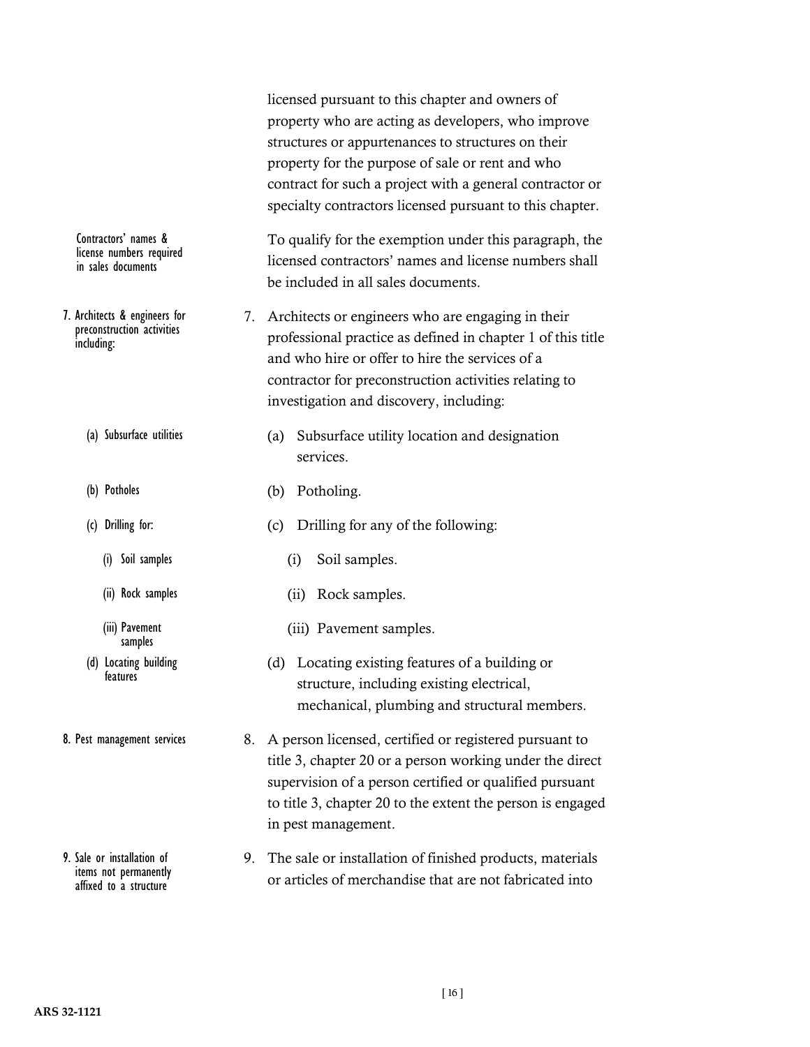licensed pursuant to this chapter and owners of property who are acting as developers, who improve structures or appurtenances to structures on their property for the purpose of sale or rent and who contract for such a project with a general contractor or specialty contractors licensed pursuant to this chapter.

*Contractors' names & license numbers required in sales documents*

To qualify for the exemption under this paragraph, the licensed contractors' names and license numbers shall be included in all sales documents.

*7. Architects & engineers for preconstruction activities including:*

7. Architects or engineers who are engaging in their professional practice as defined in chapter 1 of this title and who hire or offer to hire the services of a contractor for preconstruction activities relating to investigation and discovery, including:

   *(a) Subsurface utilities*

   (a) Subsurface utility location and designation services.

   *(b) Potholes*

   (b) Potholing.

   *(c) Drilling for:*

   (c) Drilling for any of the following:

      *(i) Soil samples*

      (i) Soil samples.

      *(ii) Rock samples*

      (ii) Rock samples.

      *(iii) Pavement samples*

      (iii) Pavement samples.

   *(d) Locating building features*

   (d) Locating existing features of a building or structure, including existing electrical, mechanical, plumbing and structural members.

*8. Pest management services*

8. A person licensed, certified or registered pursuant to title 3, chapter 20 or a person working under the direct supervision of a person certified or qualified pursuant to title 3, chapter 20 to the extent the person is engaged in pest management.

*9. Sale or installation of items not permanently affixed to a structure*

9. The sale or installation of finished products, materials or articles of merchandise that are not fabricated into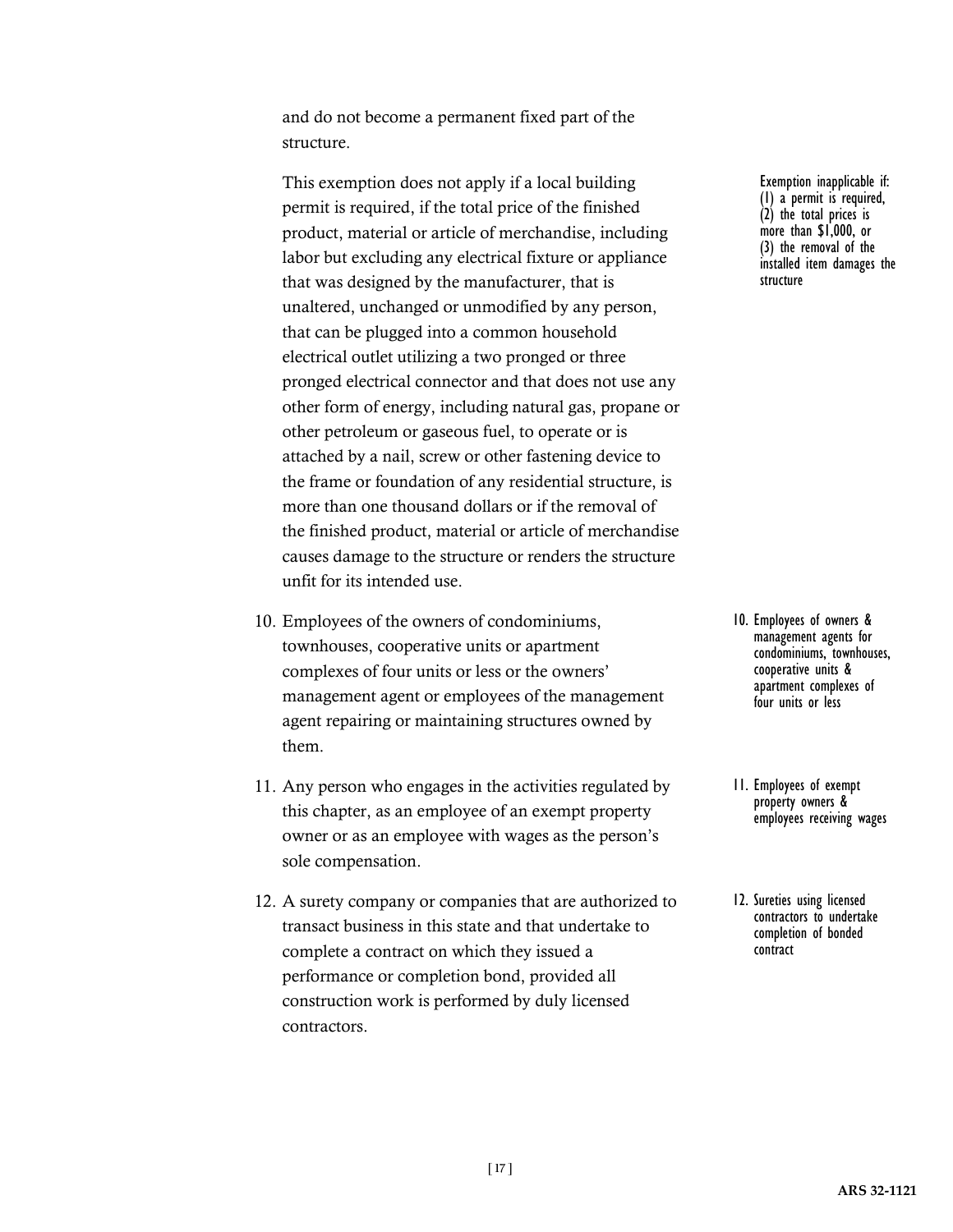and do not become a permanent fixed part of the structure.

This exemption does not apply if a local building permit is required, if the total price of the finished product, material or article of merchandise, including labor but excluding any electrical fixture or appliance that was designed by the manufacturer, that is unaltered, unchanged or unmodified by any person, that can be plugged into a common household electrical outlet utilizing a two pronged or three pronged electrical connector and that does not use any other form of energy, including natural gas, propane or other petroleum or gaseous fuel, to operate or is attached by a nail, screw or other fastening device to the frame or foundation of any residential structure, is more than one thousand dollars or if the removal of the finished product, material or article of merchandise causes damage to the structure or renders the structure unfit for its intended use.

Exemption inapplicable if: (1) a permit is required, (2) the total prices is more than $1,000, or (3) the removal of the installed item damages the structure

10. Employees of the owners of condominiums, townhouses, cooperative units or apartment complexes of four units or less or the owners' management agent or employees of the management agent repairing or maintaining structures owned by them.

10. Employees of owners & management agents for condominiums, townhouses, cooperative units & apartment complexes of four units or less

11. Any person who engages in the activities regulated by this chapter, as an employee of an exempt property owner or as an employee with wages as the person's sole compensation.

11. Employees of exempt property owners & employees receiving wages

12. A surety company or companies that are authorized to transact business in this state and that undertake to complete a contract on which they issued a performance or completion bond, provided all construction work is performed by duly licensed contractors.

12. Sureties using licensed contractors to undertake completion of bonded contract

ARS 32-1121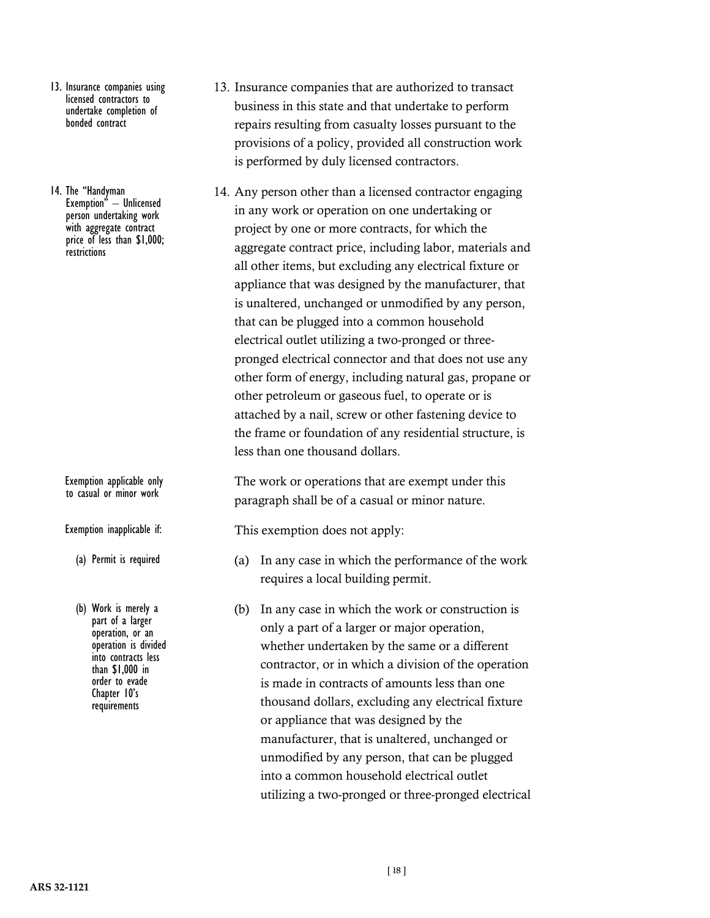13. Insurance companies using licensed contractors to undertake completion of bonded contract

13. Insurance companies that are authorized to transact business in this state and that undertake to perform repairs resulting from casualty losses pursuant to the provisions of a policy, provided all construction work is performed by duly licensed contractors.

14. The "Handyman Exemption" – Unlicensed person undertaking work with aggregate contract price of less than $1,000; restrictions

14. Any person other than a licensed contractor engaging in any work or operation on one undertaking or project by one or more contracts, for which the aggregate contract price, including labor, materials and all other items, but excluding any electrical fixture or appliance that was designed by the manufacturer, that is unaltered, unchanged or unmodified by any person, that can be plugged into a common household electrical outlet utilizing a two-pronged or three-pronged electrical connector and that does not use any other form of energy, including natural gas, propane or other petroleum or gaseous fuel, to operate or is attached by a nail, screw or other fastening device to the frame or foundation of any residential structure, is less than one thousand dollars.

Exemption applicable only to casual or minor work

The work or operations that are exempt under this paragraph shall be of a casual or minor nature.

Exemption inapplicable if:

This exemption does not apply:

(a) Permit is required

(a) In any case in which the performance of the work requires a local building permit.

(b) Work is merely a part of a larger operation, or an operation is divided into contracts less than $1,000 in order to evade Chapter 10's requirements

(b) In any case in which the work or construction is only a part of a larger or major operation, whether undertaken by the same or a different contractor, or in which a division of the operation is made in contracts of amounts less than one thousand dollars, excluding any electrical fixture or appliance that was designed by the manufacturer, that is unaltered, unchanged or unmodified by any person, that can be plugged into a common household electrical outlet utilizing a two-pronged or three-pronged electrical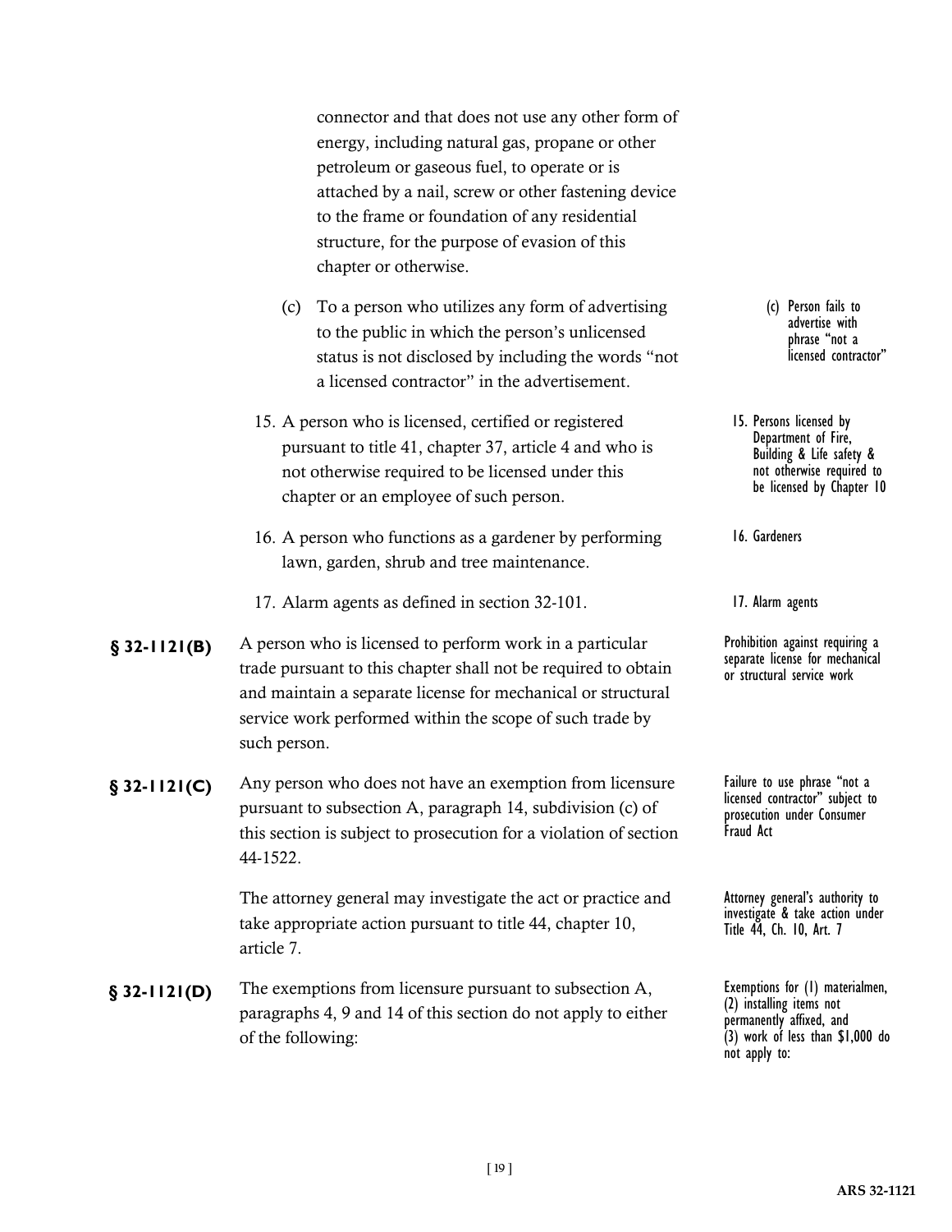connector and that does not use any other form of energy, including natural gas, propane or other petroleum or gaseous fuel, to operate or is attached by a nail, screw or other fastening device to the frame or foundation of any residential structure, for the purpose of evasion of this chapter or otherwise.

(c) To a person who utilizes any form of advertising to the public in which the person's unlicensed status is not disclosed by including the words "not a licensed contractor" in the advertisement.

*(c) Person fails to advertise with phrase "not a licensed contractor"*

15. A person who is licensed, certified or registered pursuant to title 41, chapter 37, article 4 and who is not otherwise required to be licensed under this chapter or an employee of such person.

*15. Persons licensed by Department of Fire, Building & Life safety & not otherwise required to be licensed by Chapter 10*

16. A person who functions as a gardener by performing lawn, garden, shrub and tree maintenance.

*16. Gardeners*

17. Alarm agents as defined in section 32-101.

*17. Alarm agents*

**§ 32-1121(B)** A person who is licensed to perform work in a particular trade pursuant to this chapter shall not be required to obtain and maintain a separate license for mechanical or structural service work performed within the scope of such trade by such person.

*Prohibition against requiring a separate license for mechanical or structural service work*

**§ 32-1121(C)** Any person who does not have an exemption from licensure pursuant to subsection A, paragraph 14, subdivision (c) of this section is subject to prosecution for a violation of section 44-1522.

*Failure to use phrase "not a licensed contractor" subject to prosecution under Consumer Fraud Act*

The attorney general may investigate the act or practice and take appropriate action pursuant to title 44, chapter 10, article 7.

*Attorney general's authority to investigate & take action under Title 44, Ch. 10, Art. 7*

**§ 32-1121(D)** The exemptions from licensure pursuant to subsection A, paragraphs 4, 9 and 14 of this section do not apply to either of the following:

*Exemptions for (1) materialmen, (2) installing items not permanently affixed, and (3) work of less than $1,000 do not apply to:*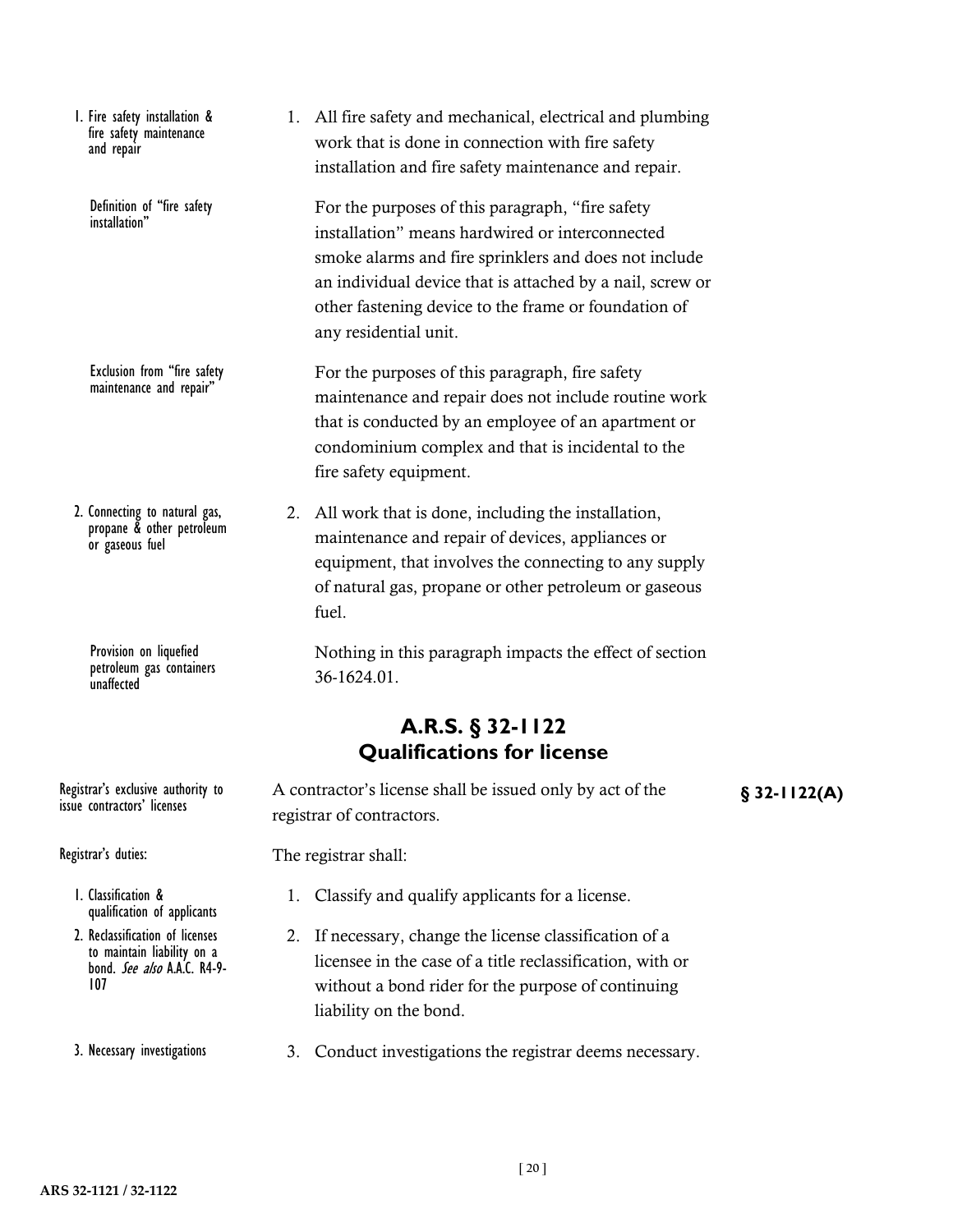1. Fire safety installation & fire safety maintenance and repair

1. All fire safety and mechanical, electrical and plumbing work that is done in connection with fire safety installation and fire safety maintenance and repair.

Definition of "fire safety installation"

For the purposes of this paragraph, "fire safety installation" means hardwired or interconnected smoke alarms and fire sprinklers and does not include an individual device that is attached by a nail, screw or other fastening device to the frame or foundation of any residential unit.

Exclusion from "fire safety maintenance and repair"

For the purposes of this paragraph, fire safety maintenance and repair does not include routine work that is conducted by an employee of an apartment or condominium complex and that is incidental to the fire safety equipment.

2. Connecting to natural gas, propane & other petroleum or gaseous fuel

2. All work that is done, including the installation, maintenance and repair of devices, appliances or equipment, that involves the connecting to any supply of natural gas, propane or other petroleum or gaseous fuel.

Provision on liquefied petroleum gas containers unaffected

Nothing in this paragraph impacts the effect of section 36-1624.01.

## A.R.S. § 32-1122
## Qualifications for license

**§ 32-1122(A)**

Registrar's exclusive authority to issue contractors' licenses

A contractor's license shall be issued only by act of the registrar of contractors.

Registrar's duties:

The registrar shall:

1. Classification & qualification of applicants

1. Classify and qualify applicants for a license.

2. Reclassification of licenses to maintain liability on a bond. *See also* A.A.C. R4-9-107

2. If necessary, change the license classification of a licensee in the case of a title reclassification, with or without a bond rider for the purpose of continuing liability on the bond.

3. Necessary investigations

3. Conduct investigations the registrar deems necessary.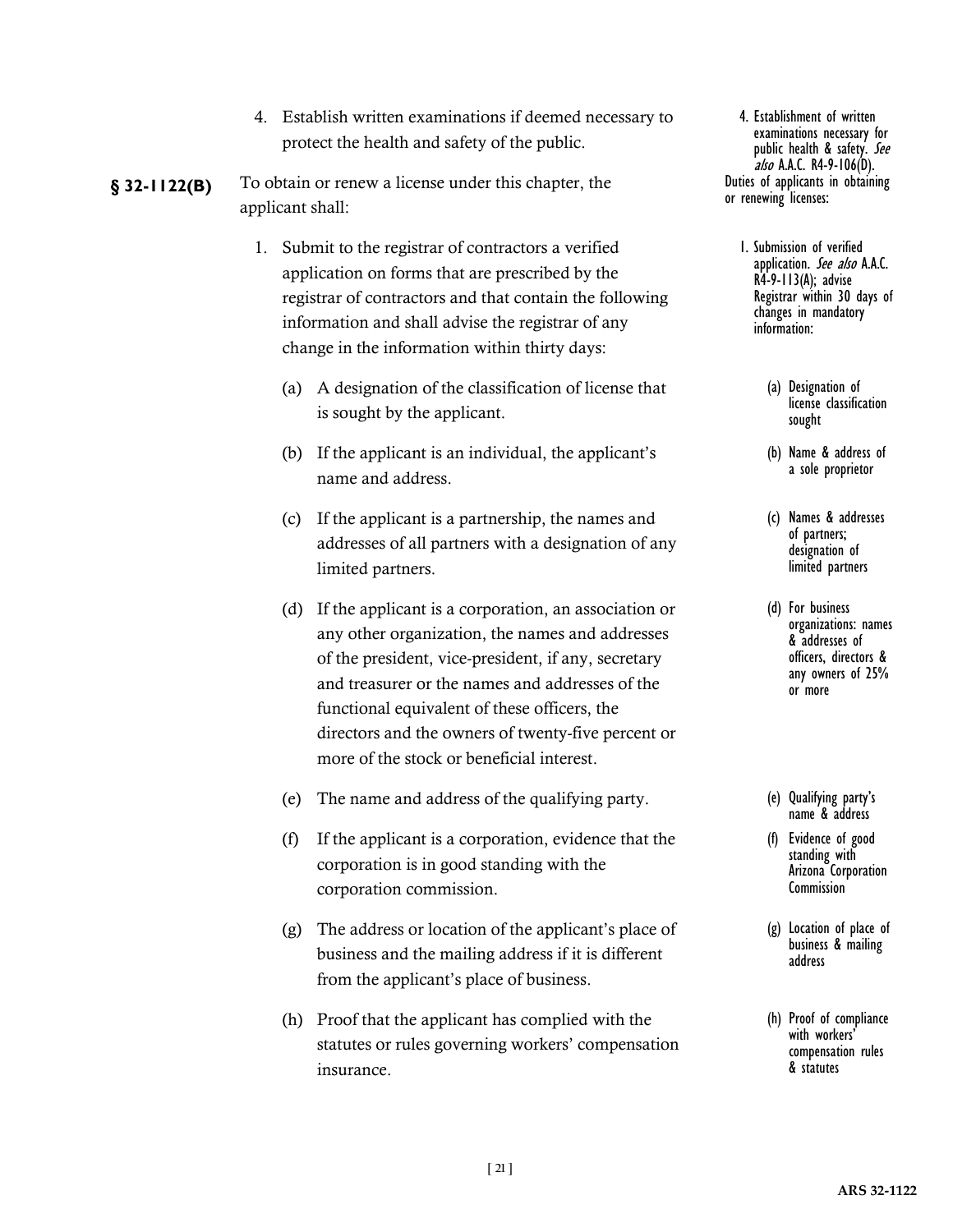4. Establish written examinations if deemed necessary to protect the health and safety of the public.

> 4. Establishment of written examinations necessary for public health & safety. *See also* A.A.C. R4-9-106(D).

**§ 32-1122(B)** To obtain or renew a license under this chapter, the applicant shall:

> Duties of applicants in obtaining or renewing licenses:

1. Submit to the registrar of contractors a verified application on forms that are prescribed by the registrar of contractors and that contain the following information and shall advise the registrar of any change in the information within thirty days:

> 1. Submission of verified application. *See also* A.A.C. R4-9-113(A); advise Registrar within 30 days of changes in mandatory information:

   (a) A designation of the classification of license that is sought by the applicant.

   > (a) Designation of license classification sought

   (b) If the applicant is an individual, the applicant's name and address.

   > (b) Name & address of a sole proprietor

   (c) If the applicant is a partnership, the names and addresses of all partners with a designation of any limited partners.

   > (c) Names & addresses of partners; designation of limited partners

   (d) If the applicant is a corporation, an association or any other organization, the names and addresses of the president, vice-president, if any, secretary and treasurer or the names and addresses of the functional equivalent of these officers, the directors and the owners of twenty-five percent or more of the stock or beneficial interest.

   > (d) For business organizations: names & addresses of officers, directors & any owners of 25% or more

   (e) The name and address of the qualifying party.

   > (e) Qualifying party's name & address

   (f) If the applicant is a corporation, evidence that the corporation is in good standing with the corporation commission.

   > (f) Evidence of good standing with Arizona Corporation Commission

   (g) The address or location of the applicant's place of business and the mailing address if it is different from the applicant's place of business.

   > (g) Location of place of business & mailing address

   (h) Proof that the applicant has complied with the statutes or rules governing workers' compensation insurance.

   > (h) Proof of compliance with workers' compensation rules & statutes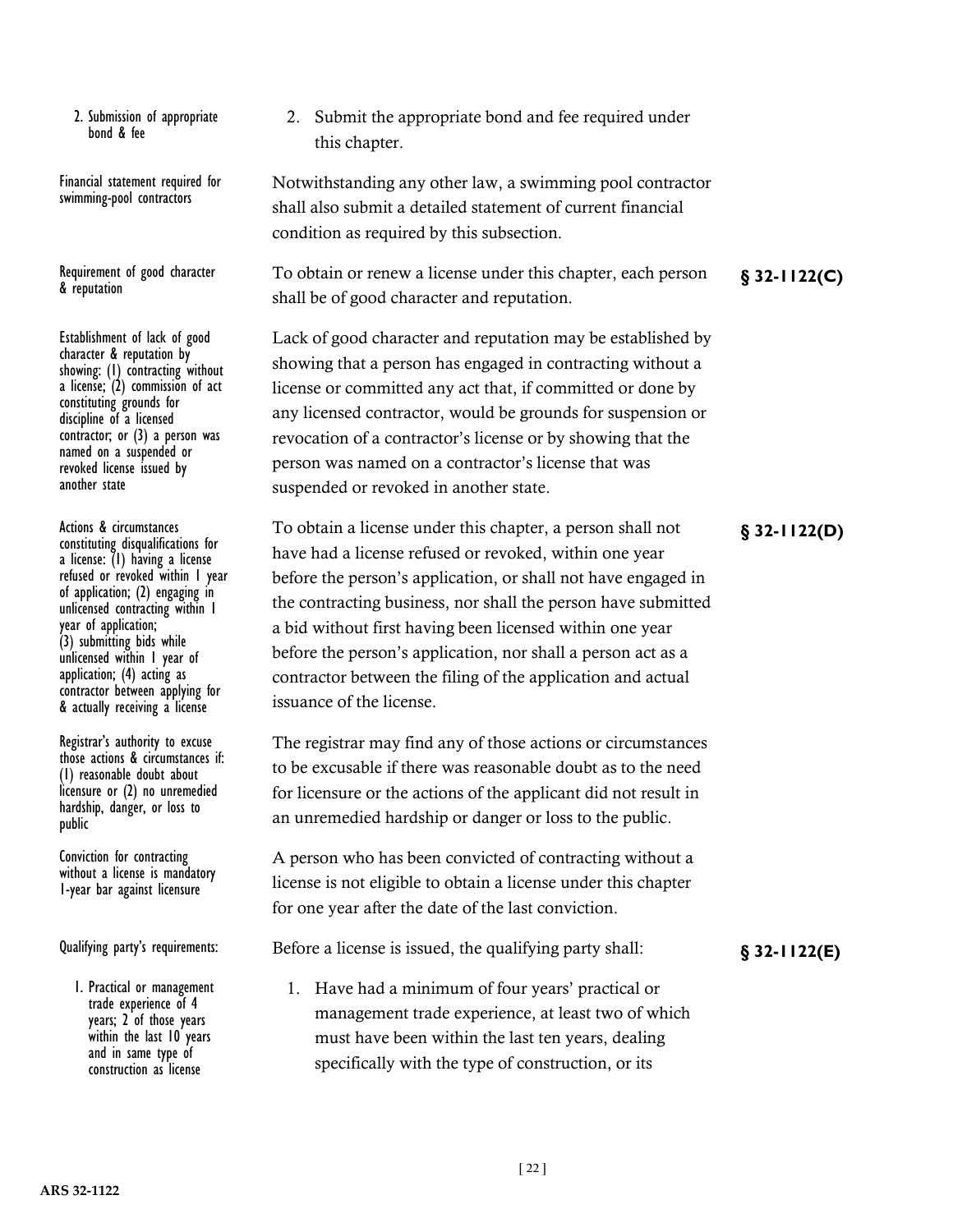2. Submission of appropriate bond & fee

2. Submit the appropriate bond and fee required under this chapter.

Financial statement required for swimming-pool contractors

Notwithstanding any other law, a swimming pool contractor shall also submit a detailed statement of current financial condition as required by this subsection.

Requirement of good character & reputation

**§ 32-1122(C)**

To obtain or renew a license under this chapter, each person shall be of good character and reputation.

Establishment of lack of good character & reputation by showing: (1) contracting without a license; (2) commission of act constituting grounds for discipline of a licensed contractor; or (3) a person was named on a suspended or revoked license issued by another state

Lack of good character and reputation may be established by showing that a person has engaged in contracting without a license or committed any act that, if committed or done by any licensed contractor, would be grounds for suspension or revocation of a contractor's license or by showing that the person was named on a contractor's license that was suspended or revoked in another state.

Actions & circumstances constituting disqualifications for a license: (1) having a license refused or revoked within 1 year of application; (2) engaging in unlicensed contracting within 1 year of application; (3) submitting bids while unlicensed within 1 year of application; (4) acting as contractor between applying for & actually receiving a license

**§ 32-1122(D)**

To obtain a license under this chapter, a person shall not have had a license refused or revoked, within one year before the person's application, or shall not have engaged in the contracting business, nor shall the person have submitted a bid without first having been licensed within one year before the person's application, nor shall a person act as a contractor between the filing of the application and actual issuance of the license.

Registrar's authority to excuse those actions & circumstances if: (1) reasonable doubt about licensure or (2) no unremedied hardship, danger, or loss to public

The registrar may find any of those actions or circumstances to be excusable if there was reasonable doubt as to the need for licensure or the actions of the applicant did not result in an unremedied hardship or danger or loss to the public.

Conviction for contracting without a license is mandatory 1-year bar against licensure

A person who has been convicted of contracting without a license is not eligible to obtain a license under this chapter for one year after the date of the last conviction.

Qualifying party's requirements:

**§ 32-1122(E)**

Before a license is issued, the qualifying party shall:

1. Practical or management trade experience of 4 years; 2 of those years within the last 10 years and in same type of construction as license

1. Have had a minimum of four years' practical or management trade experience, at least two of which must have been within the last ten years, dealing specifically with the type of construction, or its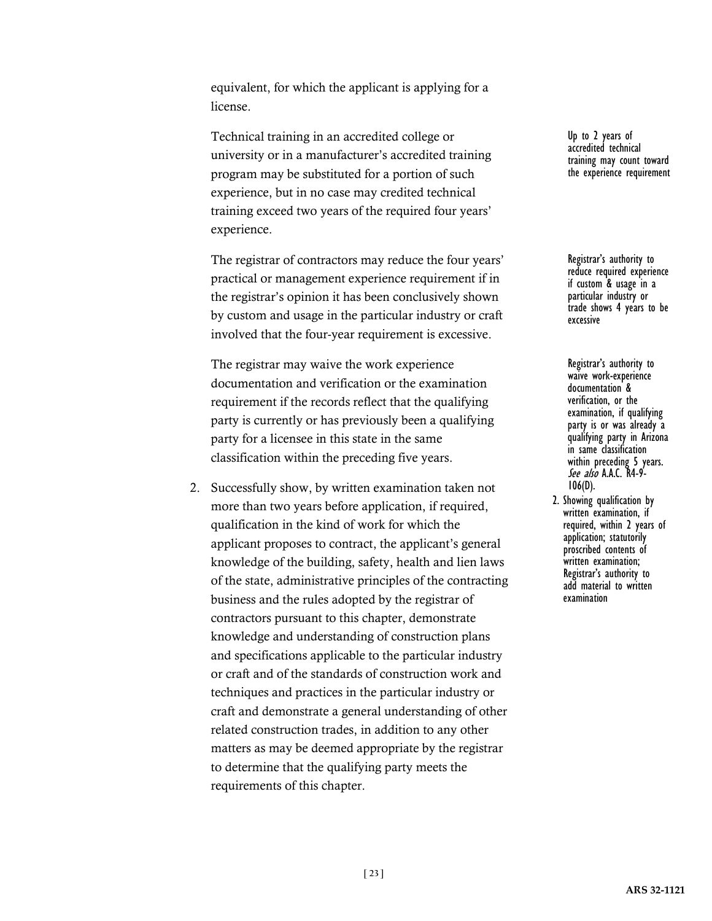equivalent, for which the applicant is applying for a license.

Technical training in an accredited college or university or in a manufacturer's accredited training program may be substituted for a portion of such experience, but in no case may credited technical training exceed two years of the required four years' experience.

Up to 2 years of accredited technical training may count toward the experience requirement

The registrar of contractors may reduce the four years' practical or management experience requirement if in the registrar's opinion it has been conclusively shown by custom and usage in the particular industry or craft involved that the four-year requirement is excessive.

Registrar's authority to reduce required experience if custom & usage in a particular industry or trade shows 4 years to be excessive

The registrar may waive the work experience documentation and verification or the examination requirement if the records reflect that the qualifying party is currently or has previously been a qualifying party for a licensee in this state in the same classification within the preceding five years.

Registrar's authority to waive work-experience documentation & verification, or the examination, if qualifying party is or was already a qualifying party in Arizona in same classification within preceding 5 years. *See also* A.A.C. R4-9-106(D).

2. Successfully show, by written examination taken not more than two years before application, if required, qualification in the kind of work for which the applicant proposes to contract, the applicant's general knowledge of the building, safety, health and lien laws of the state, administrative principles of the contracting business and the rules adopted by the registrar of contractors pursuant to this chapter, demonstrate knowledge and understanding of construction plans and specifications applicable to the particular industry or craft and of the standards of construction work and techniques and practices in the particular industry or craft and demonstrate a general understanding of other related construction trades, in addition to any other matters as may be deemed appropriate by the registrar to determine that the qualifying party meets the requirements of this chapter.

2. Showing qualification by written examination, if required, within 2 years of application; statutorily proscribed contents of written examination; Registrar's authority to add material to written examination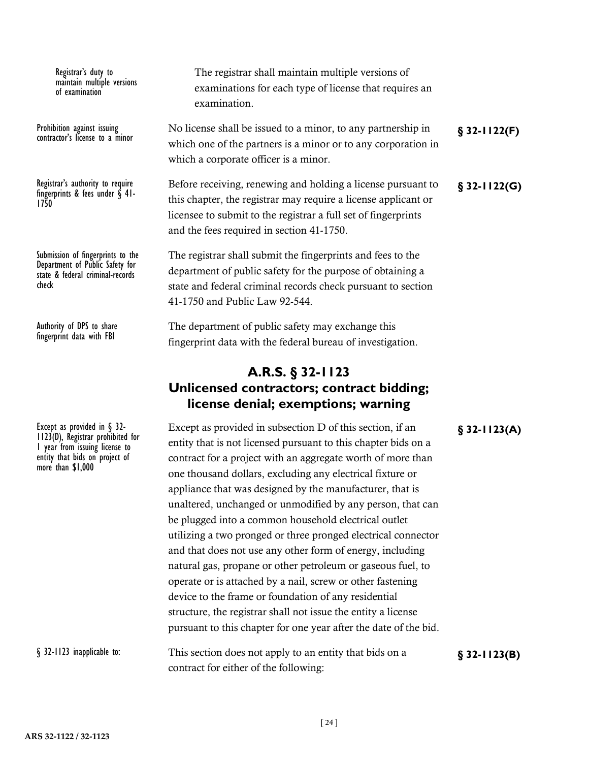Registrar's duty to maintain multiple versions of examination

The registrar shall maintain multiple versions of examinations for each type of license that requires an examination.

Prohibition against issuing contractor's license to a minor

No license shall be issued to a minor, to any partnership in which one of the partners is a minor or to any corporation in which a corporate officer is a minor. **§ 32-1122(F)**

Registrar's authority to require fingerprints & fees under § 41-1750

Before receiving, renewing and holding a license pursuant to this chapter, the registrar may require a license applicant or licensee to submit to the registrar a full set of fingerprints and the fees required in section 41-1750. **§ 32-1122(G)**

Submission of fingerprints to the Department of Public Safety for state & federal criminal-records check

The registrar shall submit the fingerprints and fees to the department of public safety for the purpose of obtaining a state and federal criminal records check pursuant to section 41-1750 and Public Law 92-544.

Authority of DPS to share fingerprint data with FBI

The department of public safety may exchange this fingerprint data with the federal bureau of investigation.

## A.R.S. § 32-1123
## Unlicensed contractors; contract bidding; license denial; exemptions; warning

Except as provided in § 32-1123(D), Registrar prohibited for 1 year from issuing license to entity that bids on project of more than $1,000

Except as provided in subsection D of this section, if an entity that is not licensed pursuant to this chapter bids on a contract for a project with an aggregate worth of more than one thousand dollars, excluding any electrical fixture or appliance that was designed by the manufacturer, that is unaltered, unchanged or unmodified by any person, that can be plugged into a common household electrical outlet utilizing a two pronged or three pronged electrical connector and that does not use any other form of energy, including natural gas, propane or other petroleum or gaseous fuel, to operate or is attached by a nail, screw or other fastening device to the frame or foundation of any residential structure, the registrar shall not issue the entity a license pursuant to this chapter for one year after the date of the bid. **§ 32-1123(A)**

§ 32-1123 inapplicable to:

This section does not apply to an entity that bids on a contract for either of the following: **§ 32-1123(B)**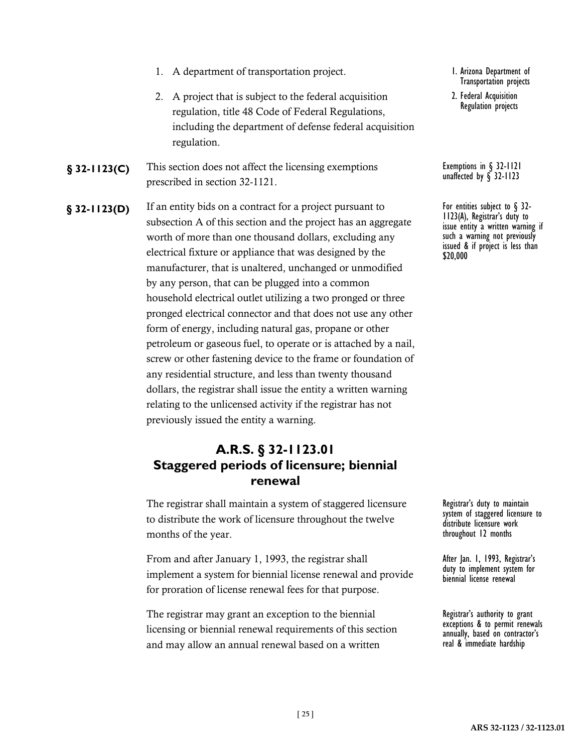1. A department of transportation project.
2. A project that is subject to the federal acquisition regulation, title 48 Code of Federal Regulations, including the department of defense federal acquisition regulation.

1. Arizona Department of Transportation projects
2. Federal Acquisition Regulation projects

**§ 32-1123(C)** This section does not affect the licensing exemptions prescribed in section 32-1121.

Exemptions in § 32-1121 unaffected by § 32-1123

**§ 32-1123(D)** If an entity bids on a contract for a project pursuant to subsection A of this section and the project has an aggregate worth of more than one thousand dollars, excluding any electrical fixture or appliance that was designed by the manufacturer, that is unaltered, unchanged or unmodified by any person, that can be plugged into a common household electrical outlet utilizing a two pronged or three pronged electrical connector and that does not use any other form of energy, including natural gas, propane or other petroleum or gaseous fuel, to operate or is attached by a nail, screw or other fastening device to the frame or foundation of any residential structure, and less than twenty thousand dollars, the registrar shall issue the entity a written warning relating to the unlicensed activity if the registrar has not previously issued the entity a warning.

For entities subject to § 32-1123(A), Registrar's duty to issue entity a written warning if such a warning not previously issued & if project is less than $20,000

## A.R.S. § 32-1123.01 Staggered periods of licensure; biennial renewal

The registrar shall maintain a system of staggered licensure to distribute the work of licensure throughout the twelve months of the year.

Registrar's duty to maintain system of staggered licensure to distribute licensure work throughout 12 months

From and after January 1, 1993, the registrar shall implement a system for biennial license renewal and provide for proration of license renewal fees for that purpose.

After Jan. 1, 1993, Registrar's duty to implement system for biennial license renewal

The registrar may grant an exception to the biennial licensing or biennial renewal requirements of this section and may allow an annual renewal based on a written

Registrar's authority to grant exceptions & to permit renewals annually, based on contractor's real & immediate hardship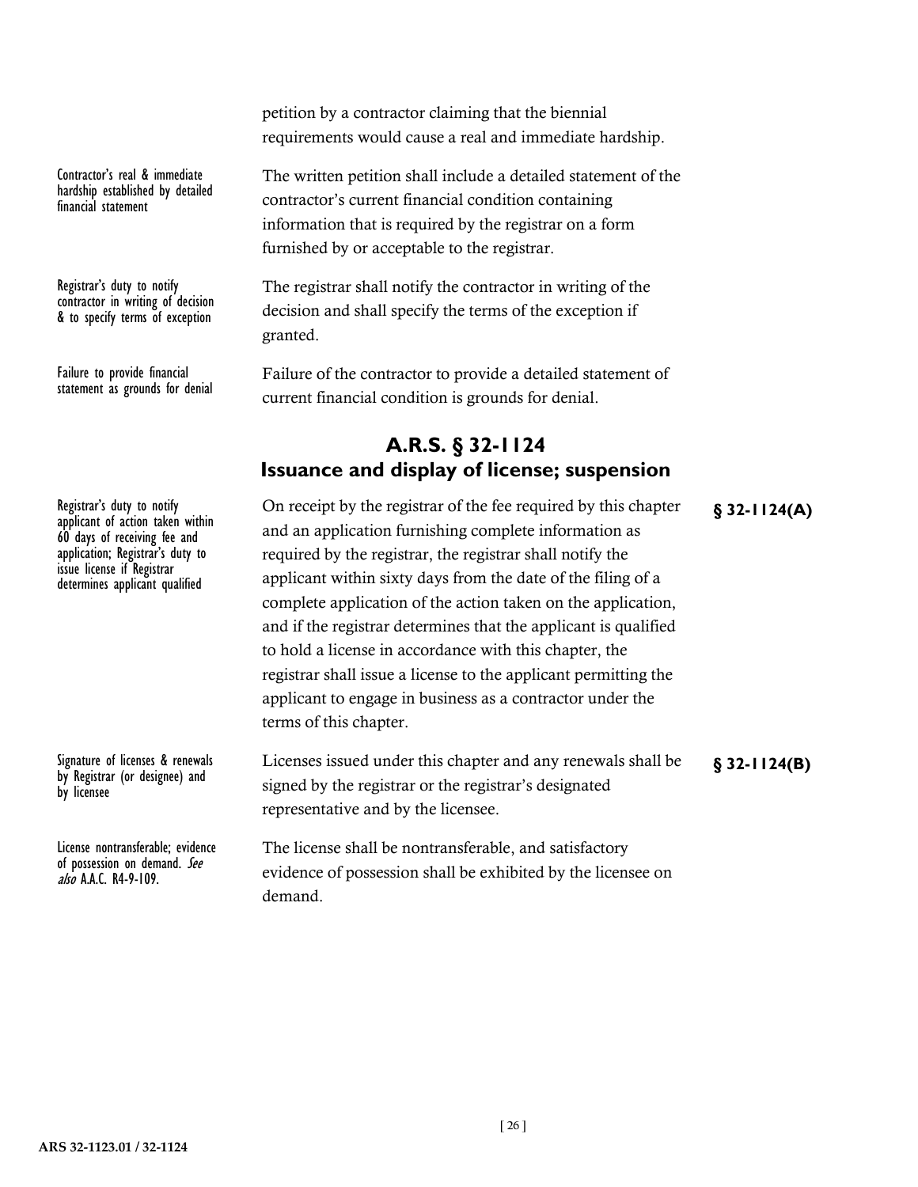petition by a contractor claiming that the biennial requirements would cause a real and immediate hardship.

Contractor's real & immediate hardship established by detailed financial statement

The written petition shall include a detailed statement of the contractor's current financial condition containing information that is required by the registrar on a form furnished by or acceptable to the registrar.

Registrar's duty to notify contractor in writing of decision & to specify terms of exception

The registrar shall notify the contractor in writing of the decision and shall specify the terms of the exception if granted.

Failure to provide financial statement as grounds for denial

Failure of the contractor to provide a detailed statement of current financial condition is grounds for denial.

## A.R.S. § 32-1124
## Issuance and display of license; suspension

**§ 32-1124(A)**

Registrar's duty to notify applicant of action taken within 60 days of receiving fee and application; Registrar's duty to issue license if Registrar determines applicant qualified

On receipt by the registrar of the fee required by this chapter and an application furnishing complete information as required by the registrar, the registrar shall notify the applicant within sixty days from the date of the filing of a complete application of the action taken on the application, and if the registrar determines that the applicant is qualified to hold a license in accordance with this chapter, the registrar shall issue a license to the applicant permitting the applicant to engage in business as a contractor under the terms of this chapter.

**§ 32-1124(B)**

Signature of licenses & renewals by Registrar (or designee) and by licensee

Licenses issued under this chapter and any renewals shall be signed by the registrar or the registrar's designated representative and by the licensee.

License nontransferable; evidence of possession on demand. *See also* A.A.C. R4-9-109.

The license shall be nontransferable, and satisfactory evidence of possession shall be exhibited by the licensee on demand.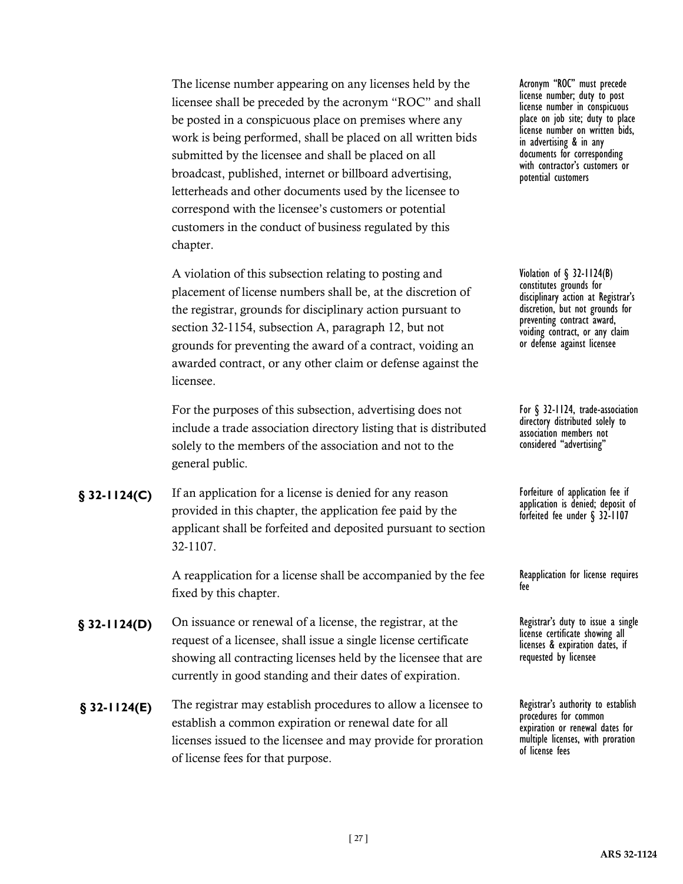The license number appearing on any licenses held by the licensee shall be preceded by the acronym "ROC" and shall be posted in a conspicuous place on premises where any work is being performed, shall be placed on all written bids submitted by the licensee and shall be placed on all broadcast, published, internet or billboard advertising, letterheads and other documents used by the licensee to correspond with the licensee's customers or potential customers in the conduct of business regulated by this chapter.

*Acronym "ROC" must precede license number; duty to post license number in conspicuous place on job site; duty to place license number on written bids, in advertising & in any documents for corresponding with contractor's customers or potential customers*

A violation of this subsection relating to posting and placement of license numbers shall be, at the discretion of the registrar, grounds for disciplinary action pursuant to section 32-1154, subsection A, paragraph 12, but not grounds for preventing the award of a contract, voiding an awarded contract, or any other claim or defense against the licensee.

*Violation of § 32-1124(B) constitutes grounds for disciplinary action at Registrar's discretion, but not grounds for preventing contract award, voiding contract, or any claim or defense against licensee*

For the purposes of this subsection, advertising does not include a trade association directory listing that is distributed solely to the members of the association and not to the general public.

*For § 32-1124, trade-association directory distributed solely to association members not considered "advertising"*

**§ 32-1124(C)** If an application for a license is denied for any reason provided in this chapter, the application fee paid by the applicant shall be forfeited and deposited pursuant to section 32-1107.

*Forfeiture of application fee if application is denied; deposit of forfeited fee under § 32-1107*

A reapplication for a license shall be accompanied by the fee fixed by this chapter.

*Reapplication for license requires fee*

**§ 32-1124(D)** On issuance or renewal of a license, the registrar, at the request of a licensee, shall issue a single license certificate showing all contracting licenses held by the licensee that are currently in good standing and their dates of expiration.

*Registrar's duty to issue a single license certificate showing all licenses & expiration dates, if requested by licensee*

**§ 32-1124(E)** The registrar may establish procedures to allow a licensee to establish a common expiration or renewal date for all licenses issued to the licensee and may provide for proration of license fees for that purpose.

*Registrar's authority to establish procedures for common expiration or renewal dates for multiple licenses, with proration of license fees*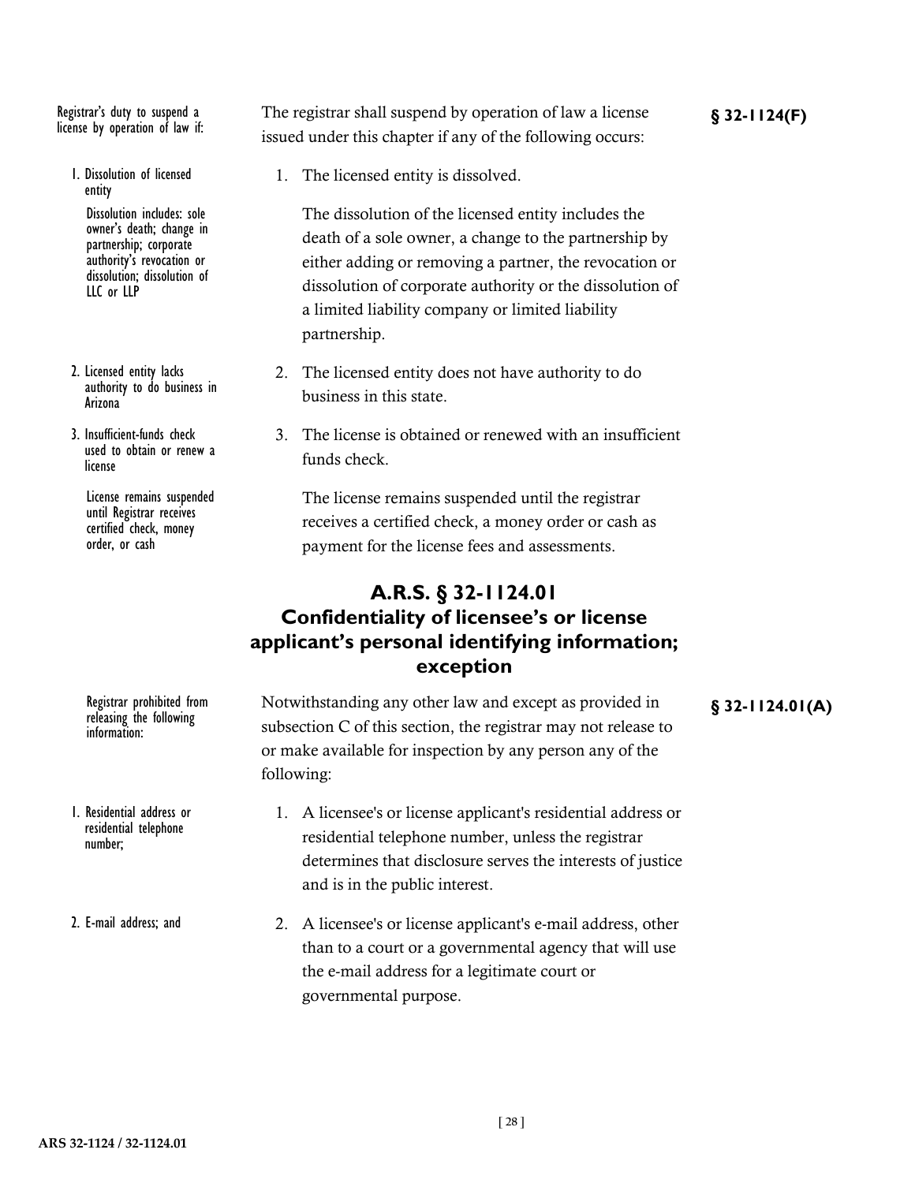Registrar's duty to suspend a license by operation of law if:

The registrar shall suspend by operation of law a license issued under this chapter if any of the following occurs: **§ 32-1124(F)**

1. Dissolution of licensed entity

   Dissolution includes: sole owner's death; change in partnership; corporate authority's revocation or dissolution; dissolution of LLC or LLP

1. The licensed entity is dissolved.

   The dissolution of the licensed entity includes the death of a sole owner, a change to the partnership by either adding or removing a partner, the revocation or dissolution of corporate authority or the dissolution of a limited liability company or limited liability partnership.

2. Licensed entity lacks authority to do business in Arizona

2. The licensed entity does not have authority to do business in this state.

3. Insufficient-funds check used to obtain or renew a license

   License remains suspended until Registrar receives certified check, money order, or cash

3. The license is obtained or renewed with an insufficient funds check.

   The license remains suspended until the registrar receives a certified check, a money order or cash as payment for the license fees and assessments.

## A.R.S. § 32-1124.01 Confidentiality of licensee's or license applicant's personal identifying information; exception

Registrar prohibited from releasing the following information:

Notwithstanding any other law and except as provided in subsection C of this section, the registrar may not release to or make available for inspection by any person any of the following: **§ 32-1124.01(A)**

1. Residential address or residential telephone number;

1. A licensee's or license applicant's residential address or residential telephone number, unless the registrar determines that disclosure serves the interests of justice and is in the public interest.

2. E-mail address; and

2. A licensee's or license applicant's e-mail address, other than to a court or a governmental agency that will use the e-mail address for a legitimate court or governmental purpose.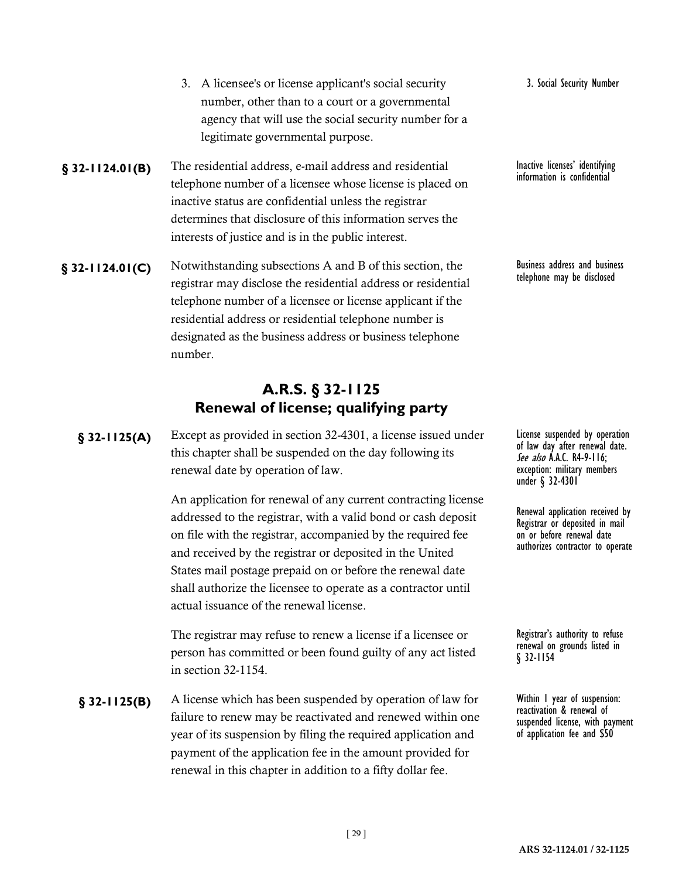3. A licensee's or license applicant's social security number, other than to a court or a governmental agency that will use the social security number for a legitimate governmental purpose.

3. Social Security Number

**§ 32-1124.01(B)** The residential address, e-mail address and residential telephone number of a licensee whose license is placed on inactive status are confidential unless the registrar determines that disclosure of this information serves the interests of justice and is in the public interest.

Inactive licenses' identifying information is confidential

**§ 32-1124.01(C)** Notwithstanding subsections A and B of this section, the registrar may disclose the residential address or residential telephone number of a licensee or license applicant if the residential address or residential telephone number is designated as the business address or business telephone number.

Business address and business telephone may be disclosed

## A.R.S. § 32-1125
## Renewal of license; qualifying party

**§ 32-1125(A)** Except as provided in section 32-4301, a license issued under this chapter shall be suspended on the day following its renewal date by operation of law.

License suspended by operation of law day after renewal date. *See also* A.A.C. R4-9-116; exception: military members under § 32-4301

An application for renewal of any current contracting license addressed to the registrar, with a valid bond or cash deposit on file with the registrar, accompanied by the required fee and received by the registrar or deposited in the United States mail postage prepaid on or before the renewal date shall authorize the licensee to operate as a contractor until actual issuance of the renewal license.

Renewal application received by Registrar or deposited in mail on or before renewal date authorizes contractor to operate

The registrar may refuse to renew a license if a licensee or person has committed or been found guilty of any act listed in section 32-1154.

Registrar's authority to refuse renewal on grounds listed in § 32-1154

**§ 32-1125(B)** A license which has been suspended by operation of law for failure to renew may be reactivated and renewed within one year of its suspension by filing the required application and payment of the application fee in the amount provided for renewal in this chapter in addition to a fifty dollar fee.

Within 1 year of suspension: reactivation & renewal of suspended license, with payment of application fee and $50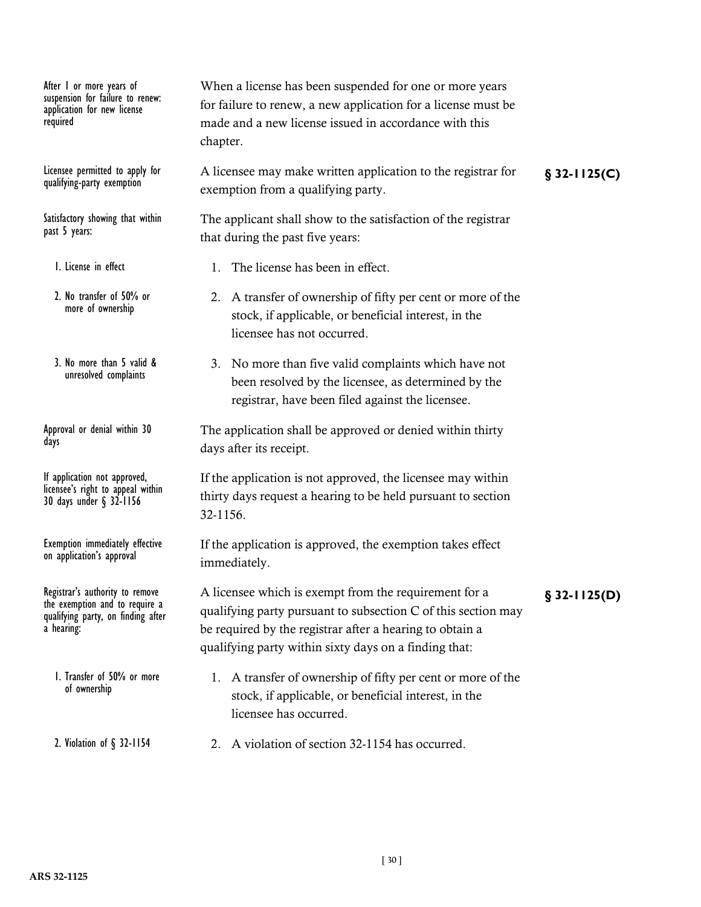After 1 or more years of suspension for failure to renew: application for new license required

When a license has been suspended for one or more years for failure to renew, a new application for a license must be made and a new license issued in accordance with this chapter.

**§ 32-1125(C)**

Licensee permitted to apply for qualifying-party exemption

A licensee may make written application to the registrar for exemption from a qualifying party.

Satisfactory showing that within past 5 years:

The applicant shall show to the satisfaction of the registrar that during the past five years:

1. License in effect
2. No transfer of 50% or more of ownership
3. No more than 5 valid & unresolved complaints

1. The license has been in effect.
2. A transfer of ownership of fifty per cent or more of the stock, if applicable, or beneficial interest, in the licensee has not occurred.
3. No more than five valid complaints which have not been resolved by the licensee, as determined by the registrar, have been filed against the licensee.

Approval or denial within 30 days

The application shall be approved or denied within thirty days after its receipt.

If application not approved, licensee's right to appeal within 30 days under § 32-1156

If the application is not approved, the licensee may within thirty days request a hearing to be held pursuant to section 32-1156.

Exemption immediately effective on application's approval

If the application is approved, the exemption takes effect immediately.

**§ 32-1125(D)**

Registrar's authority to remove the exemption and to require a qualifying party, on finding after a hearing:

A licensee which is exempt from the requirement for a qualifying party pursuant to subsection C of this section may be required by the registrar after a hearing to obtain a qualifying party within sixty days on a finding that:

1. Transfer of 50% or more of ownership
2. Violation of § 32-1154

1. A transfer of ownership of fifty per cent or more of the stock, if applicable, or beneficial interest, in the licensee has occurred.
2. A violation of section 32-1154 has occurred.

ARS 32-1125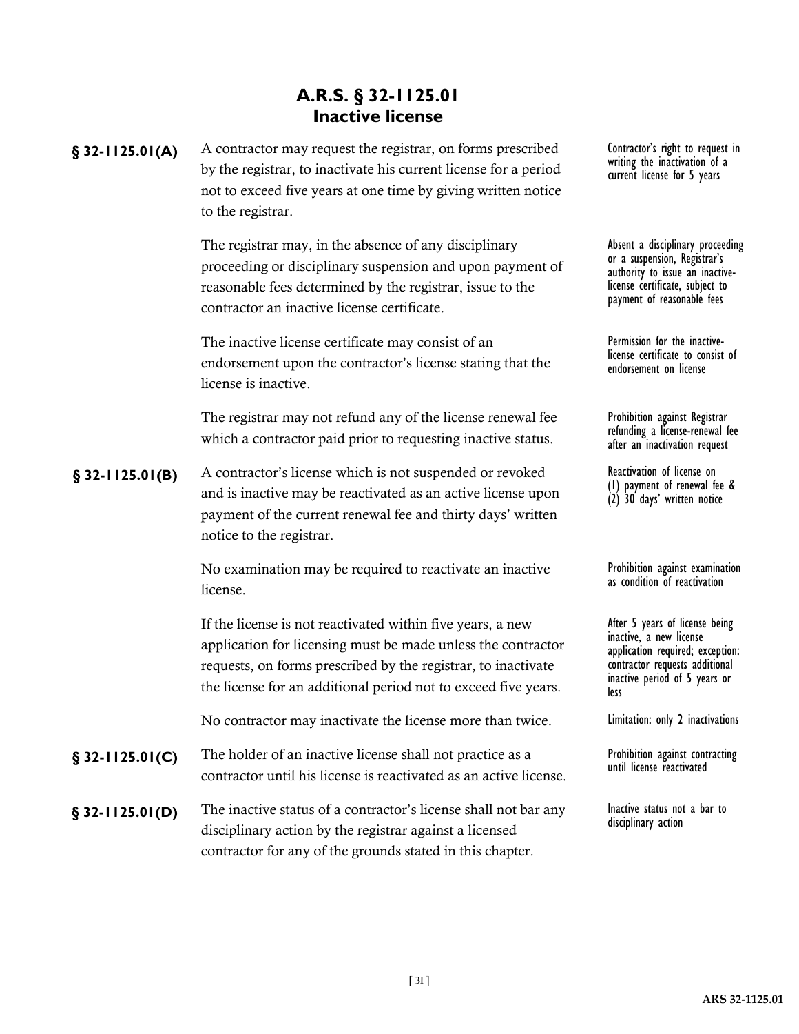## A.R.S. § 32-1125.01
## Inactive license

| Section | Text | Annotation |
|---|---|---|
| **§ 32-1125.01(A)** | A contractor may request the registrar, on forms prescribed by the registrar, to inactivate his current license for a period not to exceed five years at one time by giving written notice to the registrar. | Contractor's right to request in writing the inactivation of a current license for 5 years |
| | The registrar may, in the absence of any disciplinary proceeding or disciplinary suspension and upon payment of reasonable fees determined by the registrar, issue to the contractor an inactive license certificate. | Absent a disciplinary proceeding or a suspension, Registrar's authority to issue an inactive-license certificate, subject to payment of reasonable fees |
| | The inactive license certificate may consist of an endorsement upon the contractor's license stating that the license is inactive. | Permission for the inactive-license certificate to consist of endorsement on license |
| | The registrar may not refund any of the license renewal fee which a contractor paid prior to requesting inactive status. | Prohibition against Registrar refunding a license-renewal fee after an inactivation request |
| **§ 32-1125.01(B)** | A contractor's license which is not suspended or revoked and is inactive may be reactivated as an active license upon payment of the current renewal fee and thirty days' written notice to the registrar. | Reactivation of license on (1) payment of renewal fee & (2) 30 days' written notice |
| | No examination may be required to reactivate an inactive license. | Prohibition against examination as condition of reactivation |
| | If the license is not reactivated within five years, a new application for licensing must be made unless the contractor requests, on forms prescribed by the registrar, to inactivate the license for an additional period not to exceed five years. | After 5 years of license being inactive, a new license application required; exception: contractor requests additional inactive period of 5 years or less |
| | No contractor may inactivate the license more than twice. | Limitation: only 2 inactivations |
| **§ 32-1125.01(C)** | The holder of an inactive license shall not practice as a contractor until his license is reactivated as an active license. | Prohibition against contracting until license reactivated |
| **§ 32-1125.01(D)** | The inactive status of a contractor's license shall not bar any disciplinary action by the registrar against a licensed contractor for any of the grounds stated in this chapter. | Inactive status not a bar to disciplinary action |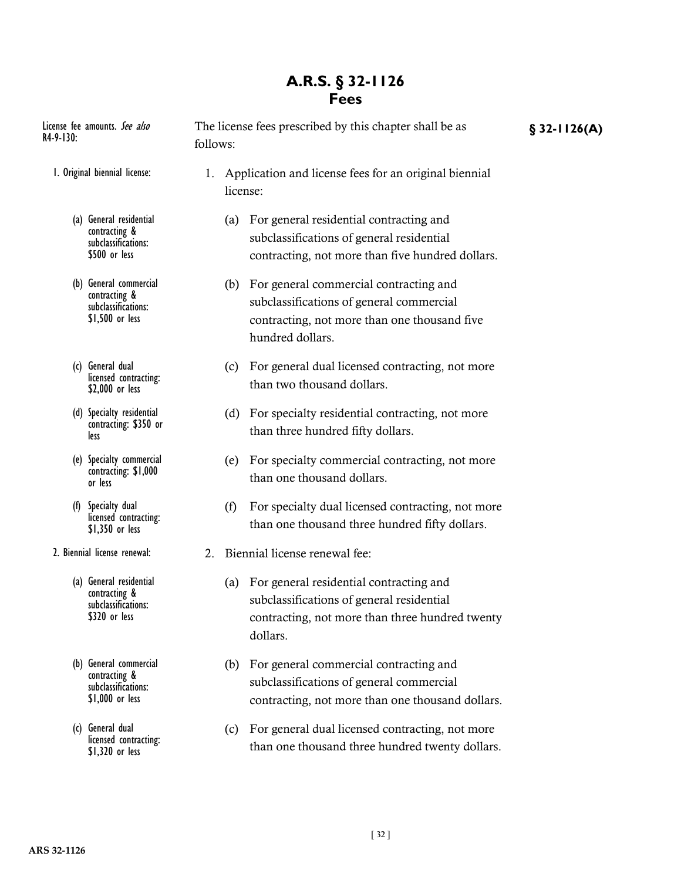# A.R.S. § 32-1126
## Fees

License fee amounts. *See also* R4-9-130:

**§ 32-1126(A)**

The license fees prescribed by this chapter shall be as follows:

1. Original biennial license:

1. Application and license fees for an original biennial license:

   (a) General residential contracting & subclassifications: $500 or less

   (a) For general residential contracting and subclassifications of general residential contracting, not more than five hundred dollars.

   (b) General commercial contracting & subclassifications: $1,500 or less

   (b) For general commercial contracting and subclassifications of general commercial contracting, not more than one thousand five hundred dollars.

   (c) General dual licensed contracting: $2,000 or less

   (c) For general dual licensed contracting, not more than two thousand dollars.

   (d) Specialty residential contracting: $350 or less

   (d) For specialty residential contracting, not more than three hundred fifty dollars.

   (e) Specialty commercial contracting: $1,000 or less

   (e) For specialty commercial contracting, not more than one thousand dollars.

   (f) Specialty dual licensed contracting: $1,350 or less

   (f) For specialty dual licensed contracting, not more than one thousand three hundred fifty dollars.

2. Biennial license renewal:

2. Biennial license renewal fee:

   (a) General residential contracting & subclassifications: $320 or less

   (a) For general residential contracting and subclassifications of general residential contracting, not more than three hundred twenty dollars.

   (b) General commercial contracting & subclassifications: $1,000 or less

   (b) For general commercial contracting and subclassifications of general commercial contracting, not more than one thousand dollars.

   (c) General dual licensed contracting: $1,320 or less

   (c) For general dual licensed contracting, not more than one thousand three hundred twenty dollars.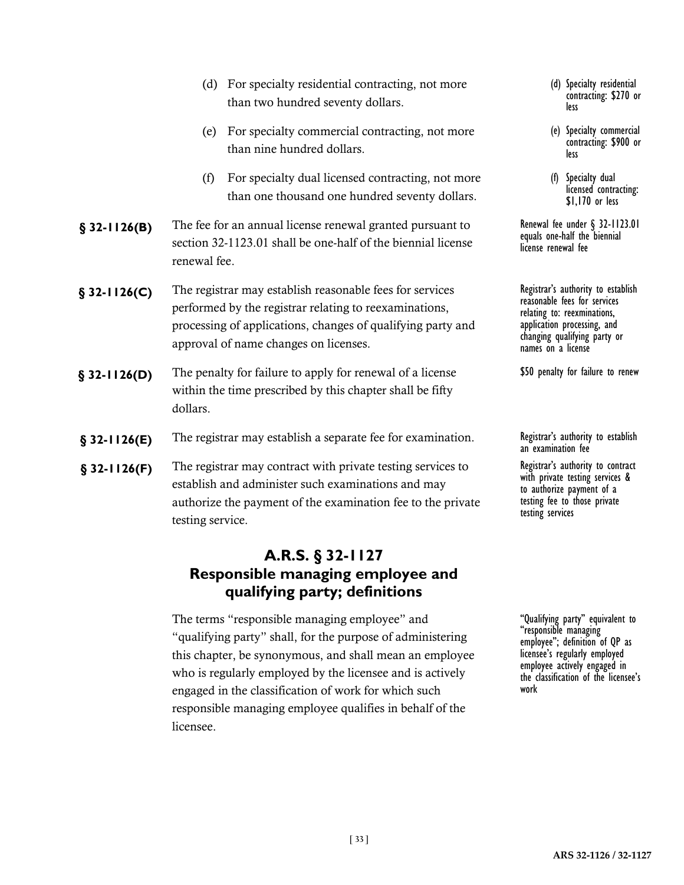(d) For specialty residential contracting, not more than two hundred seventy dollars.

(d) Specialty residential contracting: $270 or less

(e) For specialty commercial contracting, not more than nine hundred dollars.

(e) Specialty commercial contracting: $900 or less

(f) For specialty dual licensed contracting, not more than one thousand one hundred seventy dollars.

(f) Specialty dual licensed contracting: $1,170 or less

**§ 32-1126(B)** The fee for an annual license renewal granted pursuant to section 32-1123.01 shall be one-half of the biennial license renewal fee.

Renewal fee under § 32-1123.01 equals one-half the biennial license renewal fee

**§ 32-1126(C)** The registrar may establish reasonable fees for services performed by the registrar relating to reexaminations, processing of applications, changes of qualifying party and approval of name changes on licenses.

Registrar's authority to establish reasonable fees for services relating to: reexminations, application processing, and changing qualifying party or names on a license

**§ 32-1126(D)** The penalty for failure to apply for renewal of a license within the time prescribed by this chapter shall be fifty dollars.

$50 penalty for failure to renew

**§ 32-1126(E)** The registrar may establish a separate fee for examination.

Registrar's authority to establish an examination fee

**§ 32-1126(F)** The registrar may contract with private testing services to establish and administer such examinations and may authorize the payment of the examination fee to the private testing service.

Registrar's authority to contract with private testing services & to authorize payment of a testing fee to those private testing services

## A.R.S. § 32-1127 Responsible managing employee and qualifying party; definitions

The terms "responsible managing employee" and "qualifying party" shall, for the purpose of administering this chapter, be synonymous, and shall mean an employee who is regularly employed by the licensee and is actively engaged in the classification of work for which such responsible managing employee qualifies in behalf of the licensee.

"Qualifying party" equivalent to "responsible managing employee"; definition of QP as licensee's regularly employed employee actively engaged in the classification of the licensee's work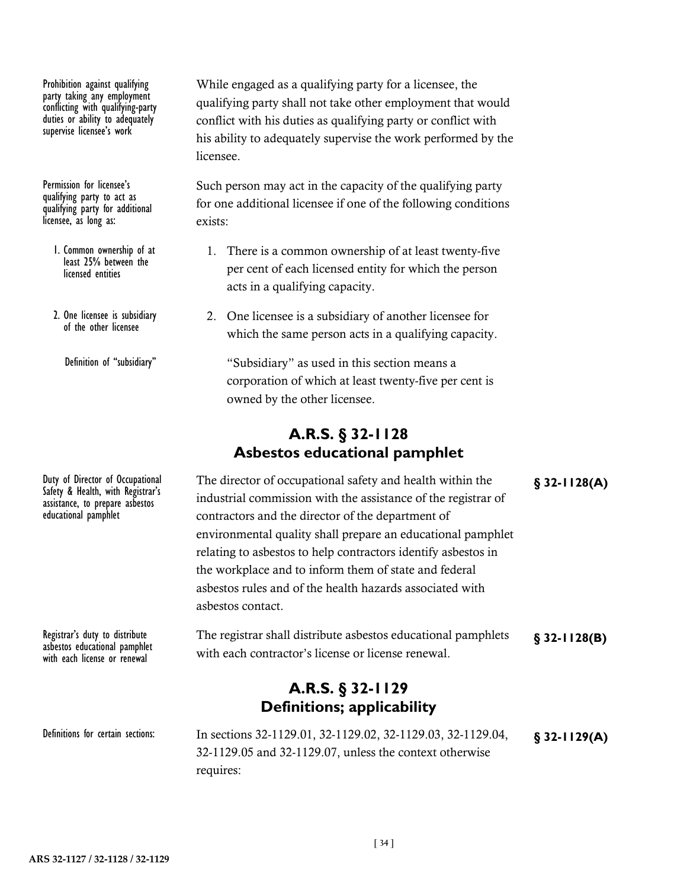Prohibition against qualifying party taking any employment conflicting with qualifying-party duties or ability to adequately supervise licensee's work

While engaged as a qualifying party for a licensee, the qualifying party shall not take other employment that would conflict with his duties as qualifying party or conflict with his ability to adequately supervise the work performed by the licensee.

Permission for licensee's qualifying party to act as qualifying party for additional licensee, as long as:

1. Common ownership of at least 25% between the licensed entities
2. One licensee is subsidiary of the other licensee

Definition of "subsidiary"

Such person may act in the capacity of the qualifying party for one additional licensee if one of the following conditions exists:

1. There is a common ownership of at least twenty-five per cent of each licensed entity for which the person acts in a qualifying capacity.
2. One licensee is a subsidiary of another licensee for which the same person acts in a qualifying capacity.

   "Subsidiary" as used in this section means a corporation of which at least twenty-five per cent is owned by the other licensee.

## A.R.S. § 32-1128
## Asbestos educational pamphlet

Duty of Director of Occupational Safety & Health, with Registrar's assistance, to prepare asbestos educational pamphlet

**§ 32-1128(A)** The director of occupational safety and health within the industrial commission with the assistance of the registrar of contractors and the director of the department of environmental quality shall prepare an educational pamphlet relating to asbestos to help contractors identify asbestos in the workplace and to inform them of state and federal asbestos rules and of the health hazards associated with asbestos contact.

Registrar's duty to distribute asbestos educational pamphlet with each license or renewal

**§ 32-1128(B)** The registrar shall distribute asbestos educational pamphlets with each contractor's license or license renewal.

## A.R.S. § 32-1129
## Definitions; applicability

Definitions for certain sections:

**§ 32-1129(A)** In sections 32-1129.01, 32-1129.02, 32-1129.03, 32-1129.04, 32-1129.05 and 32-1129.07, unless the context otherwise requires: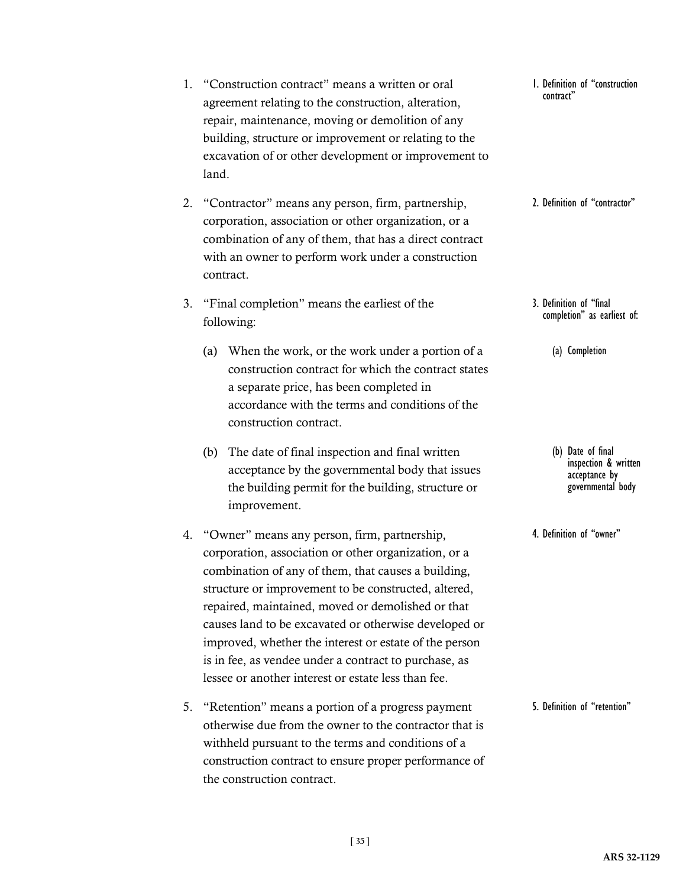1. "Construction contract" means a written or oral agreement relating to the construction, alteration, repair, maintenance, moving or demolition of any building, structure or improvement or relating to the excavation of or other development or improvement to land.

   1. Definition of "construction contract"

2. "Contractor" means any person, firm, partnership, corporation, association or other organization, or a combination of any of them, that has a direct contract with an owner to perform work under a construction contract.

   2. Definition of "contractor"

3. "Final completion" means the earliest of the following:

   3. Definition of "final completion" as earliest of:

   (a) When the work, or the work under a portion of a construction contract for which the contract states a separate price, has been completed in accordance with the terms and conditions of the construction contract.

   (a) Completion

   (b) The date of final inspection and final written acceptance by the governmental body that issues the building permit for the building, structure or improvement.

   (b) Date of final inspection & written acceptance by governmental body

4. "Owner" means any person, firm, partnership, corporation, association or other organization, or a combination of any of them, that causes a building, structure or improvement to be constructed, altered, repaired, maintained, moved or demolished or that causes land to be excavated or otherwise developed or improved, whether the interest or estate of the person is in fee, as vendee under a contract to purchase, as lessee or another interest or estate less than fee.

   4. Definition of "owner"

5. "Retention" means a portion of a progress payment otherwise due from the owner to the contractor that is withheld pursuant to the terms and conditions of a construction contract to ensure proper performance of the construction contract.

   5. Definition of "retention"

**ARS 32-1129**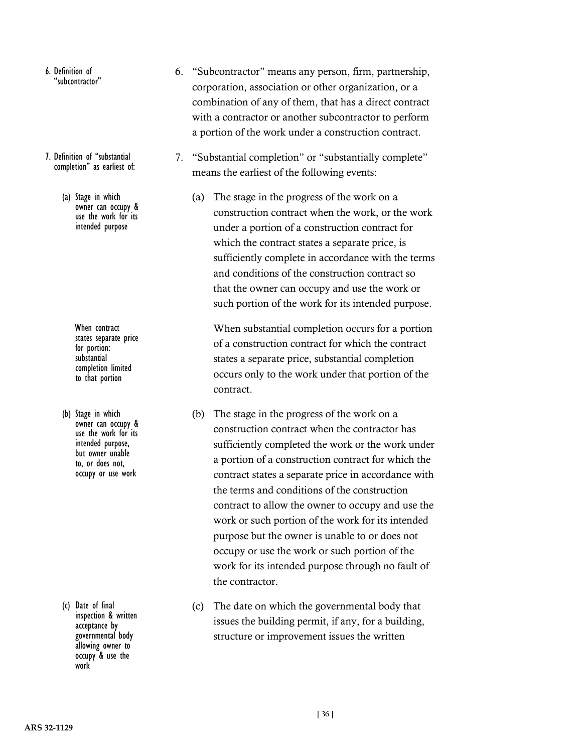6. Definition of "subcontractor"

6. "Subcontractor" means any person, firm, partnership, corporation, association or other organization, or a combination of any of them, that has a direct contract with a contractor or another subcontractor to perform a portion of the work under a construction contract.

7. Definition of "substantial completion" as earliest of:

7. "Substantial completion" or "substantially complete" means the earliest of the following events:

(a) Stage in which owner can occupy & use the work for its intended purpose

(a) The stage in the progress of the work on a construction contract when the work, or the work under a portion of a construction contract for which the contract states a separate price, is sufficiently complete in accordance with the terms and conditions of the construction contract so that the owner can occupy and use the work or such portion of the work for its intended purpose.

When contract states separate price for portion: substantial completion limited to that portion

When substantial completion occurs for a portion of a construction contract for which the contract states a separate price, substantial completion occurs only to the work under that portion of the contract.

(b) Stage in which owner can occupy & use the work for its intended purpose, but owner unable to, or does not, occupy or use work

(b) The stage in the progress of the work on a construction contract when the contractor has sufficiently completed the work or the work under a portion of a construction contract for which the contract states a separate price in accordance with the terms and conditions of the construction contract to allow the owner to occupy and use the work or such portion of the work for its intended purpose but the owner is unable to or does not occupy or use the work or such portion of the work for its intended purpose through no fault of the contractor.

(c) Date of final inspection & written acceptance by governmental body allowing owner to occupy & use the work

(c) The date on which the governmental body that issues the building permit, if any, for a building, structure or improvement issues the written

ARS 32-1129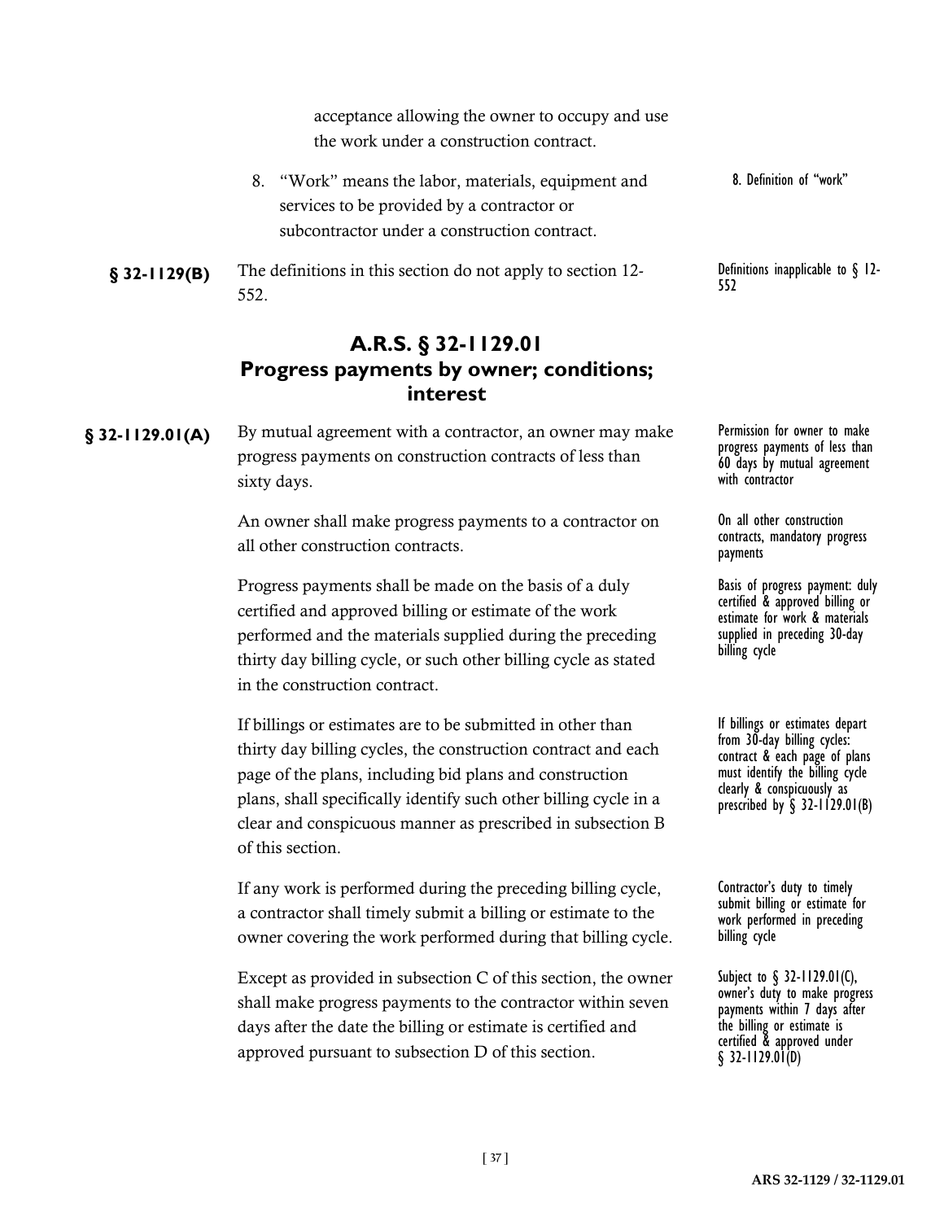acceptance allowing the owner to occupy and use the work under a construction contract.

8. "Work" means the labor, materials, equipment and services to be provided by a contractor or subcontractor under a construction contract.

8. Definition of "work"

**§ 32-1129(B)** The definitions in this section do not apply to section 12-552.

Definitions inapplicable to § 12-552

## A.R.S. § 32-1129.01 Progress payments by owner; conditions; interest

**§ 32-1129.01(A)** By mutual agreement with a contractor, an owner may make progress payments on construction contracts of less than sixty days.

Permission for owner to make progress payments of less than 60 days by mutual agreement with contractor

An owner shall make progress payments to a contractor on all other construction contracts.

On all other construction contracts, mandatory progress payments

Progress payments shall be made on the basis of a duly certified and approved billing or estimate of the work performed and the materials supplied during the preceding thirty day billing cycle, or such other billing cycle as stated in the construction contract.

Basis of progress payment: duly certified & approved billing or estimate for work & materials supplied in preceding 30-day billing cycle

If billings or estimates are to be submitted in other than thirty day billing cycles, the construction contract and each page of the plans, including bid plans and construction plans, shall specifically identify such other billing cycle in a clear and conspicuous manner as prescribed in subsection B of this section.

If billings or estimates depart from 30-day billing cycles: contract & each page of plans must identify the billing cycle clearly & conspicuously as prescribed by § 32-1129.01(B)

If any work is performed during the preceding billing cycle, a contractor shall timely submit a billing or estimate to the owner covering the work performed during that billing cycle.

Contractor's duty to timely submit billing or estimate for work performed in preceding billing cycle

Except as provided in subsection C of this section, the owner shall make progress payments to the contractor within seven days after the date the billing or estimate is certified and approved pursuant to subsection D of this section.

Subject to § 32-1129.01(C), owner's duty to make progress payments within 7 days after the billing or estimate is certified & approved under § 32-1129.01(D)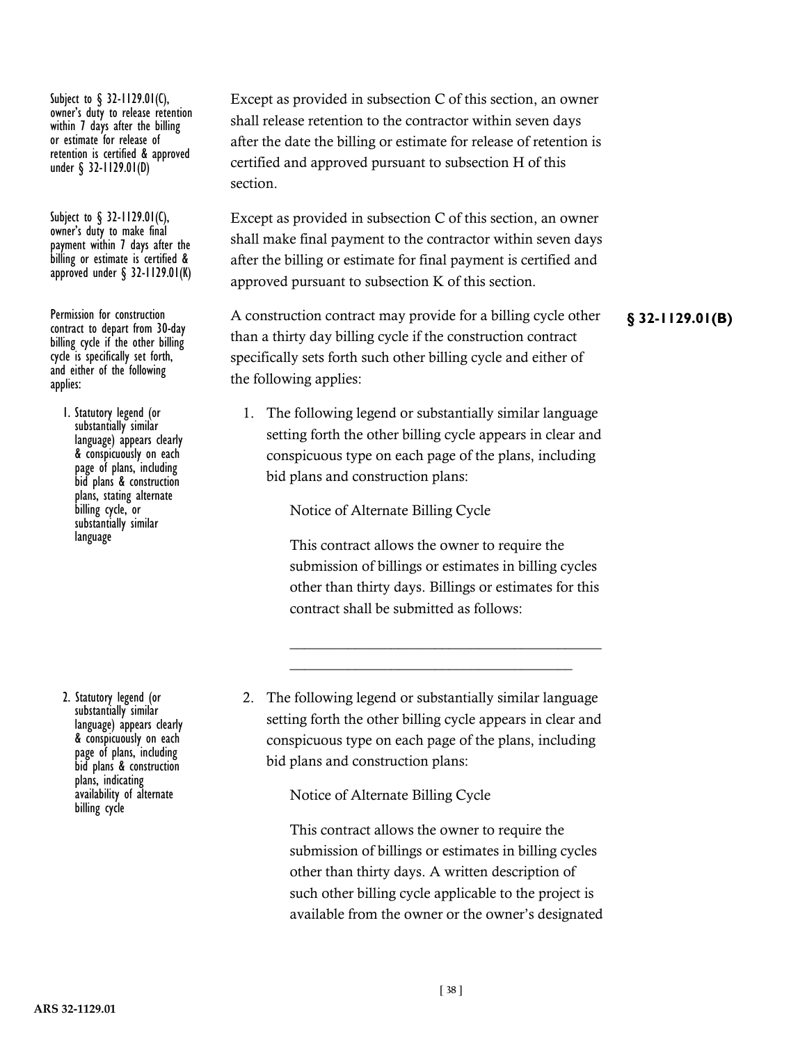Subject to § 32-1129.01(C), owner's duty to release retention within 7 days after the billing or estimate for release of retention is certified & approved under § 32-1129.01(D)

Except as provided in subsection C of this section, an owner shall release retention to the contractor within seven days after the date the billing or estimate for release of retention is certified and approved pursuant to subsection H of this section.

Subject to § 32-1129.01(C), owner's duty to make final payment within 7 days after the billing or estimate is certified & approved under § 32-1129.01(K)

Except as provided in subsection C of this section, an owner shall make final payment to the contractor within seven days after the billing or estimate for final payment is certified and approved pursuant to subsection K of this section.

**§ 32-1129.01(B)**

Permission for construction contract to depart from 30-day billing cycle if the other billing cycle is specifically set forth, and either of the following applies:

A construction contract may provide for a billing cycle other than a thirty day billing cycle if the construction contract specifically sets forth such other billing cycle and either of the following applies:

1. Statutory legend (or substantially similar language) appears clearly & conspicuously on each page of plans, including bid plans & construction plans, stating alternate billing cycle, or substantially similar language

1. The following legend or substantially similar language setting forth the other billing cycle appears in clear and conspicuous type on each page of the plans, including bid plans and construction plans:

   Notice of Alternate Billing Cycle

   This contract allows the owner to require the submission of billings or estimates in billing cycles other than thirty days. Billings or estimates for this contract shall be submitted as follows:

   ____________________________________________
   ______________________________________

2. Statutory legend (or substantially similar language) appears clearly & conspicuously on each page of plans, including bid plans & construction plans, indicating availability of alternate billing cycle

2. The following legend or substantially similar language setting forth the other billing cycle appears in clear and conspicuous type on each page of the plans, including bid plans and construction plans:

   Notice of Alternate Billing Cycle

   This contract allows the owner to require the submission of billings or estimates in billing cycles other than thirty days. A written description of such other billing cycle applicable to the project is available from the owner or the owner's designated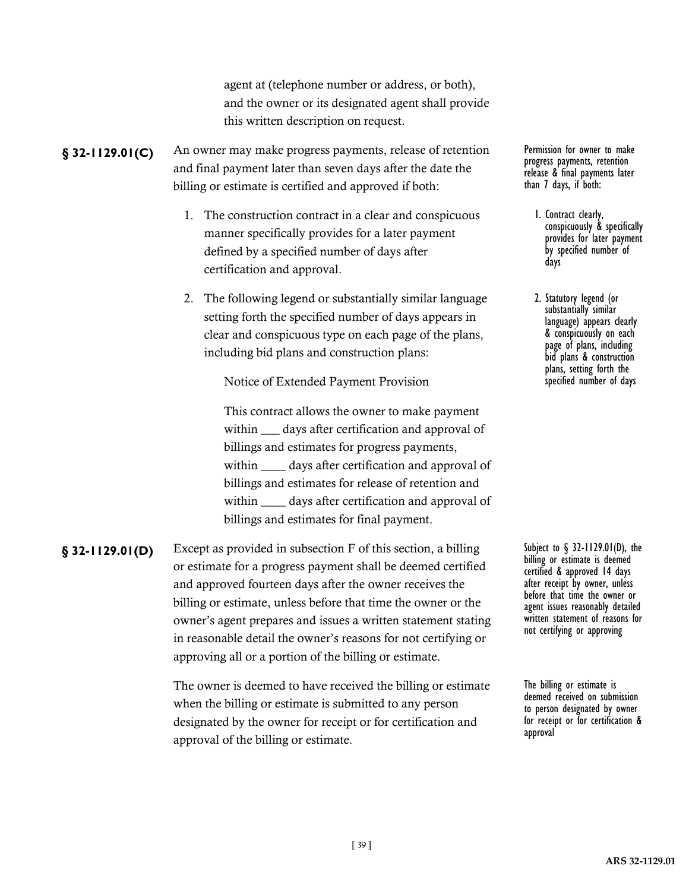agent at (telephone number or address, or both), and the owner or its designated agent shall provide this written description on request.

**§ 32-1129.01(C)** An owner may make progress payments, release of retention and final payment later than seven days after the date the billing or estimate is certified and approved if both:

Permission for owner to make progress payments, retention release & final payments later than 7 days, if both:

1. The construction contract in a clear and conspicuous manner specifically provides for a later payment defined by a specified number of days after certification and approval.

   1. Contract clearly, conspicuously & specifically provides for later payment by specified number of days

2. The following legend or substantially similar language setting forth the specified number of days appears in clear and conspicuous type on each page of the plans, including bid plans and construction plans:

   2. Statutory legend (or substantially similar language) appears clearly & conspicuously on each page of plans, including bid plans & construction plans, setting forth the specified number of days

   Notice of Extended Payment Provision

   This contract allows the owner to make payment within ___ days after certification and approval of billings and estimates for progress payments, within ____ days after certification and approval of billings and estimates for release of retention and within ____ days after certification and approval of billings and estimates for final payment.

**§ 32-1129.01(D)** Except as provided in subsection F of this section, a billing or estimate for a progress payment shall be deemed certified and approved fourteen days after the owner receives the billing or estimate, unless before that time the owner or the owner's agent prepares and issues a written statement stating in reasonable detail the owner's reasons for not certifying or approving all or a portion of the billing or estimate.

Subject to § 32-1129.01(D), the billing or estimate is deemed certified & approved 14 days after receipt by owner, unless before that time the owner or agent issues reasonably detailed written statement of reasons for not certifying or approving

The owner is deemed to have received the billing or estimate when the billing or estimate is submitted to any person designated by the owner for receipt or for certification and approval of the billing or estimate.

The billing or estimate is deemed received on submission to person designated by owner for receipt or for certification & approval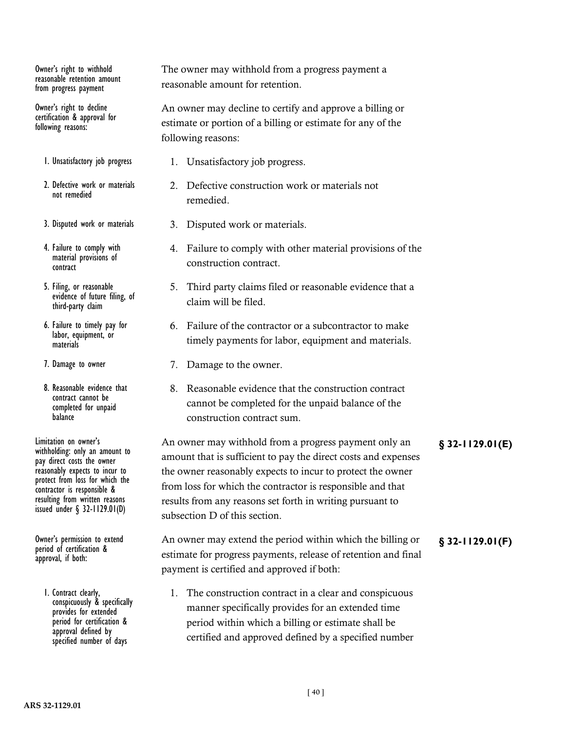Owner's right to withhold reasonable retention amount from progress payment

The owner may withhold from a progress payment a reasonable amount for retention.

Owner's right to decline certification & approval for following reasons:

An owner may decline to certify and approve a billing or estimate or portion of a billing or estimate for any of the following reasons:

1. Unsatisfactory job progress.
2. Defective construction work or materials not remedied.
3. Disputed work or materials.
4. Failure to comply with other material provisions of the construction contract.
5. Third party claims filed or reasonable evidence that a claim will be filed.
6. Failure of the contractor or a subcontractor to make timely payments for labor, equipment and materials.
7. Damage to the owner.
8. Reasonable evidence that the construction contract cannot be completed for the unpaid balance of the construction contract sum.

Limitation on owner's withholding: only an amount to pay direct costs the owner reasonably expects to incur to protect from loss for which the contractor is responsible & resulting from written reasons issued under § 32-1129.01(D)

**§ 32-1129.01(E)**

An owner may withhold from a progress payment only an amount that is sufficient to pay the direct costs and expenses the owner reasonably expects to incur to protect the owner from loss for which the contractor is responsible and that results from any reasons set forth in writing pursuant to subsection D of this section.

Owner's permission to extend period of certification & approval, if both:

**§ 32-1129.01(F)**

An owner may extend the period within which the billing or estimate for progress payments, release of retention and final payment is certified and approved if both:

1. Contract clearly, conspicuously & specifically provides for extended period for certification & approval defined by specified number of days

1. The construction contract in a clear and conspicuous manner specifically provides for an extended time period within which a billing or estimate shall be certified and approved defined by a specified number

ARS 32-1129.01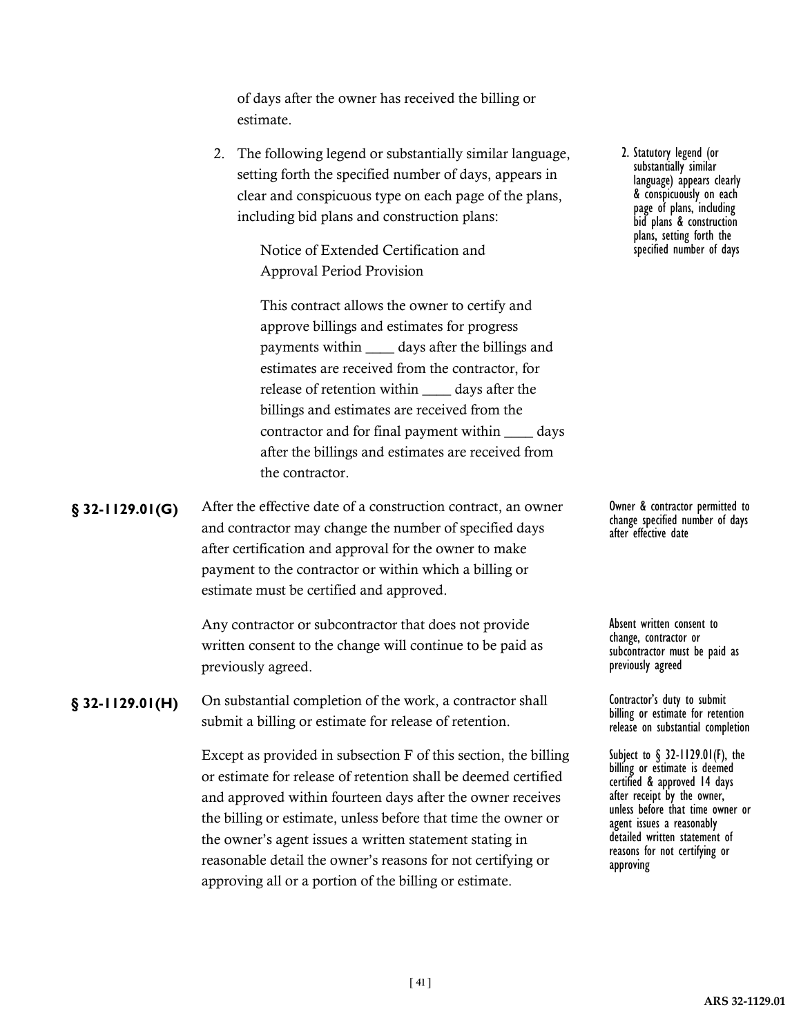of days after the owner has received the billing or estimate.

2. The following legend or substantially similar language, setting forth the specified number of days, appears in clear and conspicuous type on each page of the plans, including bid plans and construction plans:

   > 2. Statutory legend (or substantially similar language) appears clearly & conspicuously on each page of plans, including bid plans & construction plans, setting forth the specified number of days

   Notice of Extended Certification and Approval Period Provision

   This contract allows the owner to certify and approve billings and estimates for progress payments within ____ days after the billings and estimates are received from the contractor, for release of retention within ____ days after the billings and estimates are received from the contractor and for final payment within ____ days after the billings and estimates are received from the contractor.

**§ 32-1129.01(G)** After the effective date of a construction contract, an owner and contractor may change the number of specified days after certification and approval for the owner to make payment to the contractor or within which a billing or estimate must be certified and approved.

> Owner & contractor permitted to change specified number of days after effective date

Any contractor or subcontractor that does not provide written consent to the change will continue to be paid as previously agreed.

> Absent written consent to change, contractor or subcontractor must be paid as previously agreed

**§ 32-1129.01(H)** On substantial completion of the work, a contractor shall submit a billing or estimate for release of retention.

> Contractor's duty to submit billing or estimate for retention release on substantial completion

Except as provided in subsection F of this section, the billing or estimate for release of retention shall be deemed certified and approved within fourteen days after the owner receives the billing or estimate, unless before that time the owner or the owner's agent issues a written statement stating in reasonable detail the owner's reasons for not certifying or approving all or a portion of the billing or estimate.

> Subject to § 32-1129.01(F), the billing or estimate is deemed certified & approved 14 days after receipt by the owner, unless before that time owner or agent issues a reasonably detailed written statement of reasons for not certifying or approving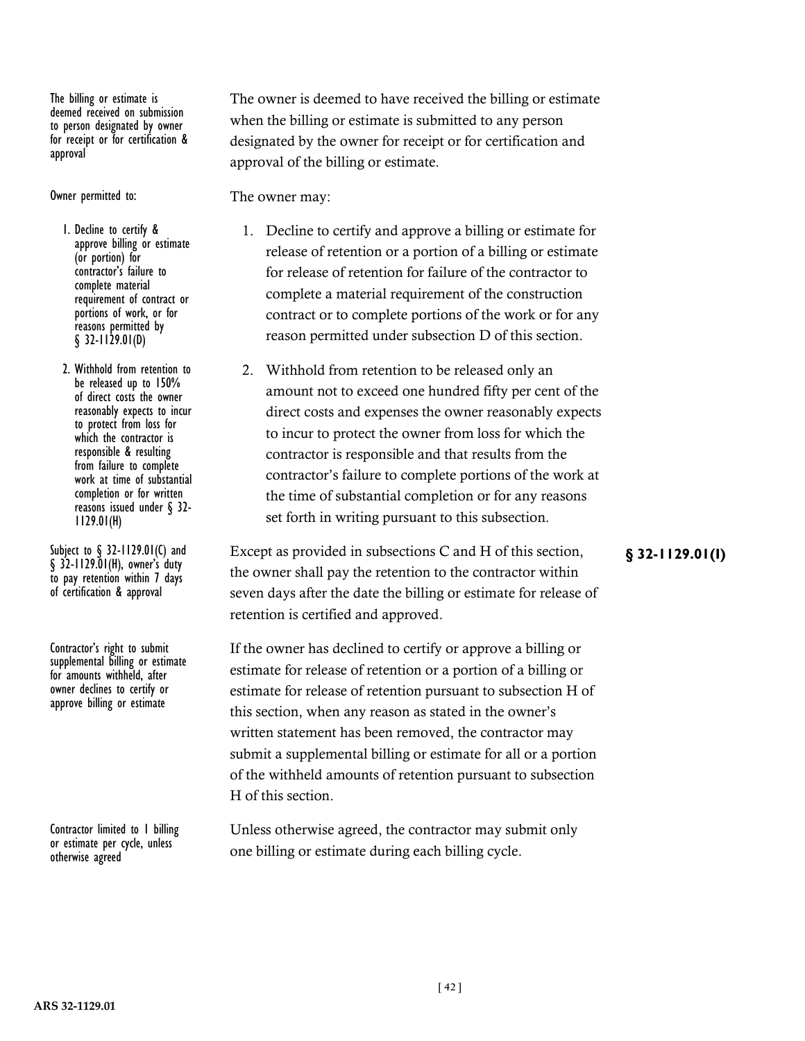The billing or estimate is deemed received on submission to person designated by owner for receipt or for certification & approval

The owner is deemed to have received the billing or estimate when the billing or estimate is submitted to any person designated by the owner for receipt or for certification and approval of the billing or estimate.

Owner permitted to:

1. Decline to certify & approve billing or estimate (or portion) for contractor's failure to complete material requirement of contract or portions of work, or for reasons permitted by § 32-1129.01(D)
2. Withhold from retention to be released up to 150% of direct costs the owner reasonably expects to incur to protect from loss for which the contractor is responsible & resulting from failure to complete work at time of substantial completion or for written reasons issued under § 32-1129.01(H)

The owner may:

1. Decline to certify and approve a billing or estimate for release of retention or a portion of a billing or estimate for release of retention for failure of the contractor to complete a material requirement of the construction contract or to complete portions of the work or for any reason permitted under subsection D of this section.
2. Withhold from retention to be released only an amount not to exceed one hundred fifty per cent of the direct costs and expenses the owner reasonably expects to incur to protect the owner from loss for which the contractor is responsible and that results from the contractor's failure to complete portions of the work at the time of substantial completion or for any reasons set forth in writing pursuant to this subsection.

Subject to § 32-1129.01(C) and § 32-1129.01(H), owner's duty to pay retention within 7 days of certification & approval

**§ 32-1129.01(I)**

Except as provided in subsections C and H of this section, the owner shall pay the retention to the contractor within seven days after the date the billing or estimate for release of retention is certified and approved.

Contractor's right to submit supplemental billing or estimate for amounts withheld, after owner declines to certify or approve billing or estimate

If the owner has declined to certify or approve a billing or estimate for release of retention or a portion of a billing or estimate for release of retention pursuant to subsection H of this section, when any reason as stated in the owner's written statement has been removed, the contractor may submit a supplemental billing or estimate for all or a portion of the withheld amounts of retention pursuant to subsection H of this section.

Contractor limited to 1 billing or estimate per cycle, unless otherwise agreed

Unless otherwise agreed, the contractor may submit only one billing or estimate during each billing cycle.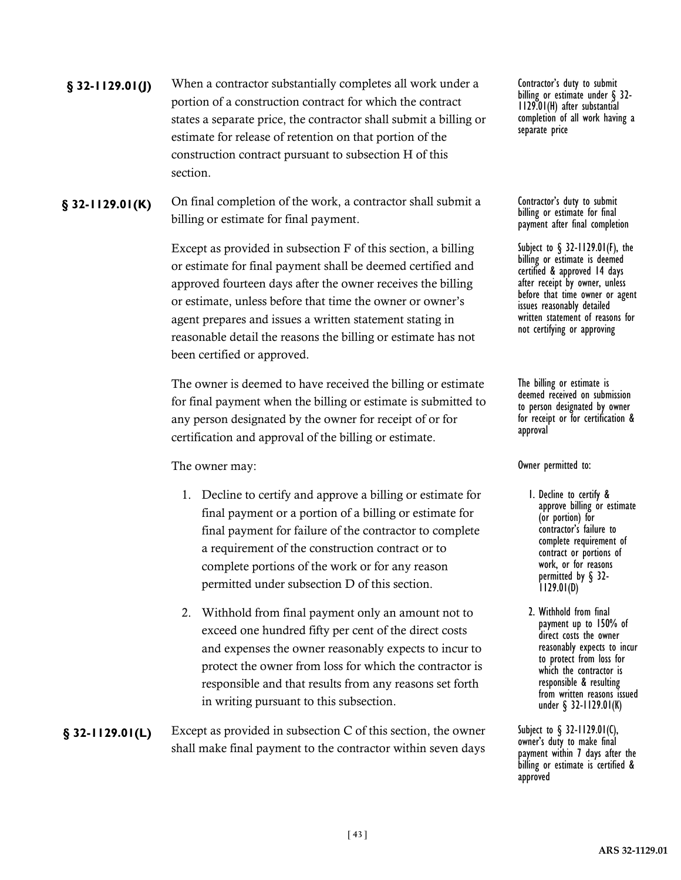**§ 32-1129.01(J)** When a contractor substantially completes all work under a portion of a construction contract for which the contract states a separate price, the contractor shall submit a billing or estimate for release of retention on that portion of the construction contract pursuant to subsection H of this section.

Contractor's duty to submit billing or estimate under § 32-1129.01(H) after substantial completion of all work having a separate price

**§ 32-1129.01(K)** On final completion of the work, a contractor shall submit a billing or estimate for final payment.

Contractor's duty to submit billing or estimate for final payment after final completion

Except as provided in subsection F of this section, a billing or estimate for final payment shall be deemed certified and approved fourteen days after the owner receives the billing or estimate, unless before that time the owner or owner's agent prepares and issues a written statement stating in reasonable detail the reasons the billing or estimate has not been certified or approved.

Subject to § 32-1129.01(F), the billing or estimate is deemed certified & approved 14 days after receipt by owner, unless before that time owner or agent issues reasonably detailed written statement of reasons for not certifying or approving

The owner is deemed to have received the billing or estimate for final payment when the billing or estimate is submitted to any person designated by the owner for receipt of or for certification and approval of the billing or estimate.

The billing or estimate is deemed received on submission to person designated by owner for receipt or for certification & approval

The owner may:

Owner permitted to:

1. Decline to certify and approve a billing or estimate for final payment or a portion of a billing or estimate for final payment for failure of the contractor to complete a requirement of the construction contract or to complete portions of the work or for any reason permitted under subsection D of this section.
2. Withhold from final payment only an amount not to exceed one hundred fifty per cent of the direct costs and expenses the owner reasonably expects to incur to protect the owner from loss for which the contractor is responsible and that results from any reasons set forth in writing pursuant to this subsection.

1. Decline to certify & approve billing or estimate (or portion) for contractor's failure to complete requirement of contract or portions of work, or for reasons permitted by § 32-1129.01(D)
2. Withhold from final payment up to 150% of direct costs the owner reasonably expects to incur to protect from loss for which the contractor is responsible & resulting from written reasons issued under § 32-1129.01(K)

**§ 32-1129.01(L)** Except as provided in subsection C of this section, the owner shall make final payment to the contractor within seven days

Subject to § 32-1129.01(C), owner's duty to make final payment within 7 days after the billing or estimate is certified & approved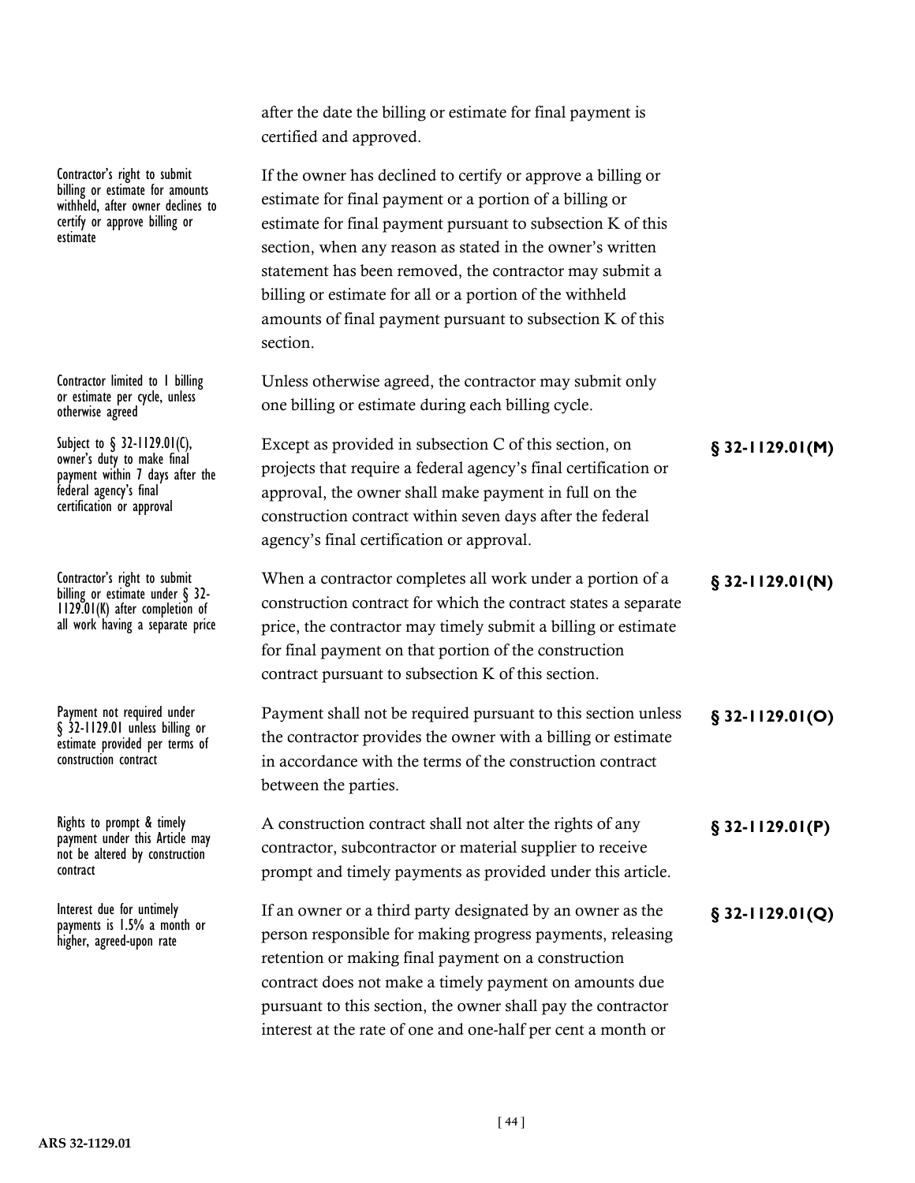after the date the billing or estimate for final payment is certified and approved.

| | | |
|---|---|---|
| Contractor's right to submit billing or estimate for amounts withheld, after owner declines to certify or approve billing or estimate | If the owner has declined to certify or approve a billing or estimate for final payment or a portion of a billing or estimate for final payment pursuant to subsection K of this section, when any reason as stated in the owner's written statement has been removed, the contractor may submit a billing or estimate for all or a portion of the withheld amounts of final payment pursuant to subsection K of this section. | |
| Contractor limited to 1 billing or estimate per cycle, unless otherwise agreed | Unless otherwise agreed, the contractor may submit only one billing or estimate during each billing cycle. | |
| Subject to § 32-1129.01(C), owner's duty to make final payment within 7 days after the federal agency's final certification or approval | Except as provided in subsection C of this section, on projects that require a federal agency's final certification or approval, the owner shall make payment in full on the construction contract within seven days after the federal agency's final certification or approval. | **§ 32-1129.01(M)** |
| Contractor's right to submit billing or estimate under § 32-1129.01(K) after completion of all work having a separate price | When a contractor completes all work under a portion of a construction contract for which the contract states a separate price, the contractor may timely submit a billing or estimate for final payment on that portion of the construction contract pursuant to subsection K of this section. | **§ 32-1129.01(N)** |
| Payment not required under § 32-1129.01 unless billing or estimate provided per terms of construction contract | Payment shall not be required pursuant to this section unless the contractor provides the owner with a billing or estimate in accordance with the terms of the construction contract between the parties. | **§ 32-1129.01(O)** |
| Rights to prompt & timely payment under this Article may not be altered by construction contract | A construction contract shall not alter the rights of any contractor, subcontractor or material supplier to receive prompt and timely payments as provided under this article. | **§ 32-1129.01(P)** |
| Interest due for untimely payments is 1.5% a month or higher, agreed-upon rate | If an owner or a third party designated by an owner as the person responsible for making progress payments, releasing retention or making final payment on a construction contract does not make a timely payment on amounts due pursuant to this section, the owner shall pay the contractor interest at the rate of one and one-half per cent a month or | **§ 32-1129.01(Q)** |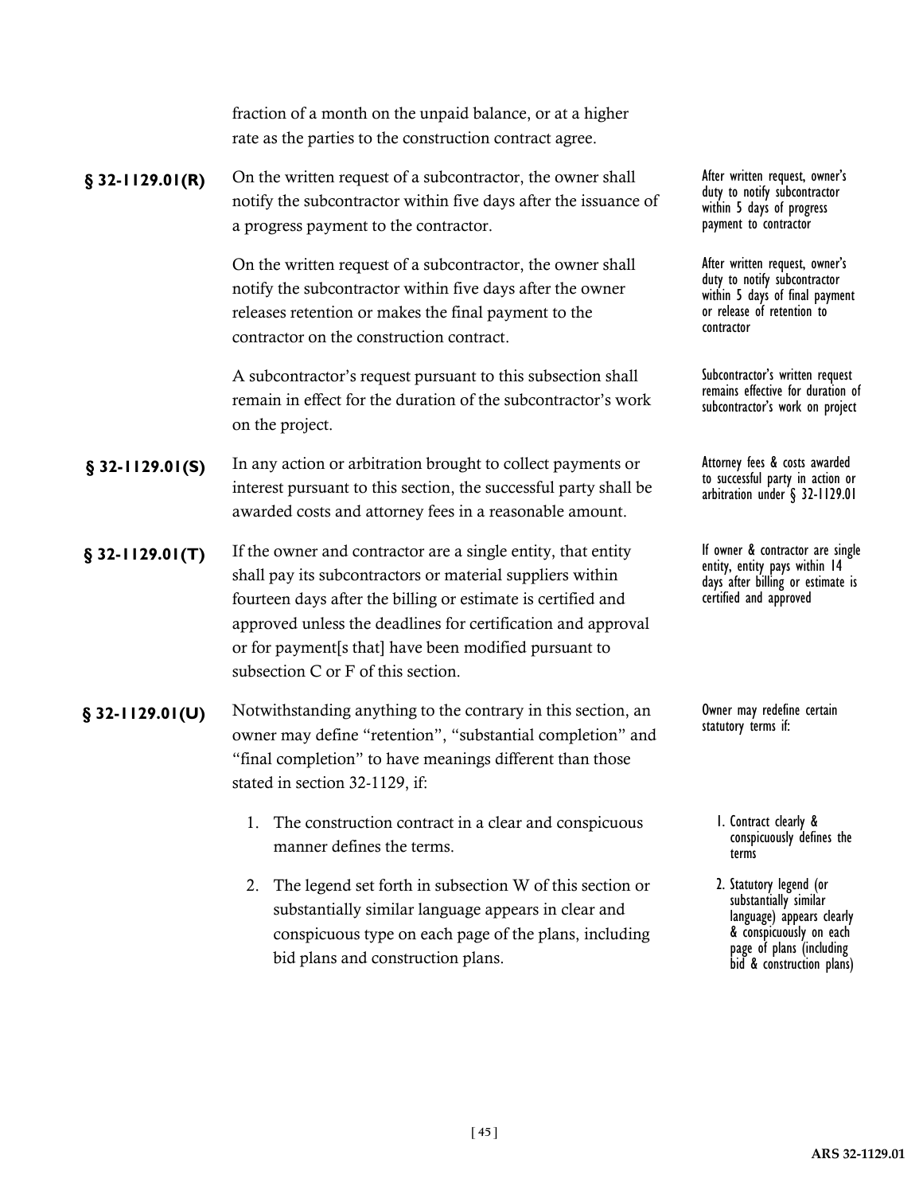fraction of a month on the unpaid balance, or at a higher rate as the parties to the construction contract agree.

**§ 32-1129.01(R)** On the written request of a subcontractor, the owner shall notify the subcontractor within five days after the issuance of a progress payment to the contractor.

*After written request, owner's duty to notify subcontractor within 5 days of progress payment to contractor*

On the written request of a subcontractor, the owner shall notify the subcontractor within five days after the owner releases retention or makes the final payment to the contractor on the construction contract.

*After written request, owner's duty to notify subcontractor within 5 days of final payment or release of retention to contractor*

A subcontractor's request pursuant to this subsection shall remain in effect for the duration of the subcontractor's work on the project.

*Subcontractor's written request remains effective for duration of subcontractor's work on project*

**§ 32-1129.01(S)** In any action or arbitration brought to collect payments or interest pursuant to this section, the successful party shall be awarded costs and attorney fees in a reasonable amount.

*Attorney fees & costs awarded to successful party in action or arbitration under § 32-1129.01*

**§ 32-1129.01(T)** If the owner and contractor are a single entity, that entity shall pay its subcontractors or material suppliers within fourteen days after the billing or estimate is certified and approved unless the deadlines for certification and approval or for payment[s that] have been modified pursuant to subsection C or F of this section.

*If owner & contractor are single entity, entity pays within 14 days after billing or estimate is certified and approved*

**§ 32-1129.01(U)** Notwithstanding anything to the contrary in this section, an owner may define "retention", "substantial completion" and "final completion" to have meanings different than those stated in section 32-1129, if:

*Owner may redefine certain statutory terms if:*

1. The construction contract in a clear and conspicuous manner defines the terms.

   *1. Contract clearly & conspicuously defines the terms*

2. The legend set forth in subsection W of this section or substantially similar language appears in clear and conspicuous type on each page of the plans, including bid plans and construction plans.

   *2. Statutory legend (or substantially similar language) appears clearly & conspicuously on each page of plans (including bid & construction plans)*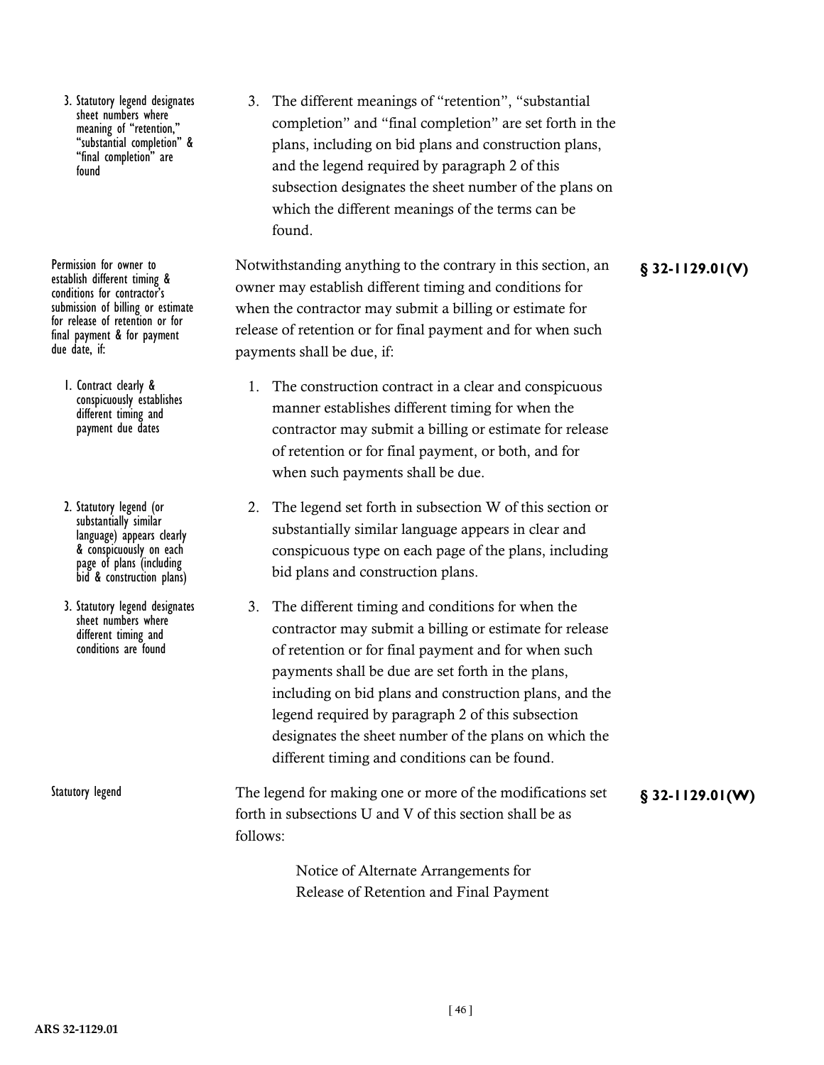3. Statutory legend designates sheet numbers where meaning of "retention," "substantial completion" & "final completion" are found

3. The different meanings of "retention", "substantial completion" and "final completion" are set forth in the plans, including on bid plans and construction plans, and the legend required by paragraph 2 of this subsection designates the sheet number of the plans on which the different meanings of the terms can be found.

Permission for owner to establish different timing & conditions for contractor's submission of billing or estimate for release of retention or for final payment & for payment due date, if:

**§ 32-1129.01(V)**

Notwithstanding anything to the contrary in this section, an owner may establish different timing and conditions for when the contractor may submit a billing or estimate for release of retention or for final payment and for when such payments shall be due, if:

1. Contract clearly & conspicuously establishes different timing and payment due dates

1. The construction contract in a clear and conspicuous manner establishes different timing for when the contractor may submit a billing or estimate for release of retention or for final payment, or both, and for when such payments shall be due.

2. Statutory legend (or substantially similar language) appears clearly & conspicuously on each page of plans (including bid & construction plans)

2. The legend set forth in subsection W of this section or substantially similar language appears in clear and conspicuous type on each page of the plans, including bid plans and construction plans.

3. Statutory legend designates sheet numbers where different timing and conditions are found

3. The different timing and conditions for when the contractor may submit a billing or estimate for release of retention or for final payment and for when such payments shall be due are set forth in the plans, including on bid plans and construction plans, and the legend required by paragraph 2 of this subsection designates the sheet number of the plans on which the different timing and conditions can be found.

Statutory legend

**§ 32-1129.01(W)**

The legend for making one or more of the modifications set forth in subsections U and V of this section shall be as follows:

> Notice of Alternate Arrangements for Release of Retention and Final Payment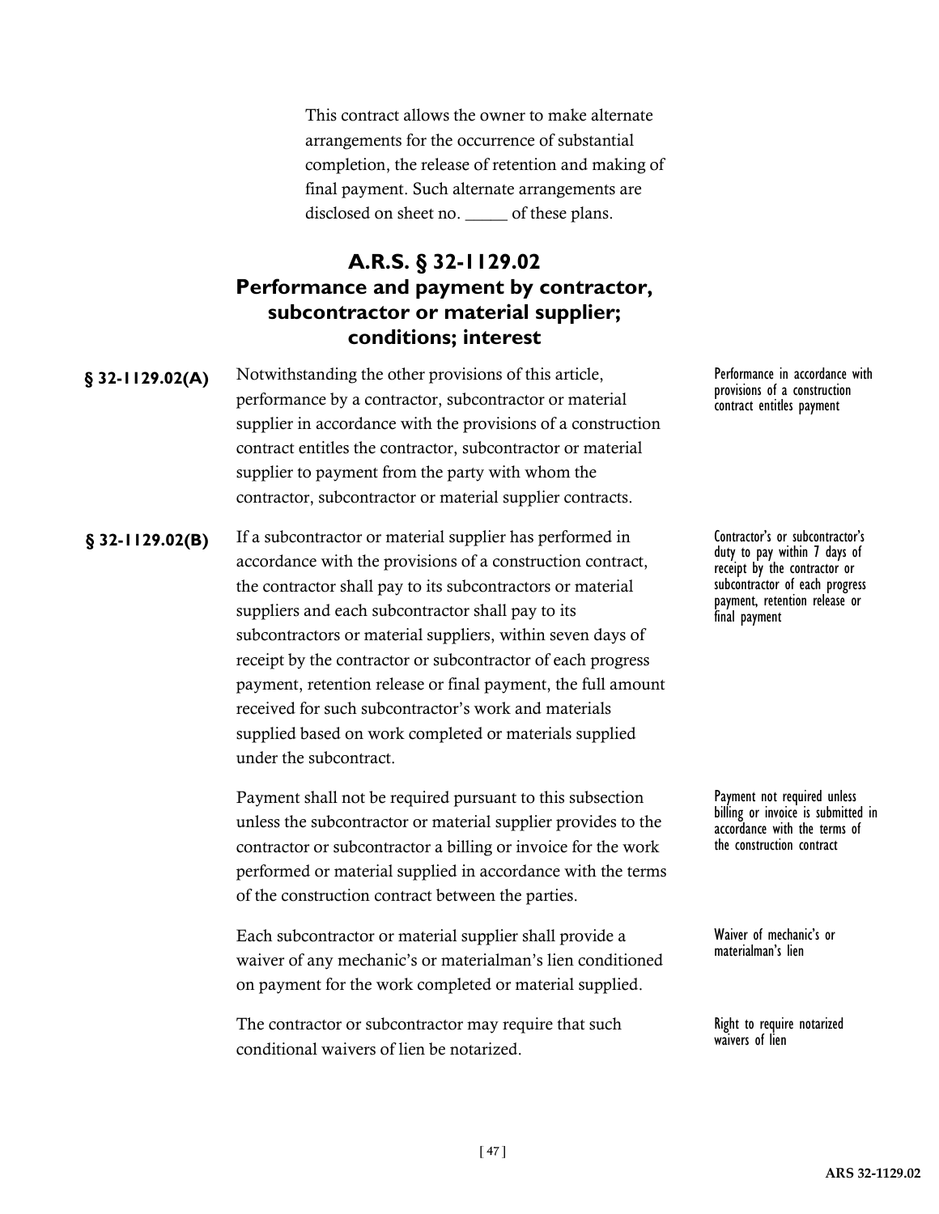This contract allows the owner to make alternate arrangements for the occurrence of substantial completion, the release of retention and making of final payment. Such alternate arrangements are disclosed on sheet no. _____ of these plans.

## A.R.S. § 32-1129.02 Performance and payment by contractor, subcontractor or material supplier; conditions; interest

**§ 32-1129.02(A)** Notwithstanding the other provisions of this article, performance by a contractor, subcontractor or material supplier in accordance with the provisions of a construction contract entitles the contractor, subcontractor or material supplier to payment from the party with whom the contractor, subcontractor or material supplier contracts.

*Performance in accordance with provisions of a construction contract entitles payment*

**§ 32-1129.02(B)** If a subcontractor or material supplier has performed in accordance with the provisions of a construction contract, the contractor shall pay to its subcontractors or material suppliers and each subcontractor shall pay to its subcontractors or material suppliers, within seven days of receipt by the contractor or subcontractor of each progress payment, retention release or final payment, the full amount received for such subcontractor's work and materials supplied based on work completed or materials supplied under the subcontract.

*Contractor's or subcontractor's duty to pay within 7 days of receipt by the contractor or subcontractor of each progress payment, retention release or final payment*

Payment shall not be required pursuant to this subsection unless the subcontractor or material supplier provides to the contractor or subcontractor a billing or invoice for the work performed or material supplied in accordance with the terms of the construction contract between the parties.

*Payment not required unless billing or invoice is submitted in accordance with the terms of the construction contract*

Each subcontractor or material supplier shall provide a waiver of any mechanic's or materialman's lien conditioned on payment for the work completed or material supplied.

*Waiver of mechanic's or materialman's lien*

The contractor or subcontractor may require that such conditional waivers of lien be notarized.

*Right to require notarized waivers of lien*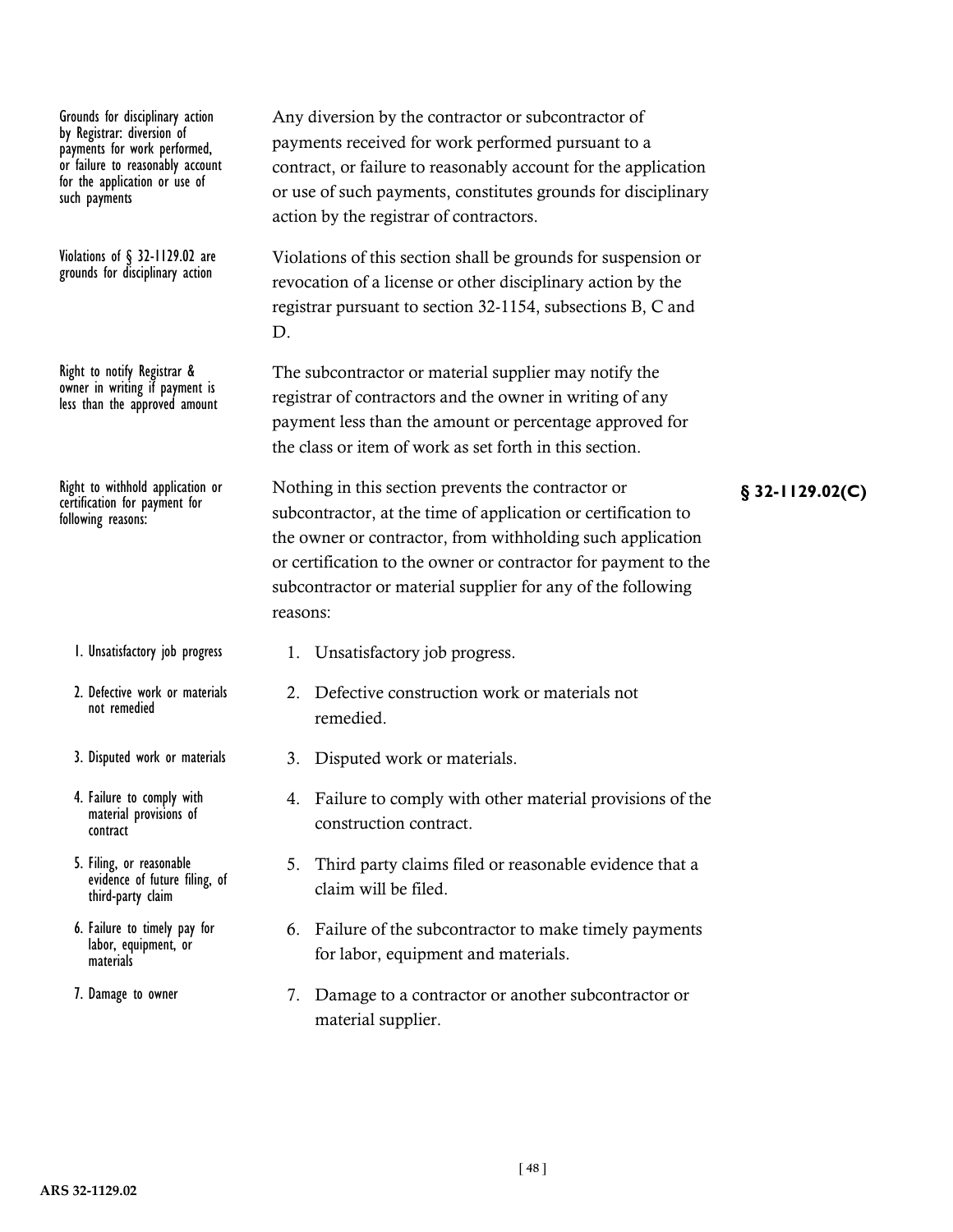Grounds for disciplinary action by Registrar: diversion of payments for work performed, or failure to reasonably account for the application or use of such payments

Any diversion by the contractor or subcontractor of payments received for work performed pursuant to a contract, or failure to reasonably account for the application or use of such payments, constitutes grounds for disciplinary action by the registrar of contractors.

Violations of § 32-1129.02 are grounds for disciplinary action

Violations of this section shall be grounds for suspension or revocation of a license or other disciplinary action by the registrar pursuant to section 32-1154, subsections B, C and D.

Right to notify Registrar & owner in writing if payment is less than the approved amount

The subcontractor or material supplier may notify the registrar of contractors and the owner in writing of any payment less than the amount or percentage approved for the class or item of work as set forth in this section.

Right to withhold application or certification for payment for following reasons:

**§ 32-1129.02(C)**

Nothing in this section prevents the contractor or subcontractor, at the time of application or certification to the owner or contractor, from withholding such application or certification to the owner or contractor for payment to the subcontractor or material supplier for any of the following reasons:

1. Unsatisfactory job progress — Unsatisfactory job progress.
2. Defective work or materials not remedied — Defective construction work or materials not remedied.
3. Disputed work or materials — Disputed work or materials.
4. Failure to comply with material provisions of contract — Failure to comply with other material provisions of the construction contract.
5. Filing, or reasonable evidence of future filing, of third-party claim — Third party claims filed or reasonable evidence that a claim will be filed.
6. Failure to timely pay for labor, equipment, or materials — Failure of the subcontractor to make timely payments for labor, equipment and materials.
7. Damage to owner — Damage to a contractor or another subcontractor or material supplier.

ARS 32-1129.02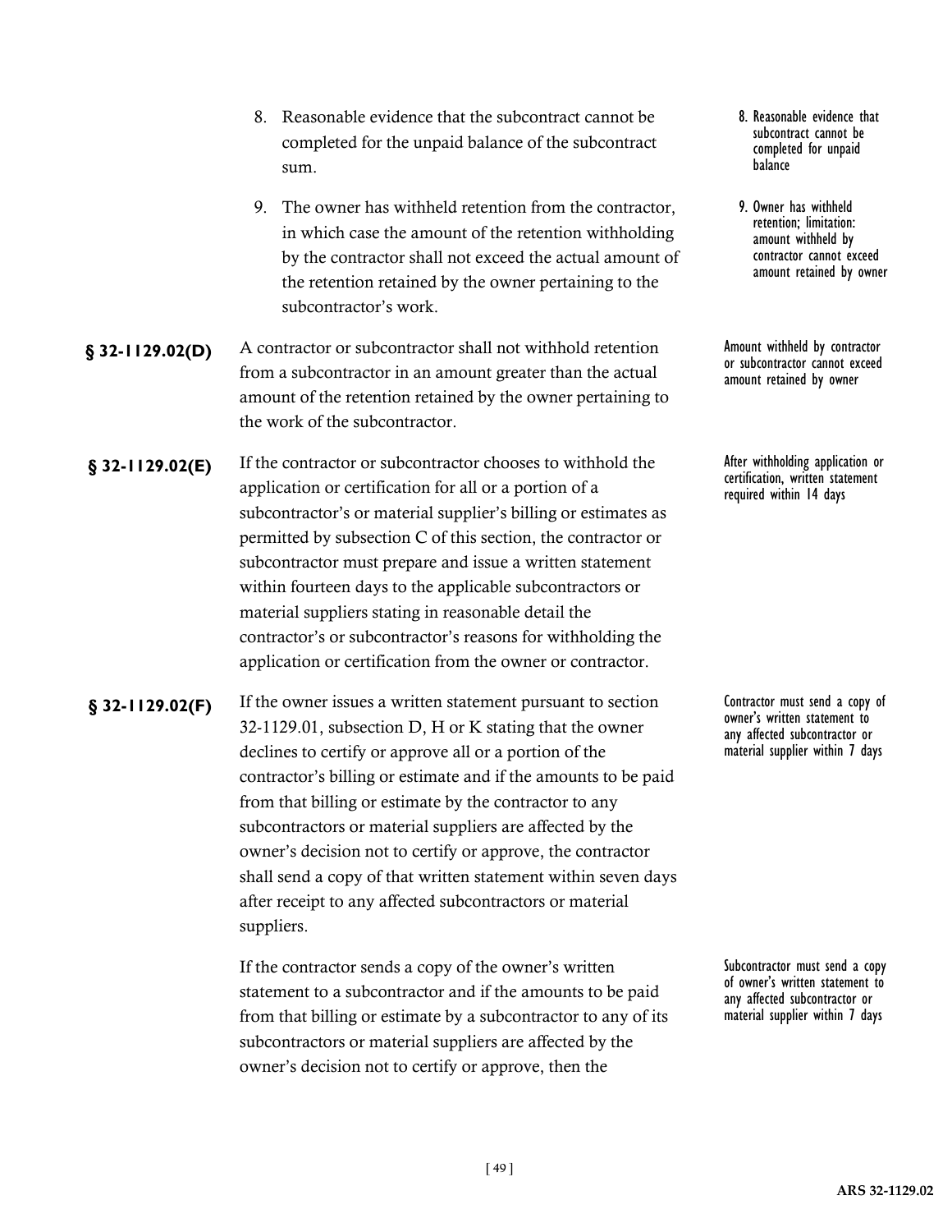8. Reasonable evidence that the subcontract cannot be completed for the unpaid balance of the subcontract sum.

   *8. Reasonable evidence that subcontract cannot be completed for unpaid balance*

9. The owner has withheld retention from the contractor, in which case the amount of the retention withholding by the contractor shall not exceed the actual amount of the retention retained by the owner pertaining to the subcontractor's work.

   *9. Owner has withheld retention; limitation: amount withheld by contractor cannot exceed amount retained by owner*

**§ 32-1129.02(D)** A contractor or subcontractor shall not withhold retention from a subcontractor in an amount greater than the actual amount of the retention retained by the owner pertaining to the work of the subcontractor.

*Amount withheld by contractor or subcontractor cannot exceed amount retained by owner*

**§ 32-1129.02(E)** If the contractor or subcontractor chooses to withhold the application or certification for all or a portion of a subcontractor's or material supplier's billing or estimates as permitted by subsection C of this section, the contractor or subcontractor must prepare and issue a written statement within fourteen days to the applicable subcontractors or material suppliers stating in reasonable detail the contractor's or subcontractor's reasons for withholding the application or certification from the owner or contractor.

*After withholding application or certification, written statement required within 14 days*

**§ 32-1129.02(F)** If the owner issues a written statement pursuant to section 32-1129.01, subsection D, H or K stating that the owner declines to certify or approve all or a portion of the contractor's billing or estimate and if the amounts to be paid from that billing or estimate by the contractor to any subcontractors or material suppliers are affected by the owner's decision not to certify or approve, the contractor shall send a copy of that written statement within seven days after receipt to any affected subcontractors or material suppliers.

*Contractor must send a copy of owner's written statement to any affected subcontractor or material supplier within 7 days*

If the contractor sends a copy of the owner's written statement to a subcontractor and if the amounts to be paid from that billing or estimate by a subcontractor to any of its subcontractors or material suppliers are affected by the owner's decision not to certify or approve, then the

*Subcontractor must send a copy of owner's written statement to any affected subcontractor or material supplier within 7 days*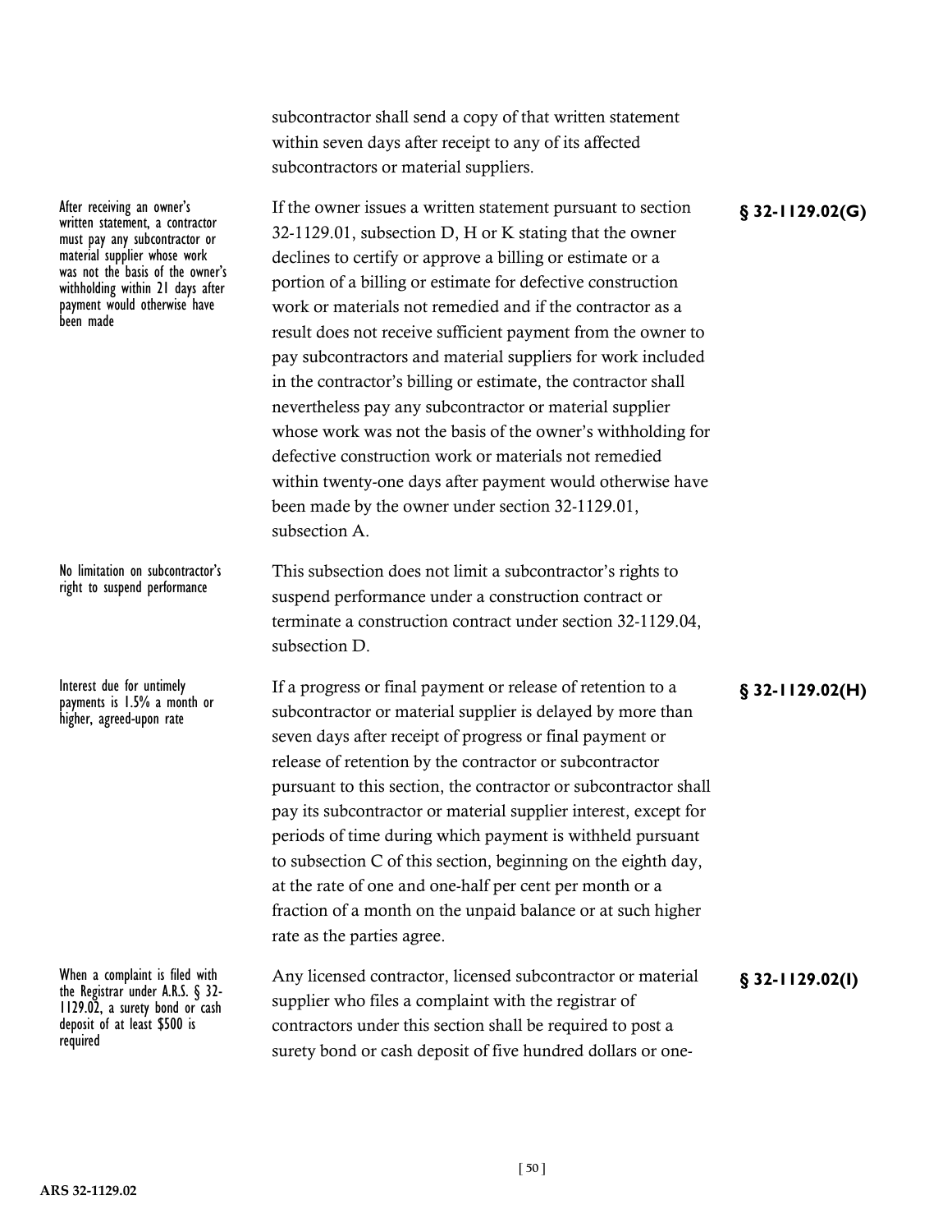subcontractor shall send a copy of that written statement within seven days after receipt to any of its affected subcontractors or material suppliers.

*After receiving an owner's written statement, a contractor must pay any subcontractor or material supplier whose work was not the basis of the owner's withholding within 21 days after payment would otherwise have been made*

**§ 32-1129.02(G)**

If the owner issues a written statement pursuant to section 32-1129.01, subsection D, H or K stating that the owner declines to certify or approve a billing or estimate or a portion of a billing or estimate for defective construction work or materials not remedied and if the contractor as a result does not receive sufficient payment from the owner to pay subcontractors and material suppliers for work included in the contractor's billing or estimate, the contractor shall nevertheless pay any subcontractor or material supplier whose work was not the basis of the owner's withholding for defective construction work or materials not remedied within twenty-one days after payment would otherwise have been made by the owner under section 32-1129.01, subsection A.

*No limitation on subcontractor's right to suspend performance*

This subsection does not limit a subcontractor's rights to suspend performance under a construction contract or terminate a construction contract under section 32-1129.04, subsection D.

*Interest due for untimely payments is 1.5% a month or higher, agreed-upon rate*

**§ 32-1129.02(H)**

If a progress or final payment or release of retention to a subcontractor or material supplier is delayed by more than seven days after receipt of progress or final payment or release of retention by the contractor or subcontractor pursuant to this section, the contractor or subcontractor shall pay its subcontractor or material supplier interest, except for periods of time during which payment is withheld pursuant to subsection C of this section, beginning on the eighth day, at the rate of one and one-half per cent per month or a fraction of a month on the unpaid balance or at such higher rate as the parties agree.

*When a complaint is filed with the Registrar under A.R.S. § 32-1129.02, a surety bond or cash deposit of at least $500 is required*

**§ 32-1129.02(I)**

Any licensed contractor, licensed subcontractor or material supplier who files a complaint with the registrar of contractors under this section shall be required to post a surety bond or cash deposit of five hundred dollars or one-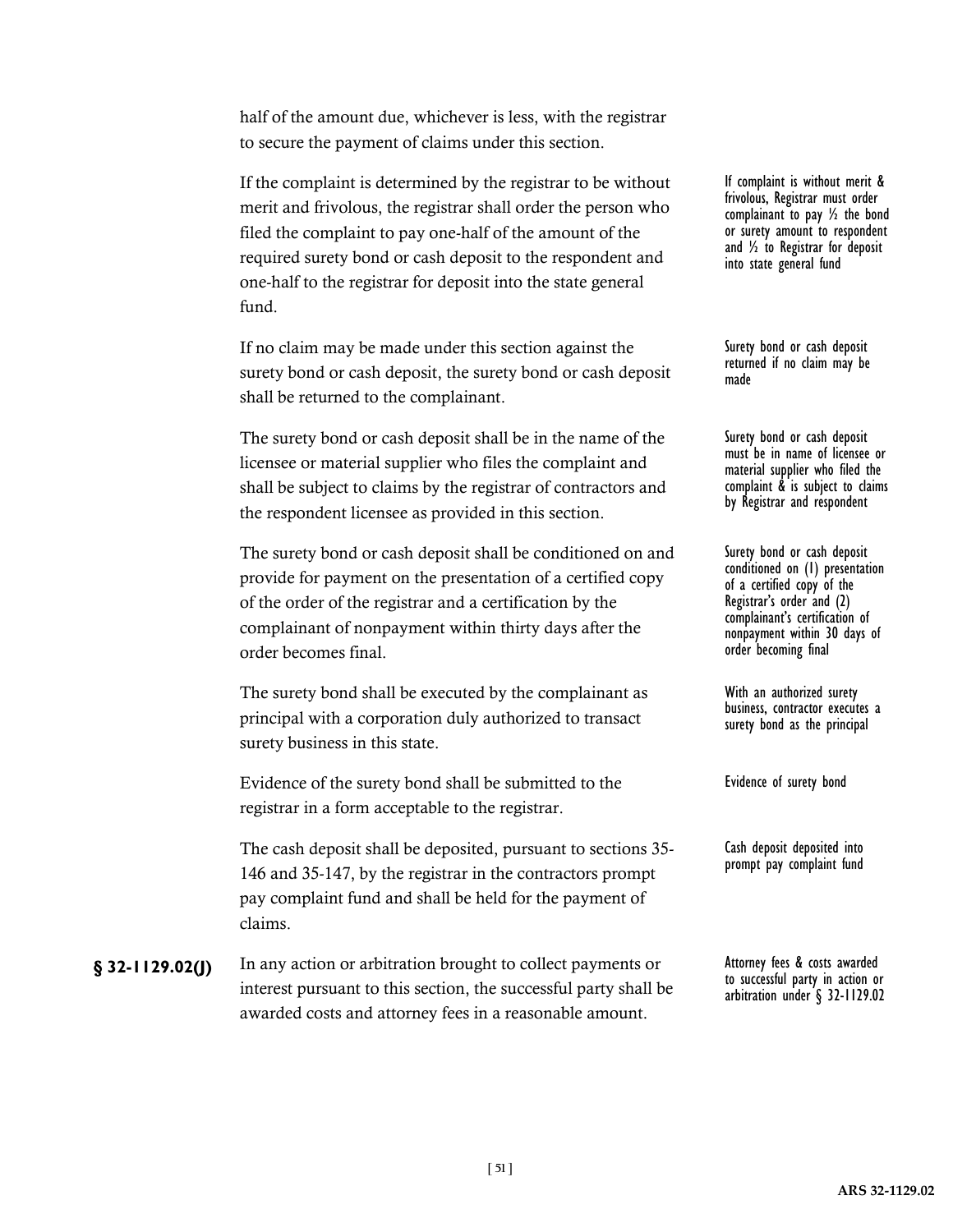half of the amount due, whichever is less, with the registrar to secure the payment of claims under this section.

If the complaint is determined by the registrar to be without merit and frivolous, the registrar shall order the person who filed the complaint to pay one-half of the amount of the required surety bond or cash deposit to the respondent and one-half to the registrar for deposit into the state general fund.

*If complaint is without merit & frivolous, Registrar must order complainant to pay ½ the bond or surety amount to respondent and ½ to Registrar for deposit into state general fund*

If no claim may be made under this section against the surety bond or cash deposit, the surety bond or cash deposit shall be returned to the complainant.

*Surety bond or cash deposit returned if no claim may be made*

The surety bond or cash deposit shall be in the name of the licensee or material supplier who files the complaint and shall be subject to claims by the registrar of contractors and the respondent licensee as provided in this section.

*Surety bond or cash deposit must be in name of licensee or material supplier who filed the complaint & is subject to claims by Registrar and respondent*

The surety bond or cash deposit shall be conditioned on and provide for payment on the presentation of a certified copy of the order of the registrar and a certification by the complainant of nonpayment within thirty days after the order becomes final.

*Surety bond or cash deposit conditioned on (1) presentation of a certified copy of the Registrar's order and (2) complainant's certification of nonpayment within 30 days of order becoming final*

The surety bond shall be executed by the complainant as principal with a corporation duly authorized to transact surety business in this state.

*With an authorized surety business, contractor executes a surety bond as the principal*

Evidence of the surety bond shall be submitted to the registrar in a form acceptable to the registrar.

*Evidence of surety bond*

The cash deposit shall be deposited, pursuant to sections 35-146 and 35-147, by the registrar in the contractors prompt pay complaint fund and shall be held for the payment of claims.

*Cash deposit deposited into prompt pay complaint fund*

**§ 32-1129.02(J)** In any action or arbitration brought to collect payments or interest pursuant to this section, the successful party shall be awarded costs and attorney fees in a reasonable amount.

*Attorney fees & costs awarded to successful party in action or arbitration under § 32-1129.02*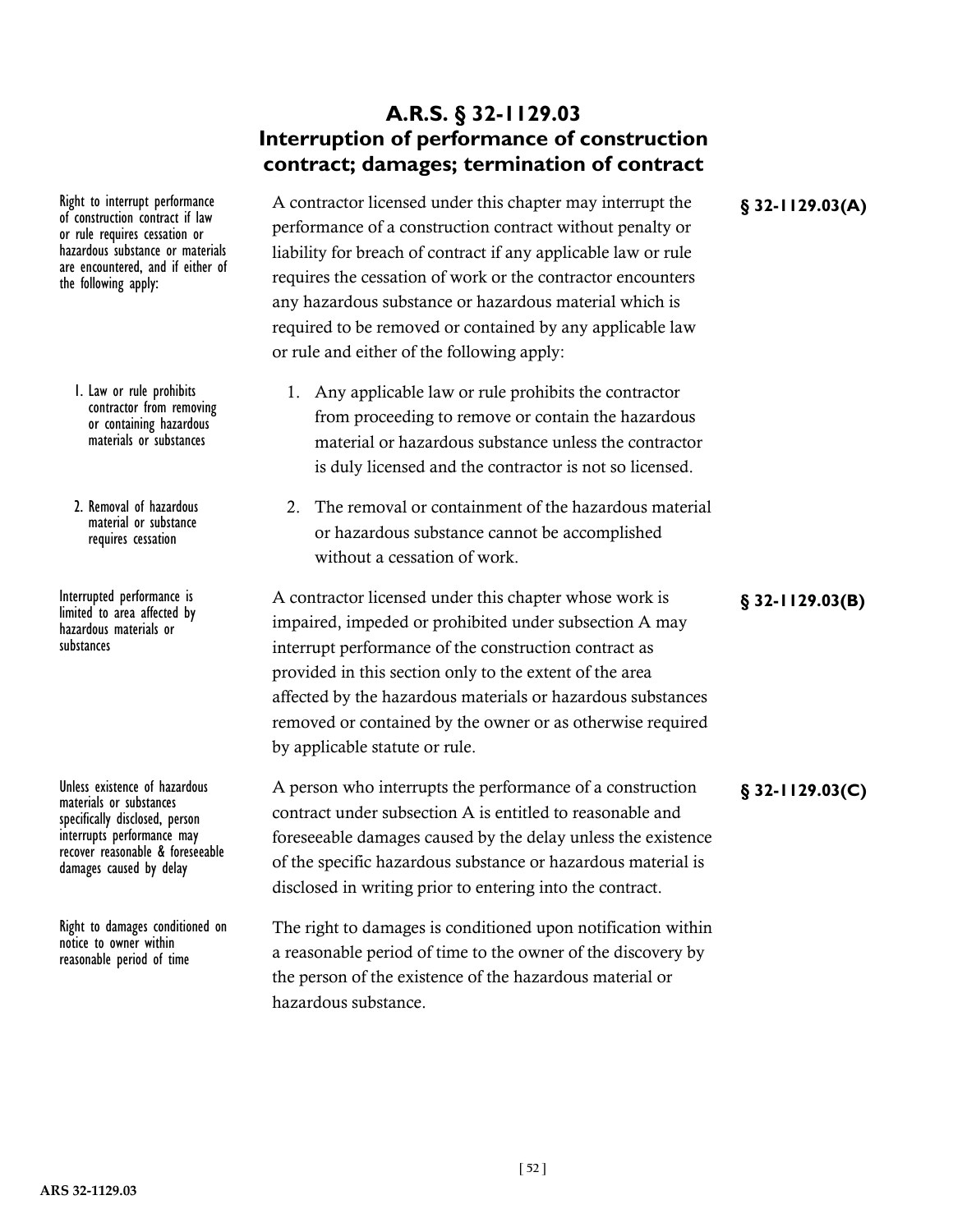## A.R.S. § 32-1129.03
## Interruption of performance of construction contract; damages; termination of contract

*Right to interrupt performance of construction contract if law or rule requires cessation or hazardous substance or materials are encountered, and if either of the following apply:*

**§ 32-1129.03(A)**

A contractor licensed under this chapter may interrupt the performance of a construction contract without penalty or liability for breach of contract if any applicable law or rule requires the cessation of work or the contractor encounters any hazardous substance or hazardous material which is required to be removed or contained by any applicable law or rule and either of the following apply:

*1. Law or rule prohibits contractor from removing or containing hazardous materials or substances*

1. Any applicable law or rule prohibits the contractor from proceeding to remove or contain the hazardous material or hazardous substance unless the contractor is duly licensed and the contractor is not so licensed.

*2. Removal of hazardous material or substance requires cessation*

2. The removal or containment of the hazardous material or hazardous substance cannot be accomplished without a cessation of work.

*Interrupted performance is limited to area affected by hazardous materials or substances*

**§ 32-1129.03(B)**

A contractor licensed under this chapter whose work is impaired, impeded or prohibited under subsection A may interrupt performance of the construction contract as provided in this section only to the extent of the area affected by the hazardous materials or hazardous substances removed or contained by the owner or as otherwise required by applicable statute or rule.

*Unless existence of hazardous materials or substances specifically disclosed, person interrupts performance may recover reasonable & foreseeable damages caused by delay*

**§ 32-1129.03(C)**

A person who interrupts the performance of a construction contract under subsection A is entitled to reasonable and foreseeable damages caused by the delay unless the existence of the specific hazardous substance or hazardous material is disclosed in writing prior to entering into the contract.

*Right to damages conditioned on notice to owner within reasonable period of time*

The right to damages is conditioned upon notification within a reasonable period of time to the owner of the discovery by the person of the existence of the hazardous material or hazardous substance.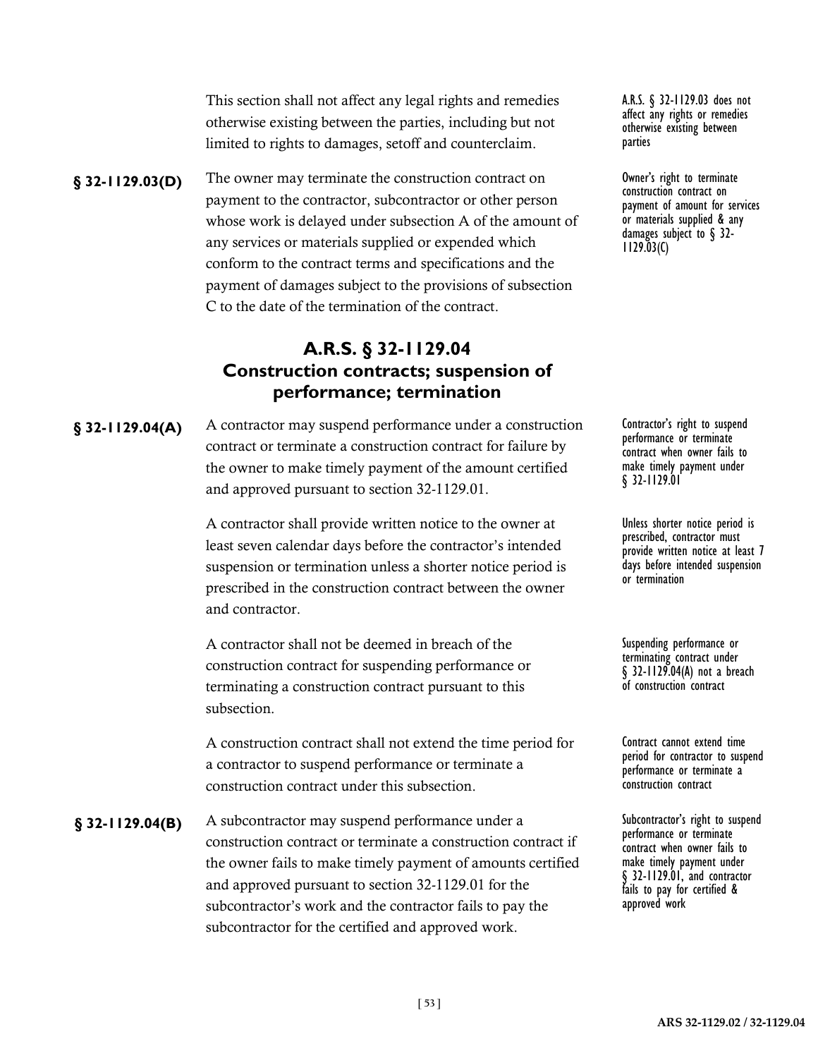This section shall not affect any legal rights and remedies otherwise existing between the parties, including but not limited to rights to damages, setoff and counterclaim.

A.R.S. § 32-1129.03 does not affect any rights or remedies otherwise existing between parties

**§ 32-1129.03(D)** The owner may terminate the construction contract on payment to the contractor, subcontractor or other person whose work is delayed under subsection A of the amount of any services or materials supplied or expended which conform to the contract terms and specifications and the payment of damages subject to the provisions of subsection C to the date of the termination of the contract.

Owner's right to terminate construction contract on payment of amount for services or materials supplied & any damages subject to § 32-1129.03(C)

## A.R.S. § 32-1129.04 Construction contracts; suspension of performance; termination

**§ 32-1129.04(A)** A contractor may suspend performance under a construction contract or terminate a construction contract for failure by the owner to make timely payment of the amount certified and approved pursuant to section 32-1129.01.

Contractor's right to suspend performance or terminate contract when owner fails to make timely payment under § 32-1129.01

A contractor shall provide written notice to the owner at least seven calendar days before the contractor's intended suspension or termination unless a shorter notice period is prescribed in the construction contract between the owner and contractor.

Unless shorter notice period is prescribed, contractor must provide written notice at least 7 days before intended suspension or termination

A contractor shall not be deemed in breach of the construction contract for suspending performance or terminating a construction contract pursuant to this subsection.

Suspending performance or terminating contract under § 32-1129.04(A) not a breach of construction contract

A construction contract shall not extend the time period for a contractor to suspend performance or terminate a construction contract under this subsection.

Contract cannot extend time period for contractor to suspend performance or terminate a construction contract

**§ 32-1129.04(B)** A subcontractor may suspend performance under a construction contract or terminate a construction contract if the owner fails to make timely payment of amounts certified and approved pursuant to section 32-1129.01 for the subcontractor's work and the contractor fails to pay the subcontractor for the certified and approved work.

Subcontractor's right to suspend performance or terminate contract when owner fails to make timely payment under § 32-1129.01, and contractor fails to pay for certified & approved work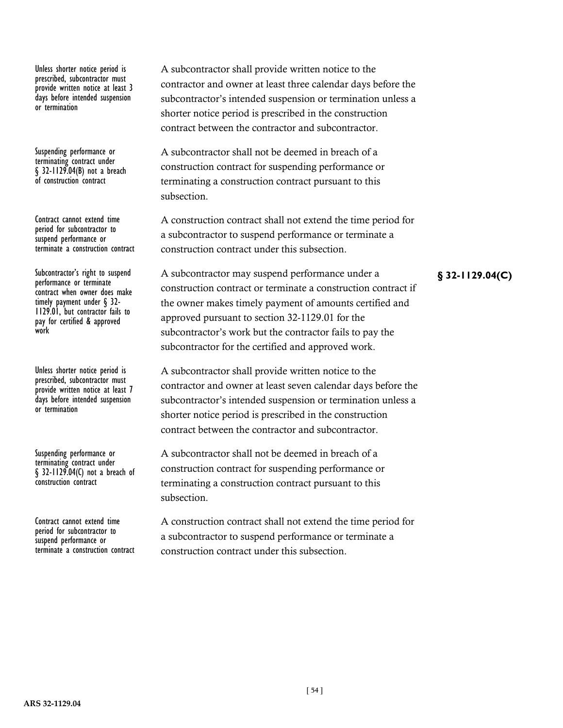Unless shorter notice period is prescribed, subcontractor must provide written notice at least 3 days before intended suspension or termination

A subcontractor shall provide written notice to the contractor and owner at least three calendar days before the subcontractor's intended suspension or termination unless a shorter notice period is prescribed in the construction contract between the contractor and subcontractor.

Suspending performance or terminating contract under § 32-1129.04(B) not a breach of construction contract

A subcontractor shall not be deemed in breach of a construction contract for suspending performance or terminating a construction contract pursuant to this subsection.

Contract cannot extend time period for subcontractor to suspend performance or terminate a construction contract

A construction contract shall not extend the time period for a subcontractor to suspend performance or terminate a construction contract under this subsection.

**§ 32-1129.04(C)**

Subcontractor's right to suspend performance or terminate contract when owner does make timely payment under § 32-1129.01, but contractor fails to pay for certified & approved work

A subcontractor may suspend performance under a construction contract or terminate a construction contract if the owner makes timely payment of amounts certified and approved pursuant to section 32-1129.01 for the subcontractor's work but the contractor fails to pay the subcontractor for the certified and approved work.

Unless shorter notice period is prescribed, subcontractor must provide written notice at least 7 days before intended suspension or termination

A subcontractor shall provide written notice to the contractor and owner at least seven calendar days before the subcontractor's intended suspension or termination unless a shorter notice period is prescribed in the construction contract between the contractor and subcontractor.

Suspending performance or terminating contract under § 32-1129.04(C) not a breach of construction contract

A subcontractor shall not be deemed in breach of a construction contract for suspending performance or terminating a construction contract pursuant to this subsection.

Contract cannot extend time period for subcontractor to suspend performance or terminate a construction contract

A construction contract shall not extend the time period for a subcontractor to suspend performance or terminate a construction contract under this subsection.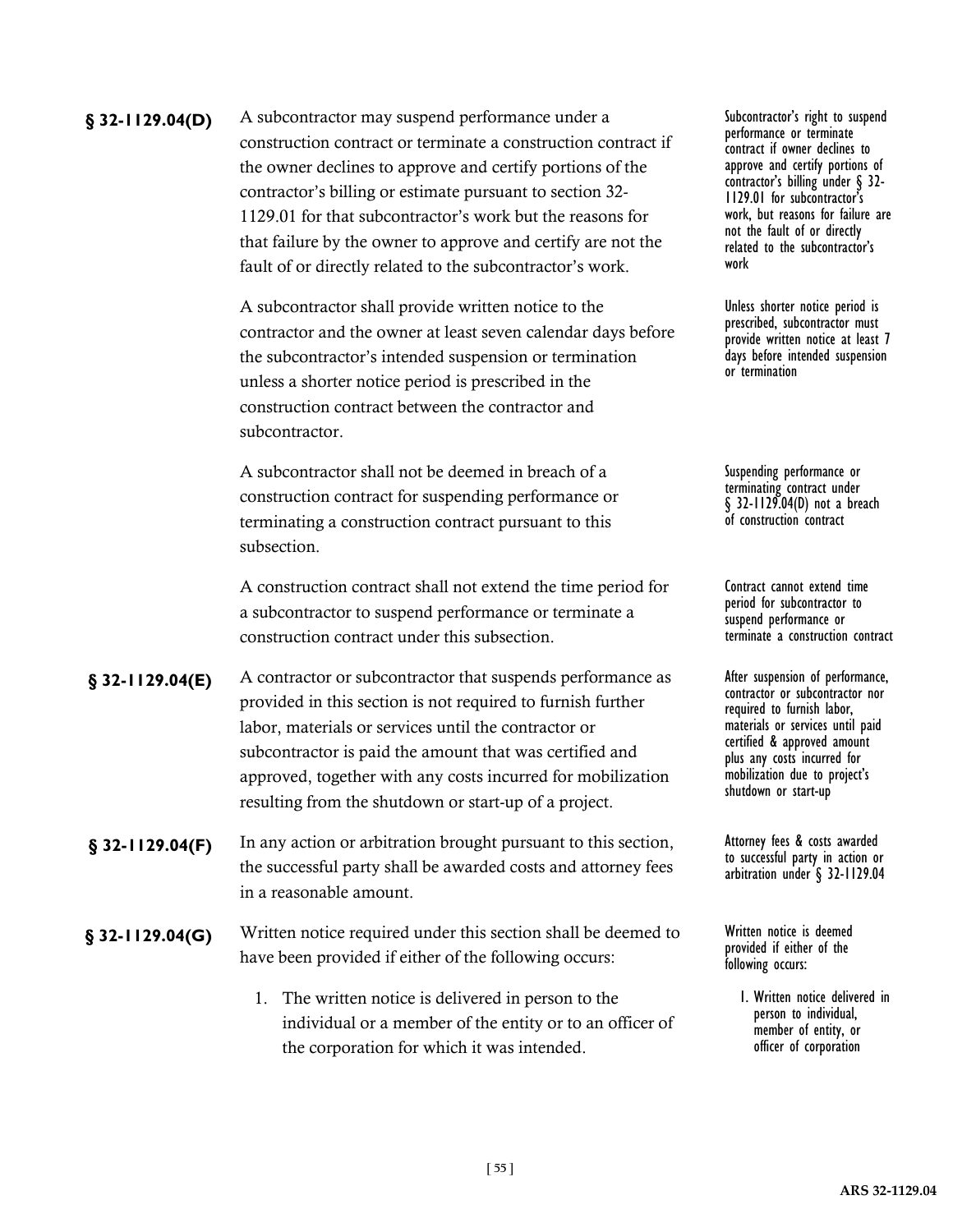**§ 32-1129.04(D)** A subcontractor may suspend performance under a construction contract or terminate a construction contract if the owner declines to approve and certify portions of the contractor's billing or estimate pursuant to section 32-1129.01 for that subcontractor's work but the reasons for that failure by the owner to approve and certify are not the fault of or directly related to the subcontractor's work.

*Subcontractor's right to suspend performance or terminate contract if owner declines to approve and certify portions of contractor's billing under § 32-1129.01 for subcontractor's work, but reasons for failure are not the fault of or directly related to the subcontractor's work*

A subcontractor shall provide written notice to the contractor and the owner at least seven calendar days before the subcontractor's intended suspension or termination unless a shorter notice period is prescribed in the construction contract between the contractor and subcontractor.

*Unless shorter notice period is prescribed, subcontractor must provide written notice at least 7 days before intended suspension or termination*

A subcontractor shall not be deemed in breach of a construction contract for suspending performance or terminating a construction contract pursuant to this subsection.

*Suspending performance or terminating contract under § 32-1129.04(D) not a breach of construction contract*

A construction contract shall not extend the time period for a subcontractor to suspend performance or terminate a construction contract under this subsection.

*Contract cannot extend time period for subcontractor to suspend performance or terminate a construction contract*

**§ 32-1129.04(E)** A contractor or subcontractor that suspends performance as provided in this section is not required to furnish further labor, materials or services until the contractor or subcontractor is paid the amount that was certified and approved, together with any costs incurred for mobilization resulting from the shutdown or start-up of a project.

*After suspension of performance, contractor or subcontractor nor required to furnish labor, materials or services until paid certified & approved amount plus any costs incurred for mobilization due to project's shutdown or start-up*

**§ 32-1129.04(F)** In any action or arbitration brought pursuant to this section, the successful party shall be awarded costs and attorney fees in a reasonable amount.

*Attorney fees & costs awarded to successful party in action or arbitration under § 32-1129.04*

**§ 32-1129.04(G)** Written notice required under this section shall be deemed to have been provided if either of the following occurs:

*Written notice is deemed provided if either of the following occurs:*

1. The written notice is delivered in person to the individual or a member of the entity or to an officer of the corporation for which it was intended.

*1. Written notice delivered in person to individual, member of entity, or officer of corporation*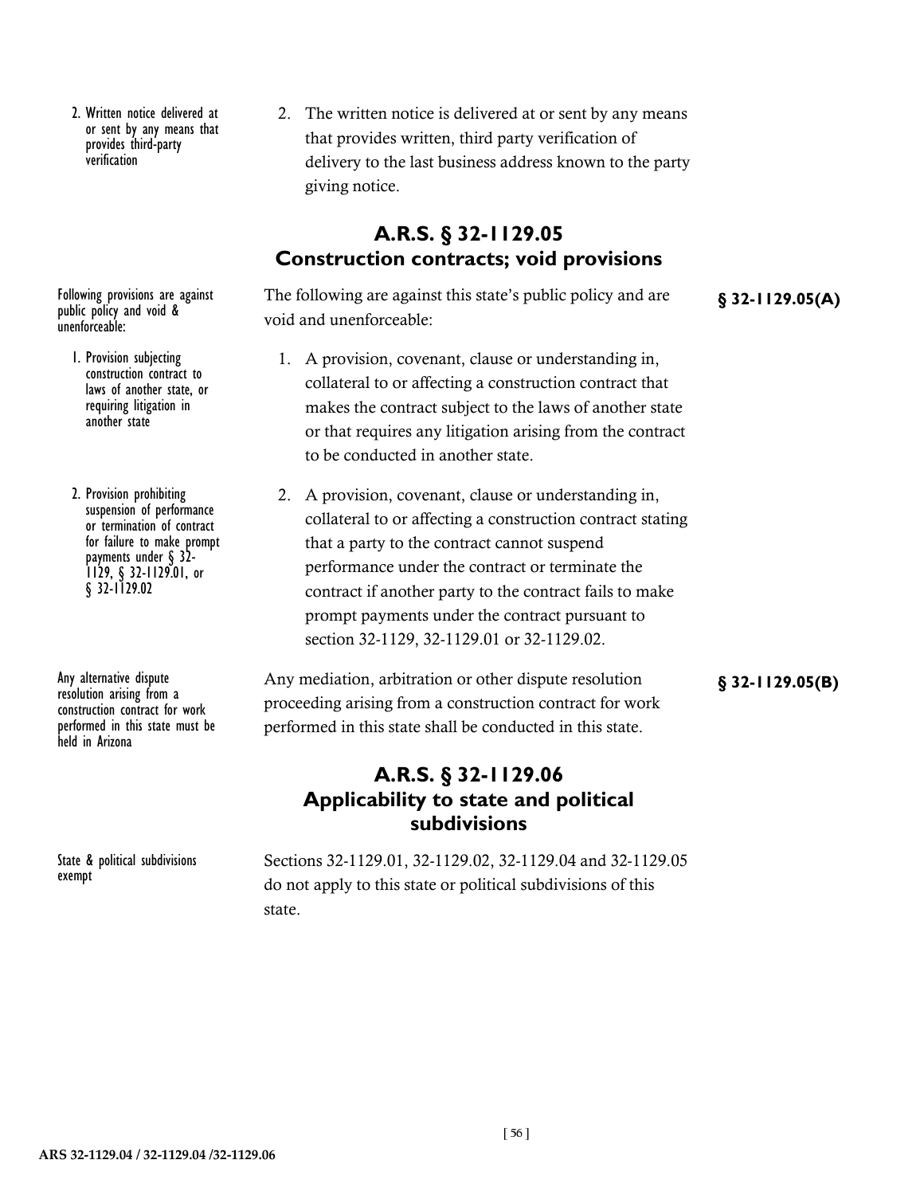2. Written notice delivered at or sent by any means that provides third-party verification

2. The written notice is delivered at or sent by any means that provides written, third party verification of delivery to the last business address known to the party giving notice.

## A.R.S. § 32-1129.05
## Construction contracts; void provisions

Following provisions are against public policy and void & unenforceable:

**§ 32-1129.05(A)**

The following are against this state's public policy and are void and unenforceable:

1. Provision subjecting construction contract to laws of another state, or requiring litigation in another state

1. A provision, covenant, clause or understanding in, collateral to or affecting a construction contract that makes the contract subject to the laws of another state or that requires any litigation arising from the contract to be conducted in another state.

2. Provision prohibiting suspension of performance or termination of contract for failure to make prompt payments under § 32-1129, § 32-1129.01, or § 32-1129.02

2. A provision, covenant, clause or understanding in, collateral to or affecting a construction contract stating that a party to the contract cannot suspend performance under the contract or terminate the contract if another party to the contract fails to make prompt payments under the contract pursuant to section 32-1129, 32-1129.01 or 32-1129.02.

Any alternative dispute resolution arising from a construction contract for work performed in this state must be held in Arizona

**§ 32-1129.05(B)**

Any mediation, arbitration or other dispute resolution proceeding arising from a construction contract for work performed in this state shall be conducted in this state.

## A.R.S. § 32-1129.06
## Applicability to state and political subdivisions

State & political subdivisions exempt

Sections 32-1129.01, 32-1129.02, 32-1129.04 and 32-1129.05 do not apply to this state or political subdivisions of this state.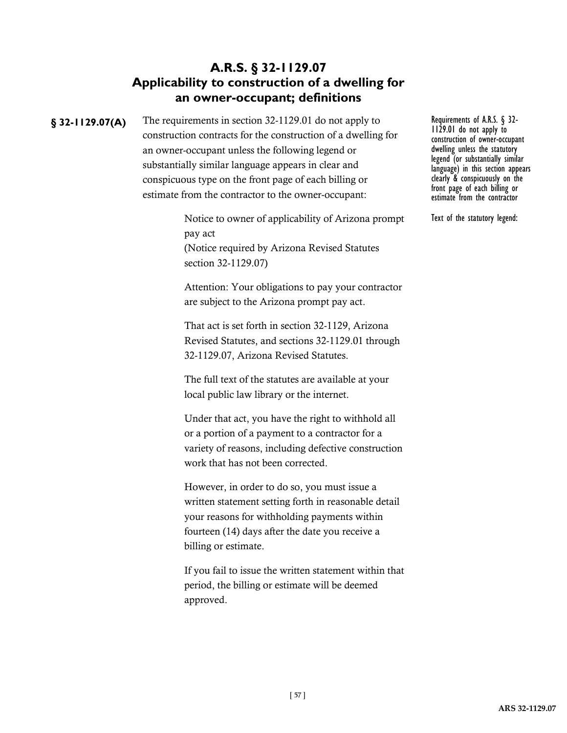## A.R.S. § 32-1129.07
## Applicability to construction of a dwelling for an owner-occupant; definitions

**§ 32-1129.07(A)** The requirements in section 32-1129.01 do not apply to construction contracts for the construction of a dwelling for an owner-occupant unless the following legend or substantially similar language appears in clear and conspicuous type on the front page of each billing or estimate from the contractor to the owner-occupant:

*Requirements of A.R.S. § 32-1129.01 do not apply to construction of owner-occupant dwelling unless the statutory legend (or substantially similar language) in this section appears clearly & conspicuously on the front page of each billing or estimate from the contractor*

*Text of the statutory legend:*

> Notice to owner of applicability of Arizona prompt pay act
> (Notice required by Arizona Revised Statutes section 32-1129.07)
>
> Attention: Your obligations to pay your contractor are subject to the Arizona prompt pay act.
>
> That act is set forth in section 32-1129, Arizona Revised Statutes, and sections 32-1129.01 through 32-1129.07, Arizona Revised Statutes.
>
> The full text of the statutes are available at your local public law library or the internet.
>
> Under that act, you have the right to withhold all or a portion of a payment to a contractor for a variety of reasons, including defective construction work that has not been corrected.
>
> However, in order to do so, you must issue a written statement setting forth in reasonable detail your reasons for withholding payments within fourteen (14) days after the date you receive a billing or estimate.
>
> If you fail to issue the written statement within that period, the billing or estimate will be deemed approved.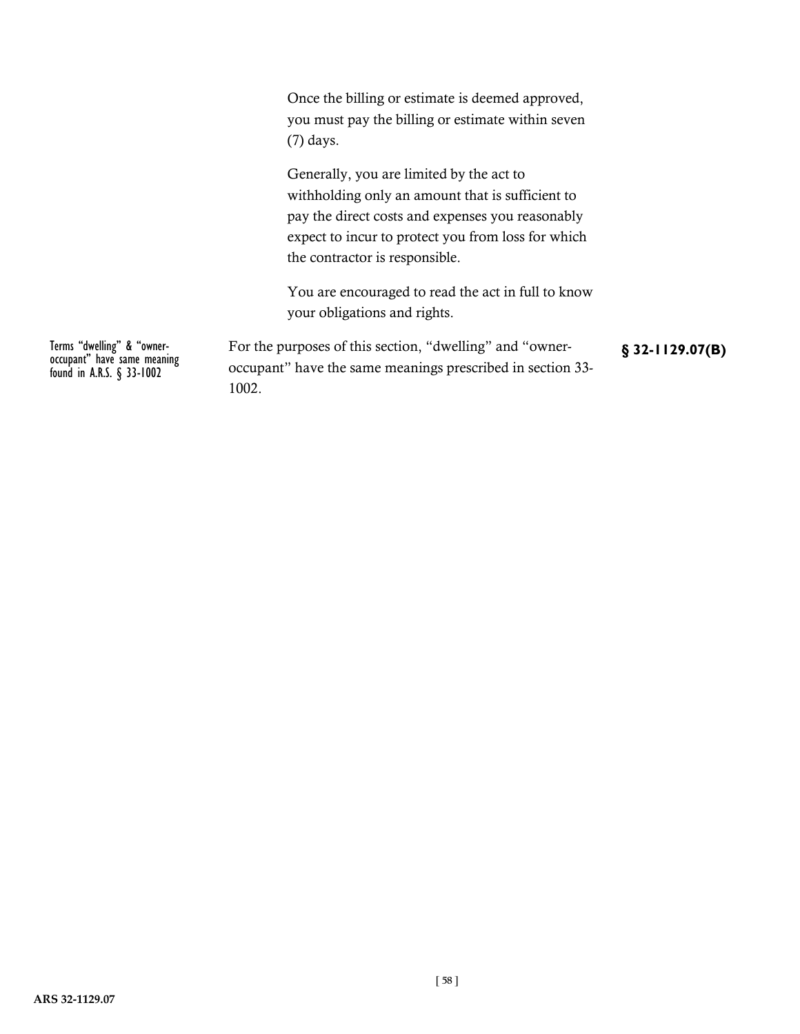Once the billing or estimate is deemed approved, you must pay the billing or estimate within seven (7) days.

Generally, you are limited by the act to withholding only an amount that is sufficient to pay the direct costs and expenses you reasonably expect to incur to protect you from loss for which the contractor is responsible.

You are encouraged to read the act in full to know your obligations and rights.

Terms "dwelling" & "owner-occupant" have same meaning found in A.R.S. § 33-1002

For the purposes of this section, "dwelling" and "owner-occupant" have the same meanings prescribed in section 33-1002.

**§ 32-1129.07(B)**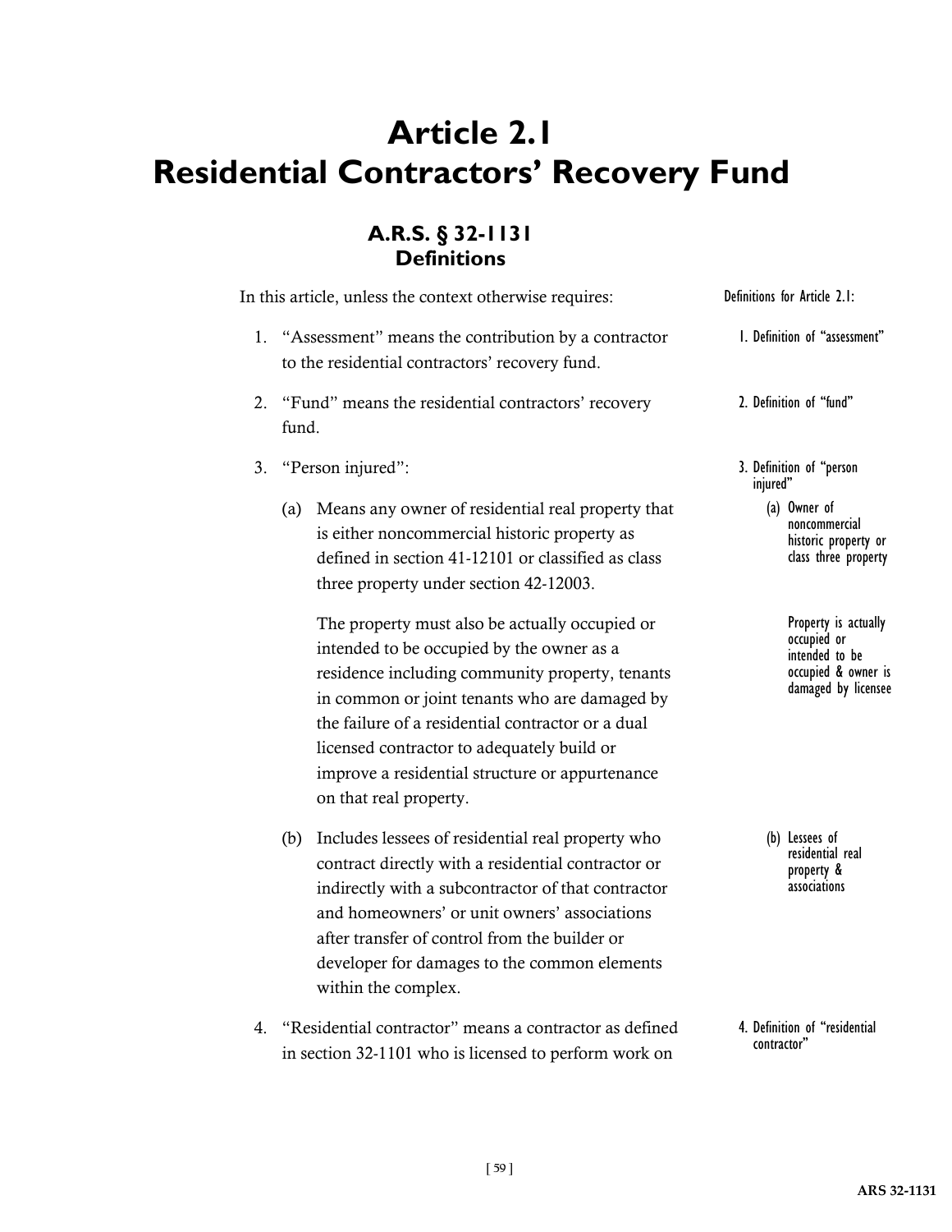# Article 2.1
# Residential Contractors' Recovery Fund

## A.R.S. § 32-1131
## Definitions

In this article, unless the context otherwise requires:

*Definitions for Article 2.1:*

1. "Assessment" means the contribution by a contractor to the residential contractors' recovery fund.

   *1. Definition of "assessment"*

2. "Fund" means the residential contractors' recovery fund.

   *2. Definition of "fund"*

3. "Person injured":

   *3. Definition of "person injured"*

   (a) Means any owner of residential real property that is either noncommercial historic property as defined in section 41-12101 or classified as class three property under section 42-12003.

   *(a) Owner of noncommercial historic property or class three property*

   The property must also be actually occupied or intended to be occupied by the owner as a residence including community property, tenants in common or joint tenants who are damaged by the failure of a residential contractor or a dual licensed contractor to adequately build or improve a residential structure or appurtenance on that real property.

   *Property is actually occupied or intended to be occupied & owner is damaged by licensee*

   (b) Includes lessees of residential real property who contract directly with a residential contractor or indirectly with a subcontractor of that contractor and homeowners' or unit owners' associations after transfer of control from the builder or developer for damages to the common elements within the complex.

   *(b) Lessees of residential real property & associations*

4. "Residential contractor" means a contractor as defined in section 32-1101 who is licensed to perform work on

   *4. Definition of "residential contractor"*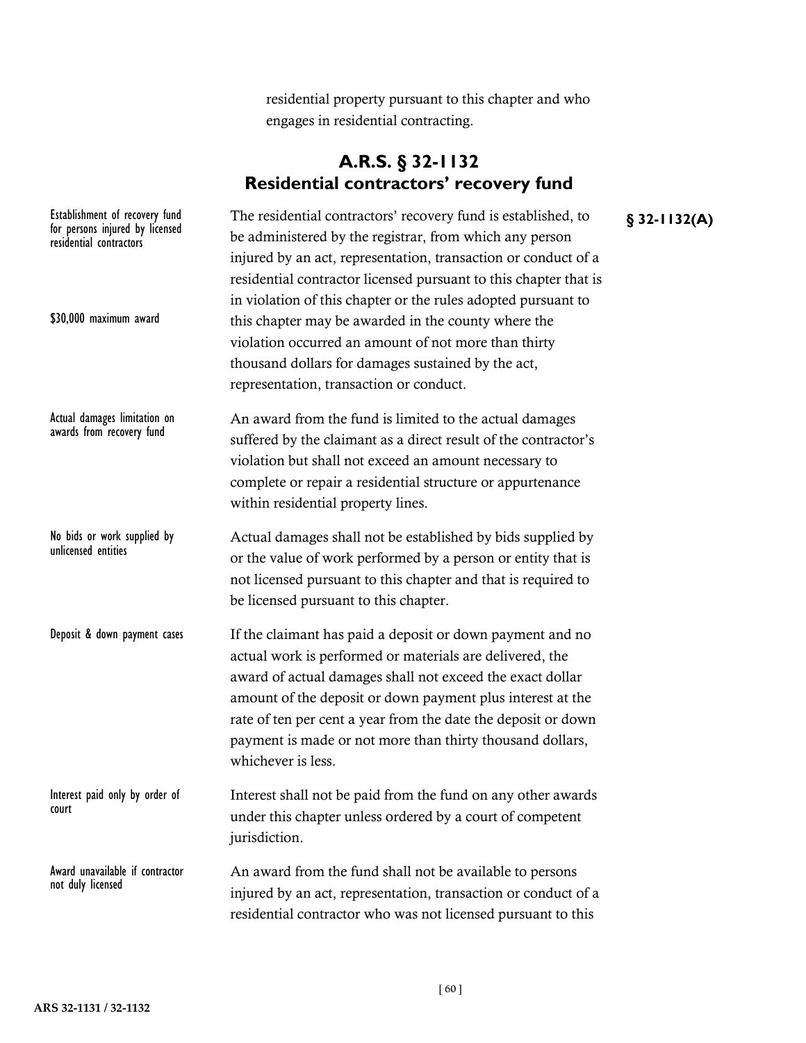residential property pursuant to this chapter and who engages in residential contracting.

## A.R.S. § 32-1132
## Residential contractors' recovery fund

**§ 32-1132(A)**

Establishment of recovery fund for persons injured by licensed residential contractors

$30,000 maximum award

The residential contractors' recovery fund is established, to be administered by the registrar, from which any person injured by an act, representation, transaction or conduct of a residential contractor licensed pursuant to this chapter that is in violation of this chapter or the rules adopted pursuant to this chapter may be awarded in the county where the violation occurred an amount of not more than thirty thousand dollars for damages sustained by the act, representation, transaction or conduct.

Actual damages limitation on awards from recovery fund

An award from the fund is limited to the actual damages suffered by the claimant as a direct result of the contractor's violation but shall not exceed an amount necessary to complete or repair a residential structure or appurtenance within residential property lines.

No bids or work supplied by unlicensed entities

Actual damages shall not be established by bids supplied by or the value of work performed by a person or entity that is not licensed pursuant to this chapter and that is required to be licensed pursuant to this chapter.

Deposit & down payment cases

If the claimant has paid a deposit or down payment and no actual work is performed or materials are delivered, the award of actual damages shall not exceed the exact dollar amount of the deposit or down payment plus interest at the rate of ten per cent a year from the date the deposit or down payment is made or not more than thirty thousand dollars, whichever is less.

Interest paid only by order of court

Interest shall not be paid from the fund on any other awards under this chapter unless ordered by a court of competent jurisdiction.

Award unavailable if contractor not duly licensed

An award from the fund shall not be available to persons injured by an act, representation, transaction or conduct of a residential contractor who was not licensed pursuant to this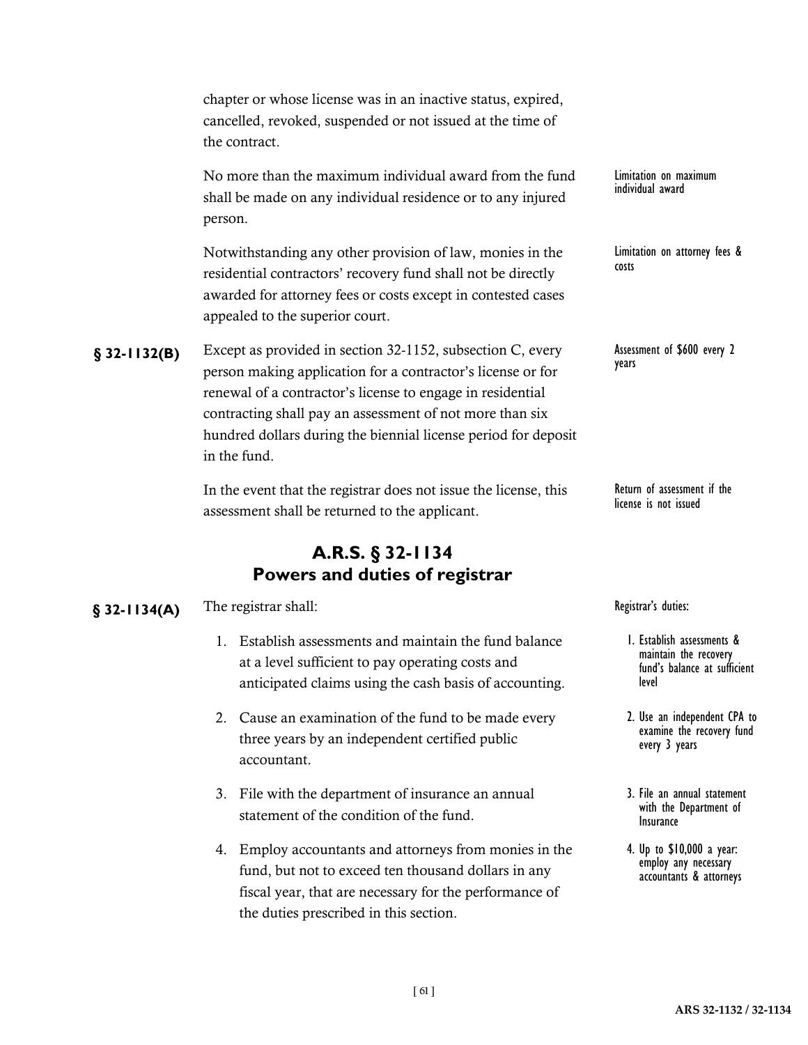chapter or whose license was in an inactive status, expired, cancelled, revoked, suspended or not issued at the time of the contract.

No more than the maximum individual award from the fund shall be made on any individual residence or to any injured person.

*Limitation on maximum individual award*

Notwithstanding any other provision of law, monies in the residential contractors' recovery fund shall not be directly awarded for attorney fees or costs except in contested cases appealed to the superior court.

*Limitation on attorney fees & costs*

**§ 32-1132(B)** Except as provided in section 32-1152, subsection C, every person making application for a contractor's license or for renewal of a contractor's license to engage in residential contracting shall pay an assessment of not more than six hundred dollars during the biennial license period for deposit in the fund.

*Assessment of $600 every 2 years*

In the event that the registrar does not issue the license, this assessment shall be returned to the applicant.

*Return of assessment if the license is not issued*

## A.R.S. § 32-1134
## Powers and duties of registrar

**§ 32-1134(A)** The registrar shall:

*Registrar's duties:*

1. Establish assessments and maintain the fund balance at a level sufficient to pay operating costs and anticipated claims using the cash basis of accounting.

   *1. Establish assessments & maintain the recovery fund's balance at sufficient level*

2. Cause an examination of the fund to be made every three years by an independent certified public accountant.

   *2. Use an independent CPA to examine the recovery fund every 3 years*

3. File with the department of insurance an annual statement of the condition of the fund.

   *3. File an annual statement with the Department of Insurance*

4. Employ accountants and attorneys from monies in the fund, but not to exceed ten thousand dollars in any fiscal year, that are necessary for the performance of the duties prescribed in this section.

   *4. Up to $10,000 a year: employ any necessary accountants & attorneys*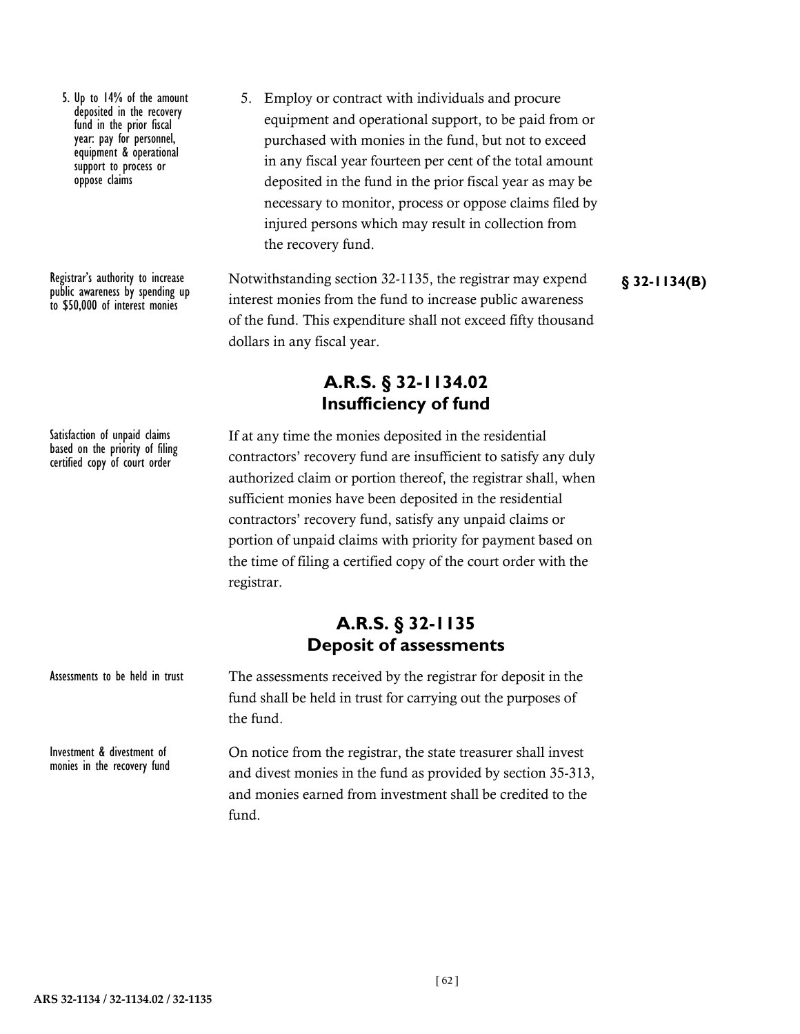5. Up to 14% of the amount deposited in the recovery fund in the prior fiscal year: pay for personnel, equipment & operational support to process or oppose claims

5. Employ or contract with individuals and procure equipment and operational support, to be paid from or purchased with monies in the fund, but not to exceed in any fiscal year fourteen per cent of the total amount deposited in the fund in the prior fiscal year as may be necessary to monitor, process or oppose claims filed by injured persons which may result in collection from the recovery fund.

Registrar's authority to increase public awareness by spending up to $50,000 of interest monies

**§ 32-1134(B)**

Notwithstanding section 32-1135, the registrar may expend interest monies from the fund to increase public awareness of the fund. This expenditure shall not exceed fifty thousand dollars in any fiscal year.

## A.R.S. § 32-1134.02 Insufficiency of fund

Satisfaction of unpaid claims based on the priority of filing certified copy of court order

If at any time the monies deposited in the residential contractors' recovery fund are insufficient to satisfy any duly authorized claim or portion thereof, the registrar shall, when sufficient monies have been deposited in the residential contractors' recovery fund, satisfy any unpaid claims or portion of unpaid claims with priority for payment based on the time of filing a certified copy of the court order with the registrar.

## A.R.S. § 32-1135 Deposit of assessments

Assessments to be held in trust

The assessments received by the registrar for deposit in the fund shall be held in trust for carrying out the purposes of the fund.

Investment & divestment of monies in the recovery fund

On notice from the registrar, the state treasurer shall invest and divest monies in the fund as provided by section 35-313, and monies earned from investment shall be credited to the fund.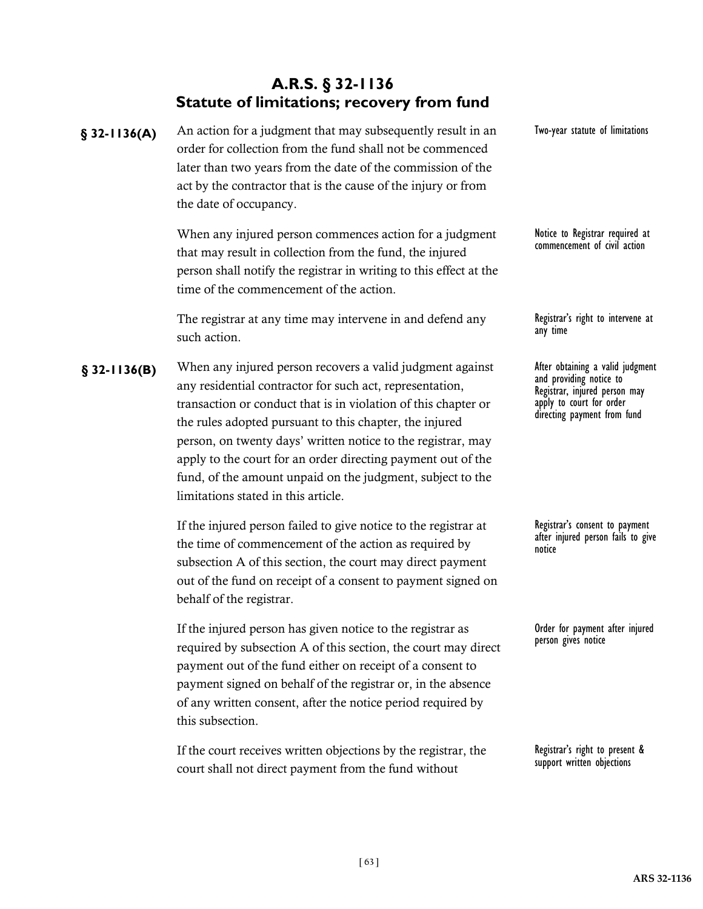## A.R.S. § 32-1136
## Statute of limitations; recovery from fund

**§ 32-1136(A)** An action for a judgment that may subsequently result in an order for collection from the fund shall not be commenced later than two years from the date of the commission of the act by the contractor that is the cause of the injury or from the date of occupancy.

*Two-year statute of limitations*

When any injured person commences action for a judgment that may result in collection from the fund, the injured person shall notify the registrar in writing to this effect at the time of the commencement of the action.

*Notice to Registrar required at commencement of civil action*

The registrar at any time may intervene in and defend any such action.

*Registrar's right to intervene at any time*

**§ 32-1136(B)** When any injured person recovers a valid judgment against any residential contractor for such act, representation, transaction or conduct that is in violation of this chapter or the rules adopted pursuant to this chapter, the injured person, on twenty days' written notice to the registrar, may apply to the court for an order directing payment out of the fund, of the amount unpaid on the judgment, subject to the limitations stated in this article.

*After obtaining a valid judgment and providing notice to Registrar, injured person may apply to court for order directing payment from fund*

If the injured person failed to give notice to the registrar at the time of commencement of the action as required by subsection A of this section, the court may direct payment out of the fund on receipt of a consent to payment signed on behalf of the registrar.

*Registrar's consent to payment after injured person fails to give notice*

If the injured person has given notice to the registrar as required by subsection A of this section, the court may direct payment out of the fund either on receipt of a consent to payment signed on behalf of the registrar or, in the absence of any written consent, after the notice period required by this subsection.

*Order for payment after injured person gives notice*

If the court receives written objections by the registrar, the court shall not direct payment from the fund without

*Registrar's right to present & support written objections*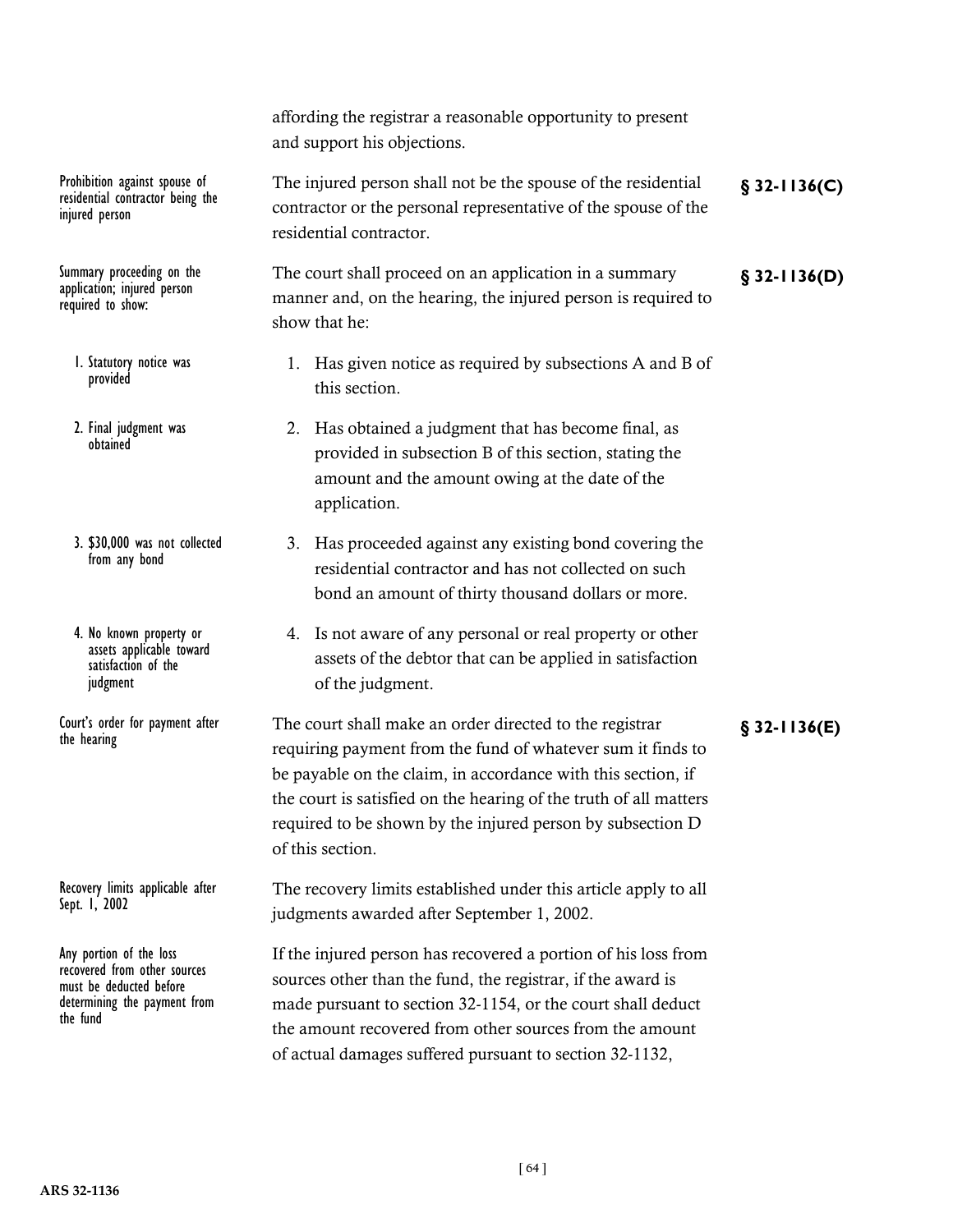affording the registrar a reasonable opportunity to present and support his objections.

*Prohibition against spouse of residential contractor being the injured person*

The injured person shall not be the spouse of the residential contractor or the personal representative of the spouse of the residential contractor. **§ 32-1136(C)**

*Summary proceeding on the application; injured person required to show:*

The court shall proceed on an application in a summary manner and, on the hearing, the injured person is required to show that he: **§ 32-1136(D)**

*1. Statutory notice was provided*

1. Has given notice as required by subsections A and B of this section.

*2. Final judgment was obtained*

2. Has obtained a judgment that has become final, as provided in subsection B of this section, stating the amount and the amount owing at the date of the application.

*3. $30,000 was not collected from any bond*

3. Has proceeded against any existing bond covering the residential contractor and has not collected on such bond an amount of thirty thousand dollars or more.

*4. No known property or assets applicable toward satisfaction of the judgment*

4. Is not aware of any personal or real property or other assets of the debtor that can be applied in satisfaction of the judgment.

*Court's order for payment after the hearing*

The court shall make an order directed to the registrar requiring payment from the fund of whatever sum it finds to be payable on the claim, in accordance with this section, if the court is satisfied on the hearing of the truth of all matters required to be shown by the injured person by subsection D of this section. **§ 32-1136(E)**

*Recovery limits applicable after Sept. 1, 2002*

The recovery limits established under this article apply to all judgments awarded after September 1, 2002.

*Any portion of the loss recovered from other sources must be deducted before determining the payment from the fund*

If the injured person has recovered a portion of his loss from sources other than the fund, the registrar, if the award is made pursuant to section 32-1154, or the court shall deduct the amount recovered from other sources from the amount of actual damages suffered pursuant to section 32-1132,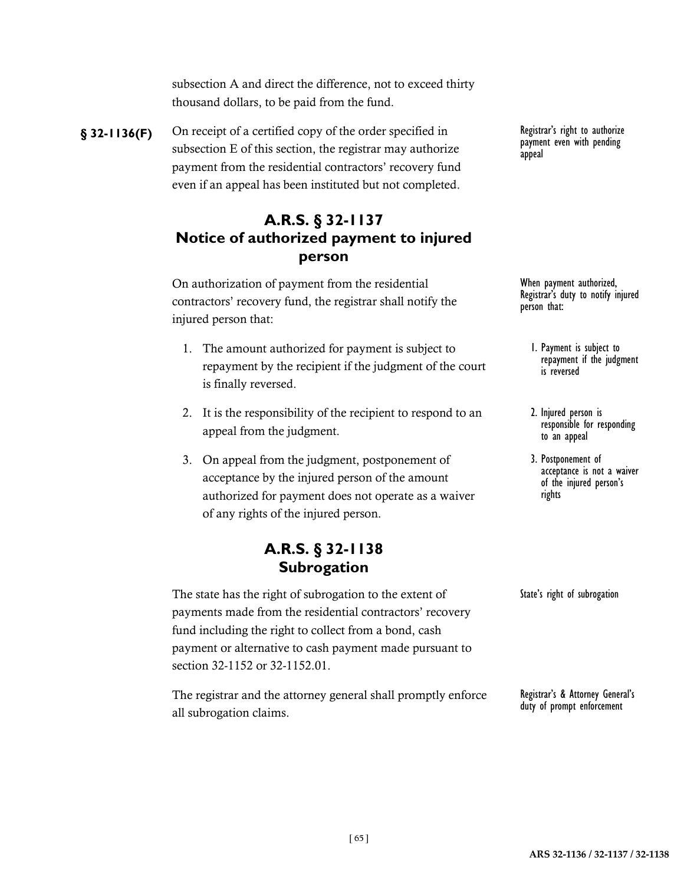subsection A and direct the difference, not to exceed thirty thousand dollars, to be paid from the fund.

**§ 32-1136(F)** On receipt of a certified copy of the order specified in subsection E of this section, the registrar may authorize payment from the residential contractors' recovery fund even if an appeal has been instituted but not completed.

Registrar's right to authorize payment even with pending appeal

## A.R.S. § 32-1137 Notice of authorized payment to injured person

On authorization of payment from the residential contractors' recovery fund, the registrar shall notify the injured person that:

When payment authorized, Registrar's duty to notify injured person that:

1. The amount authorized for payment is subject to repayment by the recipient if the judgment of the court is finally reversed.
2. It is the responsibility of the recipient to respond to an appeal from the judgment.
3. On appeal from the judgment, postponement of acceptance by the injured person of the amount authorized for payment does not operate as a waiver of any rights of the injured person.

1. Payment is subject to repayment if the judgment is reversed
2. Injured person is responsible for responding to an appeal
3. Postponement of acceptance is not a waiver of the injured person's rights

## A.R.S. § 32-1138 Subrogation

The state has the right of subrogation to the extent of payments made from the residential contractors' recovery fund including the right to collect from a bond, cash payment or alternative to cash payment made pursuant to section 32-1152 or 32-1152.01.

State's right of subrogation

The registrar and the attorney general shall promptly enforce all subrogation claims.

Registrar's & Attorney General's duty of prompt enforcement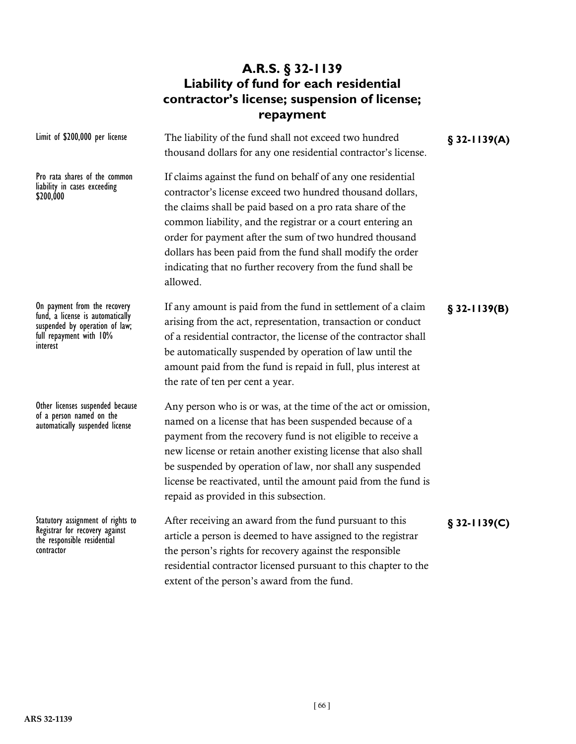# A.R.S. § 32-1139
# Liability of fund for each residential contractor's license; suspension of license; repayment

Limit of $200,000 per license

**§ 32-1139(A)**

The liability of the fund shall not exceed two hundred thousand dollars for any one residential contractor's license.

Pro rata shares of the common liability in cases exceeding $200,000

If claims against the fund on behalf of any one residential contractor's license exceed two hundred thousand dollars, the claims shall be paid based on a pro rata share of the common liability, and the registrar or a court entering an order for payment after the sum of two hundred thousand dollars has been paid from the fund shall modify the order indicating that no further recovery from the fund shall be allowed.

On payment from the recovery fund, a license is automatically suspended by operation of law; full repayment with 10% interest

**§ 32-1139(B)**

If any amount is paid from the fund in settlement of a claim arising from the act, representation, transaction or conduct of a residential contractor, the license of the contractor shall be automatically suspended by operation of law until the amount paid from the fund is repaid in full, plus interest at the rate of ten per cent a year.

Other licenses suspended because of a person named on the automatically suspended license

Any person who is or was, at the time of the act or omission, named on a license that has been suspended because of a payment from the recovery fund is not eligible to receive a new license or retain another existing license that also shall be suspended by operation of law, nor shall any suspended license be reactivated, until the amount paid from the fund is repaid as provided in this subsection.

Statutory assignment of rights to Registrar for recovery against the responsible residential contractor

**§ 32-1139(C)**

After receiving an award from the fund pursuant to this article a person is deemed to have assigned to the registrar the person's rights for recovery against the responsible residential contractor licensed pursuant to this chapter to the extent of the person's award from the fund.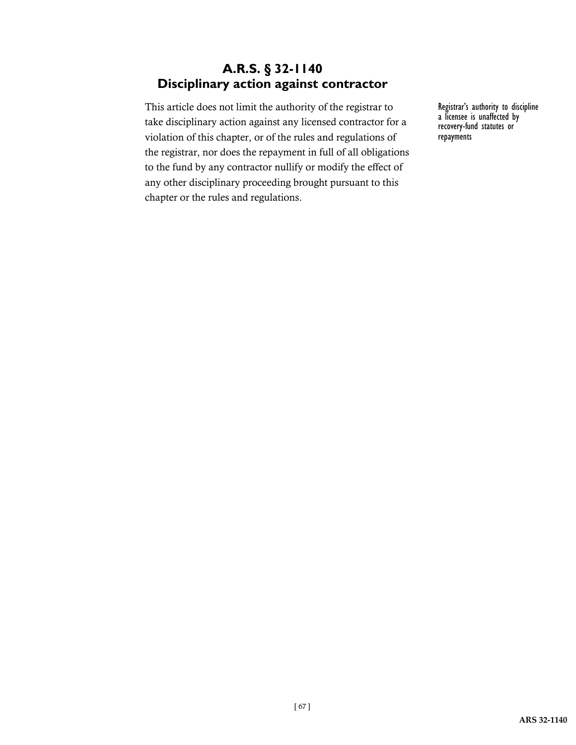## A.R.S. § 32-1140
## Disciplinary action against contractor

This article does not limit the authority of the registrar to take disciplinary action against any licensed contractor for a violation of this chapter, or of the rules and regulations of the registrar, nor does the repayment in full of all obligations to the fund by any contractor nullify or modify the effect of any other disciplinary proceeding brought pursuant to this chapter or the rules and regulations.

Registrar's authority to discipline a licensee is unaffected by recovery-fund statutes or repayments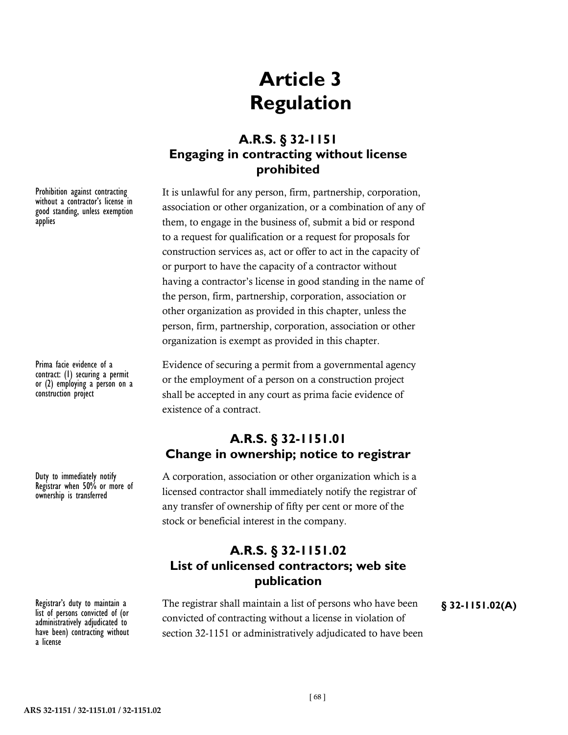# Article 3
# Regulation

## A.R.S. § 32-1151
## Engaging in contracting without license prohibited

Prohibition against contracting without a contractor's license in good standing, unless exemption applies

It is unlawful for any person, firm, partnership, corporation, association or other organization, or a combination of any of them, to engage in the business of, submit a bid or respond to a request for qualification or a request for proposals for construction services as, act or offer to act in the capacity of or purport to have the capacity of a contractor without having a contractor's license in good standing in the name of the person, firm, partnership, corporation, association or other organization as provided in this chapter, unless the person, firm, partnership, corporation, association or other organization is exempt as provided in this chapter.

Prima facie evidence of a contract: (1) securing a permit or (2) employing a person on a construction project

Evidence of securing a permit from a governmental agency or the employment of a person on a construction project shall be accepted in any court as prima facie evidence of existence of a contract.

## A.R.S. § 32-1151.01
## Change in ownership; notice to registrar

Duty to immediately notify Registrar when 50% or more of ownership is transferred

A corporation, association or other organization which is a licensed contractor shall immediately notify the registrar of any transfer of ownership of fifty per cent or more of the stock or beneficial interest in the company.

## A.R.S. § 32-1151.02
## List of unlicensed contractors; web site publication

Registrar's duty to maintain a list of persons convicted of (or administratively adjudicated to have been) contracting without a license

**§ 32-1151.02(A)**

The registrar shall maintain a list of persons who have been convicted of contracting without a license in violation of section 32-1151 or administratively adjudicated to have been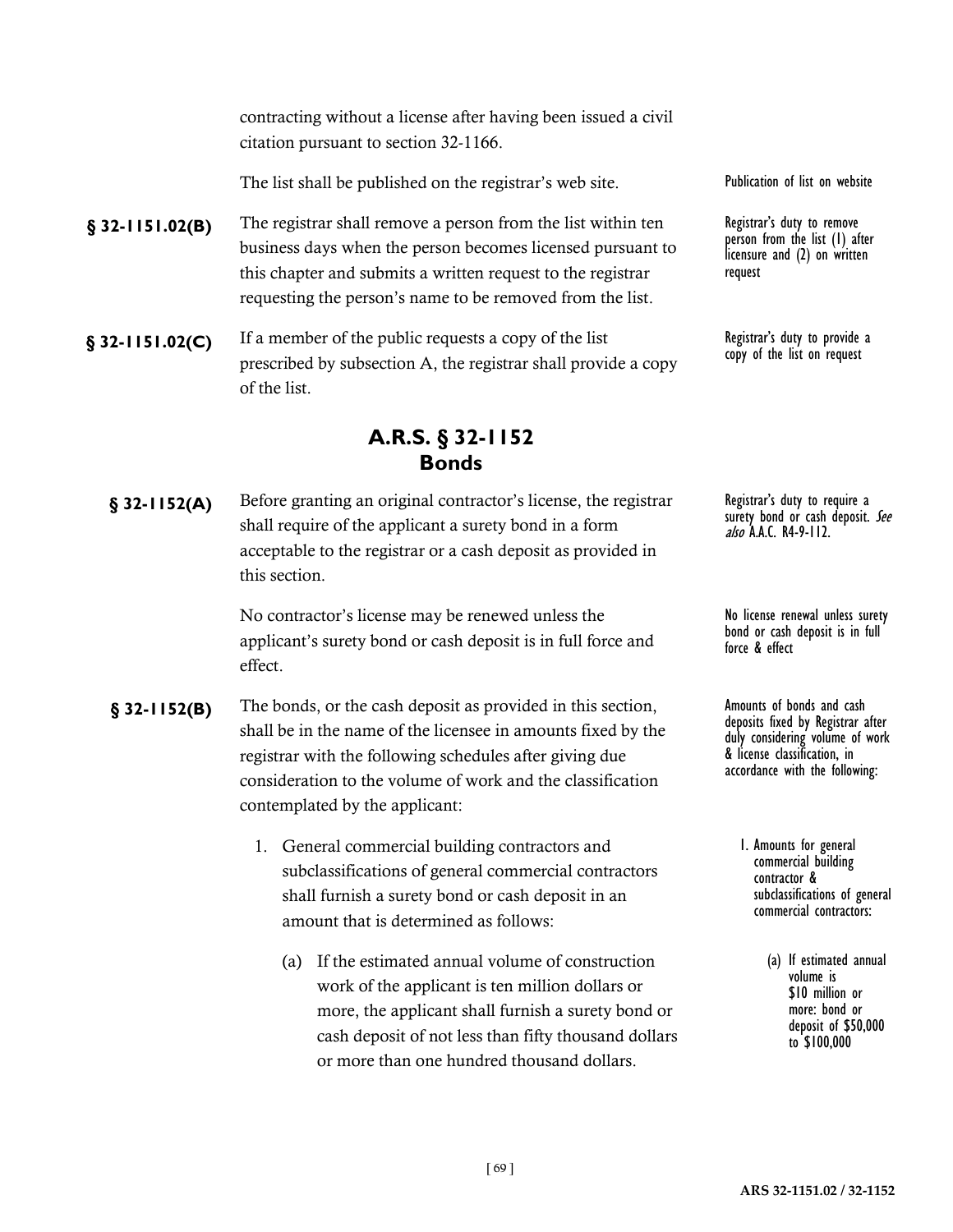contracting without a license after having been issued a civil citation pursuant to section 32-1166.

The list shall be published on the registrar's web site. — *Publication of list on website*

**§ 32-1151.02(B)** The registrar shall remove a person from the list within ten business days when the person becomes licensed pursuant to this chapter and submits a written request to the registrar requesting the person's name to be removed from the list. — *Registrar's duty to remove person from the list (1) after licensure and (2) on written request*

**§ 32-1151.02(C)** If a member of the public requests a copy of the list prescribed by subsection A, the registrar shall provide a copy of the list. — *Registrar's duty to provide a copy of the list on request*

## A.R.S. § 32-1152
## Bonds

**§ 32-1152(A)** Before granting an original contractor's license, the registrar shall require of the applicant a surety bond in a form acceptable to the registrar or a cash deposit as provided in this section. — *Registrar's duty to require a surety bond or cash deposit. See also A.A.C. R4-9-112.*

No contractor's license may be renewed unless the applicant's surety bond or cash deposit is in full force and effect. — *No license renewal unless surety bond or cash deposit is in full force & effect*

**§ 32-1152(B)** The bonds, or the cash deposit as provided in this section, shall be in the name of the licensee in amounts fixed by the registrar with the following schedules after giving due consideration to the volume of work and the classification contemplated by the applicant: — *Amounts of bonds and cash deposits fixed by Registrar after duly considering volume of work & license classification, in accordance with the following:*

1. General commercial building contractors and subclassifications of general commercial contractors shall furnish a surety bond or cash deposit in an amount that is determined as follows: — *1. Amounts for general commercial building contractor & subclassifications of general commercial contractors:*

   (a) If the estimated annual volume of construction work of the applicant is ten million dollars or more, the applicant shall furnish a surety bond or cash deposit of not less than fifty thousand dollars or more than one hundred thousand dollars. — *(a) If estimated annual volume is $10 million or more: bond or deposit of $50,000 to $100,000*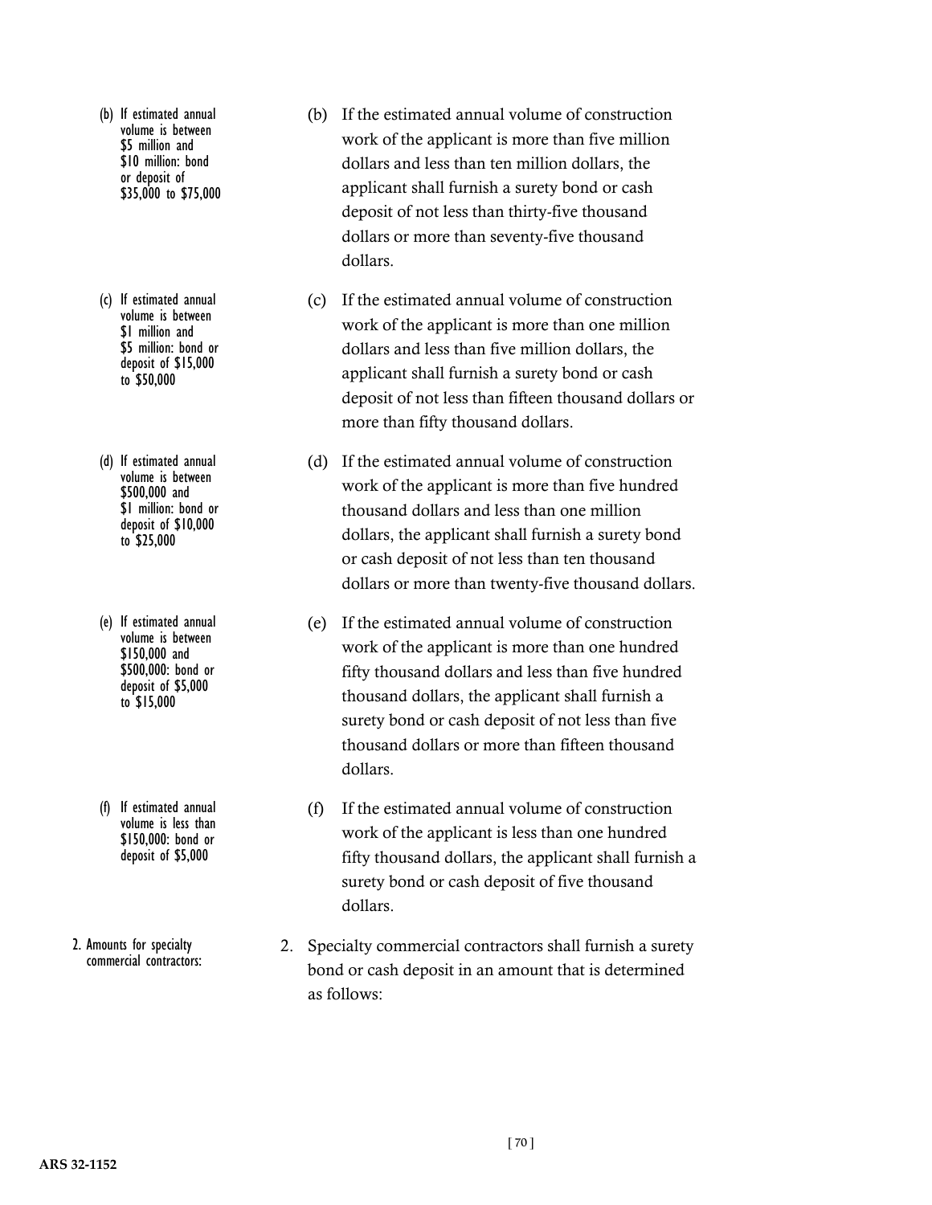(b) If estimated annual volume is between $5 million and $10 million: bond or deposit of $35,000 to $75,000

(b) If the estimated annual volume of construction work of the applicant is more than five million dollars and less than ten million dollars, the applicant shall furnish a surety bond or cash deposit of not less than thirty-five thousand dollars or more than seventy-five thousand dollars.

(c) If estimated annual volume is between $1 million and $5 million: bond or deposit of $15,000 to $50,000

(c) If the estimated annual volume of construction work of the applicant is more than one million dollars and less than five million dollars, the applicant shall furnish a surety bond or cash deposit of not less than fifteen thousand dollars or more than fifty thousand dollars.

(d) If estimated annual volume is between $500,000 and $1 million: bond or deposit of $10,000 to $25,000

(d) If the estimated annual volume of construction work of the applicant is more than five hundred thousand dollars and less than one million dollars, the applicant shall furnish a surety bond or cash deposit of not less than ten thousand dollars or more than twenty-five thousand dollars.

(e) If estimated annual volume is between $150,000 and $500,000: bond or deposit of $5,000 to $15,000

(e) If the estimated annual volume of construction work of the applicant is more than one hundred fifty thousand dollars and less than five hundred thousand dollars, the applicant shall furnish a surety bond or cash deposit of not less than five thousand dollars or more than fifteen thousand dollars.

(f) If estimated annual volume is less than $150,000: bond or deposit of $5,000

(f) If the estimated annual volume of construction work of the applicant is less than one hundred fifty thousand dollars, the applicant shall furnish a surety bond or cash deposit of five thousand dollars.

2. Amounts for specialty commercial contractors:

2. Specialty commercial contractors shall furnish a surety bond or cash deposit in an amount that is determined as follows: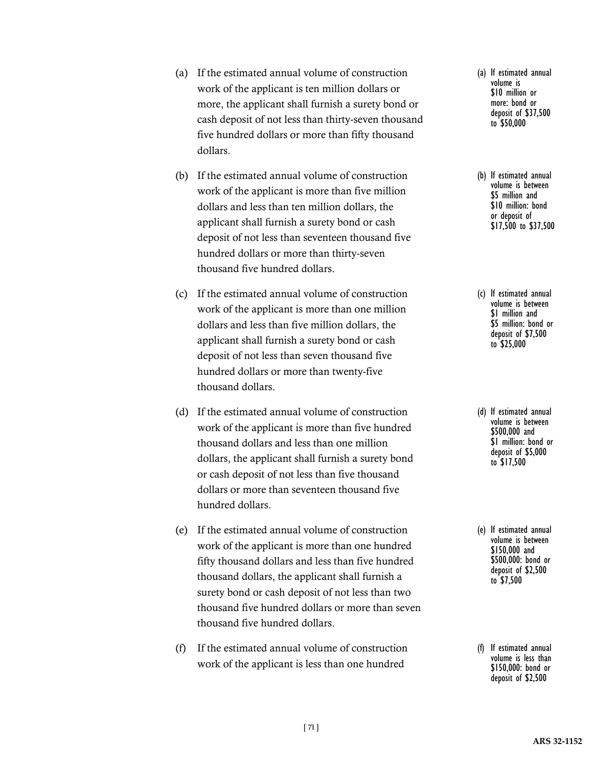(a) If the estimated annual volume of construction work of the applicant is ten million dollars or more, the applicant shall furnish a surety bond or cash deposit of not less than thirty-seven thousand five hundred dollars or more than fifty thousand dollars.

(a) If estimated annual volume is $10 million or more: bond or deposit of $37,500 to $50,000

(b) If the estimated annual volume of construction work of the applicant is more than five million dollars and less than ten million dollars, the applicant shall furnish a surety bond or cash deposit of not less than seventeen thousand five hundred dollars or more than thirty-seven thousand five hundred dollars.

(b) If estimated annual volume is between $5 million and $10 million: bond or deposit of $17,500 to $37,500

(c) If the estimated annual volume of construction work of the applicant is more than one million dollars and less than five million dollars, the applicant shall furnish a surety bond or cash deposit of not less than seven thousand five hundred dollars or more than twenty-five thousand dollars.

(c) If estimated annual volume is between $1 million and $5 million: bond or deposit of $7,500 to $25,000

(d) If the estimated annual volume of construction work of the applicant is more than five hundred thousand dollars and less than one million dollars, the applicant shall furnish a surety bond or cash deposit of not less than five thousand dollars or more than seventeen thousand five hundred dollars.

(d) If estimated annual volume is between $500,000 and $1 million: bond or deposit of $5,000 to $17,500

(e) If the estimated annual volume of construction work of the applicant is more than one hundred fifty thousand dollars and less than five hundred thousand dollars, the applicant shall furnish a surety bond or cash deposit of not less than two thousand five hundred dollars or more than seven thousand five hundred dollars.

(e) If estimated annual volume is between $150,000 and $500,000: bond or deposit of $2,500 to $7,500

(f) If the estimated annual volume of construction work of the applicant is less than one hundred

(f) If estimated annual volume is less than $150,000: bond or deposit of $2,500

ARS 32-1152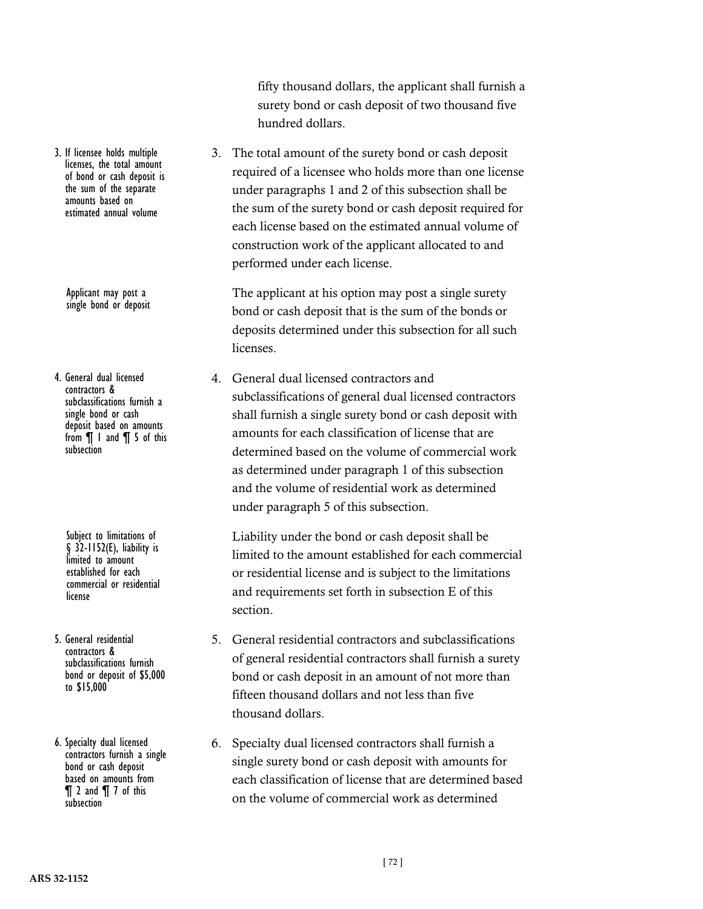fifty thousand dollars, the applicant shall furnish a surety bond or cash deposit of two thousand five hundred dollars.

3. If licensee holds multiple licenses, the total amount of bond or cash deposit is the sum of the separate amounts based on estimated annual volume

3. The total amount of the surety bond or cash deposit required of a licensee who holds more than one license under paragraphs 1 and 2 of this subsection shall be the sum of the surety bond or cash deposit required for each license based on the estimated annual volume of construction work of the applicant allocated to and performed under each license.

Applicant may post a single bond or deposit

The applicant at his option may post a single surety bond or cash deposit that is the sum of the bonds or deposits determined under this subsection for all such licenses.

4. General dual licensed contractors & subclassifications furnish a single bond or cash deposit based on amounts from ¶ 1 and ¶ 5 of this subsection

4. General dual licensed contractors and subclassifications of general dual licensed contractors shall furnish a single surety bond or cash deposit with amounts for each classification of license that are determined based on the volume of commercial work as determined under paragraph 1 of this subsection and the volume of residential work as determined under paragraph 5 of this subsection.

Subject to limitations of § 32-1152(E), liability is limited to amount established for each commercial or residential license

Liability under the bond or cash deposit shall be limited to the amount established for each commercial or residential license and is subject to the limitations and requirements set forth in subsection E of this section.

5. General residential contractors & subclassifications furnish bond or deposit of $5,000 to $15,000

5. General residential contractors and subclassifications of general residential contractors shall furnish a surety bond or cash deposit in an amount of not more than fifteen thousand dollars and not less than five thousand dollars.

6. Specialty dual licensed contractors furnish a single bond or cash deposit based on amounts from ¶ 2 and ¶ 7 of this subsection

6. Specialty dual licensed contractors shall furnish a single surety bond or cash deposit with amounts for each classification of license that are determined based on the volume of commercial work as determined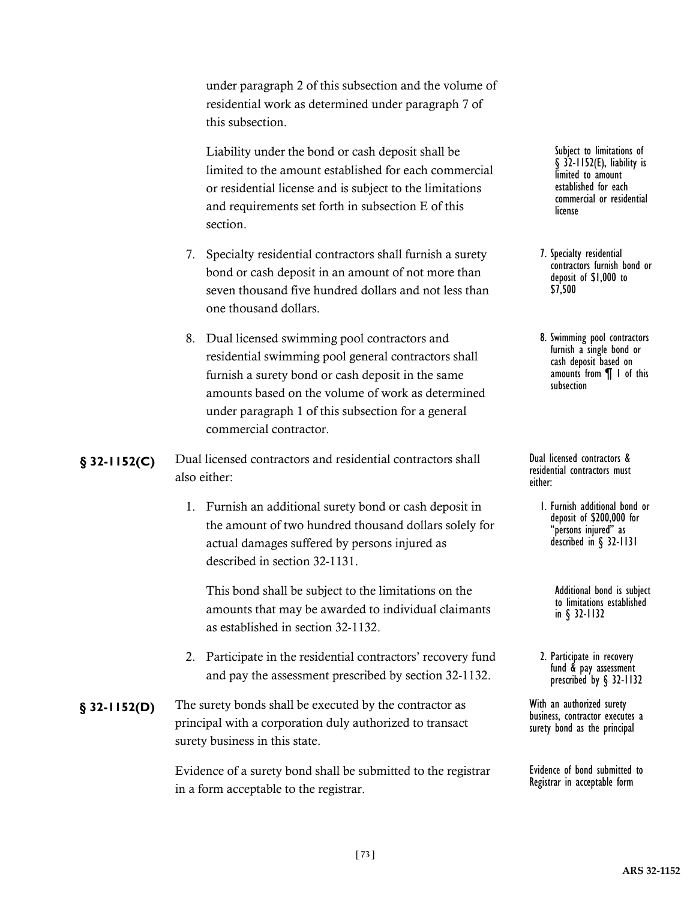under paragraph 2 of this subsection and the volume of residential work as determined under paragraph 7 of this subsection.

Liability under the bond or cash deposit shall be limited to the amount established for each commercial or residential license and is subject to the limitations and requirements set forth in subsection E of this section.

> Subject to limitations of § 32-1152(E), liability is limited to amount established for each commercial or residential license

7. Specialty residential contractors shall furnish a surety bond or cash deposit in an amount of not more than seven thousand five hundred dollars and not less than one thousand dollars.

> 7. Specialty residential contractors furnish bond or deposit of $1,000 to $7,500

8. Dual licensed swimming pool contractors and residential swimming pool general contractors shall furnish a surety bond or cash deposit in the same amounts based on the volume of work as determined under paragraph 1 of this subsection for a general commercial contractor.

> 8. Swimming pool contractors furnish a single bond or cash deposit based on amounts from ¶ 1 of this subsection

**§ 32-1152(C)** Dual licensed contractors and residential contractors shall also either:

> Dual licensed contractors & residential contractors must either:

1. Furnish an additional surety bond or cash deposit in the amount of two hundred thousand dollars solely for actual damages suffered by persons injured as described in section 32-1131.

   > 1. Furnish additional bond or deposit of $200,000 for "persons injured" as described in § 32-1131

   This bond shall be subject to the limitations on the amounts that may be awarded to individual claimants as established in section 32-1132.

   > Additional bond is subject to limitations established in § 32-1132

2. Participate in the residential contractors' recovery fund and pay the assessment prescribed by section 32-1132.

   > 2. Participate in recovery fund & pay assessment prescribed by § 32-1132

**§ 32-1152(D)** The surety bonds shall be executed by the contractor as principal with a corporation duly authorized to transact surety business in this state.

> With an authorized surety business, contractor executes a surety bond as the principal

Evidence of a surety bond shall be submitted to the registrar in a form acceptable to the registrar.

> Evidence of bond submitted to Registrar in acceptable form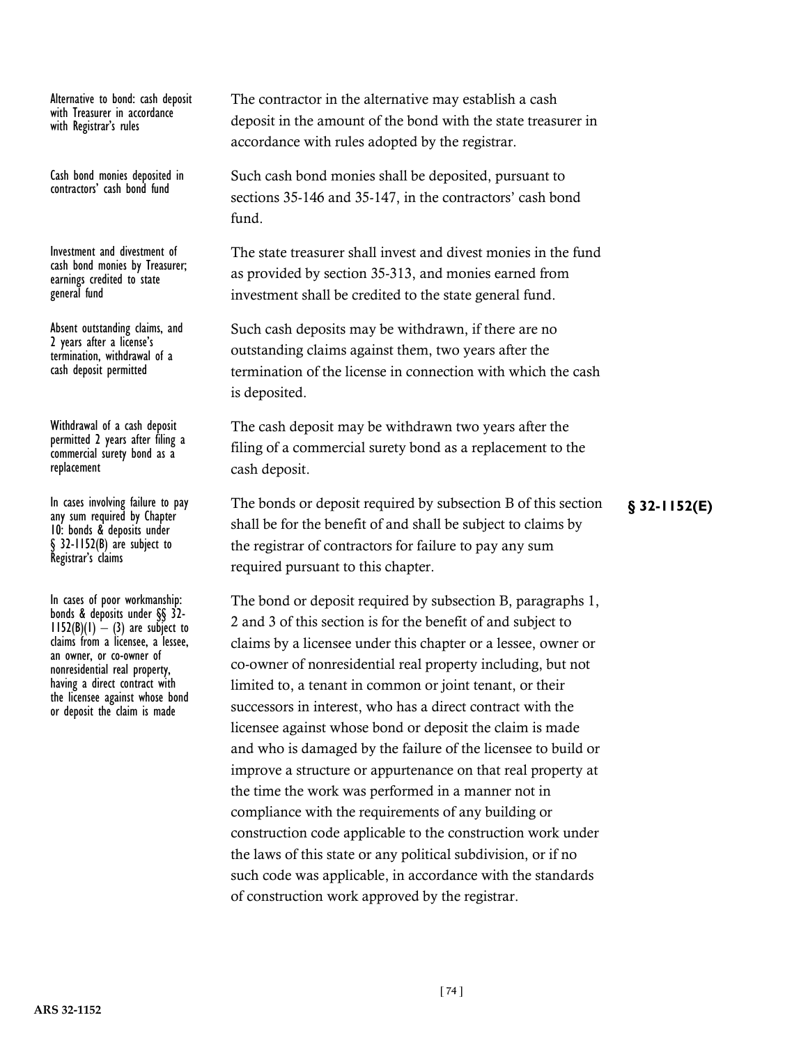Alternative to bond: cash deposit with Treasurer in accordance with Registrar's rules

The contractor in the alternative may establish a cash deposit in the amount of the bond with the state treasurer in accordance with rules adopted by the registrar.

Cash bond monies deposited in contractors' cash bond fund

Such cash bond monies shall be deposited, pursuant to sections 35-146 and 35-147, in the contractors' cash bond fund.

Investment and divestment of cash bond monies by Treasurer; earnings credited to state general fund

The state treasurer shall invest and divest monies in the fund as provided by section 35-313, and monies earned from investment shall be credited to the state general fund.

Absent outstanding claims, and 2 years after a license's termination, withdrawal of a cash deposit permitted

Such cash deposits may be withdrawn, if there are no outstanding claims against them, two years after the termination of the license in connection with which the cash is deposited.

Withdrawal of a cash deposit permitted 2 years after filing a commercial surety bond as a replacement

The cash deposit may be withdrawn two years after the filing of a commercial surety bond as a replacement to the cash deposit.

**§ 32-1152(E)**

In cases involving failure to pay any sum required by Chapter 10: bonds & deposits under § 32-1152(B) are subject to Registrar's claims

The bonds or deposit required by subsection B of this section shall be for the benefit of and shall be subject to claims by the registrar of contractors for failure to pay any sum required pursuant to this chapter.

In cases of poor workmanship: bonds & deposits under §§ 32-1152(B)(1) – (3) are subject to claims from a licensee, a lessee, an owner, or co-owner of nonresidential real property, having a direct contract with the licensee against whose bond or deposit the claim is made

The bond or deposit required by subsection B, paragraphs 1, 2 and 3 of this section is for the benefit of and subject to claims by a licensee under this chapter or a lessee, owner or co-owner of nonresidential real property including, but not limited to, a tenant in common or joint tenant, or their successors in interest, who has a direct contract with the licensee against whose bond or deposit the claim is made and who is damaged by the failure of the licensee to build or improve a structure or appurtenance on that real property at the time the work was performed in a manner not in compliance with the requirements of any building or construction code applicable to the construction work under the laws of this state or any political subdivision, or if no such code was applicable, in accordance with the standards of construction work approved by the registrar.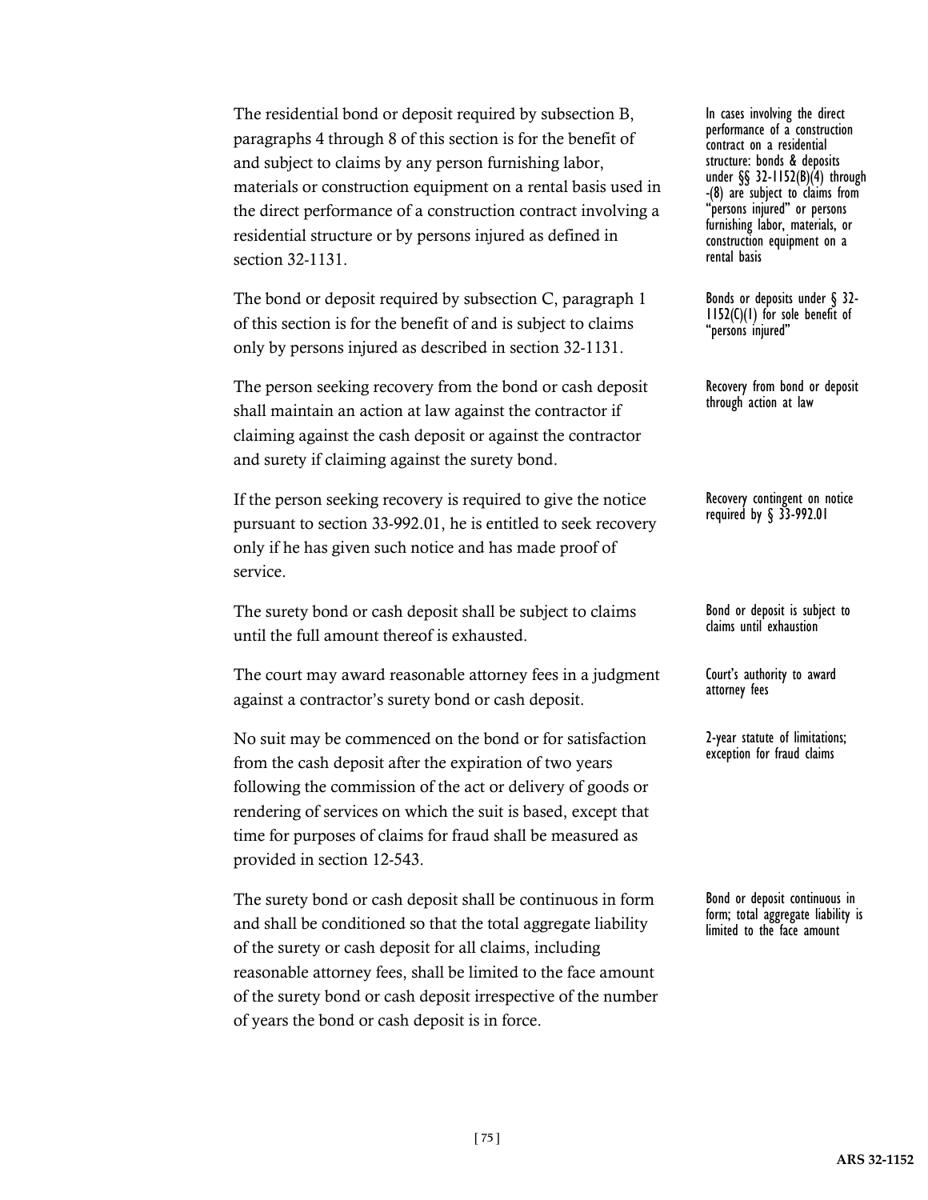The residential bond or deposit required by subsection B, paragraphs 4 through 8 of this section is for the benefit of and subject to claims by any person furnishing labor, materials or construction equipment on a rental basis used in the direct performance of a construction contract involving a residential structure or by persons injured as defined in section 32-1131.

*In cases involving the direct performance of a construction contract on a residential structure: bonds & deposits under §§ 32-1152(B)(4) through -(8) are subject to claims from "persons injured" or persons furnishing labor, materials, or construction equipment on a rental basis*

The bond or deposit required by subsection C, paragraph 1 of this section is for the benefit of and is subject to claims only by persons injured as described in section 32-1131.

*Bonds or deposits under § 32-1152(C)(1) for sole benefit of "persons injured"*

The person seeking recovery from the bond or cash deposit shall maintain an action at law against the contractor if claiming against the cash deposit or against the contractor and surety if claiming against the surety bond.

*Recovery from bond or deposit through action at law*

If the person seeking recovery is required to give the notice pursuant to section 33-992.01, he is entitled to seek recovery only if he has given such notice and has made proof of service.

*Recovery contingent on notice required by § 33-992.01*

The surety bond or cash deposit shall be subject to claims until the full amount thereof is exhausted.

*Bond or deposit is subject to claims until exhaustion*

The court may award reasonable attorney fees in a judgment against a contractor's surety bond or cash deposit.

*Court's authority to award attorney fees*

No suit may be commenced on the bond or for satisfaction from the cash deposit after the expiration of two years following the commission of the act or delivery of goods or rendering of services on which the suit is based, except that time for purposes of claims for fraud shall be measured as provided in section 12-543.

*2-year statute of limitations; exception for fraud claims*

The surety bond or cash deposit shall be continuous in form and shall be conditioned so that the total aggregate liability of the surety or cash deposit for all claims, including reasonable attorney fees, shall be limited to the face amount of the surety bond or cash deposit irrespective of the number of years the bond or cash deposit is in force.

*Bond or deposit continuous in form; total aggregate liability is limited to the face amount*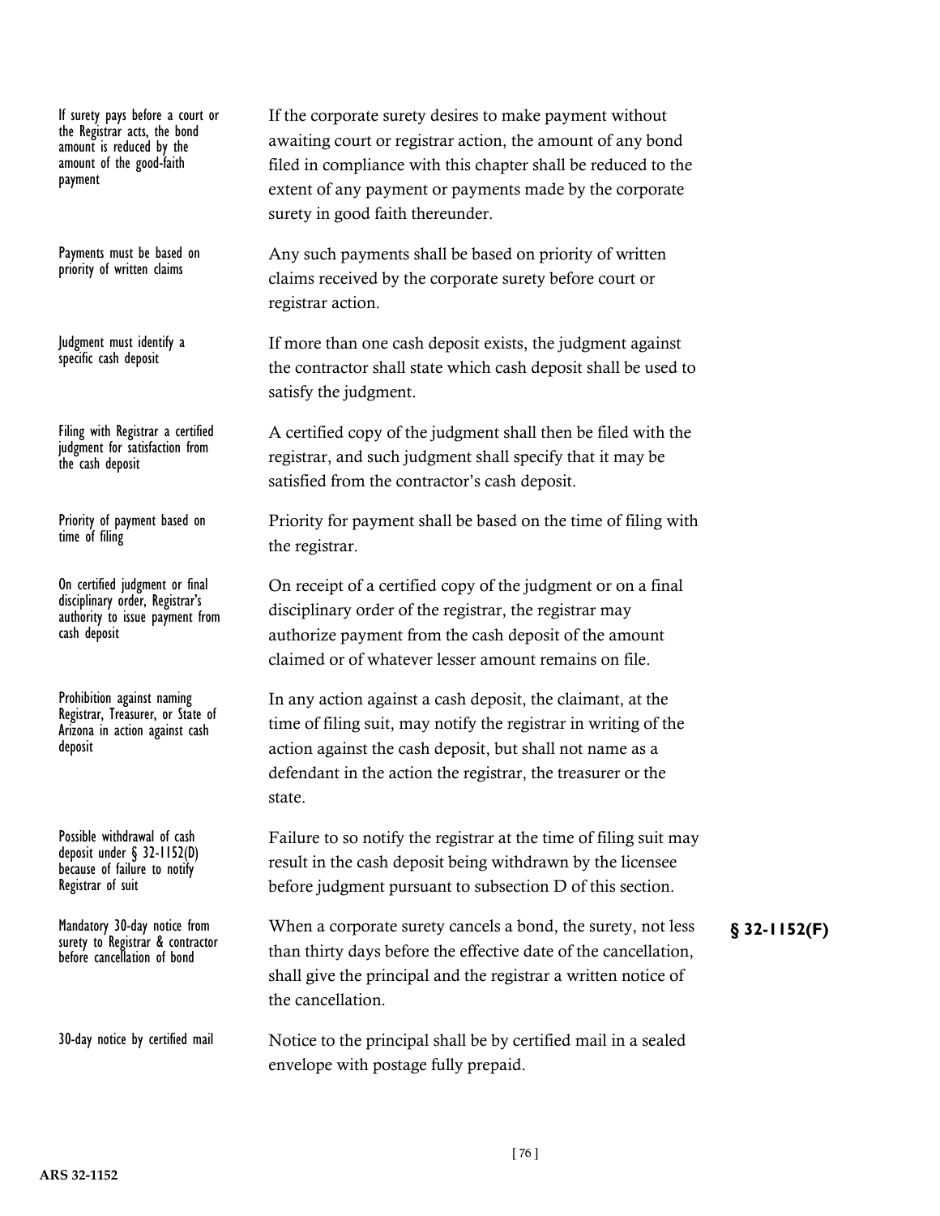| | | |
|---|---|---|
| If surety pays before a court or the Registrar acts, the bond amount is reduced by the amount of the good-faith payment | If the corporate surety desires to make payment without awaiting court or registrar action, the amount of any bond filed in compliance with this chapter shall be reduced to the extent of any payment or payments made by the corporate surety in good faith thereunder. | |
| Payments must be based on priority of written claims | Any such payments shall be based on priority of written claims received by the corporate surety before court or registrar action. | |
| Judgment must identify a specific cash deposit | If more than one cash deposit exists, the judgment against the contractor shall state which cash deposit shall be used to satisfy the judgment. | |
| Filing with Registrar a certified judgment for satisfaction from the cash deposit | A certified copy of the judgment shall then be filed with the registrar, and such judgment shall specify that it may be satisfied from the contractor's cash deposit. | |
| Priority of payment based on time of filing | Priority for payment shall be based on the time of filing with the registrar. | |
| On certified judgment or final disciplinary order, Registrar's authority to issue payment from cash deposit | On receipt of a certified copy of the judgment or on a final disciplinary order of the registrar, the registrar may authorize payment from the cash deposit of the amount claimed or of whatever lesser amount remains on file. | |
| Prohibition against naming Registrar, Treasurer, or State of Arizona in action against cash deposit | In any action against a cash deposit, the claimant, at the time of filing suit, may notify the registrar in writing of the action against the cash deposit, but shall not name as a defendant in the action the registrar, the treasurer or the state. | |
| Possible withdrawal of cash deposit under § 32-1152(D) because of failure to notify Registrar of suit | Failure to so notify the registrar at the time of filing suit may result in the cash deposit being withdrawn by the licensee before judgment pursuant to subsection D of this section. | |
| Mandatory 30-day notice from surety to Registrar & contractor before cancellation of bond | When a corporate surety cancels a bond, the surety, not less than thirty days before the effective date of the cancellation, shall give the principal and the registrar a written notice of the cancellation. | **§ 32-1152(F)** |
| 30-day notice by certified mail | Notice to the principal shall be by certified mail in a sealed envelope with postage fully prepaid. | |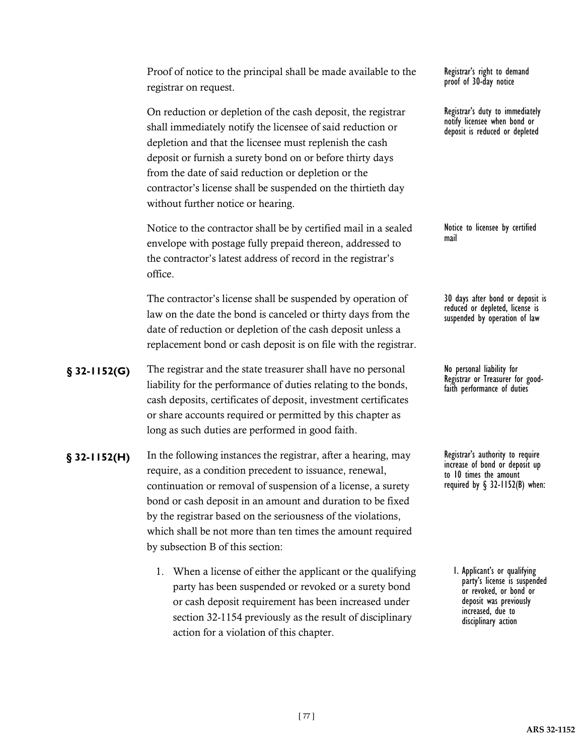Proof of notice to the principal shall be made available to the registrar on request.

Registrar's right to demand proof of 30-day notice

On reduction or depletion of the cash deposit, the registrar shall immediately notify the licensee of said reduction or depletion and that the licensee must replenish the cash deposit or furnish a surety bond on or before thirty days from the date of said reduction or depletion or the contractor's license shall be suspended on the thirtieth day without further notice or hearing.

Registrar's duty to immediately notify licensee when bond or deposit is reduced or depleted

Notice to the contractor shall be by certified mail in a sealed envelope with postage fully prepaid thereon, addressed to the contractor's latest address of record in the registrar's office.

Notice to licensee by certified mail

The contractor's license shall be suspended by operation of law on the date the bond is canceled or thirty days from the date of reduction or depletion of the cash deposit unless a replacement bond or cash deposit is on file with the registrar.

30 days after bond or deposit is reduced or depleted, license is suspended by operation of law

**§ 32-1152(G)** The registrar and the state treasurer shall have no personal liability for the performance of duties relating to the bonds, cash deposits, certificates of deposit, investment certificates or share accounts required or permitted by this chapter as long as such duties are performed in good faith.

No personal liability for Registrar or Treasurer for good-faith performance of duties

**§ 32-1152(H)** In the following instances the registrar, after a hearing, may require, as a condition precedent to issuance, renewal, continuation or removal of suspension of a license, a surety bond or cash deposit in an amount and duration to be fixed by the registrar based on the seriousness of the violations, which shall be not more than ten times the amount required by subsection B of this section:

Registrar's authority to require increase of bond or deposit up to 10 times the amount required by § 32-1152(B) when:

1. When a license of either the applicant or the qualifying party has been suspended or revoked or a surety bond or cash deposit requirement has been increased under section 32-1154 previously as the result of disciplinary action for a violation of this chapter.

1. Applicant's or qualifying party's license is suspended or revoked, or bond or deposit was previously increased, due to disciplinary action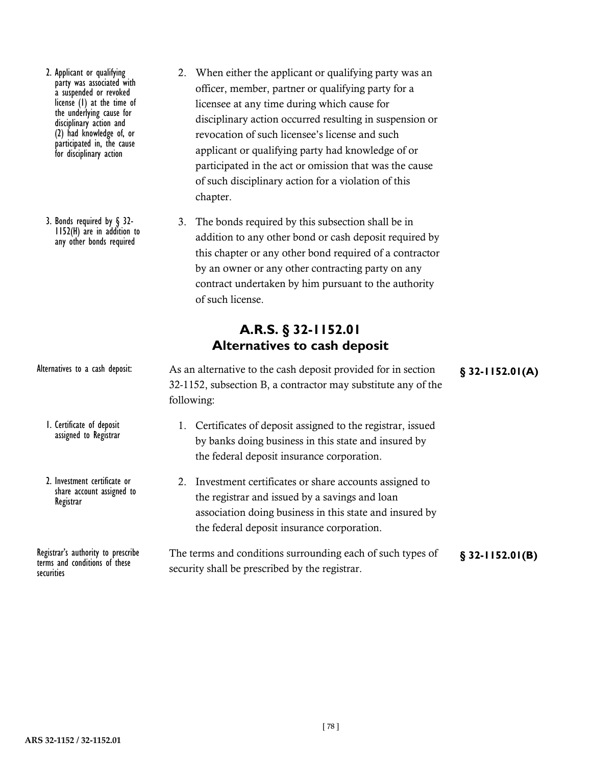2. Applicant or qualifying party was associated with a suspended or revoked license (1) at the time of the underlying cause for disciplinary action and (2) had knowledge of, or participated in, the cause for disciplinary action

2. When either the applicant or qualifying party was an officer, member, partner or qualifying party for a licensee at any time during which cause for disciplinary action occurred resulting in suspension or revocation of such licensee's license and such applicant or qualifying party had knowledge of or participated in the act or omission that was the cause of such disciplinary action for a violation of this chapter.

3. Bonds required by § 32-1152(H) are in addition to any other bonds required

3. The bonds required by this subsection shall be in addition to any other bond or cash deposit required by this chapter or any other bond required of a contractor by an owner or any other contracting party on any contract undertaken by him pursuant to the authority of such license.

## A.R.S. § 32-1152.01
## Alternatives to cash deposit

Alternatives to a cash deposit:

**§ 32-1152.01(A)**

As an alternative to the cash deposit provided for in section 32-1152, subsection B, a contractor may substitute any of the following:

1. Certificate of deposit assigned to Registrar

1. Certificates of deposit assigned to the registrar, issued by banks doing business in this state and insured by the federal deposit insurance corporation.

2. Investment certificate or share account assigned to Registrar

2. Investment certificates or share accounts assigned to the registrar and issued by a savings and loan association doing business in this state and insured by the federal deposit insurance corporation.

Registrar's authority to prescribe terms and conditions of these securities

**§ 32-1152.01(B)**

The terms and conditions surrounding each of such types of security shall be prescribed by the registrar.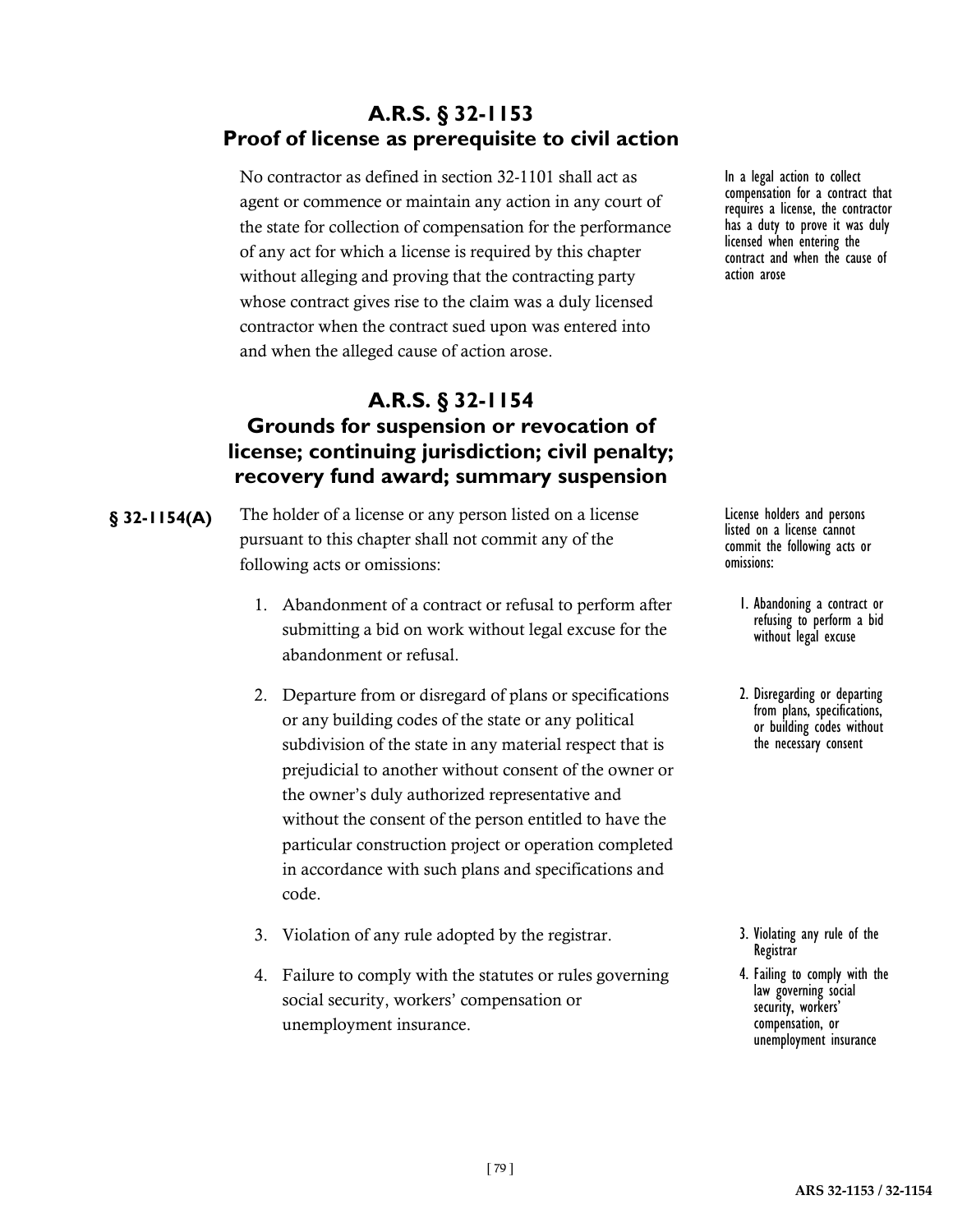## A.R.S. § 32-1153
## Proof of license as prerequisite to civil action

No contractor as defined in section 32-1101 shall act as agent or commence or maintain any action in any court of the state for collection of compensation for the performance of any act for which a license is required by this chapter without alleging and proving that the contracting party whose contract gives rise to the claim was a duly licensed contractor when the contract sued upon was entered into and when the alleged cause of action arose.

In a legal action to collect compensation for a contract that requires a license, the contractor has a duty to prove it was duly licensed when entering the contract and when the cause of action arose

## A.R.S. § 32-1154
## Grounds for suspension or revocation of license; continuing jurisdiction; civil penalty; recovery fund award; summary suspension

**§ 32-1154(A)** The holder of a license or any person listed on a license pursuant to this chapter shall not commit any of the following acts or omissions:

License holders and persons listed on a license cannot commit the following acts or omissions:

1. Abandonment of a contract or refusal to perform after submitting a bid on work without legal excuse for the abandonment or refusal.

   1. Abandoning a contract or refusing to perform a bid without legal excuse

2. Departure from or disregard of plans or specifications or any building codes of the state or any political subdivision of the state in any material respect that is prejudicial to another without consent of the owner or the owner's duly authorized representative and without the consent of the person entitled to have the particular construction project or operation completed in accordance with such plans and specifications and code.

   2. Disregarding or departing from plans, specifications, or building codes without the necessary consent

3. Violation of any rule adopted by the registrar.

   3. Violating any rule of the Registrar

4. Failure to comply with the statutes or rules governing social security, workers' compensation or unemployment insurance.

   4. Failing to comply with the law governing social security, workers' compensation, or unemployment insurance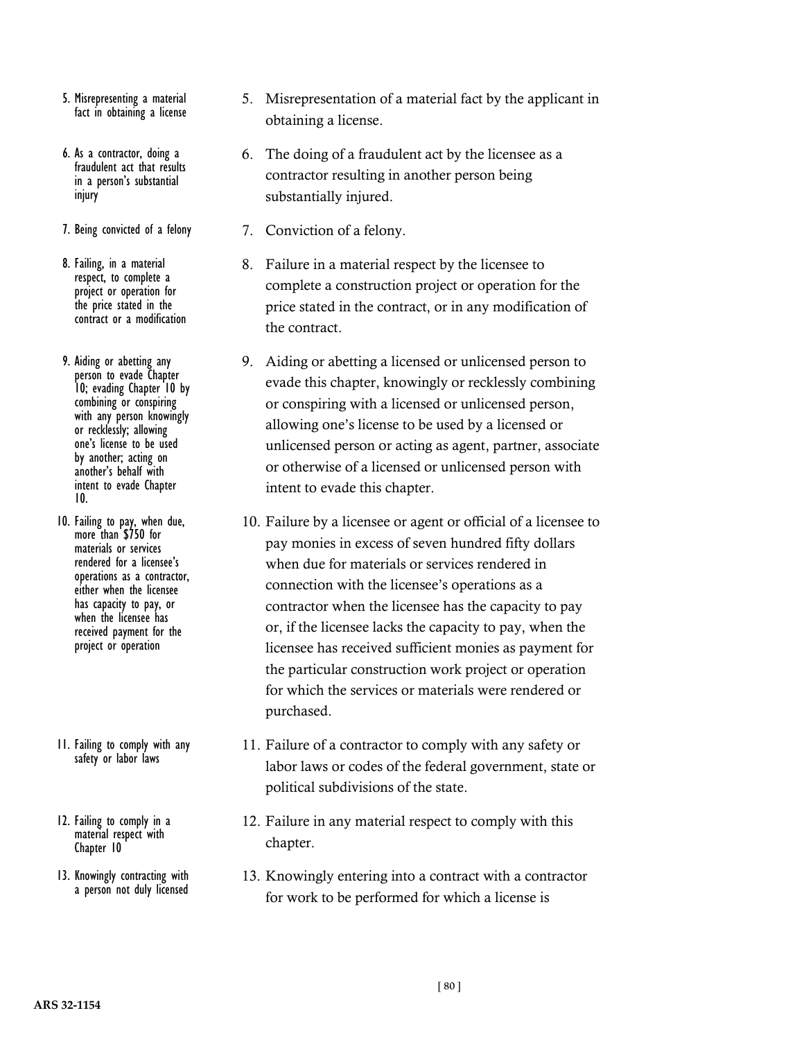5. Misrepresenting a material fact in obtaining a license

5. Misrepresentation of a material fact by the applicant in obtaining a license.

6. As a contractor, doing a fraudulent act that results in a person's substantial injury

6. The doing of a fraudulent act by the licensee as a contractor resulting in another person being substantially injured.

7. Being convicted of a felony

7. Conviction of a felony.

8. Failing, in a material respect, to complete a project or operation for the price stated in the contract or a modification

8. Failure in a material respect by the licensee to complete a construction project or operation for the price stated in the contract, or in any modification of the contract.

9. Aiding or abetting any person to evade Chapter 10; evading Chapter 10 by combining or conspiring with any person knowingly or recklessly; allowing one's license to be used by another; acting on another's behalf with intent to evade Chapter 10.

9. Aiding or abetting a licensed or unlicensed person to evade this chapter, knowingly or recklessly combining or conspiring with a licensed or unlicensed person, allowing one's license to be used by a licensed or unlicensed person or acting as agent, partner, associate or otherwise of a licensed or unlicensed person with intent to evade this chapter.

10. Failing to pay, when due, more than $750 for materials or services rendered for a licensee's operations as a contractor, either when the licensee has capacity to pay, or when the licensee has received payment for the project or operation

10. Failure by a licensee or agent or official of a licensee to pay monies in excess of seven hundred fifty dollars when due for materials or services rendered in connection with the licensee's operations as a contractor when the licensee has the capacity to pay or, if the licensee lacks the capacity to pay, when the licensee has received sufficient monies as payment for the particular construction work project or operation for which the services or materials were rendered or purchased.

11. Failing to comply with any safety or labor laws

11. Failure of a contractor to comply with any safety or labor laws or codes of the federal government, state or political subdivisions of the state.

12. Failing to comply in a material respect with Chapter 10

12. Failure in any material respect to comply with this chapter.

13. Knowingly contracting with a person not duly licensed

13. Knowingly entering into a contract with a contractor for work to be performed for which a license is

ARS 32-1154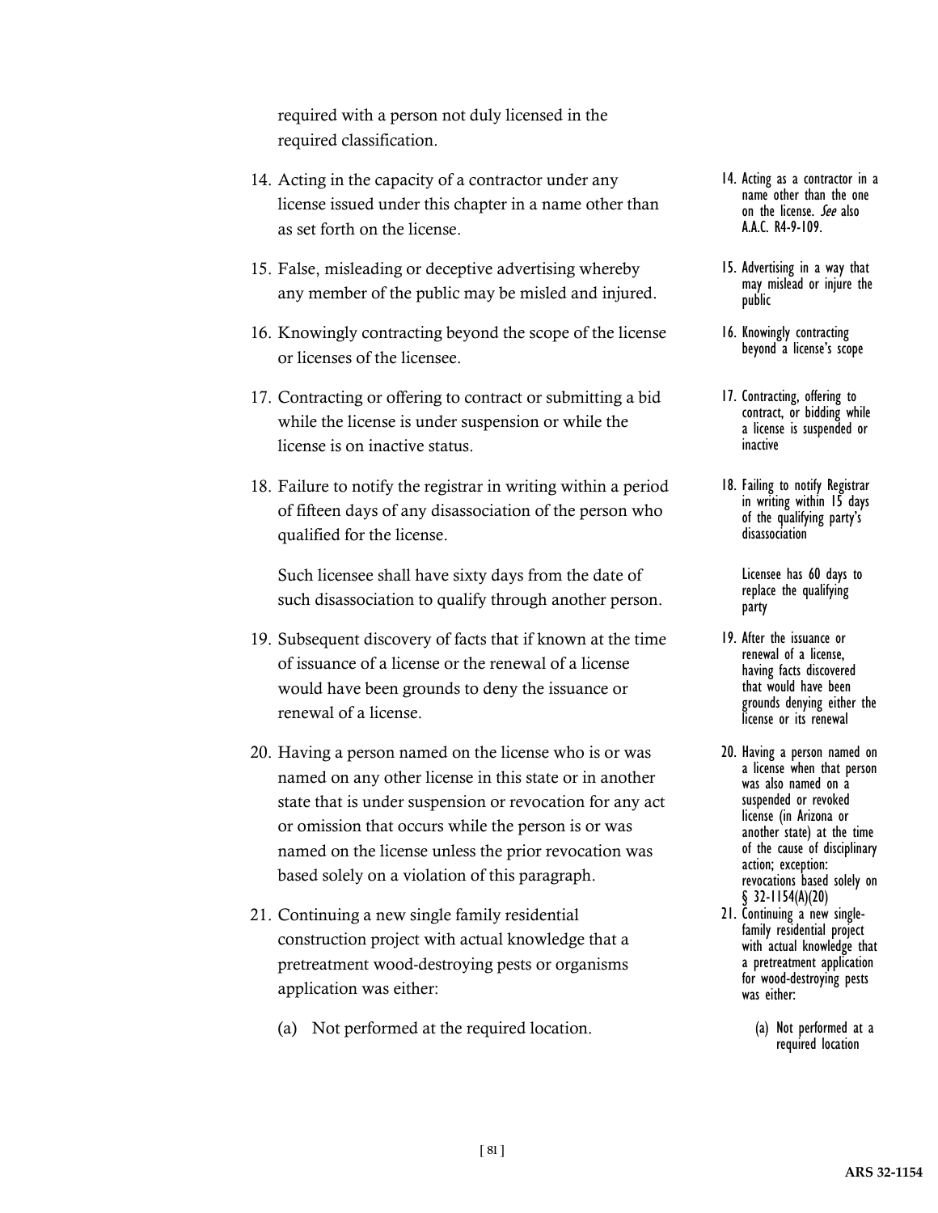required with a person not duly licensed in the required classification.

14. Acting in the capacity of a contractor under any license issued under this chapter in a name other than as set forth on the license.

    14. Acting as a contractor in a name other than the one on the license. *See* also A.A.C. R4-9-109.

15. False, misleading or deceptive advertising whereby any member of the public may be misled and injured.

    15. Advertising in a way that may mislead or injure the public

16. Knowingly contracting beyond the scope of the license or licenses of the licensee.

    16. Knowingly contracting beyond a license's scope

17. Contracting or offering to contract or submitting a bid while the license is under suspension or while the license is on inactive status.

    17. Contracting, offering to contract, or bidding while a license is suspended or inactive

18. Failure to notify the registrar in writing within a period of fifteen days of any disassociation of the person who qualified for the license.

    18. Failing to notify Registrar in writing within 15 days of the qualifying party's disassociation

    Such licensee shall have sixty days from the date of such disassociation to qualify through another person.

    Licensee has 60 days to replace the qualifying party

19. Subsequent discovery of facts that if known at the time of issuance of a license or the renewal of a license would have been grounds to deny the issuance or renewal of a license.

    19. After the issuance or renewal of a license, having facts discovered that would have been grounds denying either the license or its renewal

20. Having a person named on the license who is or was named on any other license in this state or in another state that is under suspension or revocation for any act or omission that occurs while the person is or was named on the license unless the prior revocation was based solely on a violation of this paragraph.

    20. Having a person named on a license when that person was also named on a suspended or revoked license (in Arizona or another state) at the time of the cause of disciplinary action; exception: revocations based solely on § 32-1154(A)(20)

21. Continuing a new single family residential construction project with actual knowledge that a pretreatment wood-destroying pests or organisms application was either:

    21. Continuing a new single-family residential project with actual knowledge that a pretreatment application for wood-destroying pests was either:

    (a) Not performed at the required location.

    (a) Not performed at a required location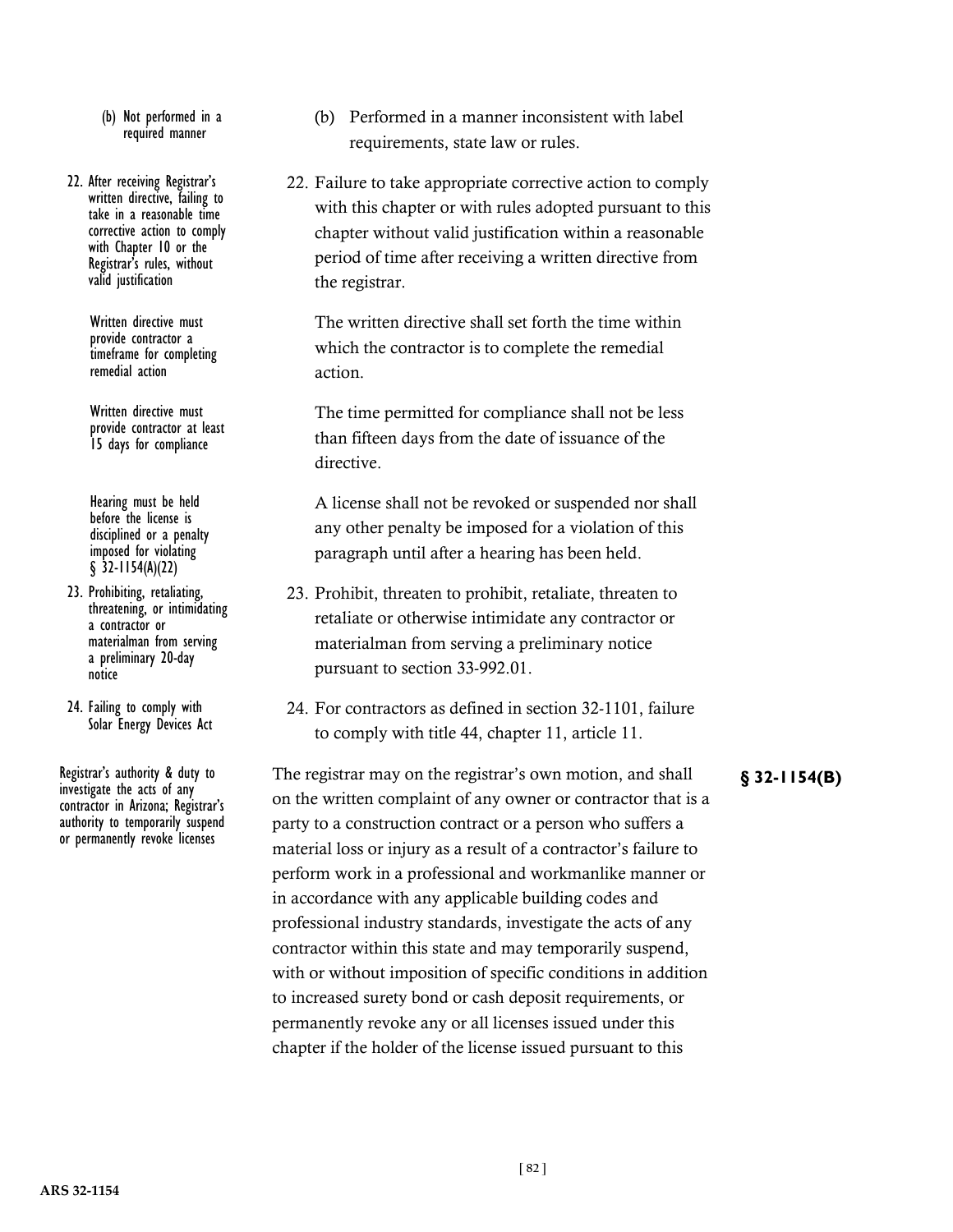(b) Not performed in a required manner

(b) Performed in a manner inconsistent with label requirements, state law or rules.

22. After receiving Registrar's written directive, failing to take in a reasonable time corrective action to comply with Chapter 10 or the Registrar's rules, without valid justification

22. Failure to take appropriate corrective action to comply with this chapter or with rules adopted pursuant to this chapter without valid justification within a reasonable period of time after receiving a written directive from the registrar.

Written directive must provide contractor a timeframe for completing remedial action

The written directive shall set forth the time within which the contractor is to complete the remedial action.

Written directive must provide contractor at least 15 days for compliance

The time permitted for compliance shall not be less than fifteen days from the date of issuance of the directive.

Hearing must be held before the license is disciplined or a penalty imposed for violating § 32-1154(A)(22)

A license shall not be revoked or suspended nor shall any other penalty be imposed for a violation of this paragraph until after a hearing has been held.

23. Prohibiting, retaliating, threatening, or intimidating a contractor or materialman from serving a preliminary 20-day notice

23. Prohibit, threaten to prohibit, retaliate, threaten to retaliate or otherwise intimidate any contractor or materialman from serving a preliminary notice pursuant to section 33-992.01.

24. Failing to comply with Solar Energy Devices Act

24. For contractors as defined in section 32-1101, failure to comply with title 44, chapter 11, article 11.

Registrar's authority & duty to investigate the acts of any contractor in Arizona; Registrar's authority to temporarily suspend or permanently revoke licenses

**§ 32-1154(B)**

The registrar may on the registrar's own motion, and shall on the written complaint of any owner or contractor that is a party to a construction contract or a person who suffers a material loss or injury as a result of a contractor's failure to perform work in a professional and workmanlike manner or in accordance with any applicable building codes and professional industry standards, investigate the acts of any contractor within this state and may temporarily suspend, with or without imposition of specific conditions in addition to increased surety bond or cash deposit requirements, or permanently revoke any or all licenses issued under this chapter if the holder of the license issued pursuant to this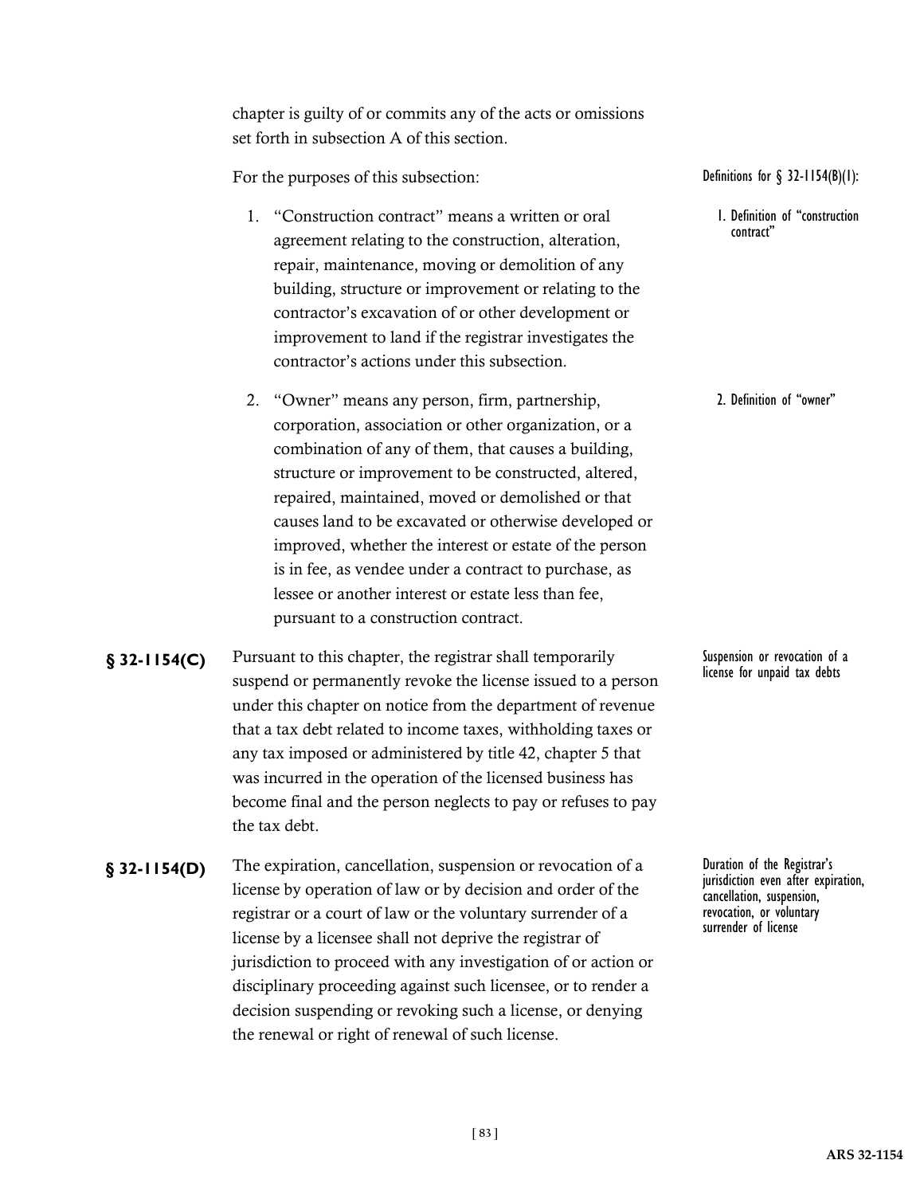chapter is guilty of or commits any of the acts or omissions set forth in subsection A of this section.

For the purposes of this subsection:

*Definitions for § 32-1154(B)(1):*

1. "Construction contract" means a written or oral agreement relating to the construction, alteration, repair, maintenance, moving or demolition of any building, structure or improvement or relating to the contractor's excavation of or other development or improvement to land if the registrar investigates the contractor's actions under this subsection.

   *1. Definition of "construction contract"*

2. "Owner" means any person, firm, partnership, corporation, association or other organization, or a combination of any of them, that causes a building, structure or improvement to be constructed, altered, repaired, maintained, moved or demolished or that causes land to be excavated or otherwise developed or improved, whether the interest or estate of the person is in fee, as vendee under a contract to purchase, as lessee or another interest or estate less than fee, pursuant to a construction contract.

   *2. Definition of "owner"*

**§ 32-1154(C)** Pursuant to this chapter, the registrar shall temporarily suspend or permanently revoke the license issued to a person under this chapter on notice from the department of revenue that a tax debt related to income taxes, withholding taxes or any tax imposed or administered by title 42, chapter 5 that was incurred in the operation of the licensed business has become final and the person neglects to pay or refuses to pay the tax debt.

*Suspension or revocation of a license for unpaid tax debts*

**§ 32-1154(D)** The expiration, cancellation, suspension or revocation of a license by operation of law or by decision and order of the registrar or a court of law or the voluntary surrender of a license by a licensee shall not deprive the registrar of jurisdiction to proceed with any investigation of or action or disciplinary proceeding against such licensee, or to render a decision suspending or revoking such a license, or denying the renewal or right of renewal of such license.

*Duration of the Registrar's jurisdiction even after expiration, cancellation, suspension, revocation, or voluntary surrender of license*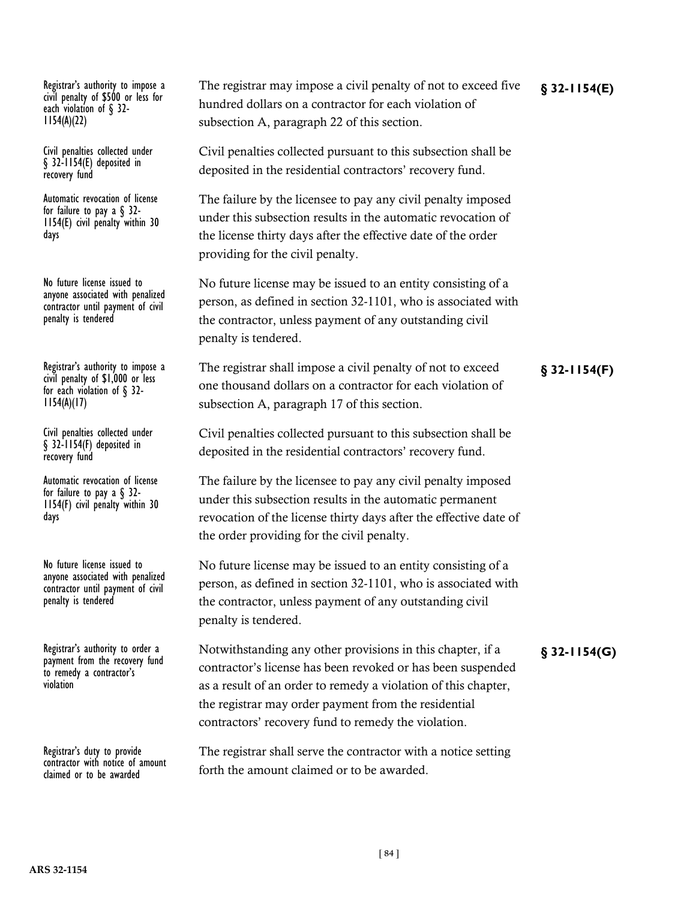| | | |
|---|---|---|
| Registrar's authority to impose a civil penalty of $500 or less for each violation of § 32-1154(A)(22) | The registrar may impose a civil penalty of not to exceed five hundred dollars on a contractor for each violation of subsection A, paragraph 22 of this section. | **§ 32-1154(E)** |
| Civil penalties collected under § 32-1154(E) deposited in recovery fund | Civil penalties collected pursuant to this subsection shall be deposited in the residential contractors' recovery fund. | |
| Automatic revocation of license for failure to pay a § 32-1154(E) civil penalty within 30 days | The failure by the licensee to pay any civil penalty imposed under this subsection results in the automatic revocation of the license thirty days after the effective date of the order providing for the civil penalty. | |
| No future license issued to anyone associated with penalized contractor until payment of civil penalty is tendered | No future license may be issued to an entity consisting of a person, as defined in section 32-1101, who is associated with the contractor, unless payment of any outstanding civil penalty is tendered. | |
| Registrar's authority to impose a civil penalty of $1,000 or less for each violation of § 32-1154(A)(17) | The registrar shall impose a civil penalty of not to exceed one thousand dollars on a contractor for each violation of subsection A, paragraph 17 of this section. | **§ 32-1154(F)** |
| Civil penalties collected under § 32-1154(F) deposited in recovery fund | Civil penalties collected pursuant to this subsection shall be deposited in the residential contractors' recovery fund. | |
| Automatic revocation of license for failure to pay a § 32-1154(F) civil penalty within 30 days | The failure by the licensee to pay any civil penalty imposed under this subsection results in the automatic permanent revocation of the license thirty days after the effective date of the order providing for the civil penalty. | |
| No future license issued to anyone associated with penalized contractor until payment of civil penalty is tendered | No future license may be issued to an entity consisting of a person, as defined in section 32-1101, who is associated with the contractor, unless payment of any outstanding civil penalty is tendered. | |
| Registrar's authority to order a payment from the recovery fund to remedy a contractor's violation | Notwithstanding any other provisions in this chapter, if a contractor's license has been revoked or has been suspended as a result of an order to remedy a violation of this chapter, the registrar may order payment from the residential contractors' recovery fund to remedy the violation. | **§ 32-1154(G)** |
| Registrar's duty to provide contractor with notice of amount claimed or to be awarded | The registrar shall serve the contractor with a notice setting forth the amount claimed or to be awarded. | |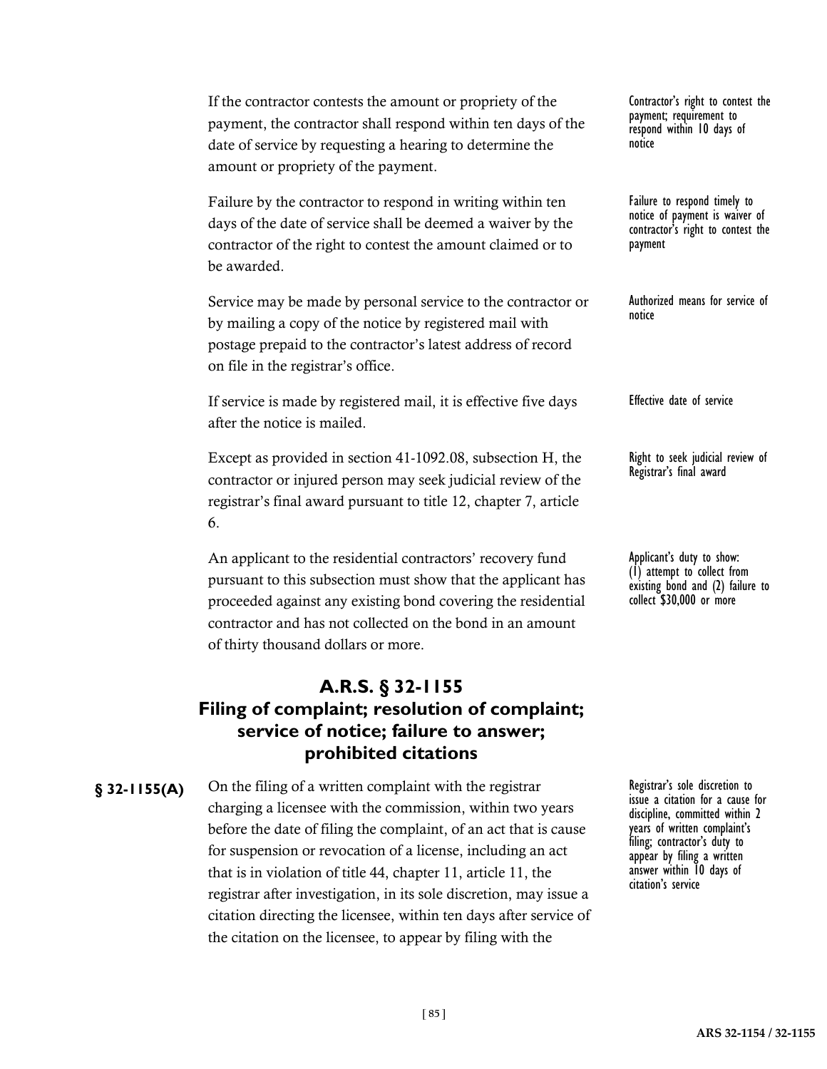If the contractor contests the amount or propriety of the payment, the contractor shall respond within ten days of the date of service by requesting a hearing to determine the amount or propriety of the payment.

Contractor's right to contest the payment; requirement to respond within 10 days of notice

Failure by the contractor to respond in writing within ten days of the date of service shall be deemed a waiver by the contractor of the right to contest the amount claimed or to be awarded.

Failure to respond timely to notice of payment is waiver of contractor's right to contest the payment

Service may be made by personal service to the contractor or by mailing a copy of the notice by registered mail with postage prepaid to the contractor's latest address of record on file in the registrar's office.

Authorized means for service of notice

If service is made by registered mail, it is effective five days after the notice is mailed.

Effective date of service

Except as provided in section 41-1092.08, subsection H, the contractor or injured person may seek judicial review of the registrar's final award pursuant to title 12, chapter 7, article 6.

Right to seek judicial review of Registrar's final award

An applicant to the residential contractors' recovery fund pursuant to this subsection must show that the applicant has proceeded against any existing bond covering the residential contractor and has not collected on the bond in an amount of thirty thousand dollars or more.

Applicant's duty to show: (1) attempt to collect from existing bond and (2) failure to collect $30,000 or more

## A.R.S. § 32-1155 Filing of complaint; resolution of complaint; service of notice; failure to answer; prohibited citations

**§ 32-1155(A)** On the filing of a written complaint with the registrar charging a licensee with the commission, within two years before the date of filing the complaint, of an act that is cause for suspension or revocation of a license, including an act that is in violation of title 44, chapter 11, article 11, the registrar after investigation, in its sole discretion, may issue a citation directing the licensee, within ten days after service of the citation on the licensee, to appear by filing with the

Registrar's sole discretion to issue a citation for a cause for discipline, committed within 2 years of written complaint's filing; contractor's duty to appear by filing a written answer within 10 days of citation's service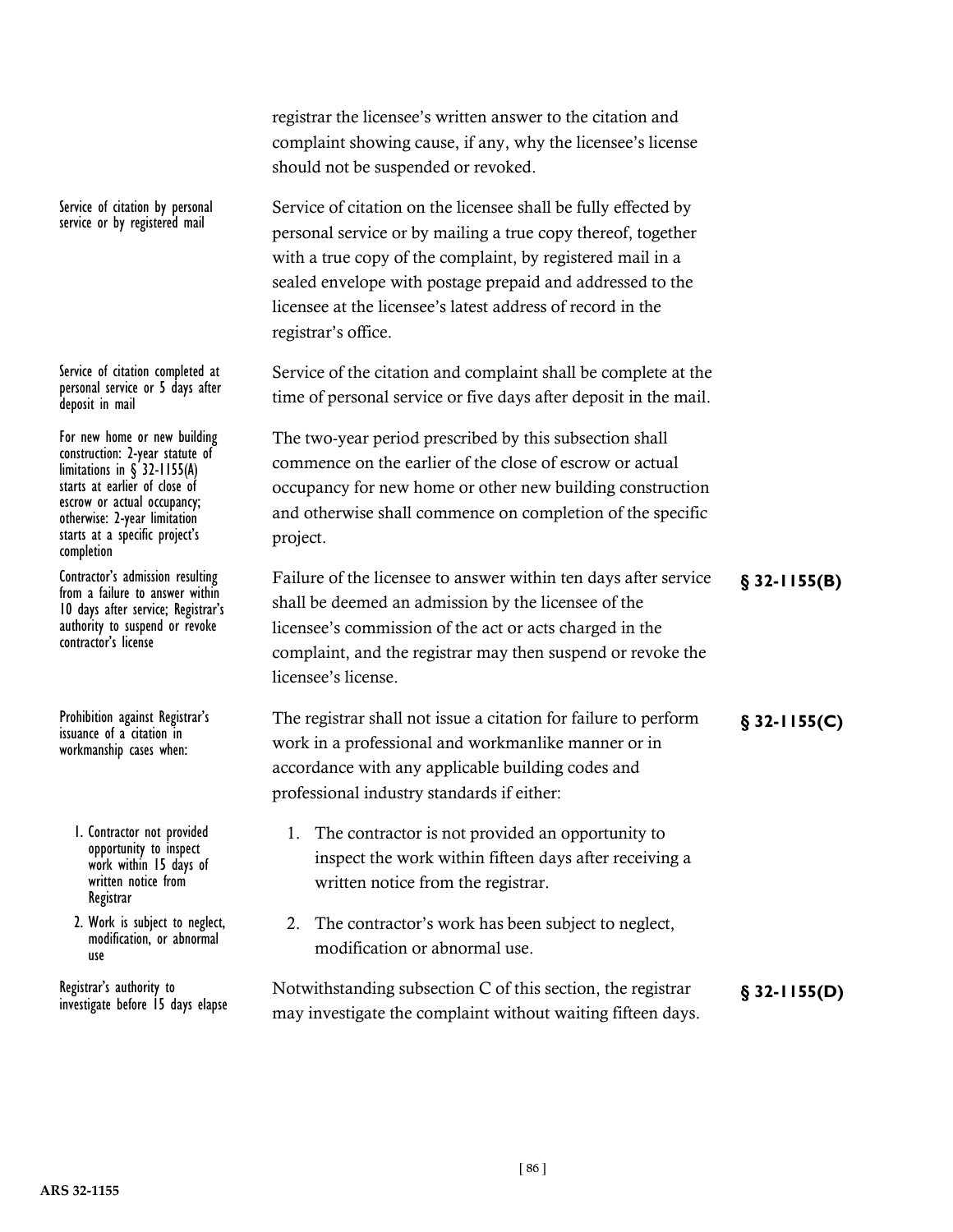registrar the licensee's written answer to the citation and complaint showing cause, if any, why the licensee's license should not be suspended or revoked.

*Service of citation by personal service or by registered mail*

Service of citation on the licensee shall be fully effected by personal service or by mailing a true copy thereof, together with a true copy of the complaint, by registered mail in a sealed envelope with postage prepaid and addressed to the licensee at the licensee's latest address of record in the registrar's office.

*Service of citation completed at personal service or 5 days after deposit in mail*

Service of the citation and complaint shall be complete at the time of personal service or five days after deposit in the mail.

*For new home or new building construction: 2-year statute of limitations in § 32-1155(A) starts at earlier of close of escrow or actual occupancy; otherwise: 2-year limitation starts at a specific project's completion*

The two-year period prescribed by this subsection shall commence on the earlier of the close of escrow or actual occupancy for new home or other new building construction and otherwise shall commence on completion of the specific project.

**§ 32-1155(B)**

*Contractor's admission resulting from a failure to answer within 10 days after service; Registrar's authority to suspend or revoke contractor's license*

Failure of the licensee to answer within ten days after service shall be deemed an admission by the licensee of the licensee's commission of the act or acts charged in the complaint, and the registrar may then suspend or revoke the licensee's license.

**§ 32-1155(C)**

*Prohibition against Registrar's issuance of a citation in workmanship cases when:*

The registrar shall not issue a citation for failure to perform work in a professional and workmanlike manner or in accordance with any applicable building codes and professional industry standards if either:

*1. Contractor not provided opportunity to inspect work within 15 days of written notice from Registrar*

1. The contractor is not provided an opportunity to inspect the work within fifteen days after receiving a written notice from the registrar.

*2. Work is subject to neglect, modification, or abnormal use*

2. The contractor's work has been subject to neglect, modification or abnormal use.

**§ 32-1155(D)**

*Registrar's authority to investigate before 15 days elapse*

Notwithstanding subsection C of this section, the registrar may investigate the complaint without waiting fifteen days.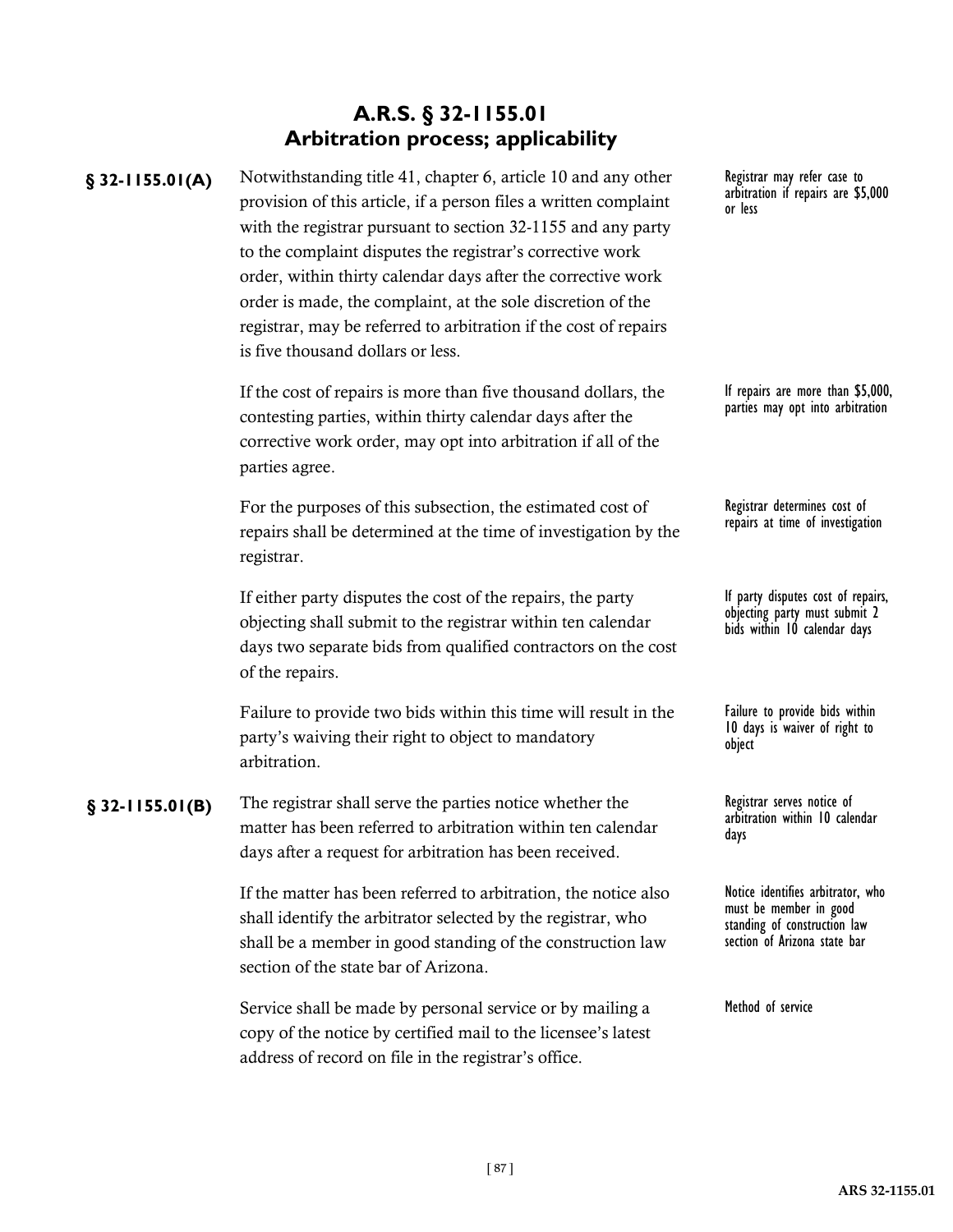## A.R.S. § 32-1155.01
## Arbitration process; applicability

**§ 32-1155.01(A)** Notwithstanding title 41, chapter 6, article 10 and any other provision of this article, if a person files a written complaint with the registrar pursuant to section 32-1155 and any party to the complaint disputes the registrar's corrective work order, within thirty calendar days after the corrective work order is made, the complaint, at the sole discretion of the registrar, may be referred to arbitration if the cost of repairs is five thousand dollars or less.

*Registrar may refer case to arbitration if repairs are $5,000 or less*

If the cost of repairs is more than five thousand dollars, the contesting parties, within thirty calendar days after the corrective work order, may opt into arbitration if all of the parties agree.

*If repairs are more than $5,000, parties may opt into arbitration*

For the purposes of this subsection, the estimated cost of repairs shall be determined at the time of investigation by the registrar.

*Registrar determines cost of repairs at time of investigation*

If either party disputes the cost of the repairs, the party objecting shall submit to the registrar within ten calendar days two separate bids from qualified contractors on the cost of the repairs.

*If party disputes cost of repairs, objecting party must submit 2 bids within 10 calendar days*

Failure to provide two bids within this time will result in the party's waiving their right to object to mandatory arbitration.

*Failure to provide bids within 10 days is waiver of right to object*

**§ 32-1155.01(B)** The registrar shall serve the parties notice whether the matter has been referred to arbitration within ten calendar days after a request for arbitration has been received.

*Registrar serves notice of arbitration within 10 calendar days*

If the matter has been referred to arbitration, the notice also shall identify the arbitrator selected by the registrar, who shall be a member in good standing of the construction law section of the state bar of Arizona.

*Notice identifies arbitrator, who must be member in good standing of construction law section of Arizona state bar*

Service shall be made by personal service or by mailing a copy of the notice by certified mail to the licensee's latest address of record on file in the registrar's office.

*Method of service*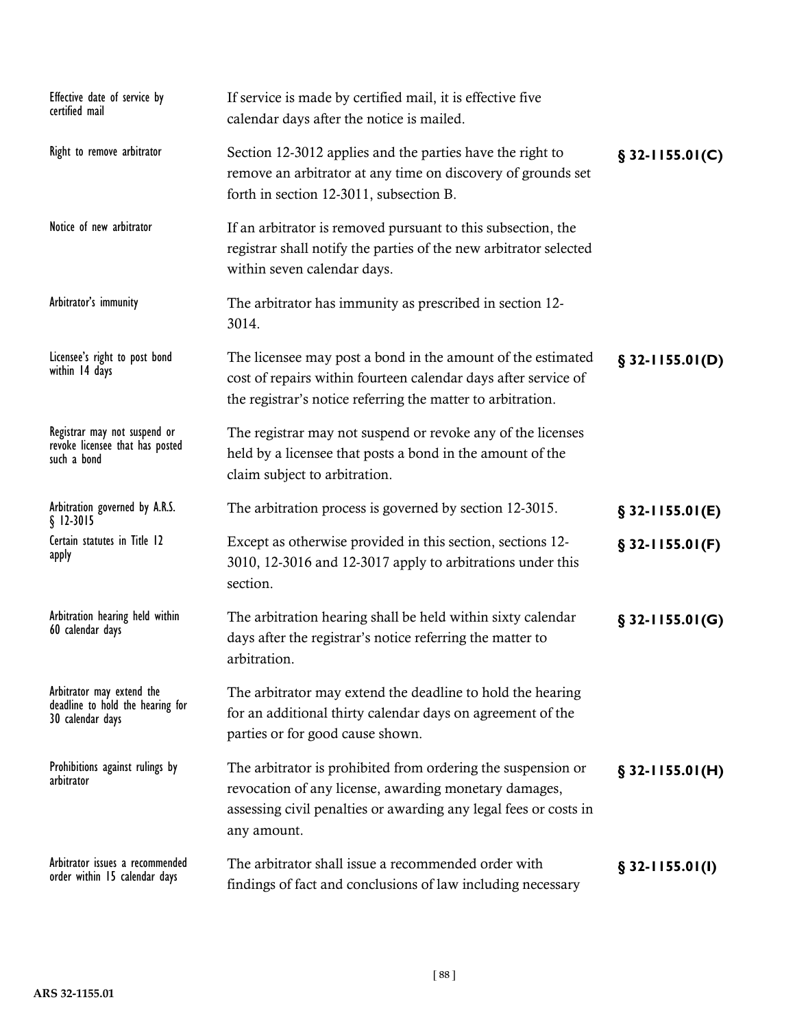| | | |
|---|---|---|
| Effective date of service by certified mail | If service is made by certified mail, it is effective five calendar days after the notice is mailed. | |
| Right to remove arbitrator | Section 12-3012 applies and the parties have the right to remove an arbitrator at any time on discovery of grounds set forth in section 12-3011, subsection B. | **§ 32-1155.01(C)** |
| Notice of new arbitrator | If an arbitrator is removed pursuant to this subsection, the registrar shall notify the parties of the new arbitrator selected within seven calendar days. | |
| Arbitrator's immunity | The arbitrator has immunity as prescribed in section 12-3014. | |
| Licensee's right to post bond within 14 days | The licensee may post a bond in the amount of the estimated cost of repairs within fourteen calendar days after service of the registrar's notice referring the matter to arbitration. | **§ 32-1155.01(D)** |
| Registrar may not suspend or revoke licensee that has posted such a bond | The registrar may not suspend or revoke any of the licenses held by a licensee that posts a bond in the amount of the claim subject to arbitration. | |
| Arbitration governed by A.R.S. § 12-3015 | The arbitration process is governed by section 12-3015. | **§ 32-1155.01(E)** |
| Certain statutes in Title 12 apply | Except as otherwise provided in this section, sections 12-3010, 12-3016 and 12-3017 apply to arbitrations under this section. | **§ 32-1155.01(F)** |
| Arbitration hearing held within 60 calendar days | The arbitration hearing shall be held within sixty calendar days after the registrar's notice referring the matter to arbitration. | **§ 32-1155.01(G)** |
| Arbitrator may extend the deadline to hold the hearing for 30 calendar days | The arbitrator may extend the deadline to hold the hearing for an additional thirty calendar days on agreement of the parties or for good cause shown. | |
| Prohibitions against rulings by arbitrator | The arbitrator is prohibited from ordering the suspension or revocation of any license, awarding monetary damages, assessing civil penalties or awarding any legal fees or costs in any amount. | **§ 32-1155.01(H)** |
| Arbitrator issues a recommended order within 15 calendar days | The arbitrator shall issue a recommended order with findings of fact and conclusions of law including necessary | **§ 32-1155.01(I)** |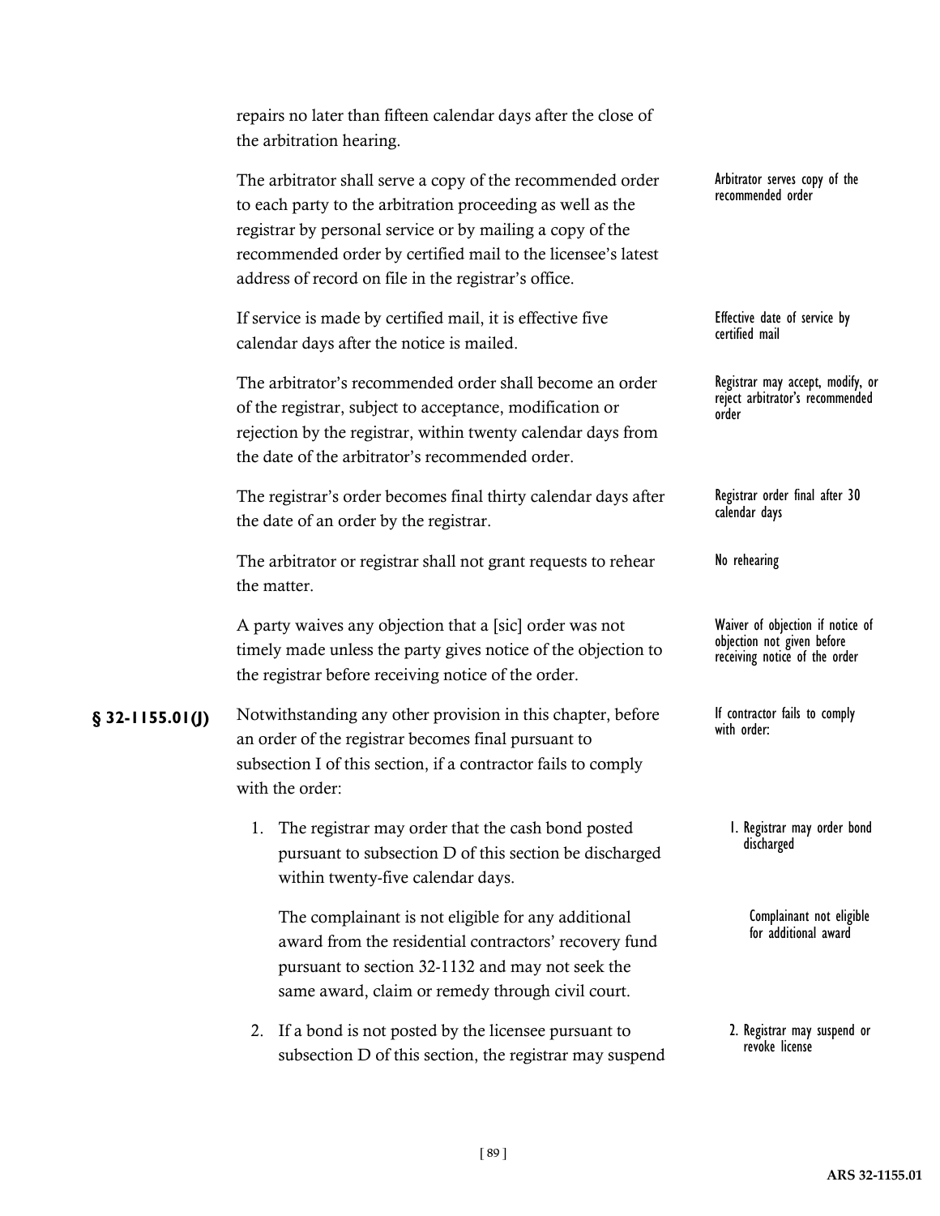repairs no later than fifteen calendar days after the close of the arbitration hearing.

The arbitrator shall serve a copy of the recommended order to each party to the arbitration proceeding as well as the registrar by personal service or by mailing a copy of the recommended order by certified mail to the licensee's latest address of record on file in the registrar's office. — *Arbitrator serves copy of the recommended order*

If service is made by certified mail, it is effective five calendar days after the notice is mailed. — *Effective date of service by certified mail*

The arbitrator's recommended order shall become an order of the registrar, subject to acceptance, modification or rejection by the registrar, within twenty calendar days from the date of the arbitrator's recommended order. — *Registrar may accept, modify, or reject arbitrator's recommended order*

The registrar's order becomes final thirty calendar days after the date of an order by the registrar. — *Registrar order final after 30 calendar days*

The arbitrator or registrar shall not grant requests to rehear the matter. — *No rehearing*

A party waives any objection that a [sic] order was not timely made unless the party gives notice of the objection to the registrar before receiving notice of the order. — *Waiver of objection if notice of objection not given before receiving notice of the order*

**§ 32-1155.01(J)** Notwithstanding any other provision in this chapter, before an order of the registrar becomes final pursuant to subsection I of this section, if a contractor fails to comply with the order: — *If contractor fails to comply with order:*

1. The registrar may order that the cash bond posted pursuant to subsection D of this section be discharged within twenty-five calendar days. — *1. Registrar may order bond discharged*

   The complainant is not eligible for any additional award from the residential contractors' recovery fund pursuant to section 32-1132 and may not seek the same award, claim or remedy through civil court. — *Complainant not eligible for additional award*

2. If a bond is not posted by the licensee pursuant to subsection D of this section, the registrar may suspend — *2. Registrar may suspend or revoke license*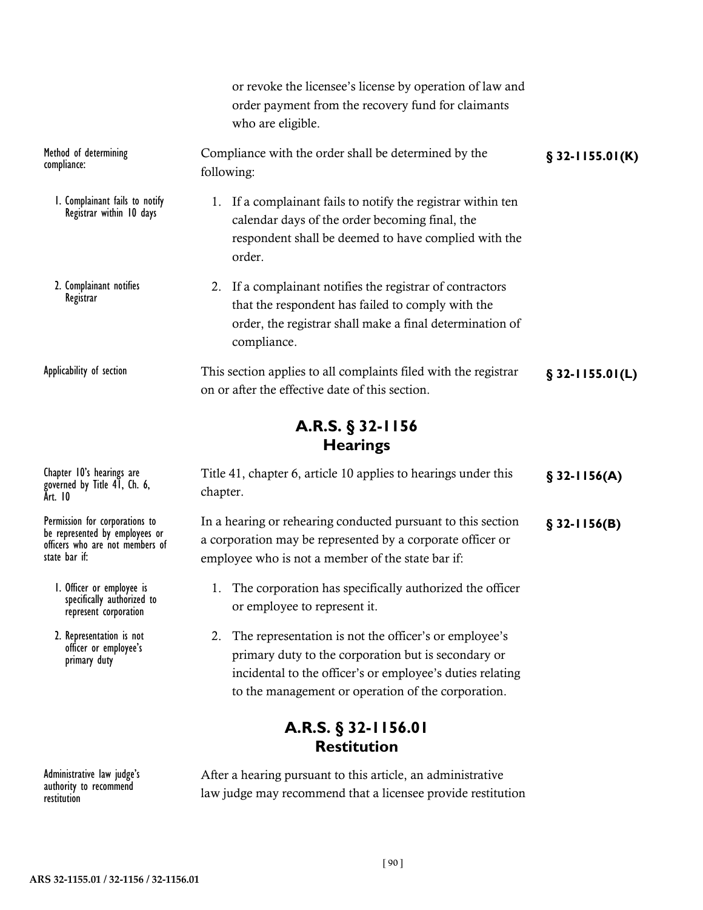or revoke the licensee's license by operation of law and order payment from the recovery fund for claimants who are eligible.

| | | |
|---|---|---|
| Method of determining compliance: | Compliance with the order shall be determined by the following: | **§ 32-1155.01(K)** |
| 1. Complainant fails to notify Registrar within 10 days | 1. If a complainant fails to notify the registrar within ten calendar days of the order becoming final, the respondent shall be deemed to have complied with the order. | |
| 2. Complainant notifies Registrar | 2. If a complainant notifies the registrar of contractors that the respondent has failed to comply with the order, the registrar shall make a final determination of compliance. | |
| Applicability of section | This section applies to all complaints filed with the registrar on or after the effective date of this section. | **§ 32-1155.01(L)** |

## A.R.S. § 32-1156
## Hearings

| | | |
|---|---|---|
| Chapter 10's hearings are governed by Title 41, Ch. 6, Art. 10 | Title 41, chapter 6, article 10 applies to hearings under this chapter. | **§ 32-1156(A)** |
| Permission for corporations to be represented by employees or officers who are not members of state bar if: | In a hearing or rehearing conducted pursuant to this section a corporation may be represented by a corporate officer or employee who is not a member of the state bar if: | **§ 32-1156(B)** |
| 1. Officer or employee is specifically authorized to represent corporation | 1. The corporation has specifically authorized the officer or employee to represent it. | |
| 2. Representation is not officer or employee's primary duty | 2. The representation is not the officer's or employee's primary duty to the corporation but is secondary or incidental to the officer's or employee's duties relating to the management or operation of the corporation. | |

## A.R.S. § 32-1156.01
## Restitution

| | | |
|---|---|---|
| Administrative law judge's authority to recommend restitution | After a hearing pursuant to this article, an administrative law judge may recommend that a licensee provide restitution | |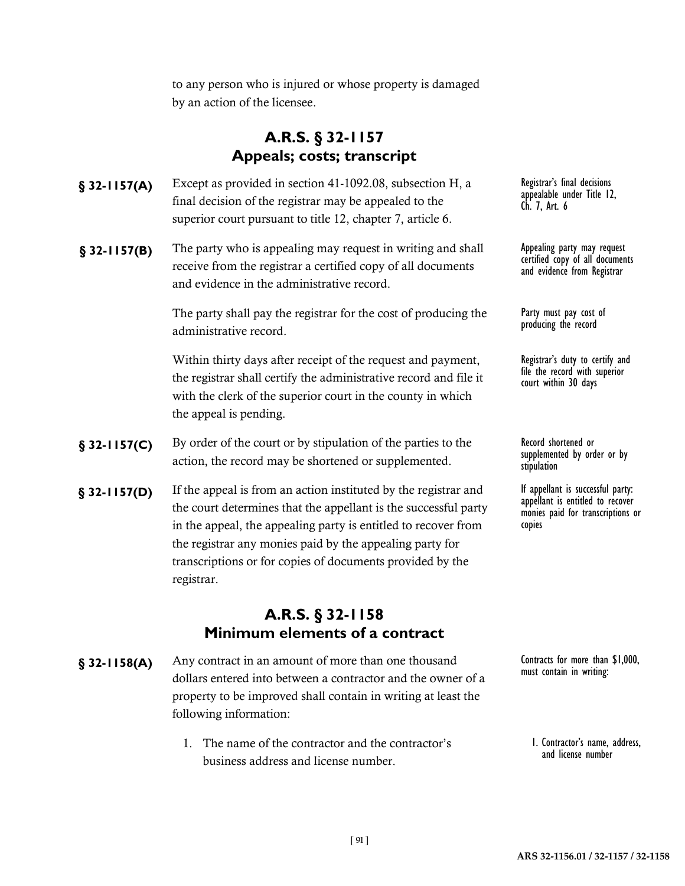to any person who is injured or whose property is damaged by an action of the licensee.

## A.R.S. § 32-1157
## Appeals; costs; transcript

**§ 32-1157(A)** Except as provided in section 41-1092.08, subsection H, a final decision of the registrar may be appealed to the superior court pursuant to title 12, chapter 7, article 6.

*Registrar's final decisions appealable under Title 12, Ch. 7, Art. 6*

**§ 32-1157(B)** The party who is appealing may request in writing and shall receive from the registrar a certified copy of all documents and evidence in the administrative record.

*Appealing party may request certified copy of all documents and evidence from Registrar*

The party shall pay the registrar for the cost of producing the administrative record.

*Party must pay cost of producing the record*

Within thirty days after receipt of the request and payment, the registrar shall certify the administrative record and file it with the clerk of the superior court in the county in which the appeal is pending.

*Registrar's duty to certify and file the record with superior court within 30 days*

**§ 32-1157(C)** By order of the court or by stipulation of the parties to the action, the record may be shortened or supplemented.

*Record shortened or supplemented by order or by stipulation*

**§ 32-1157(D)** If the appeal is from an action instituted by the registrar and the court determines that the appellant is the successful party in the appeal, the appealing party is entitled to recover from the registrar any monies paid by the appealing party for transcriptions or for copies of documents provided by the registrar.

*If appellant is successful party: appellant is entitled to recover monies paid for transcriptions or copies*

## A.R.S. § 32-1158
## Minimum elements of a contract

**§ 32-1158(A)** Any contract in an amount of more than one thousand dollars entered into between a contractor and the owner of a property to be improved shall contain in writing at least the following information:

*Contracts for more than $1,000, must contain in writing:*

1. The name of the contractor and the contractor's business address and license number.

*1. Contractor's name, address, and license number*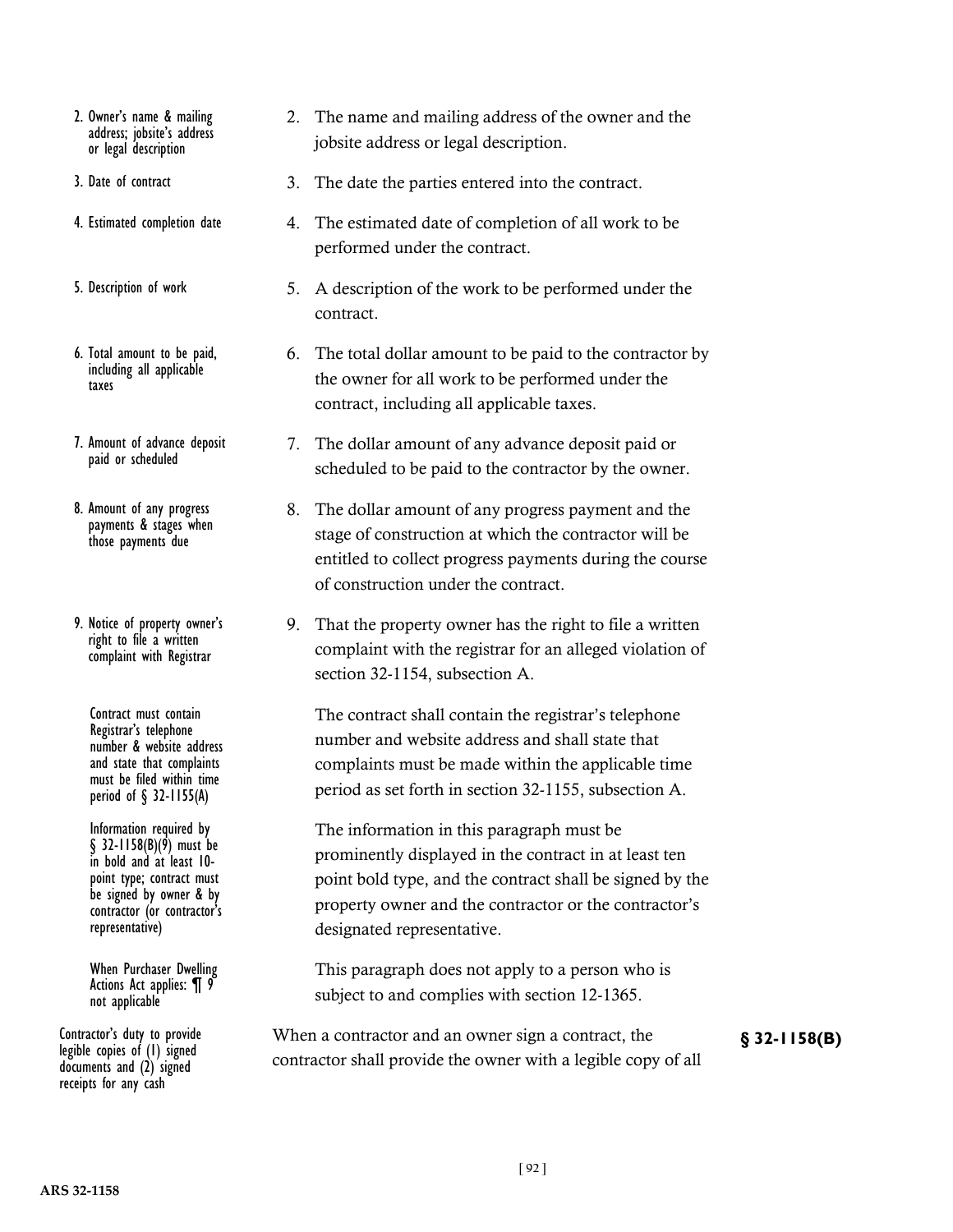2. Owner's name & mailing address; jobsite's address or legal description

2. The name and mailing address of the owner and the jobsite address or legal description.

3. Date of contract

3. The date the parties entered into the contract.

4. Estimated completion date

4. The estimated date of completion of all work to be performed under the contract.

5. Description of work

5. A description of the work to be performed under the contract.

6. Total amount to be paid, including all applicable taxes

6. The total dollar amount to be paid to the contractor by the owner for all work to be performed under the contract, including all applicable taxes.

7. Amount of advance deposit paid or scheduled

7. The dollar amount of any advance deposit paid or scheduled to be paid to the contractor by the owner.

8. Amount of any progress payments & stages when those payments due

8. The dollar amount of any progress payment and the stage of construction at which the contractor will be entitled to collect progress payments during the course of construction under the contract.

9. Notice of property owner's right to file a written complaint with Registrar

9. That the property owner has the right to file a written complaint with the registrar for an alleged violation of section 32-1154, subsection A.

Contract must contain Registrar's telephone number & website address and state that complaints must be filed within time period of § 32-1155(A)

The contract shall contain the registrar's telephone number and website address and shall state that complaints must be made within the applicable time period as set forth in section 32-1155, subsection A.

Information required by § 32-1158(B)(9) must be in bold and at least 10-point type; contract must be signed by owner & by contractor (or contractor's representative)

The information in this paragraph must be prominently displayed in the contract in at least ten point bold type, and the contract shall be signed by the property owner and the contractor or the contractor's designated representative.

When Purchaser Dwelling Actions Act applies: ¶ 9 not applicable

This paragraph does not apply to a person who is subject to and complies with section 12-1365.

Contractor's duty to provide legible copies of (1) signed documents and (2) signed receipts for any cash

**§ 32-1158(B)**

When a contractor and an owner sign a contract, the contractor shall provide the owner with a legible copy of all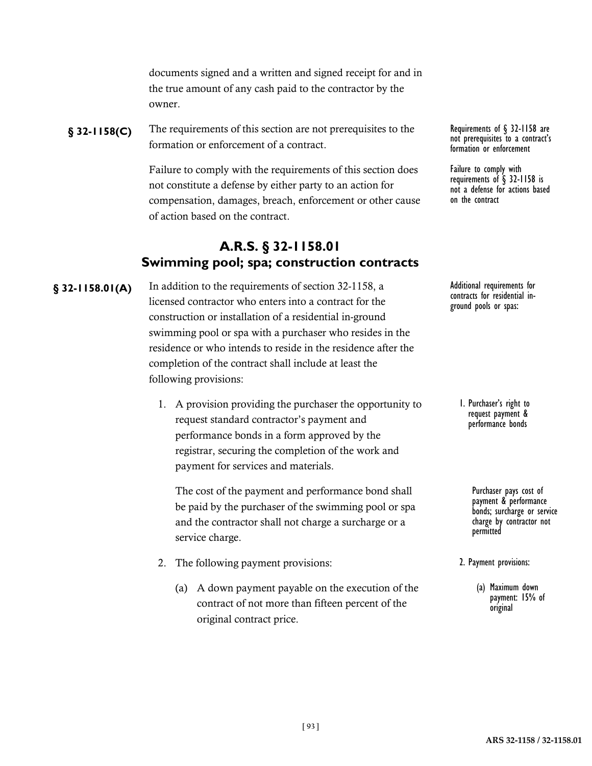documents signed and a written and signed receipt for and in the true amount of any cash paid to the contractor by the owner.

**§ 32-1158(C)** The requirements of this section are not prerequisites to the formation or enforcement of a contract.

*Requirements of § 32-1158 are not prerequisites to a contract's formation or enforcement*

Failure to comply with the requirements of this section does not constitute a defense by either party to an action for compensation, damages, breach, enforcement or other cause of action based on the contract.

*Failure to comply with requirements of § 32-1158 is not a defense for actions based on the contract*

## A.R.S. § 32-1158.01
## Swimming pool; spa; construction contracts

**§ 32-1158.01(A)** In addition to the requirements of section 32-1158, a licensed contractor who enters into a contract for the construction or installation of a residential in-ground swimming pool or spa with a purchaser who resides in the residence or who intends to reside in the residence after the completion of the contract shall include at least the following provisions:

*Additional requirements for contracts for residential in-ground pools or spas:*

1. A provision providing the purchaser the opportunity to request standard contractor's payment and performance bonds in a form approved by the registrar, securing the completion of the work and payment for services and materials.

   *1. Purchaser's right to request payment & performance bonds*

   The cost of the payment and performance bond shall be paid by the purchaser of the swimming pool or spa and the contractor shall not charge a surcharge or a service charge.

   *Purchaser pays cost of payment & performance bonds; surcharge or service charge by contractor not permitted*

2. The following payment provisions:

   *2. Payment provisions:*

   (a) A down payment payable on the execution of the contract of not more than fifteen percent of the original contract price.

   *(a) Maximum down payment: 15% of original*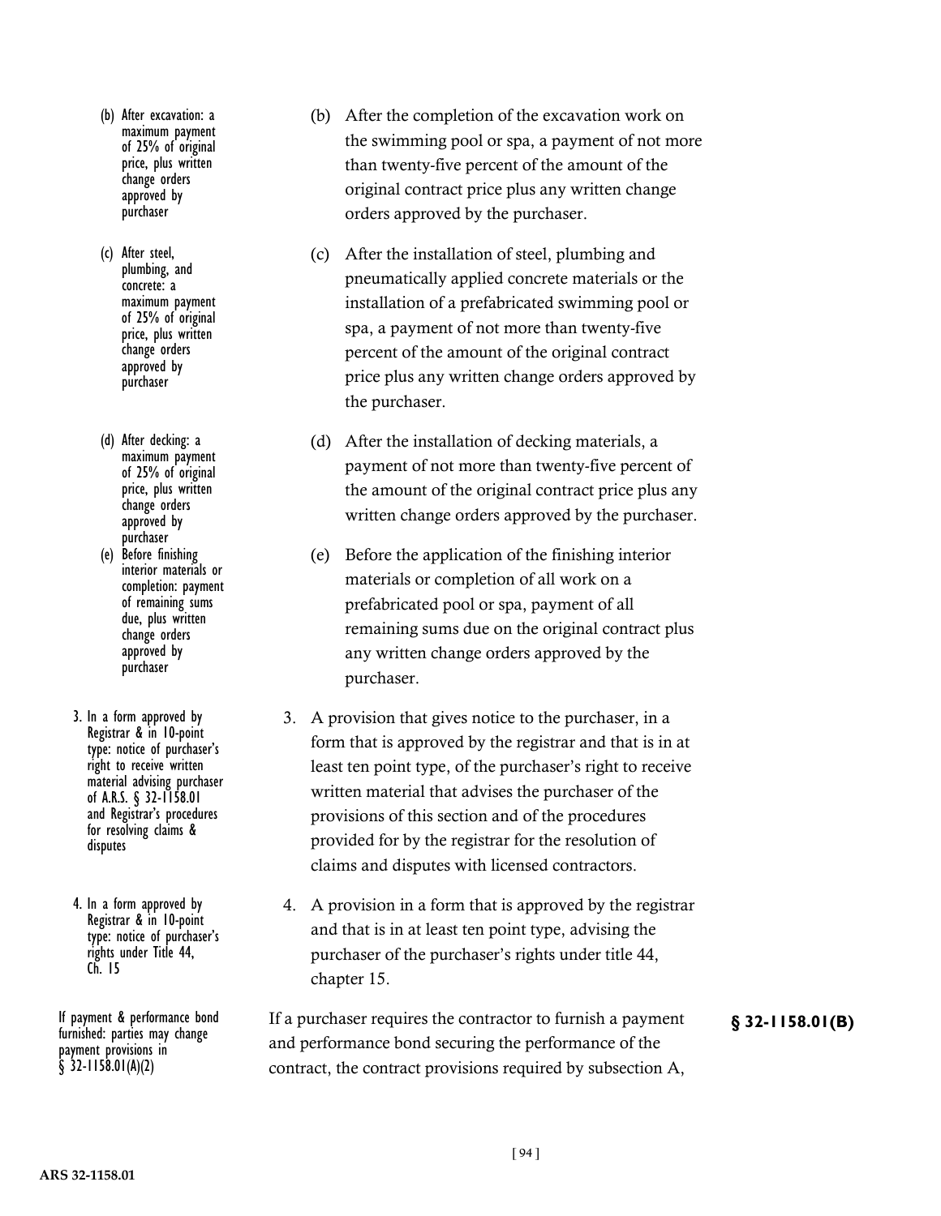(b) After excavation: a maximum payment of 25% of original price, plus written change orders approved by purchaser

(b) After the completion of the excavation work on the swimming pool or spa, a payment of not more than twenty-five percent of the amount of the original contract price plus any written change orders approved by the purchaser.

(c) After steel, plumbing, and concrete: a maximum payment of 25% of original price, plus written change orders approved by purchaser

(c) After the installation of steel, plumbing and pneumatically applied concrete materials or the installation of a prefabricated swimming pool or spa, a payment of not more than twenty-five percent of the amount of the original contract price plus any written change orders approved by the purchaser.

(d) After decking: a maximum payment of 25% of original price, plus written change orders approved by purchaser

(d) After the installation of decking materials, a payment of not more than twenty-five percent of the amount of the original contract price plus any written change orders approved by the purchaser.

(e) Before finishing interior materials or completion: payment of remaining sums due, plus written change orders approved by purchaser

(e) Before the application of the finishing interior materials or completion of all work on a prefabricated pool or spa, payment of all remaining sums due on the original contract plus any written change orders approved by the purchaser.

3. In a form approved by Registrar & in 10-point type: notice of purchaser's right to receive written material advising purchaser of A.R.S. § 32-1158.01 and Registrar's procedures for resolving claims & disputes

3. A provision that gives notice to the purchaser, in a form that is approved by the registrar and that is in at least ten point type, of the purchaser's right to receive written material that advises the purchaser of the provisions of this section and of the procedures provided for by the registrar for the resolution of claims and disputes with licensed contractors.

4. In a form approved by Registrar & in 10-point type: notice of purchaser's rights under Title 44, Ch. 15

4. A provision in a form that is approved by the registrar and that is in at least ten point type, advising the purchaser of the purchaser's rights under title 44, chapter 15.

If payment & performance bond furnished: parties may change payment provisions in § 32-1158.01(A)(2)

**§ 32-1158.01(B)**

If a purchaser requires the contractor to furnish a payment and performance bond securing the performance of the contract, the contract provisions required by subsection A,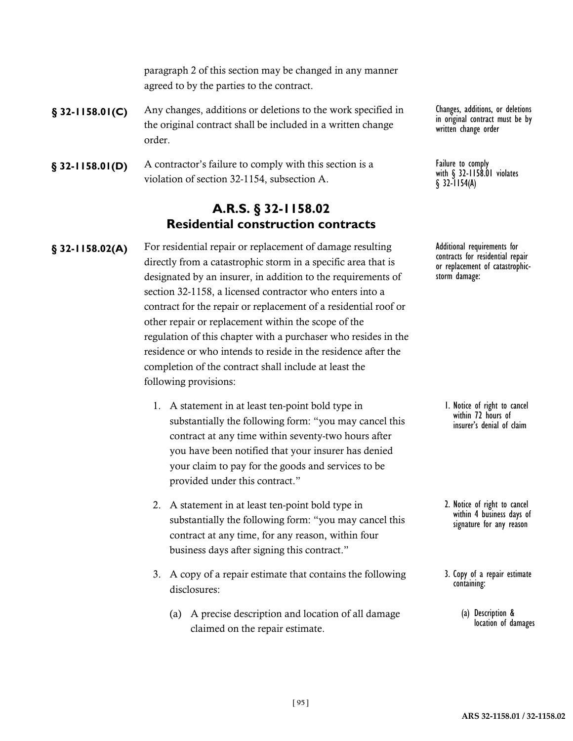paragraph 2 of this section may be changed in any manner agreed to by the parties to the contract.

**§ 32-1158.01(C)** Any changes, additions or deletions to the work specified in the original contract shall be included in a written change order.

Changes, additions, or deletions in original contract must be by written change order

**§ 32-1158.01(D)** A contractor's failure to comply with this section is a violation of section 32-1154, subsection A.

Failure to comply with § 32-1158.01 violates § 32-1154(A)

## A.R.S. § 32-1158.02 Residential construction contracts

**§ 32-1158.02(A)** For residential repair or replacement of damage resulting directly from a catastrophic storm in a specific area that is designated by an insurer, in addition to the requirements of section 32-1158, a licensed contractor who enters into a contract for the repair or replacement of a residential roof or other repair or replacement within the scope of the regulation of this chapter with a purchaser who resides in the residence or who intends to reside in the residence after the completion of the contract shall include at least the following provisions:

Additional requirements for contracts for residential repair or replacement of catastrophic-storm damage:

1. A statement in at least ten-point bold type in substantially the following form: "you may cancel this contract at any time within seventy-two hours after you have been notified that your insurer has denied your claim to pay for the goods and services to be provided under this contract."

   1. Notice of right to cancel within 72 hours of insurer's denial of claim

2. A statement in at least ten-point bold type in substantially the following form: "you may cancel this contract at any time, for any reason, within four business days after signing this contract."

   2. Notice of right to cancel within 4 business days of signature for any reason

3. A copy of a repair estimate that contains the following disclosures:

   3. Copy of a repair estimate containing:

   (a) A precise description and location of all damage claimed on the repair estimate.

   (a) Description & location of damages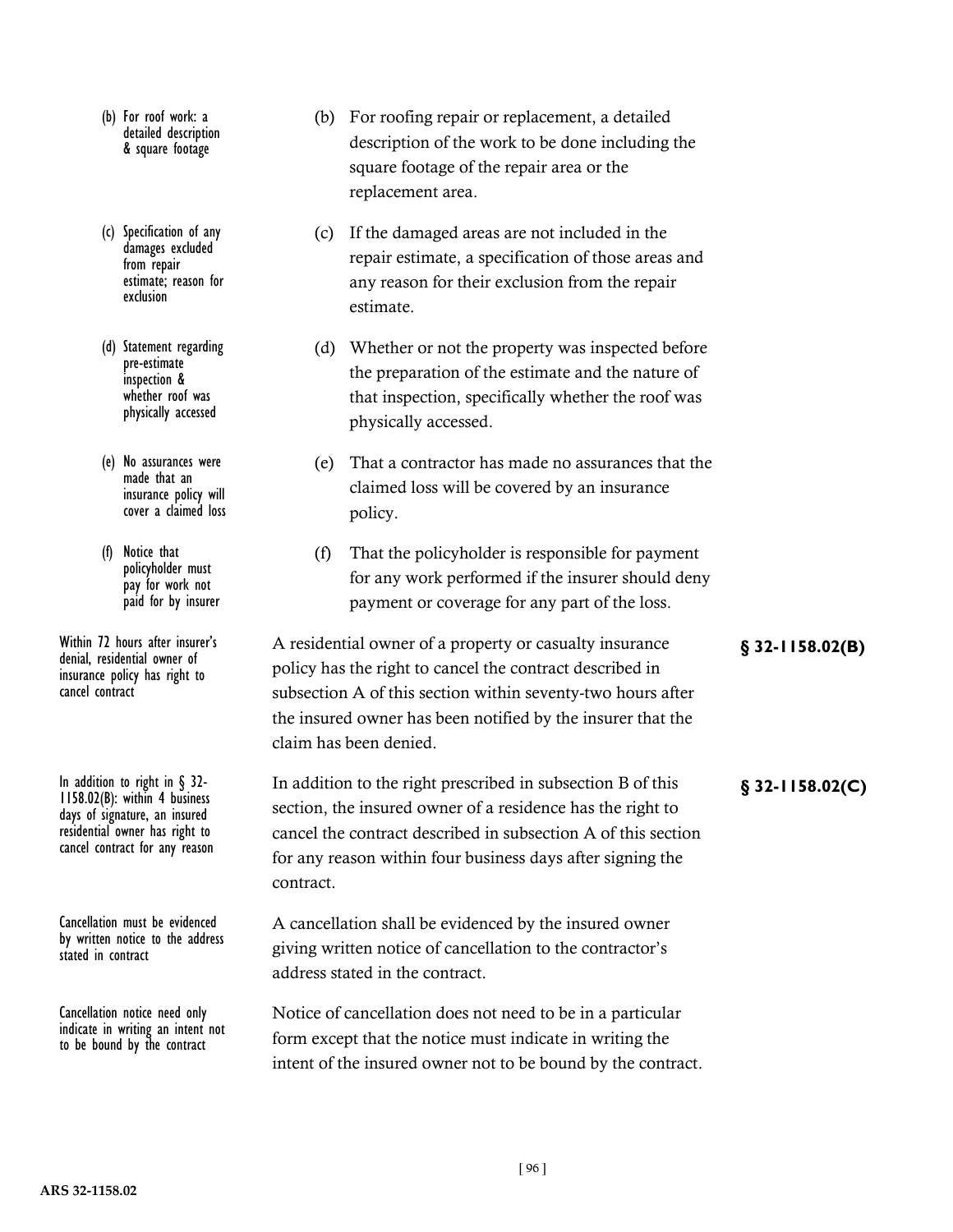(b) For roof work: a detailed description & square footage

(b) For roofing repair or replacement, a detailed description of the work to be done including the square footage of the repair area or the replacement area.

(c) Specification of any damages excluded from repair estimate; reason for exclusion

(c) If the damaged areas are not included in the repair estimate, a specification of those areas and any reason for their exclusion from the repair estimate.

(d) Statement regarding pre-estimate inspection & whether roof was physically accessed

(d) Whether or not the property was inspected before the preparation of the estimate and the nature of that inspection, specifically whether the roof was physically accessed.

(e) No assurances were made that an insurance policy will cover a claimed loss

(e) That a contractor has made no assurances that the claimed loss will be covered by an insurance policy.

(f) Notice that policyholder must pay for work not paid for by insurer

(f) That the policyholder is responsible for payment for any work performed if the insurer should deny payment or coverage for any part of the loss.

Within 72 hours after insurer's denial, residential owner of insurance policy has right to cancel contract

**§ 32-1158.02(B)**

A residential owner of a property or casualty insurance policy has the right to cancel the contract described in subsection A of this section within seventy-two hours after the insured owner has been notified by the insurer that the claim has been denied.

In addition to right in § 32-1158.02(B): within 4 business days of signature, an insured residential owner has right to cancel contract for any reason

**§ 32-1158.02(C)**

In addition to the right prescribed in subsection B of this section, the insured owner of a residence has the right to cancel the contract described in subsection A of this section for any reason within four business days after signing the contract.

Cancellation must be evidenced by written notice to the address stated in contract

A cancellation shall be evidenced by the insured owner giving written notice of cancellation to the contractor's address stated in the contract.

Cancellation notice need only indicate in writing an intent not to be bound by the contract

Notice of cancellation does not need to be in a particular form except that the notice must indicate in writing the intent of the insured owner not to be bound by the contract.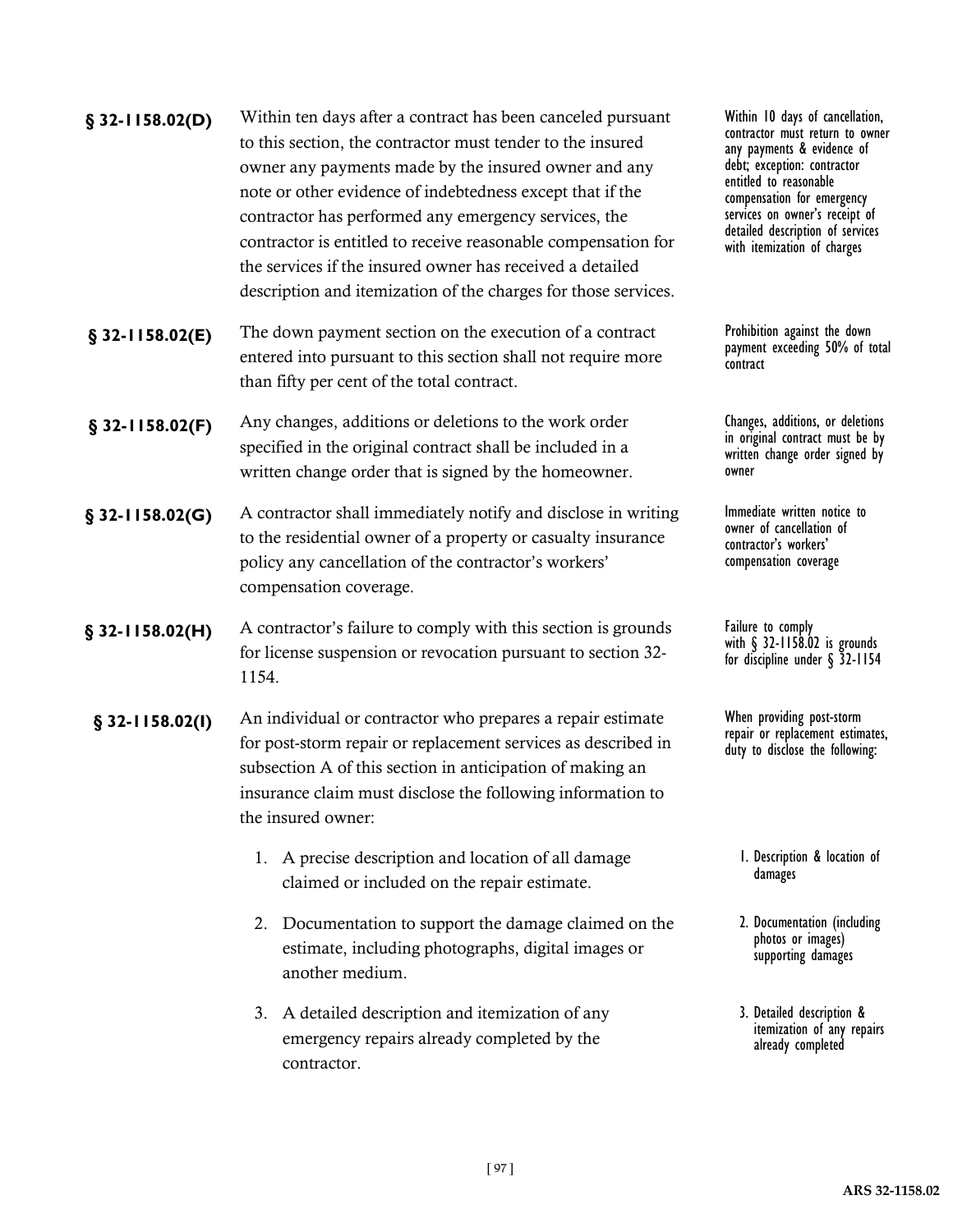**§ 32-1158.02(D)** Within ten days after a contract has been canceled pursuant to this section, the contractor must tender to the insured owner any payments made by the insured owner and any note or other evidence of indebtedness except that if the contractor has performed any emergency services, the contractor is entitled to receive reasonable compensation for the services if the insured owner has received a detailed description and itemization of the charges for those services.

Within 10 days of cancellation, contractor must return to owner any payments & evidence of debt; exception: contractor entitled to reasonable compensation for emergency services on owner's receipt of detailed description of services with itemization of charges

**§ 32-1158.02(E)** The down payment section on the execution of a contract entered into pursuant to this section shall not require more than fifty per cent of the total contract.

Prohibition against the down payment exceeding 50% of total contract

**§ 32-1158.02(F)** Any changes, additions or deletions to the work order specified in the original contract shall be included in a written change order that is signed by the homeowner.

Changes, additions, or deletions in original contract must be by written change order signed by owner

**§ 32-1158.02(G)** A contractor shall immediately notify and disclose in writing to the residential owner of a property or casualty insurance policy any cancellation of the contractor's workers' compensation coverage.

Immediate written notice to owner of cancellation of contractor's workers' compensation coverage

**§ 32-1158.02(H)** A contractor's failure to comply with this section is grounds for license suspension or revocation pursuant to section 32-1154.

Failure to comply with § 32-1158.02 is grounds for discipline under § 32-1154

**§ 32-1158.02(I)** An individual or contractor who prepares a repair estimate for post-storm repair or replacement services as described in subsection A of this section in anticipation of making an insurance claim must disclose the following information to the insured owner:

When providing post-storm repair or replacement estimates, duty to disclose the following:

1. A precise description and location of all damage claimed or included on the repair estimate.

   1. Description & location of damages

2. Documentation to support the damage claimed on the estimate, including photographs, digital images or another medium.

   2. Documentation (including photos or images) supporting damages

3. A detailed description and itemization of any emergency repairs already completed by the contractor.

   3. Detailed description & itemization of any repairs already completed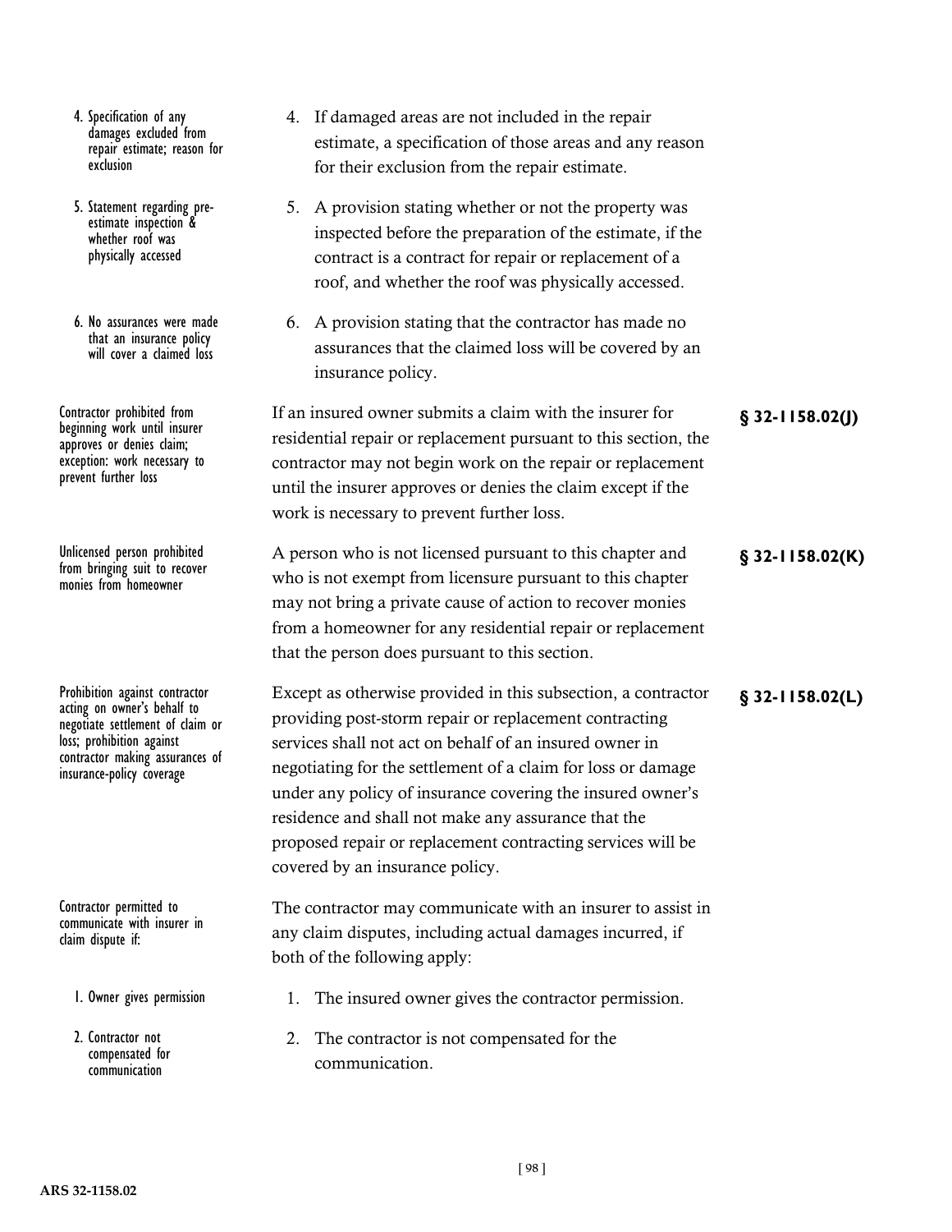4. Specification of any damages excluded from repair estimate; reason for exclusion

4. If damaged areas are not included in the repair estimate, a specification of those areas and any reason for their exclusion from the repair estimate.

5. Statement regarding pre-estimate inspection & whether roof was physically accessed

5. A provision stating whether or not the property was inspected before the preparation of the estimate, if the contract is a contract for repair or replacement of a roof, and whether the roof was physically accessed.

6. No assurances were made that an insurance policy will cover a claimed loss

6. A provision stating that the contractor has made no assurances that the claimed loss will be covered by an insurance policy.

Contractor prohibited from beginning work until insurer approves or denies claim; exception: work necessary to prevent further loss

**§ 32-1158.02(J)**

If an insured owner submits a claim with the insurer for residential repair or replacement pursuant to this section, the contractor may not begin work on the repair or replacement until the insurer approves or denies the claim except if the work is necessary to prevent further loss.

Unlicensed person prohibited from bringing suit to recover monies from homeowner

**§ 32-1158.02(K)**

A person who is not licensed pursuant to this chapter and who is not exempt from licensure pursuant to this chapter may not bring a private cause of action to recover monies from a homeowner for any residential repair or replacement that the person does pursuant to this section.

Prohibition against contractor acting on owner's behalf to negotiate settlement of claim or loss; prohibition against contractor making assurances of insurance-policy coverage

**§ 32-1158.02(L)**

Except as otherwise provided in this subsection, a contractor providing post-storm repair or replacement contracting services shall not act on behalf of an insured owner in negotiating for the settlement of a claim for loss or damage under any policy of insurance covering the insured owner's residence and shall not make any assurance that the proposed repair or replacement contracting services will be covered by an insurance policy.

Contractor permitted to communicate with insurer in claim dispute if:

The contractor may communicate with an insurer to assist in any claim disputes, including actual damages incurred, if both of the following apply:

1. Owner gives permission

1. The insured owner gives the contractor permission.

2. Contractor not compensated for communication

2. The contractor is not compensated for the communication.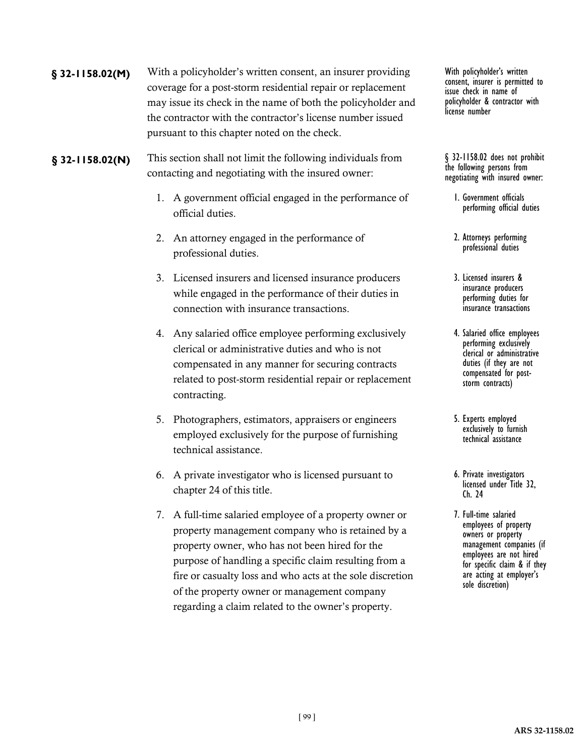**§ 32-1158.02(M)** With a policyholder's written consent, an insurer providing coverage for a post-storm residential repair or replacement may issue its check in the name of both the policyholder and the contractor with the contractor's license number issued pursuant to this chapter noted on the check.

With policyholder's written consent, insurer is permitted to issue check in name of policyholder & contractor with license number

**§ 32-1158.02(N)** This section shall not limit the following individuals from contacting and negotiating with the insured owner:

1. A government official engaged in the performance of official duties.
2. An attorney engaged in the performance of professional duties.
3. Licensed insurers and licensed insurance producers while engaged in the performance of their duties in connection with insurance transactions.
4. Any salaried office employee performing exclusively clerical or administrative duties and who is not compensated in any manner for securing contracts related to post-storm residential repair or replacement contracting.
5. Photographers, estimators, appraisers or engineers employed exclusively for the purpose of furnishing technical assistance.
6. A private investigator who is licensed pursuant to chapter 24 of this title.
7. A full-time salaried employee of a property owner or property management company who is retained by a property owner, who has not been hired for the purpose of handling a specific claim resulting from a fire or casualty loss and who acts at the sole discretion of the property owner or management company regarding a claim related to the owner's property.

§ 32-1158.02 does not prohibit the following persons from negotiating with insured owner:

1. Government officials performing official duties
2. Attorneys performing professional duties
3. Licensed insurers & insurance producers performing duties for insurance transactions
4. Salaried office employees performing exclusively clerical or administrative duties (if they are not compensated for post-storm contracts)
5. Experts employed exclusively to furnish technical assistance
6. Private investigators licensed under Title 32, Ch. 24
7. Full-time salaried employees of property owners or property management companies (if employees are not hired for specific claim & if they are acting at employer's sole discretion)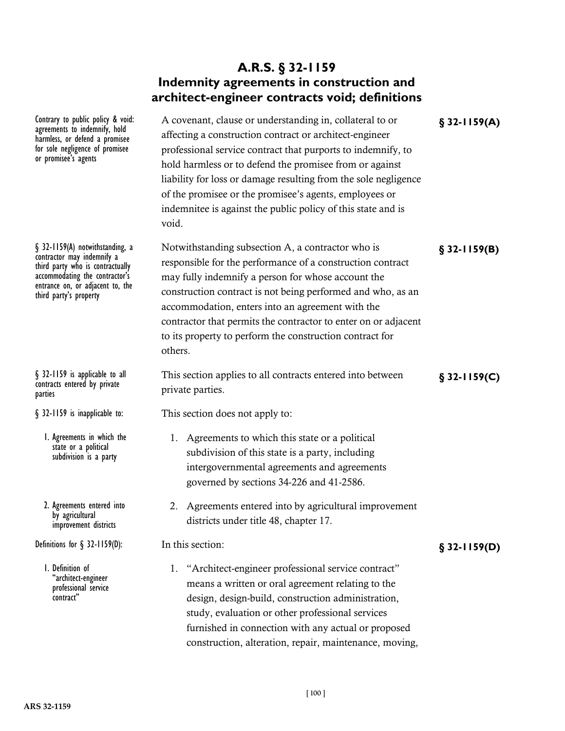# A.R.S. § 32-1159
# Indemnity agreements in construction and architect-engineer contracts void; definitions

*Contrary to public policy & void: agreements to indemnify, hold harmless, or defend a promisee for sole negligence of promisee or promisee's agents*

**§ 32-1159(A)**

A covenant, clause or understanding in, collateral to or affecting a construction contract or architect-engineer professional service contract that purports to indemnify, to hold harmless or to defend the promisee from or against liability for loss or damage resulting from the sole negligence of the promisee or the promisee's agents, employees or indemnitee is against the public policy of this state and is void.

*§ 32-1159(A) notwithstanding, a contractor may indemnify a third party who is contractually accommodating the contractor's entrance on, or adjacent to, the third party's property*

**§ 32-1159(B)**

Notwithstanding subsection A, a contractor who is responsible for the performance of a construction contract may fully indemnify a person for whose account the construction contract is not being performed and who, as an accommodation, enters into an agreement with the contractor that permits the contractor to enter on or adjacent to its property to perform the construction contract for others.

*§ 32-1159 is applicable to all contracts entered by private parties*

**§ 32-1159(C)**

This section applies to all contracts entered into between private parties.

*§ 32-1159 is inapplicable to:*

This section does not apply to:

*1. Agreements in which the state or a political subdivision is a party*

1. Agreements to which this state or a political subdivision of this state is a party, including intergovernmental agreements and agreements governed by sections 34-226 and 41-2586.

*2. Agreements entered into by agricultural improvement districts*

2. Agreements entered into by agricultural improvement districts under title 48, chapter 17.

*Definitions for § 32-1159(D):*

**§ 32-1159(D)**

In this section:

*1. Definition of "architect-engineer professional service contract"*

1. "Architect-engineer professional service contract" means a written or oral agreement relating to the design, design-build, construction administration, study, evaluation or other professional services furnished in connection with any actual or proposed construction, alteration, repair, maintenance, moving,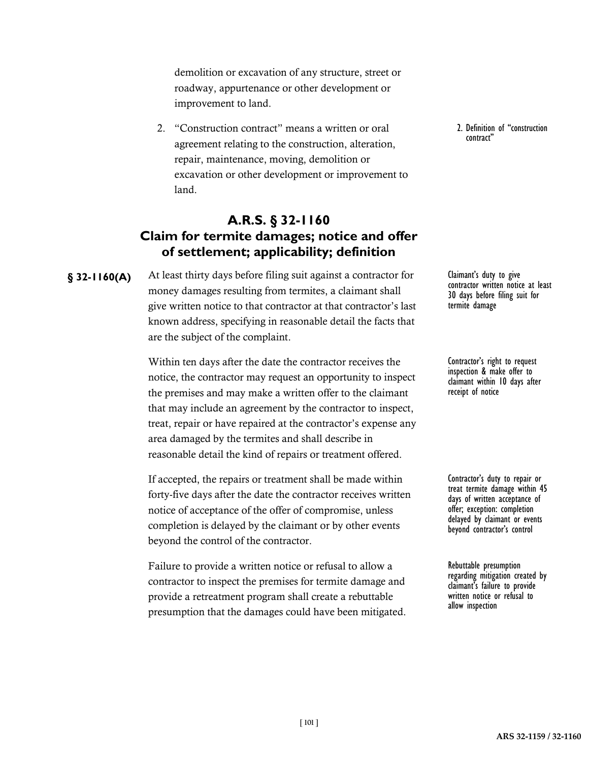demolition or excavation of any structure, street or roadway, appurtenance or other development or improvement to land.

2. "Construction contract" means a written or oral agreement relating to the construction, alteration, repair, maintenance, moving, demolition or excavation or other development or improvement to land.

2. Definition of "construction contract"

## A.R.S. § 32-1160 Claim for termite damages; notice and offer of settlement; applicability; definition

**§ 32-1160(A)** At least thirty days before filing suit against a contractor for money damages resulting from termites, a claimant shall give written notice to that contractor at that contractor's last known address, specifying in reasonable detail the facts that are the subject of the complaint.

Claimant's duty to give contractor written notice at least 30 days before filing suit for termite damage

Within ten days after the date the contractor receives the notice, the contractor may request an opportunity to inspect the premises and may make a written offer to the claimant that may include an agreement by the contractor to inspect, treat, repair or have repaired at the contractor's expense any area damaged by the termites and shall describe in reasonable detail the kind of repairs or treatment offered.

Contractor's right to request inspection & make offer to claimant within 10 days after receipt of notice

If accepted, the repairs or treatment shall be made within forty-five days after the date the contractor receives written notice of acceptance of the offer of compromise, unless completion is delayed by the claimant or by other events beyond the control of the contractor.

Contractor's duty to repair or treat termite damage within 45 days of written acceptance of offer; exception: completion delayed by claimant or events beyond contractor's control

Failure to provide a written notice or refusal to allow a contractor to inspect the premises for termite damage and provide a retreatment program shall create a rebuttable presumption that the damages could have been mitigated.

Rebuttable presumption regarding mitigation created by claimant's failure to provide written notice or refusal to allow inspection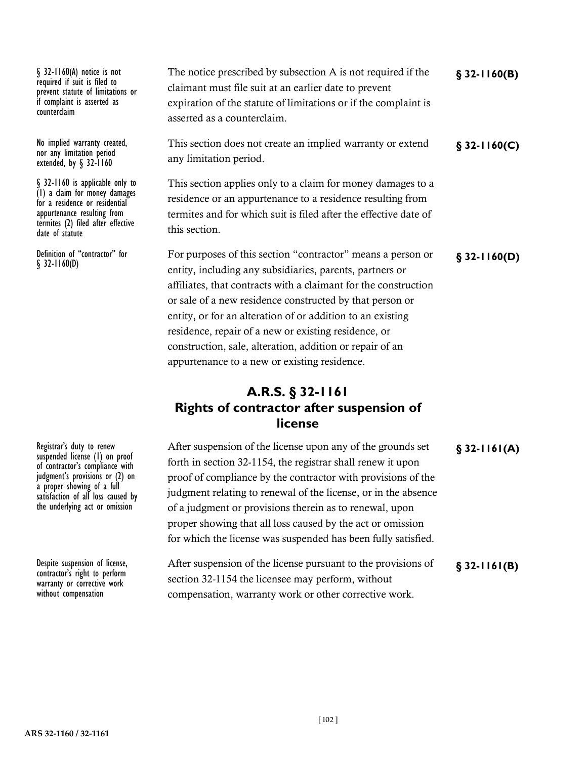§ 32-1160(A) notice is not required if suit is filed to prevent statute of limitations or if complaint is asserted as counterclaim

The notice prescribed by subsection A is not required if the claimant must file suit at an earlier date to prevent expiration of the statute of limitations or if the complaint is asserted as a counterclaim. **§ 32-1160(B)**

No implied warranty created, nor any limitation period extended, by § 32-1160

This section does not create an implied warranty or extend any limitation period. **§ 32-1160(C)**

§ 32-1160 is applicable only to (1) a claim for money damages for a residence or residential appurtenance resulting from termites (2) filed after effective date of statute

This section applies only to a claim for money damages to a residence or an appurtenance to a residence resulting from termites and for which suit is filed after the effective date of this section.

Definition of "contractor" for § 32-1160(D)

For purposes of this section "contractor" means a person or entity, including any subsidiaries, parents, partners or affiliates, that contracts with a claimant for the construction or sale of a new residence constructed by that person or entity, or for an alteration of or addition to an existing residence, repair of a new or existing residence, or construction, sale, alteration, addition or repair of an appurtenance to a new or existing residence. **§ 32-1160(D)**

## A.R.S. § 32-1161
## Rights of contractor after suspension of license

Registrar's duty to renew suspended license (1) on proof of contractor's compliance with judgment's provisions or (2) on a proper showing of a full satisfaction of all loss caused by the underlying act or omission

After suspension of the license upon any of the grounds set forth in section 32-1154, the registrar shall renew it upon proof of compliance by the contractor with provisions of the judgment relating to renewal of the license, or in the absence of a judgment or provisions therein as to renewal, upon proper showing that all loss caused by the act or omission for which the license was suspended has been fully satisfied. **§ 32-1161(A)**

Despite suspension of license, contractor's right to perform warranty or corrective work without compensation

After suspension of the license pursuant to the provisions of section 32-1154 the licensee may perform, without compensation, warranty work or other corrective work. **§ 32-1161(B)**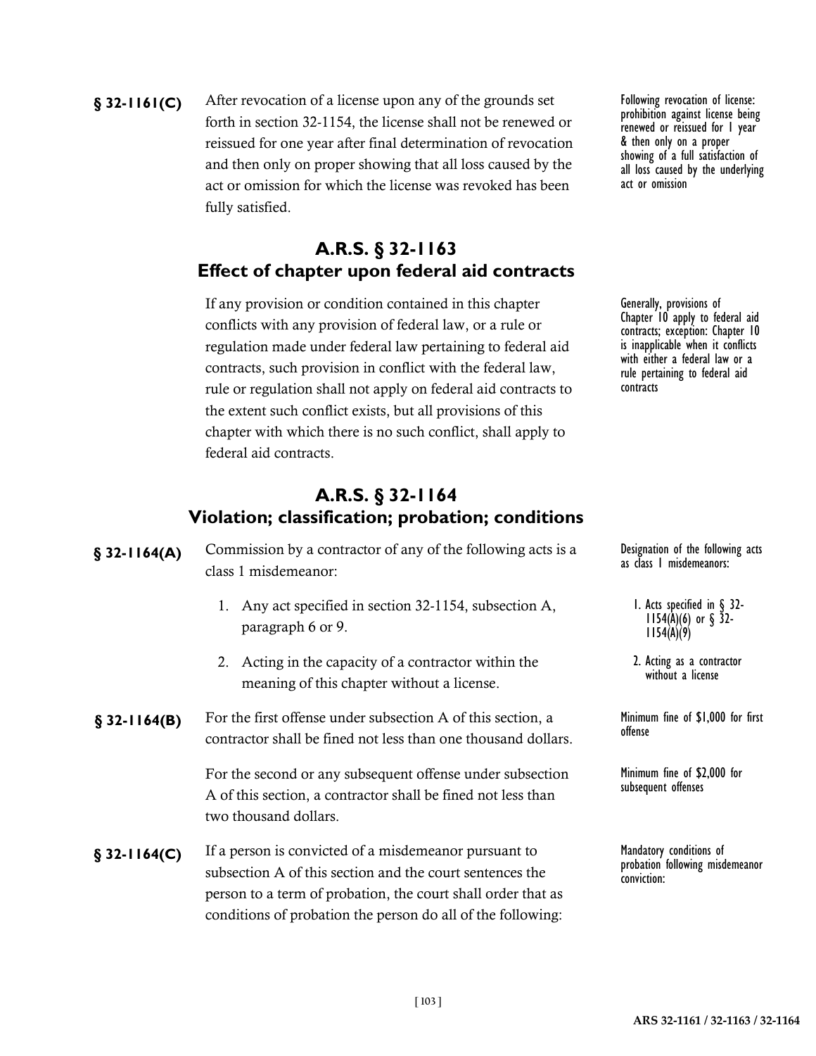**§ 32-1161(C)** After revocation of a license upon any of the grounds set forth in section 32-1154, the license shall not be renewed or reissued for one year after final determination of revocation and then only on proper showing that all loss caused by the act or omission for which the license was revoked has been fully satisfied.

Following revocation of license: prohibition against license being renewed or reissued for 1 year & then only on a proper showing of a full satisfaction of all loss caused by the underlying act or omission

## A.R.S. § 32-1163 Effect of chapter upon federal aid contracts

If any provision or condition contained in this chapter conflicts with any provision of federal law, or a rule or regulation made under federal law pertaining to federal aid contracts, such provision in conflict with the federal law, rule or regulation shall not apply on federal aid contracts to the extent such conflict exists, but all provisions of this chapter with which there is no such conflict, shall apply to federal aid contracts.

Generally, provisions of Chapter 10 apply to federal aid contracts; exception: Chapter 10 is inapplicable when it conflicts with either a federal law or a rule pertaining to federal aid contracts

## A.R.S. § 32-1164 Violation; classification; probation; conditions

**§ 32-1164(A)** Commission by a contractor of any of the following acts is a class 1 misdemeanor:

1. Any act specified in section 32-1154, subsection A, paragraph 6 or 9.
2. Acting in the capacity of a contractor within the meaning of this chapter without a license.

Designation of the following acts as class 1 misdemeanors:

1. Acts specified in § 32-1154(A)(6) or § 32-1154(A)(9)
2. Acting as a contractor without a license

**§ 32-1164(B)** For the first offense under subsection A of this section, a contractor shall be fined not less than one thousand dollars.

Minimum fine of $1,000 for first offense

For the second or any subsequent offense under subsection A of this section, a contractor shall be fined not less than two thousand dollars.

Minimum fine of $2,000 for subsequent offenses

**§ 32-1164(C)** If a person is convicted of a misdemeanor pursuant to subsection A of this section and the court sentences the person to a term of probation, the court shall order that as conditions of probation the person do all of the following:

Mandatory conditions of probation following misdemeanor conviction: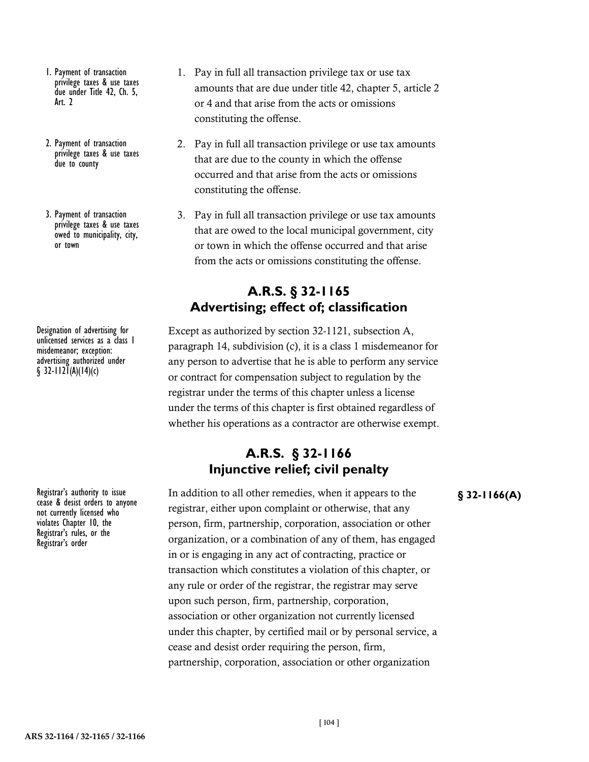1. Payment of transaction privilege taxes & use taxes due under Title 42, Ch. 5, Art. 2

1. Pay in full all transaction privilege tax or use tax amounts that are due under title 42, chapter 5, article 2 or 4 and that arise from the acts or omissions constituting the offense.

2. Payment of transaction privilege taxes & use taxes due to county

2. Pay in full all transaction privilege or use tax amounts that are due to the county in which the offense occurred and that arise from the acts or omissions constituting the offense.

3. Payment of transaction privilege taxes & use taxes owed to municipality, city, or town

3. Pay in full all transaction privilege or use tax amounts that are owed to the local municipal government, city or town in which the offense occurred and that arise from the acts or omissions constituting the offense.

## A.R.S. § 32-1165 Advertising; effect of; classification

Designation of advertising for unlicensed services as a class 1 misdemeanor; exception: advertising authorized under § 32-1121(A)(14)(c)

Except as authorized by section 32-1121, subsection A, paragraph 14, subdivision (c), it is a class 1 misdemeanor for any person to advertise that he is able to perform any service or contract for compensation subject to regulation by the registrar under the terms of this chapter unless a license under the terms of this chapter is first obtained regardless of whether his operations as a contractor are otherwise exempt.

## A.R.S. § 32-1166 Injunctive relief; civil penalty

**§ 32-1166(A)**

Registrar's authority to issue cease & desist orders to anyone not currently licensed who violates Chapter 10, the Registrar's rules, or the Registrar's order

In addition to all other remedies, when it appears to the registrar, either upon complaint or otherwise, that any person, firm, partnership, corporation, association or other organization, or a combination of any of them, has engaged in or is engaging in any act of contracting, practice or transaction which constitutes a violation of this chapter, or any rule or order of the registrar, the registrar may serve upon such person, firm, partnership, corporation, association or other organization not currently licensed under this chapter, by certified mail or by personal service, a cease and desist order requiring the person, firm, partnership, corporation, association or other organization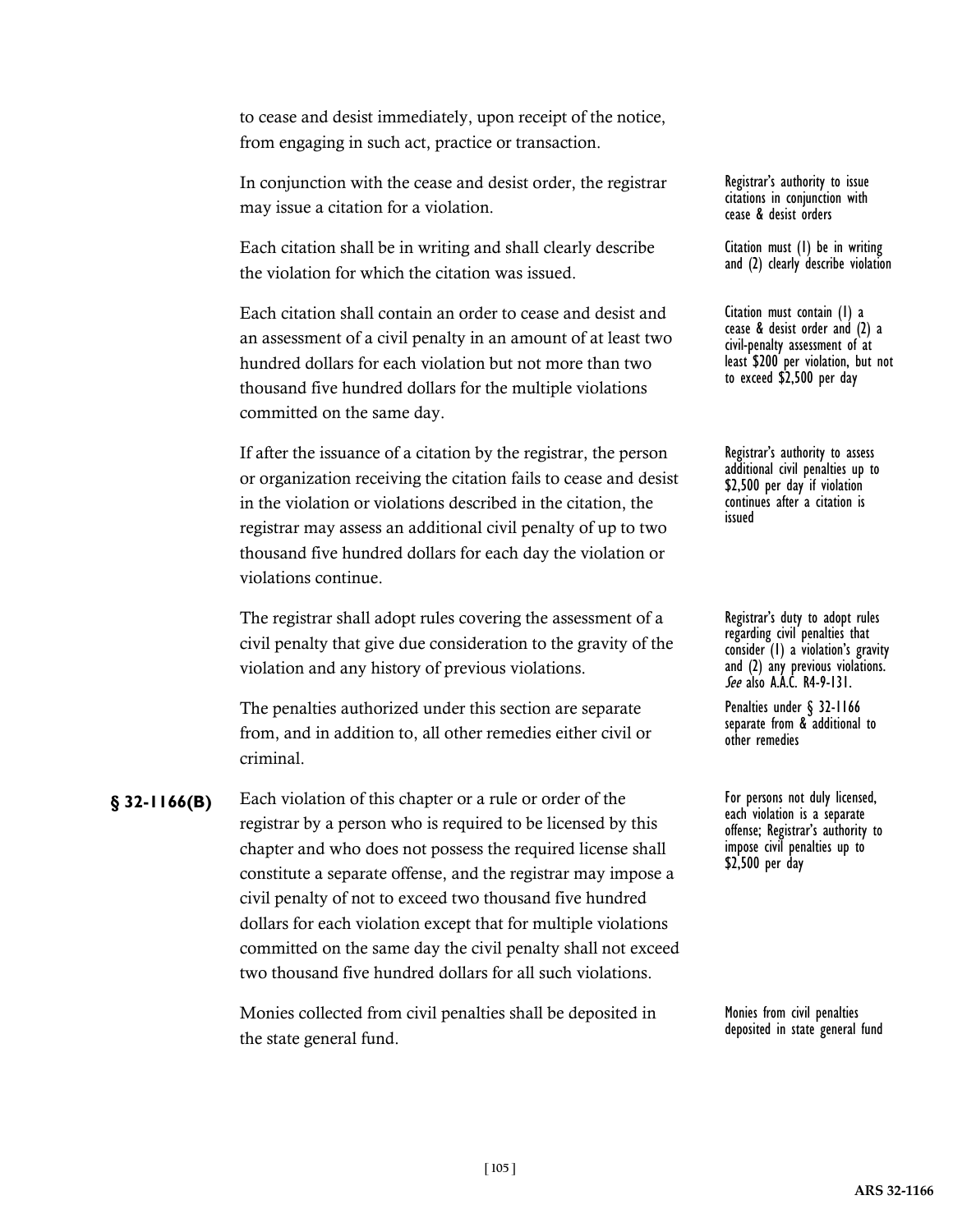to cease and desist immediately, upon receipt of the notice, from engaging in such act, practice or transaction.

In conjunction with the cease and desist order, the registrar may issue a citation for a violation.

> Registrar's authority to issue citations in conjunction with cease & desist orders

Each citation shall be in writing and shall clearly describe the violation for which the citation was issued.

> Citation must (1) be in writing and (2) clearly describe violation

Each citation shall contain an order to cease and desist and an assessment of a civil penalty in an amount of at least two hundred dollars for each violation but not more than two thousand five hundred dollars for the multiple violations committed on the same day.

> Citation must contain (1) a cease & desist order and (2) a civil-penalty assessment of at least $200 per violation, but not to exceed $2,500 per day

If after the issuance of a citation by the registrar, the person or organization receiving the citation fails to cease and desist in the violation or violations described in the citation, the registrar may assess an additional civil penalty of up to two thousand five hundred dollars for each day the violation or violations continue.

> Registrar's authority to assess additional civil penalties up to $2,500 per day if violation continues after a citation is issued

The registrar shall adopt rules covering the assessment of a civil penalty that give due consideration to the gravity of the violation and any history of previous violations.

> Registrar's duty to adopt rules regarding civil penalties that consider (1) a violation's gravity and (2) any previous violations. *See* also A.A.C. R4-9-131.

The penalties authorized under this section are separate from, and in addition to, all other remedies either civil or criminal.

> Penalties under § 32-1166 separate from & additional to other remedies

**§ 32-1166(B)** Each violation of this chapter or a rule or order of the registrar by a person who is required to be licensed by this chapter and who does not possess the required license shall constitute a separate offense, and the registrar may impose a civil penalty of not to exceed two thousand five hundred dollars for each violation except that for multiple violations committed on the same day the civil penalty shall not exceed two thousand five hundred dollars for all such violations.

> For persons not duly licensed, each violation is a separate offense; Registrar's authority to impose civil penalties up to $2,500 per day

Monies collected from civil penalties shall be deposited in the state general fund.

> Monies from civil penalties deposited in state general fund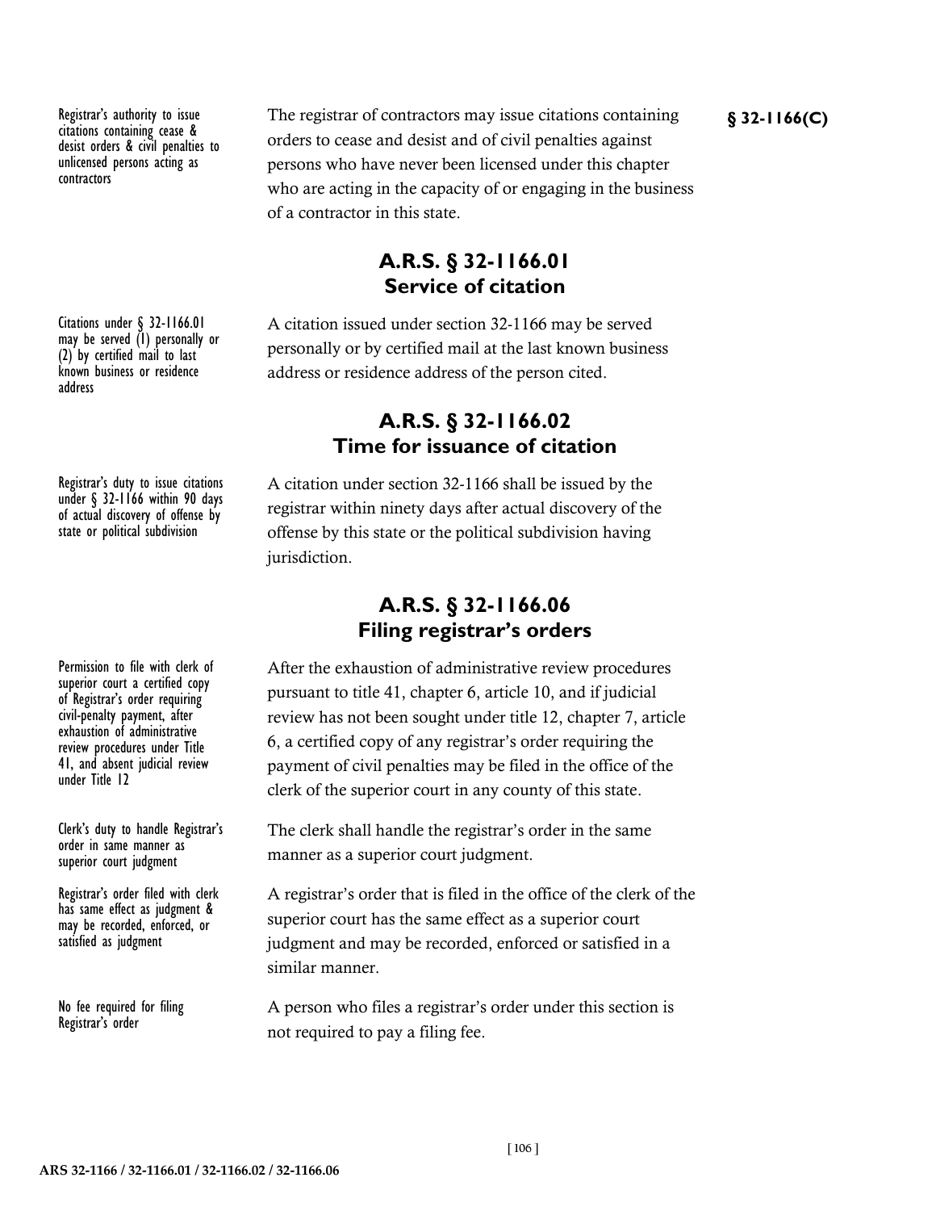Registrar's authority to issue citations containing cease & desist orders & civil penalties to unlicensed persons acting as contractors

The registrar of contractors may issue citations containing orders to cease and desist and of civil penalties against persons who have never been licensed under this chapter who are acting in the capacity of or engaging in the business of a contractor in this state.

**§ 32-1166(C)**

## A.R.S. § 32-1166.01 Service of citation

Citations under § 32-1166.01 may be served (1) personally or (2) by certified mail to last known business or residence address

A citation issued under section 32-1166 may be served personally or by certified mail at the last known business address or residence address of the person cited.

## A.R.S. § 32-1166.02 Time for issuance of citation

Registrar's duty to issue citations under § 32-1166 within 90 days of actual discovery of offense by state or political subdivision

A citation under section 32-1166 shall be issued by the registrar within ninety days after actual discovery of the offense by this state or the political subdivision having jurisdiction.

## A.R.S. § 32-1166.06 Filing registrar's orders

Permission to file with clerk of superior court a certified copy of Registrar's order requiring civil-penalty payment, after exhaustion of administrative review procedures under Title 41, and absent judicial review under Title 12

After the exhaustion of administrative review procedures pursuant to title 41, chapter 6, article 10, and if judicial review has not been sought under title 12, chapter 7, article 6, a certified copy of any registrar's order requiring the payment of civil penalties may be filed in the office of the clerk of the superior court in any county of this state.

Clerk's duty to handle Registrar's order in same manner as superior court judgment

The clerk shall handle the registrar's order in the same manner as a superior court judgment.

Registrar's order filed with clerk has same effect as judgment & may be recorded, enforced, or satisfied as judgment

A registrar's order that is filed in the office of the clerk of the superior court has the same effect as a superior court judgment and may be recorded, enforced or satisfied in a similar manner.

No fee required for filing Registrar's order

A person who files a registrar's order under this section is not required to pay a filing fee.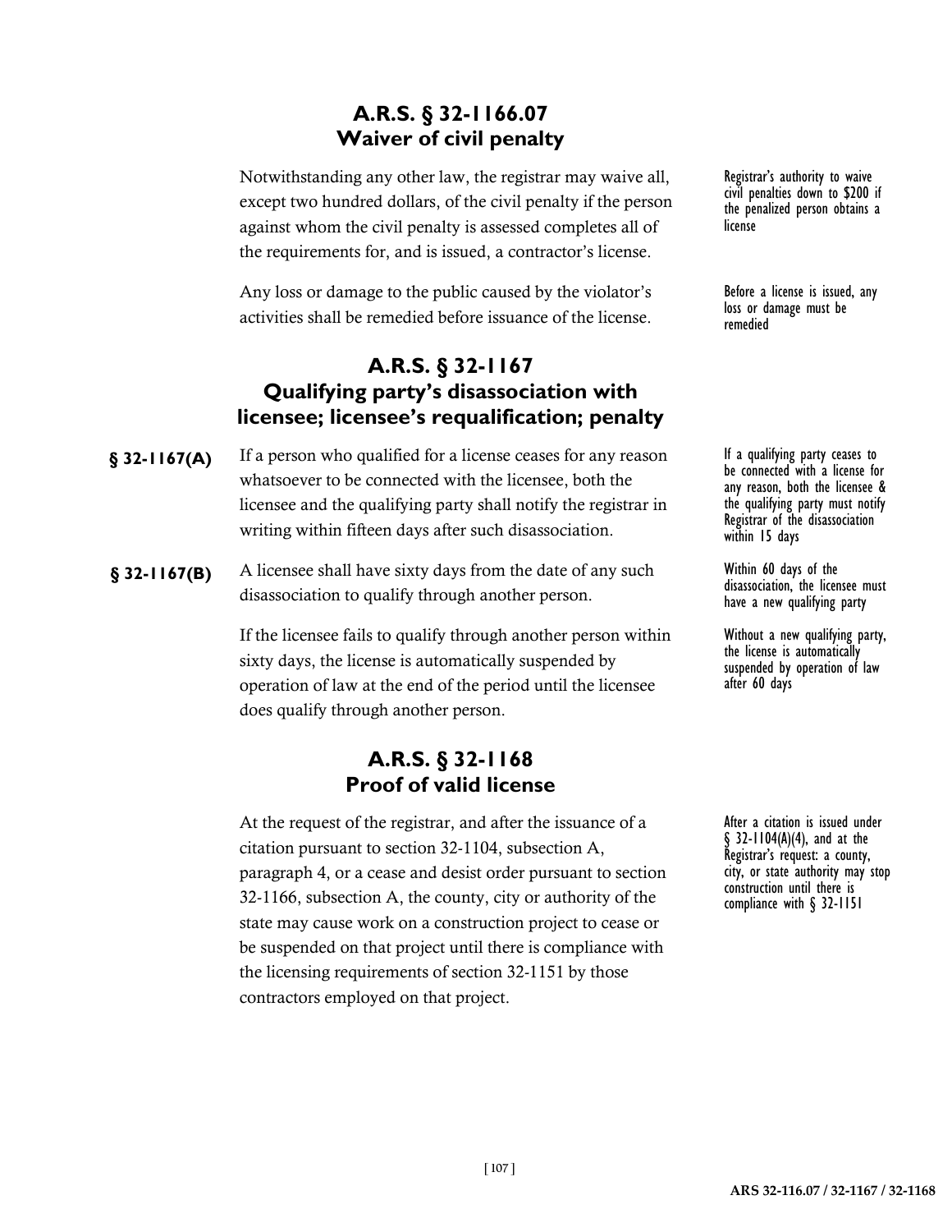## A.R.S. § 32-1166.07
## Waiver of civil penalty

Notwithstanding any other law, the registrar may waive all, except two hundred dollars, of the civil penalty if the person against whom the civil penalty is assessed completes all of the requirements for, and is issued, a contractor's license.

Registrar's authority to waive civil penalties down to $200 if the penalized person obtains a license

Any loss or damage to the public caused by the violator's activities shall be remedied before issuance of the license.

Before a license is issued, any loss or damage must be remedied

## A.R.S. § 32-1167
## Qualifying party's disassociation with licensee; licensee's requalification; penalty

**§ 32-1167(A)** If a person who qualified for a license ceases for any reason whatsoever to be connected with the licensee, both the licensee and the qualifying party shall notify the registrar in writing within fifteen days after such disassociation.

If a qualifying party ceases to be connected with a license for any reason, both the licensee & the qualifying party must notify Registrar of the disassociation within 15 days

**§ 32-1167(B)** A licensee shall have sixty days from the date of any such disassociation to qualify through another person.

Within 60 days of the disassociation, the licensee must have a new qualifying party

If the licensee fails to qualify through another person within sixty days, the license is automatically suspended by operation of law at the end of the period until the licensee does qualify through another person.

Without a new qualifying party, the license is automatically suspended by operation of law after 60 days

## A.R.S. § 32-1168
## Proof of valid license

At the request of the registrar, and after the issuance of a citation pursuant to section 32-1104, subsection A, paragraph 4, or a cease and desist order pursuant to section 32-1166, subsection A, the county, city or authority of the state may cause work on a construction project to cease or be suspended on that project until there is compliance with the licensing requirements of section 32-1151 by those contractors employed on that project.

After a citation is issued under § 32-1104(A)(4), and at the Registrar's request: a county, city, or state authority may stop construction until there is compliance with § 32-1151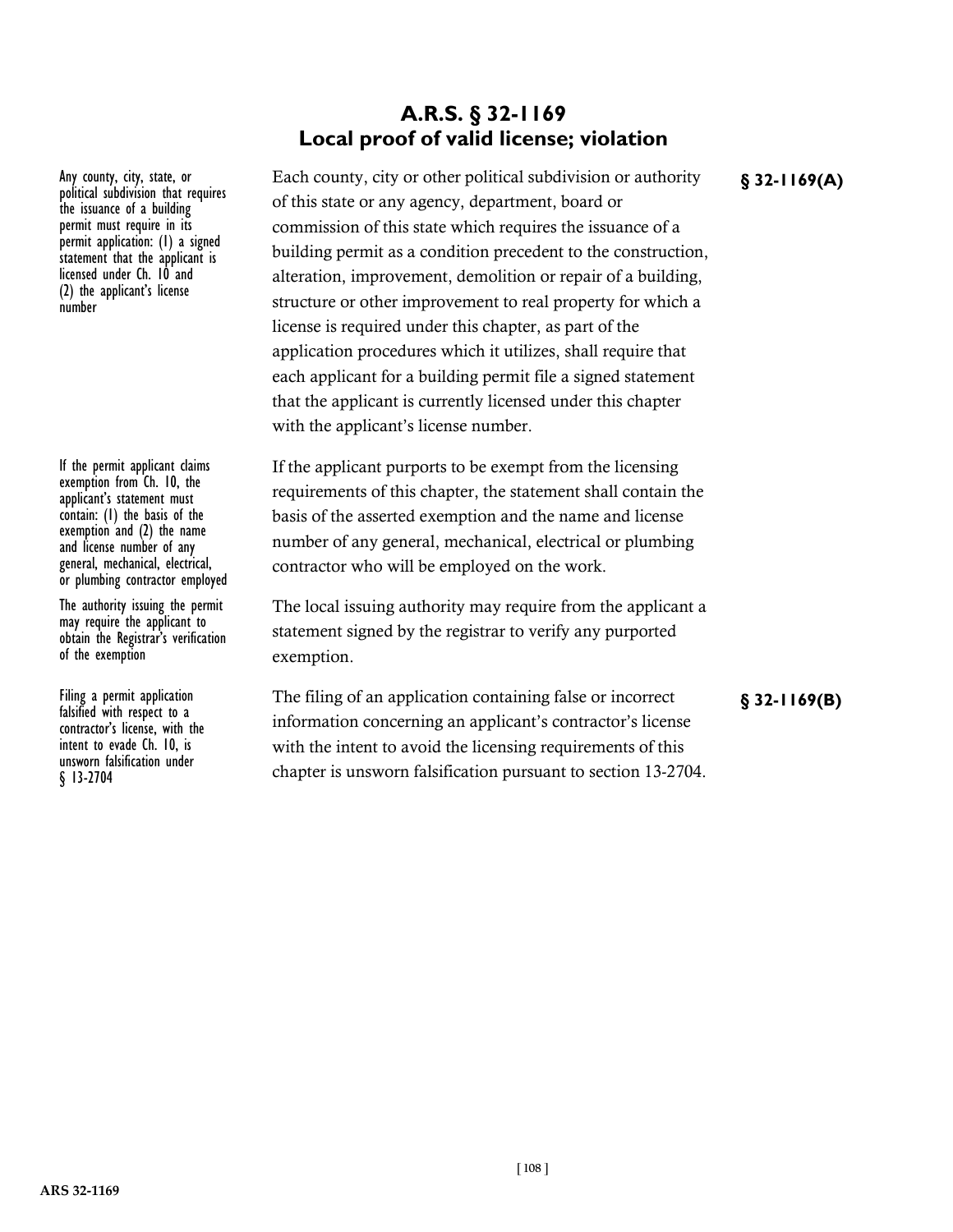# A.R.S. § 32-1169
## Local proof of valid license; violation

Any county, city, state, or political subdivision that requires the issuance of a building permit must require in its permit application: (1) a signed statement that the applicant is licensed under Ch. 10 and (2) the applicant's license number

**§ 32-1169(A)**

Each county, city or other political subdivision or authority of this state or any agency, department, board or commission of this state which requires the issuance of a building permit as a condition precedent to the construction, alteration, improvement, demolition or repair of a building, structure or other improvement to real property for which a license is required under this chapter, as part of the application procedures which it utilizes, shall require that each applicant for a building permit file a signed statement that the applicant is currently licensed under this chapter with the applicant's license number.

If the permit applicant claims exemption from Ch. 10, the applicant's statement must contain: (1) the basis of the exemption and (2) the name and license number of any general, mechanical, electrical, or plumbing contractor employed

If the applicant purports to be exempt from the licensing requirements of this chapter, the statement shall contain the basis of the asserted exemption and the name and license number of any general, mechanical, electrical or plumbing contractor who will be employed on the work.

The authority issuing the permit may require the applicant to obtain the Registrar's verification of the exemption

The local issuing authority may require from the applicant a statement signed by the registrar to verify any purported exemption.

Filing a permit application falsified with respect to a contractor's license, with the intent to evade Ch. 10, is unsworn falsification under § 13-2704

**§ 32-1169(B)**

The filing of an application containing false or incorrect information concerning an applicant's contractor's license with the intent to avoid the licensing requirements of this chapter is unsworn falsification pursuant to section 13-2704.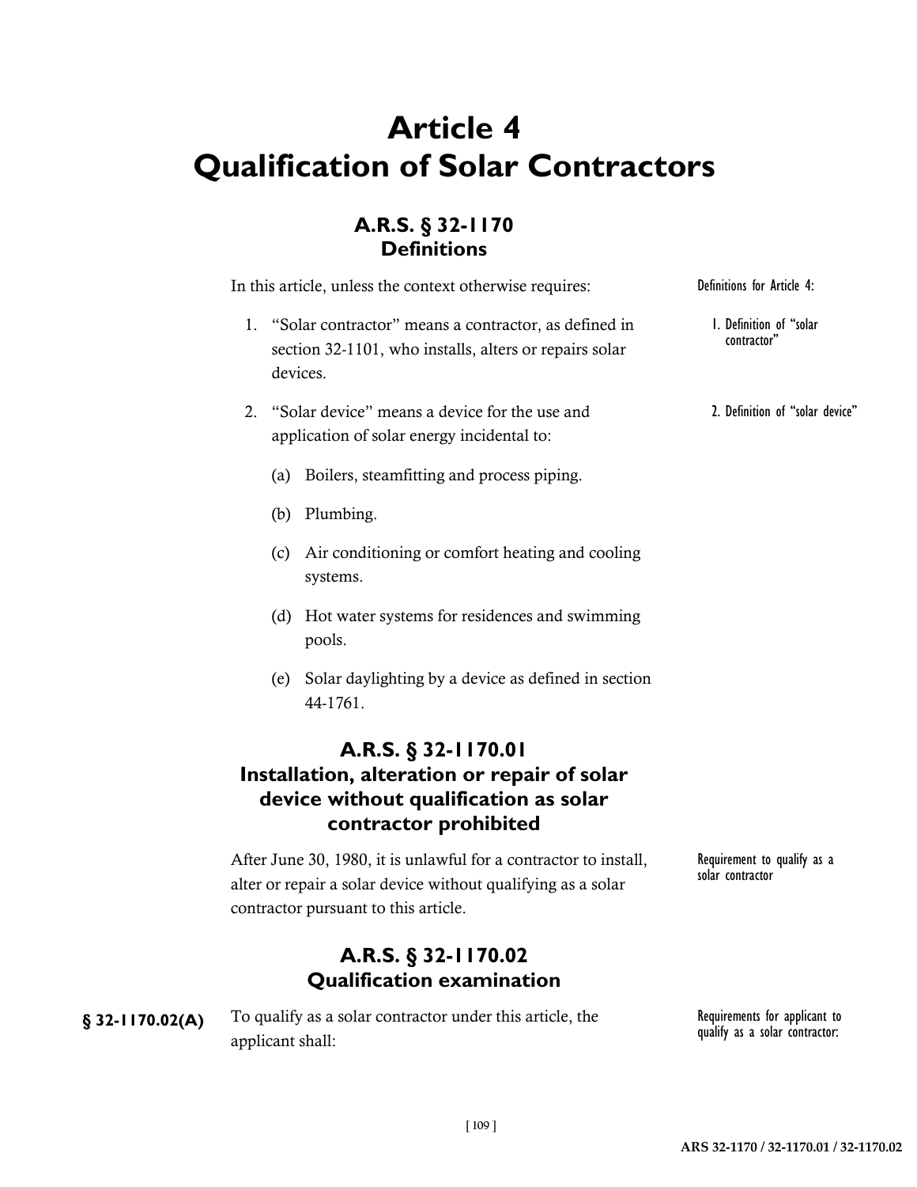# Article 4
# Qualification of Solar Contractors

## A.R.S. § 32-1170
## Definitions

In this article, unless the context otherwise requires:

Definitions for Article 4:

1. "Solar contractor" means a contractor, as defined in section 32-1101, who installs, alters or repairs solar devices.

   1. Definition of "solar contractor"

2. "Solar device" means a device for the use and application of solar energy incidental to:

   2. Definition of "solar device"

   (a) Boilers, steamfitting and process piping.

   (b) Plumbing.

   (c) Air conditioning or comfort heating and cooling systems.

   (d) Hot water systems for residences and swimming pools.

   (e) Solar daylighting by a device as defined in section 44-1761.

## A.R.S. § 32-1170.01
## Installation, alteration or repair of solar device without qualification as solar contractor prohibited

After June 30, 1980, it is unlawful for a contractor to install, alter or repair a solar device without qualifying as a solar contractor pursuant to this article.

Requirement to qualify as a solar contractor

## A.R.S. § 32-1170.02
## Qualification examination

**§ 32-1170.02(A)** To qualify as a solar contractor under this article, the applicant shall:

Requirements for applicant to qualify as a solar contractor: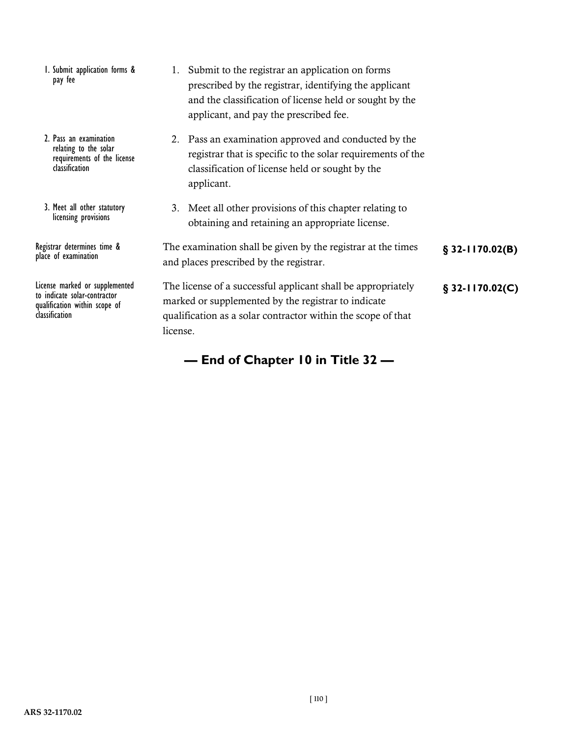1. Submit application forms & pay fee

1. Submit to the registrar an application on forms prescribed by the registrar, identifying the applicant and the classification of license held or sought by the applicant, and pay the prescribed fee.

2. Pass an examination relating to the solar requirements of the license classification

2. Pass an examination approved and conducted by the registrar that is specific to the solar requirements of the classification of license held or sought by the applicant.

3. Meet all other statutory licensing provisions

3. Meet all other provisions of this chapter relating to obtaining and retaining an appropriate license.

Registrar determines time & place of examination

The examination shall be given by the registrar at the times and places prescribed by the registrar. **§ 32-1170.02(B)**

License marked or supplemented to indicate solar-contractor qualification within scope of classification

The license of a successful applicant shall be appropriately marked or supplemented by the registrar to indicate qualification as a solar contractor within the scope of that license. **§ 32-1170.02(C)**

## — End of Chapter 10 in Title 32 —

ARS 32-1170.02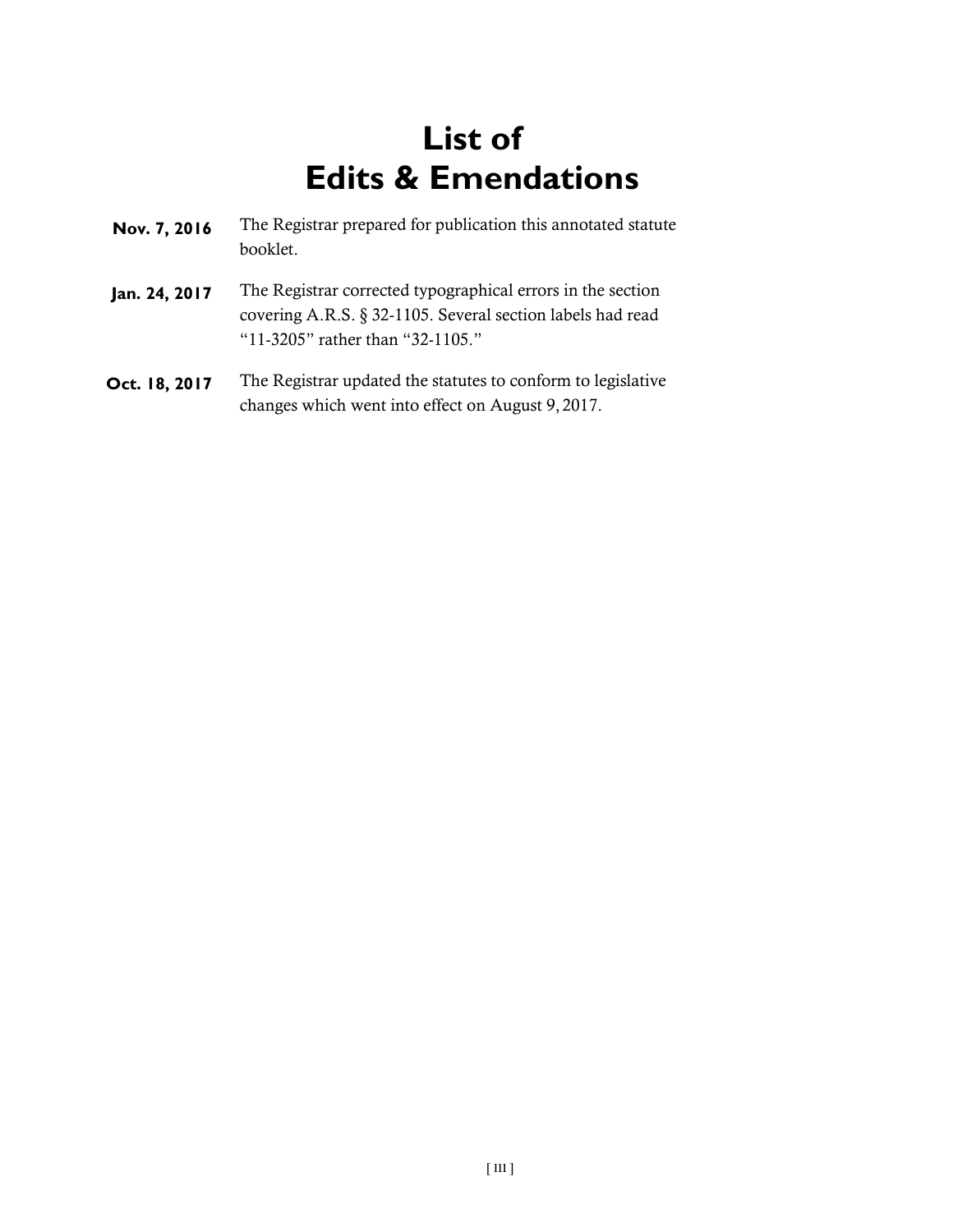# List of Edits & Emendations

**Nov. 7, 2016** The Registrar prepared for publication this annotated statute booklet.

**Jan. 24, 2017** The Registrar corrected typographical errors in the section covering A.R.S. § 32-1105. Several section labels had read "11-3205" rather than "32-1105."

**Oct. 18, 2017** The Registrar updated the statutes to conform to legislative changes which went into effect on August 9, 2017.